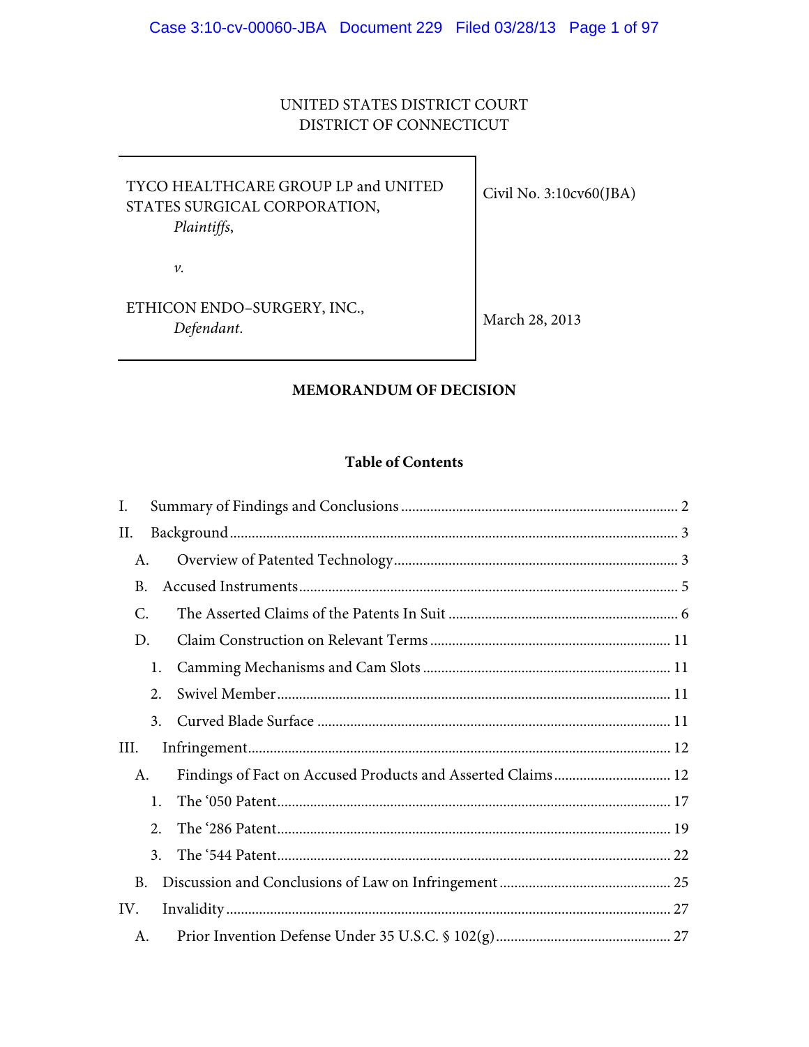UNITED STATES DISTRICT COURT
DISTRICT OF CONNECTICUT

| | |
|---|---|
| TYCO HEALTHCARE GROUP LP and UNITED STATES SURGICAL CORPORATION, *Plaintiffs*, | Civil No. 3:10cv60(JBA) |
| *v.* | |
| ETHICON ENDO–SURGERY, INC., *Defendant*. | March 28, 2013 |

**MEMORANDUM OF DECISION**

**Table of Contents**

I. Summary of Findings and Conclusions .......... 2

II. Background .......... 3

- A. Overview of Patented Technology .......... 3
- B. Accused Instruments .......... 5
- C. The Asserted Claims of the Patents In Suit .......... 6
- D. Claim Construction on Relevant Terms .......... 11
  - 1. Camming Mechanisms and Cam Slots .......... 11
  - 2. Swivel Member .......... 11
  - 3. Curved Blade Surface .......... 11

III. Infringement .......... 12

- A. Findings of Fact on Accused Products and Asserted Claims .......... 12
  - 1. The '050 Patent .......... 17
  - 2. The '286 Patent .......... 19
  - 3. The '544 Patent .......... 22
- B. Discussion and Conclusions of Law on Infringement .......... 25

IV. Invalidity .......... 27

- A. Prior Invention Defense Under 35 U.S.C. § 102(g) .......... 27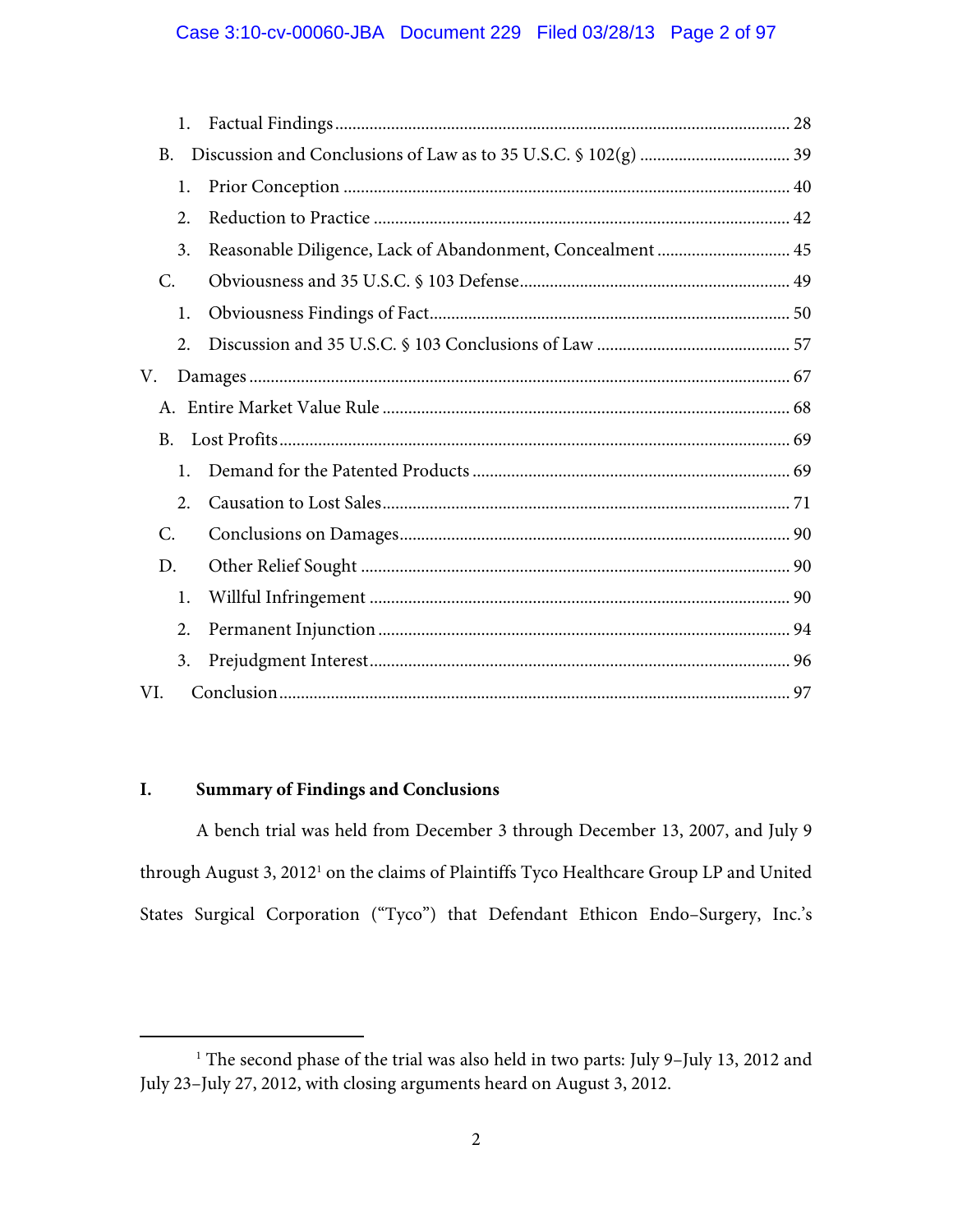1. Factual Findings ........................................................................................................ 28

B. Discussion and Conclusions of Law as to 35 U.S.C. § 102(g) .................................. 39

1. Prior Conception ...................................................................................................... 40

2. Reduction to Practice ............................................................................................... 42

3. Reasonable Diligence, Lack of Abandonment, Concealment .............................. 45

C. Obviousness and 35 U.S.C. § 103 Defense.............................................................. 49

1. Obviousness Findings of Fact................................................................................... 50

2. Discussion and 35 U.S.C. § 103 Conclusions of Law ............................................ 57

V. Damages ........................................................................................................................... 67

A. Entire Market Value Rule ............................................................................................. 68

B. Lost Profits..................................................................................................................... 69

1. Demand for the Patented Products ........................................................................ 69

2. Causation to Lost Sales............................................................................................. 71

C. Conclusions on Damages.......................................................................................... 90

D. Other Relief Sought .................................................................................................. 90

1. Willful Infringement ................................................................................................ 90

2. Permanent Injunction .............................................................................................. 94

3. Prejudgment Interest................................................................................................ 96

VI. Conclusion..................................................................................................................... 97

## I. Summary of Findings and Conclusions

A bench trial was held from December 3 through December 13, 2007, and July 9 through August 3, 2012[1] on the claims of Plaintiffs Tyco Healthcare Group LP and United States Surgical Corporation ("Tyco") that Defendant Ethicon Endo–Surgery, Inc.'s

[1] The second phase of the trial was also held in two parts: July 9–July 13, 2012 and July 23–July 27, 2012, with closing arguments heard on August 3, 2012.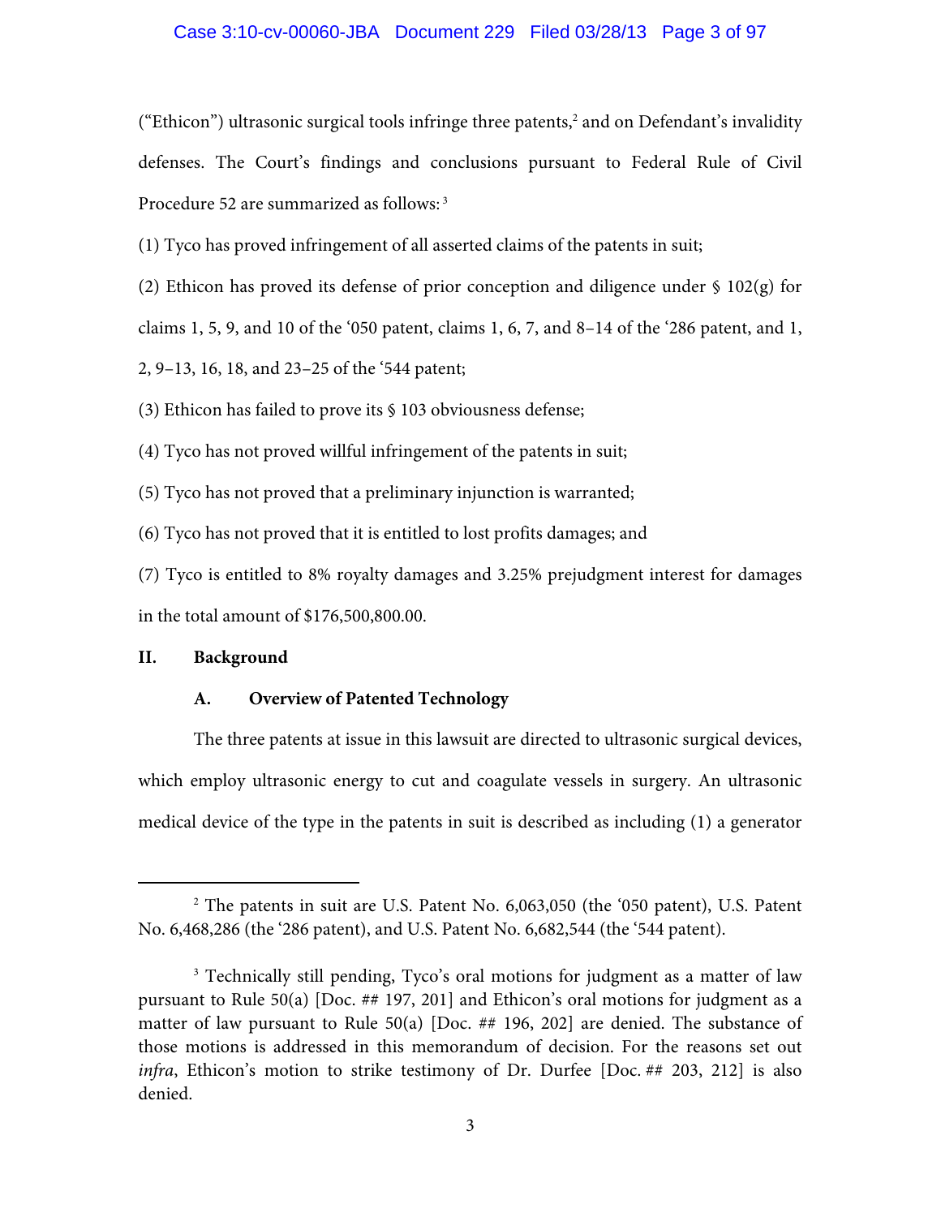("Ethicon") ultrasonic surgical tools infringe three patents,[2] and on Defendant's invalidity defenses. The Court's findings and conclusions pursuant to Federal Rule of Civil Procedure 52 are summarized as follows:[3]

(1) Tyco has proved infringement of all asserted claims of the patents in suit;

(2) Ethicon has proved its defense of prior conception and diligence under § 102(g) for claims 1, 5, 9, and 10 of the '050 patent, claims 1, 6, 7, and 8–14 of the '286 patent, and 1, 2, 9–13, 16, 18, and 23–25 of the '544 patent;

(3) Ethicon has failed to prove its § 103 obviousness defense;

(4) Tyco has not proved willful infringement of the patents in suit;

(5) Tyco has not proved that a preliminary injunction is warranted;

(6) Tyco has not proved that it is entitled to lost profits damages; and

(7) Tyco is entitled to 8% royalty damages and 3.25% prejudgment interest for damages in the total amount of $176,500,800.00.

## II. Background

### A. Overview of Patented Technology

The three patents at issue in this lawsuit are directed to ultrasonic surgical devices, which employ ultrasonic energy to cut and coagulate vessels in surgery. An ultrasonic medical device of the type in the patents in suit is described as including (1) a generator

---

[2] The patents in suit are U.S. Patent No. 6,063,050 (the '050 patent), U.S. Patent No. 6,468,286 (the '286 patent), and U.S. Patent No. 6,682,544 (the '544 patent).

[3] Technically still pending, Tyco's oral motions for judgment as a matter of law pursuant to Rule 50(a) [Doc. ## 197, 201] and Ethicon's oral motions for judgment as a matter of law pursuant to Rule 50(a) [Doc. ## 196, 202] are denied. The substance of those motions is addressed in this memorandum of decision. For the reasons set out *infra*, Ethicon's motion to strike testimony of Dr. Durfee [Doc. ## 203, 212] is also denied.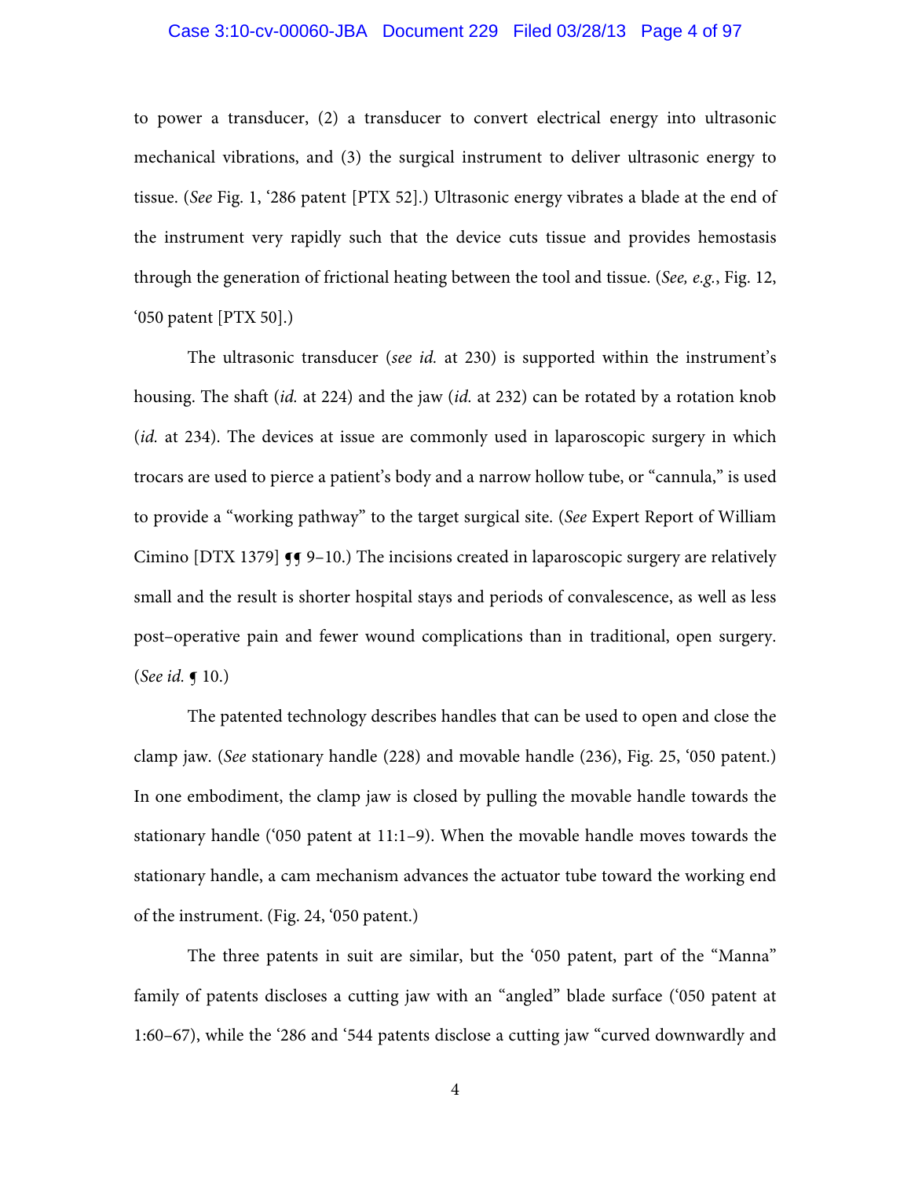to power a transducer, (2) a transducer to convert electrical energy into ultrasonic mechanical vibrations, and (3) the surgical instrument to deliver ultrasonic energy to tissue. (*See* Fig. 1, '286 patent [PTX 52].) Ultrasonic energy vibrates a blade at the end of the instrument very rapidly such that the device cuts tissue and provides hemostasis through the generation of frictional heating between the tool and tissue. (*See, e.g.*, Fig. 12, '050 patent [PTX 50].)

The ultrasonic transducer (*see id.* at 230) is supported within the instrument's housing. The shaft (*id.* at 224) and the jaw (*id.* at 232) can be rotated by a rotation knob (*id.* at 234). The devices at issue are commonly used in laparoscopic surgery in which trocars are used to pierce a patient's body and a narrow hollow tube, or "cannula," is used to provide a "working pathway" to the target surgical site. (*See* Expert Report of William Cimino [DTX 1379] ¶¶ 9–10.) The incisions created in laparoscopic surgery are relatively small and the result is shorter hospital stays and periods of convalescence, as well as less post–operative pain and fewer wound complications than in traditional, open surgery. (*See id.* ¶ 10.)

The patented technology describes handles that can be used to open and close the clamp jaw. (*See* stationary handle (228) and movable handle (236), Fig. 25, '050 patent.) In one embodiment, the clamp jaw is closed by pulling the movable handle towards the stationary handle ('050 patent at 11:1–9). When the movable handle moves towards the stationary handle, a cam mechanism advances the actuator tube toward the working end of the instrument. (Fig. 24, '050 patent.)

The three patents in suit are similar, but the '050 patent, part of the "Manna" family of patents discloses a cutting jaw with an "angled" blade surface ('050 patent at 1:60–67), while the '286 and '544 patents disclose a cutting jaw "curved downwardly and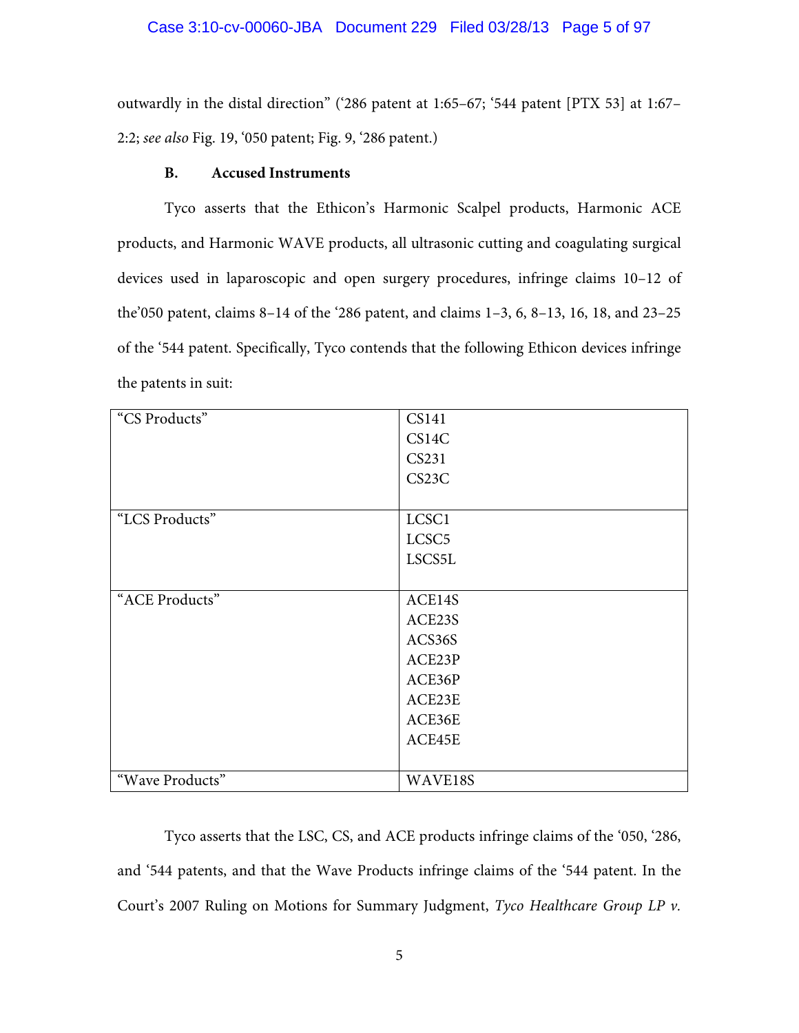outwardly in the distal direction" ('286 patent at 1:65–67; '544 patent [PTX 53] at 1:67–2:2; *see also* Fig. 19, '050 patent; Fig. 9, '286 patent.)

### B. Accused Instruments

Tyco asserts that the Ethicon's Harmonic Scalpel products, Harmonic ACE products, and Harmonic WAVE products, all ultrasonic cutting and coagulating surgical devices used in laparoscopic and open surgery procedures, infringe claims 10–12 of the'050 patent, claims 8–14 of the '286 patent, and claims 1–3, 6, 8–13, 16, 18, and 23–25 of the '544 patent. Specifically, Tyco contends that the following Ethicon devices infringe the patents in suit:

| | |
|---|---|
| "CS Products" | CS141<br>CS14C<br>CS231<br>CS23C |
| "LCS Products" | LCSC1<br>LCSC5<br>LSCS5L |
| "ACE Products" | ACE14S<br>ACE23S<br>ACS36S<br>ACE23P<br>ACE36P<br>ACE23E<br>ACE36E<br>ACE45E |
| "Wave Products" | WAVE18S |

Tyco asserts that the LSC, CS, and ACE products infringe claims of the '050, '286, and '544 patents, and that the Wave Products infringe claims of the '544 patent. In the Court's 2007 Ruling on Motions for Summary Judgment, *Tyco Healthcare Group LP v.*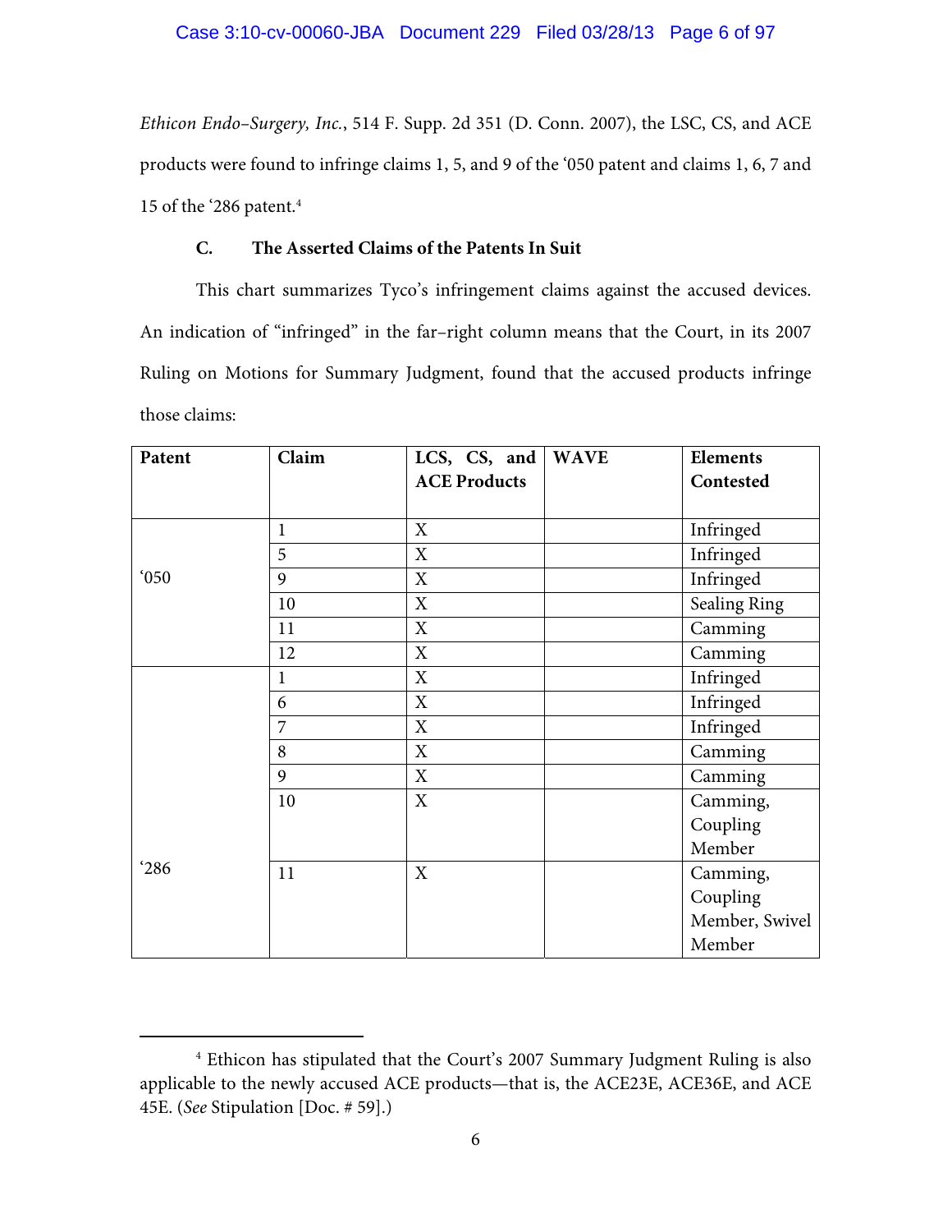*Ethicon Endo–Surgery, Inc.*, 514 F. Supp. 2d 351 (D. Conn. 2007), the LSC, CS, and ACE products were found to infringe claims 1, 5, and 9 of the '050 patent and claims 1, 6, 7 and 15 of the '286 patent.[4]

### C. The Asserted Claims of the Patents In Suit

This chart summarizes Tyco's infringement claims against the accused devices. An indication of "infringed" in the far–right column means that the Court, in its 2007 Ruling on Motions for Summary Judgment, found that the accused products infringe those claims:

| Patent | Claim | LCS, CS, and ACE Products | WAVE | Elements Contested |
|---|---|---|---|---|
| '050 | 1 | X | | Infringed |
| | 5 | X | | Infringed |
| | 9 | X | | Infringed |
| | 10 | X | | Sealing Ring |
| | 11 | X | | Camming |
| | 12 | X | | Camming |
| '286 | 1 | X | | Infringed |
| | 6 | X | | Infringed |
| | 7 | X | | Infringed |
| | 8 | X | | Camming |
| | 9 | X | | Camming |
| | 10 | X | | Camming, Coupling Member |
| | 11 | X | | Camming, Coupling Member, Swivel Member |

---

[4] Ethicon has stipulated that the Court's 2007 Summary Judgment Ruling is also applicable to the newly accused ACE products—that is, the ACE23E, ACE36E, and ACE 45E. (*See* Stipulation [Doc. # 59].)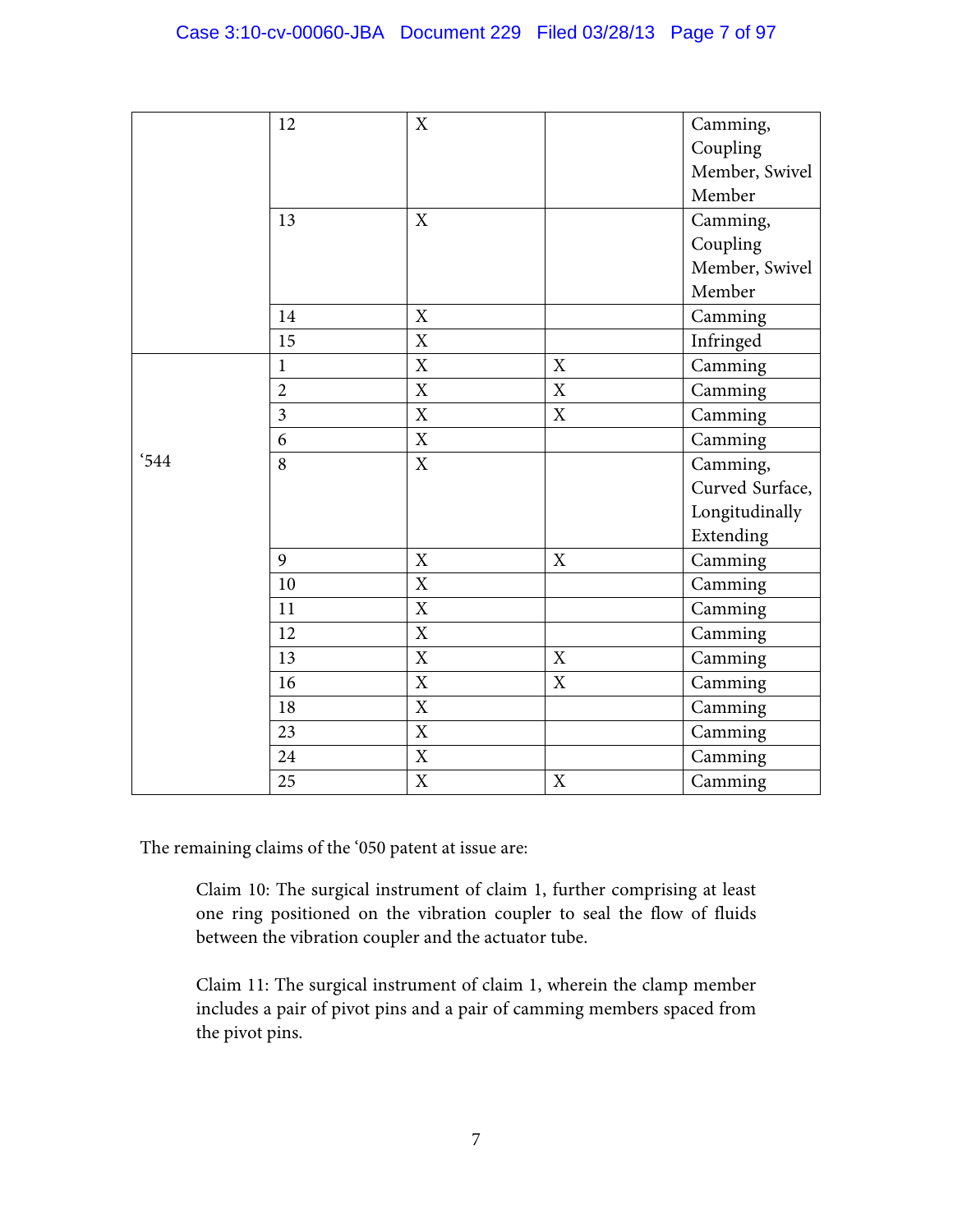| | | | | |
|---|---|---|---|---|
| | 12 | X | | Camming, Coupling Member, Swivel Member |
| | 13 | X | | Camming, Coupling Member, Swivel Member |
| | 14 | X | | Camming |
| | 15 | X | | Infringed |
| ‘544 | 1 | X | X | Camming |
| | 2 | X | X | Camming |
| | 3 | X | X | Camming |
| | 6 | X | | Camming |
| | 8 | X | | Camming, Curved Surface, Longitudinally Extending |
| | 9 | X | X | Camming |
| | 10 | X | | Camming |
| | 11 | X | | Camming |
| | 12 | X | | Camming |
| | 13 | X | X | Camming |
| | 16 | X | X | Camming |
| | 18 | X | | Camming |
| | 23 | X | | Camming |
| | 24 | X | | Camming |
| | 25 | X | X | Camming |

The remaining claims of the ‘050 patent at issue are:

> Claim 10: The surgical instrument of claim 1, further comprising at least one ring positioned on the vibration coupler to seal the flow of fluids between the vibration coupler and the actuator tube.
>
> Claim 11: The surgical instrument of claim 1, wherein the clamp member includes a pair of pivot pins and a pair of camming members spaced from the pivot pins.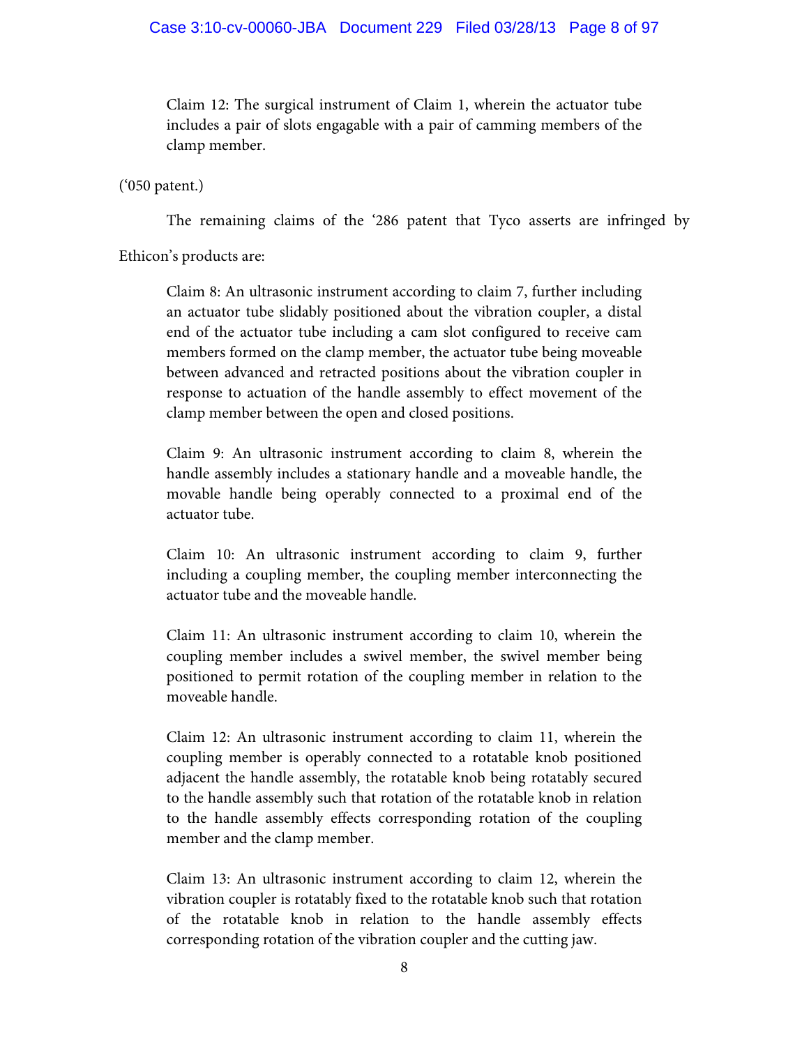Claim 12: The surgical instrument of Claim 1, wherein the actuator tube includes a pair of slots engagable with a pair of camming members of the clamp member.

('050 patent.)

The remaining claims of the '286 patent that Tyco asserts are infringed by Ethicon's products are:

Claim 8: An ultrasonic instrument according to claim 7, further including an actuator tube slidably positioned about the vibration coupler, a distal end of the actuator tube including a cam slot configured to receive cam members formed on the clamp member, the actuator tube being moveable between advanced and retracted positions about the vibration coupler in response to actuation of the handle assembly to effect movement of the clamp member between the open and closed positions.

Claim 9: An ultrasonic instrument according to claim 8, wherein the handle assembly includes a stationary handle and a moveable handle, the movable handle being operably connected to a proximal end of the actuator tube.

Claim 10: An ultrasonic instrument according to claim 9, further including a coupling member, the coupling member interconnecting the actuator tube and the moveable handle.

Claim 11: An ultrasonic instrument according to claim 10, wherein the coupling member includes a swivel member, the swivel member being positioned to permit rotation of the coupling member in relation to the moveable handle.

Claim 12: An ultrasonic instrument according to claim 11, wherein the coupling member is operably connected to a rotatable knob positioned adjacent the handle assembly, the rotatable knob being rotatably secured to the handle assembly such that rotation of the rotatable knob in relation to the handle assembly effects corresponding rotation of the coupling member and the clamp member.

Claim 13: An ultrasonic instrument according to claim 12, wherein the vibration coupler is rotatably fixed to the rotatable knob such that rotation of the rotatable knob in relation to the handle assembly effects corresponding rotation of the vibration coupler and the cutting jaw.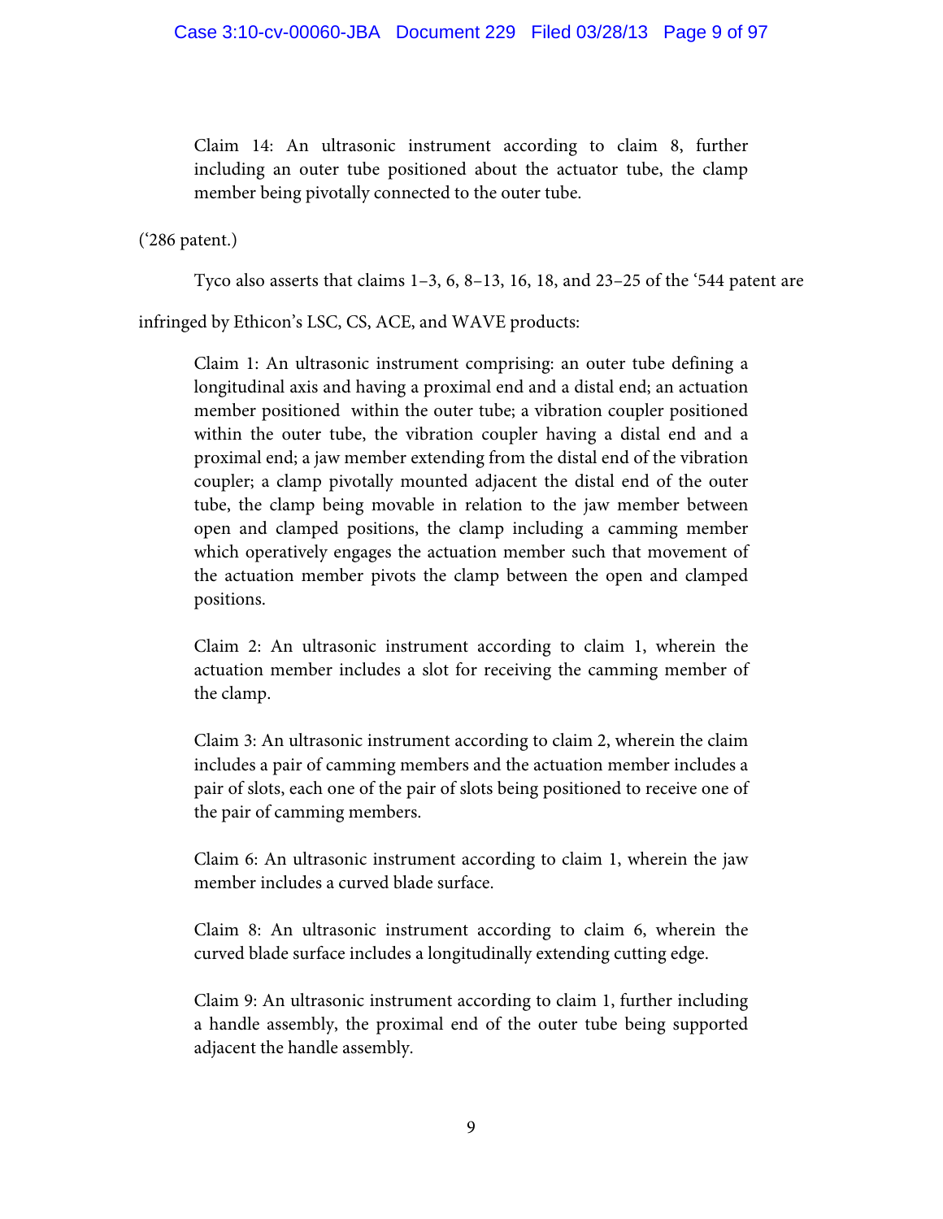> Claim 14: An ultrasonic instrument according to claim 8, further including an outer tube positioned about the actuator tube, the clamp member being pivotally connected to the outer tube.

('286 patent.)

Tyco also asserts that claims 1–3, 6, 8–13, 16, 18, and 23–25 of the '544 patent are infringed by Ethicon's LSC, CS, ACE, and WAVE products:

> Claim 1: An ultrasonic instrument comprising: an outer tube defining a longitudinal axis and having a proximal end and a distal end; an actuation member positioned within the outer tube; a vibration coupler positioned within the outer tube, the vibration coupler having a distal end and a proximal end; a jaw member extending from the distal end of the vibration coupler; a clamp pivotally mounted adjacent the distal end of the outer tube, the clamp being movable in relation to the jaw member between open and clamped positions, the clamp including a camming member which operatively engages the actuation member such that movement of the actuation member pivots the clamp between the open and clamped positions.
>
> Claim 2: An ultrasonic instrument according to claim 1, wherein the actuation member includes a slot for receiving the camming member of the clamp.
>
> Claim 3: An ultrasonic instrument according to claim 2, wherein the claim includes a pair of camming members and the actuation member includes a pair of slots, each one of the pair of slots being positioned to receive one of the pair of camming members.
>
> Claim 6: An ultrasonic instrument according to claim 1, wherein the jaw member includes a curved blade surface.
>
> Claim 8: An ultrasonic instrument according to claim 6, wherein the curved blade surface includes a longitudinally extending cutting edge.
>
> Claim 9: An ultrasonic instrument according to claim 1, further including a handle assembly, the proximal end of the outer tube being supported adjacent the handle assembly.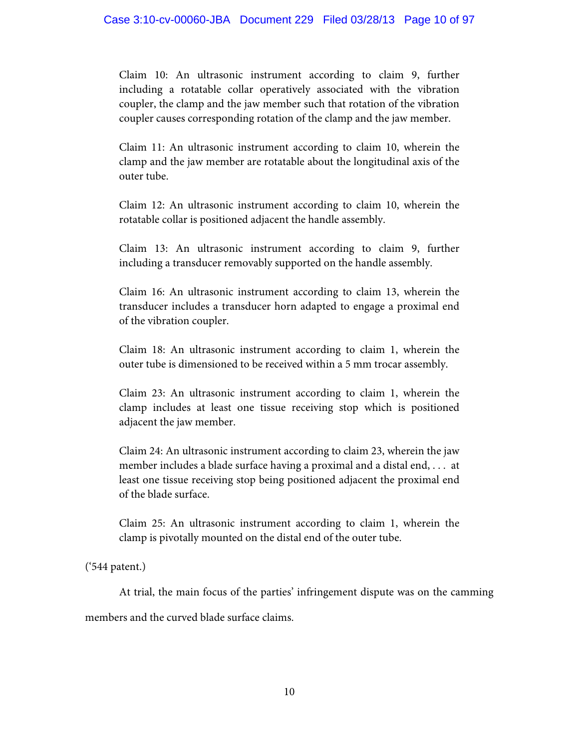Claim 10: An ultrasonic instrument according to claim 9, further including a rotatable collar operatively associated with the vibration coupler, the clamp and the jaw member such that rotation of the vibration coupler causes corresponding rotation of the clamp and the jaw member.

Claim 11: An ultrasonic instrument according to claim 10, wherein the clamp and the jaw member are rotatable about the longitudinal axis of the outer tube.

Claim 12: An ultrasonic instrument according to claim 10, wherein the rotatable collar is positioned adjacent the handle assembly.

Claim 13: An ultrasonic instrument according to claim 9, further including a transducer removably supported on the handle assembly.

Claim 16: An ultrasonic instrument according to claim 13, wherein the transducer includes a transducer horn adapted to engage a proximal end of the vibration coupler.

Claim 18: An ultrasonic instrument according to claim 1, wherein the outer tube is dimensioned to be received within a 5 mm trocar assembly.

Claim 23: An ultrasonic instrument according to claim 1, wherein the clamp includes at least one tissue receiving stop which is positioned adjacent the jaw member.

Claim 24: An ultrasonic instrument according to claim 23, wherein the jaw member includes a blade surface having a proximal and a distal end, . . . at least one tissue receiving stop being positioned adjacent the proximal end of the blade surface.

Claim 25: An ultrasonic instrument according to claim 1, wherein the clamp is pivotally mounted on the distal end of the outer tube.

('544 patent.)

At trial, the main focus of the parties' infringement dispute was on the camming members and the curved blade surface claims.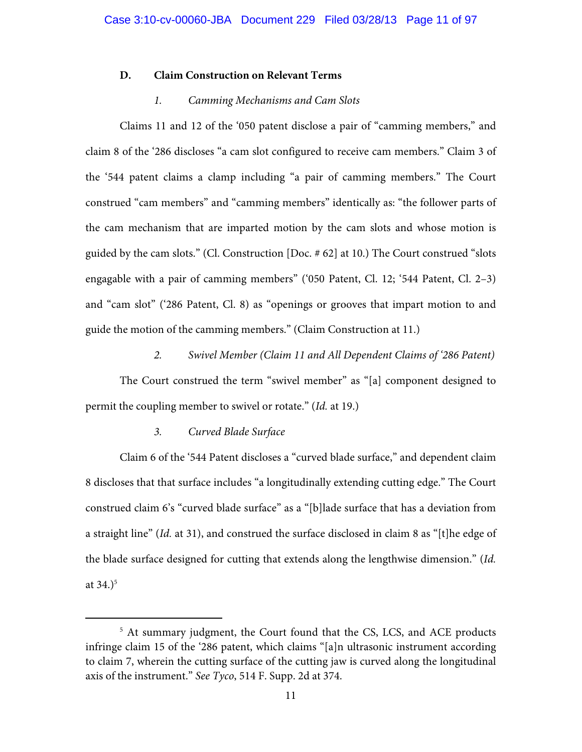### D. Claim Construction on Relevant Terms

#### *1. Camming Mechanisms and Cam Slots*

Claims 11 and 12 of the '050 patent disclose a pair of "camming members," and claim 8 of the '286 discloses "a cam slot configured to receive cam members." Claim 3 of the '544 patent claims a clamp including "a pair of camming members." The Court construed "cam members" and "camming members" identically as: "the follower parts of the cam mechanism that are imparted motion by the cam slots and whose motion is guided by the cam slots." (Cl. Construction [Doc. # 62] at 10.) The Court construed "slots engagable with a pair of camming members" ('050 Patent, Cl. 12; '544 Patent, Cl. 2–3) and "cam slot" ('286 Patent, Cl. 8) as "openings or grooves that impart motion to and guide the motion of the camming members." (Claim Construction at 11.)

#### *2. Swivel Member (Claim 11 and All Dependent Claims of '286 Patent)*

The Court construed the term "swivel member" as "[a] component designed to permit the coupling member to swivel or rotate." (*Id.* at 19.)

#### *3. Curved Blade Surface*

Claim 6 of the '544 Patent discloses a "curved blade surface," and dependent claim 8 discloses that that surface includes "a longitudinally extending cutting edge." The Court construed claim 6's "curved blade surface" as a "[b]lade surface that has a deviation from a straight line" (*Id.* at 31), and construed the surface disclosed in claim 8 as "[t]he edge of the blade surface designed for cutting that extends along the lengthwise dimension." (*Id.* at 34.)[5]

---

[5] At summary judgment, the Court found that the CS, LCS, and ACE products infringe claim 15 of the '286 patent, which claims "[a]n ultrasonic instrument according to claim 7, wherein the cutting surface of the cutting jaw is curved along the longitudinal axis of the instrument." *See Tyco*, 514 F. Supp. 2d at 374.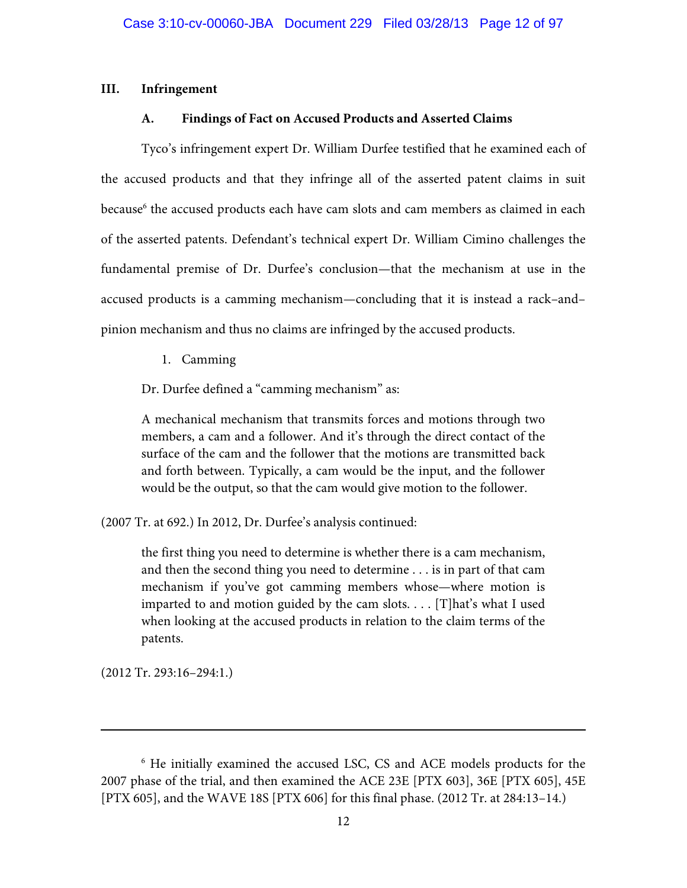## III. Infringement

### A. Findings of Fact on Accused Products and Asserted Claims

Tyco's infringement expert Dr. William Durfee testified that he examined each of the accused products and that they infringe all of the asserted patent claims in suit because[6] the accused products each have cam slots and cam members as claimed in each of the asserted patents. Defendant's technical expert Dr. William Cimino challenges the fundamental premise of Dr. Durfee's conclusion—that the mechanism at use in the accused products is a camming mechanism—concluding that it is instead a rack–and–pinion mechanism and thus no claims are infringed by the accused products.

1. Camming

Dr. Durfee defined a "camming mechanism" as:

> A mechanical mechanism that transmits forces and motions through two members, a cam and a follower. And it's through the direct contact of the surface of the cam and the follower that the motions are transmitted back and forth between. Typically, a cam would be the input, and the follower would be the output, so that the cam would give motion to the follower.

(2007 Tr. at 692.) In 2012, Dr. Durfee's analysis continued:

> the first thing you need to determine is whether there is a cam mechanism, and then the second thing you need to determine . . . is in part of that cam mechanism if you've got camming members whose—where motion is imparted to and motion guided by the cam slots. . . . [T]hat's what I used when looking at the accused products in relation to the claim terms of the patents.

(2012 Tr. 293:16–294:1.)

---

[6] He initially examined the accused LSC, CS and ACE models products for the 2007 phase of the trial, and then examined the ACE 23E [PTX 603], 36E [PTX 605], 45E [PTX 605], and the WAVE 18S [PTX 606] for this final phase. (2012 Tr. at 284:13–14.)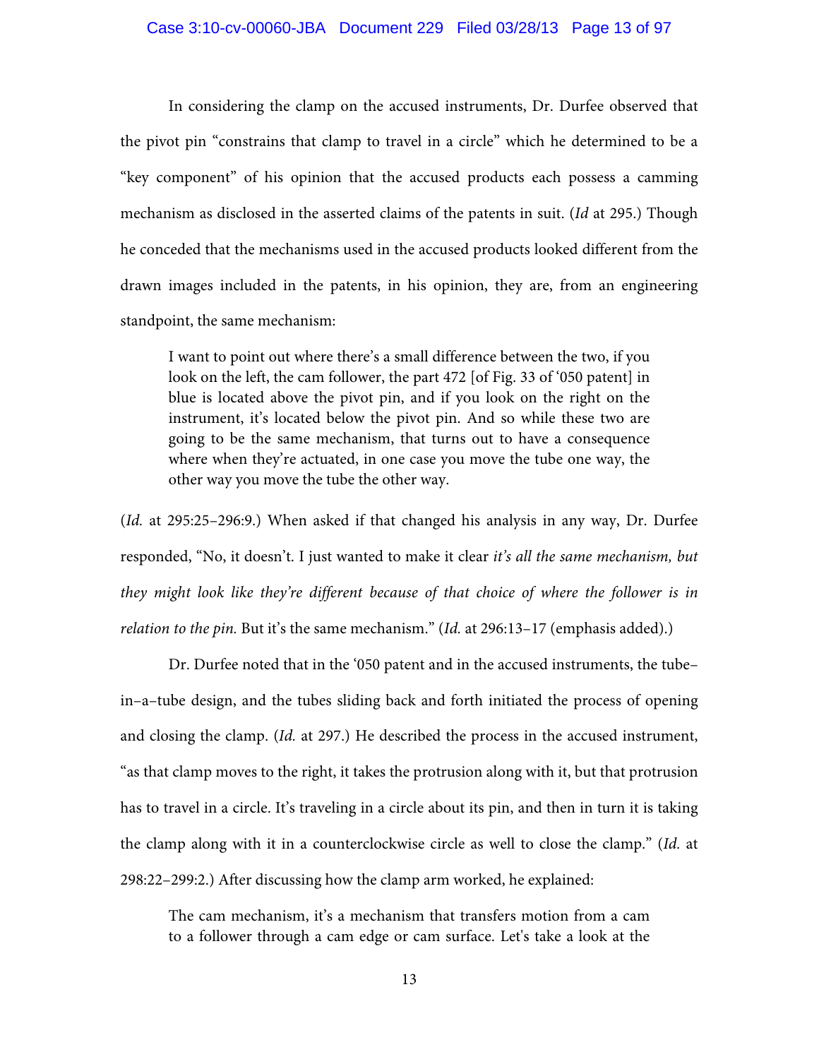In considering the clamp on the accused instruments, Dr. Durfee observed that the pivot pin "constrains that clamp to travel in a circle" which he determined to be a "key component" of his opinion that the accused products each possess a camming mechanism as disclosed in the asserted claims of the patents in suit. (*Id* at 295.) Though he conceded that the mechanisms used in the accused products looked different from the drawn images included in the patents, in his opinion, they are, from an engineering standpoint, the same mechanism:

> I want to point out where there's a small difference between the two, if you look on the left, the cam follower, the part 472 [of Fig. 33 of '050 patent] in blue is located above the pivot pin, and if you look on the right on the instrument, it's located below the pivot pin. And so while these two are going to be the same mechanism, that turns out to have a consequence where when they're actuated, in one case you move the tube one way, the other way you move the tube the other way.

(*Id.* at 295:25–296:9.) When asked if that changed his analysis in any way, Dr. Durfee responded, "No, it doesn't. I just wanted to make it clear *it's all the same mechanism, but they might look like they're different because of that choice of where the follower is in relation to the pin.* But it's the same mechanism." (*Id.* at 296:13–17 (emphasis added).)

Dr. Durfee noted that in the '050 patent and in the accused instruments, the tube–in–a–tube design, and the tubes sliding back and forth initiated the process of opening and closing the clamp. (*Id.* at 297.) He described the process in the accused instrument, "as that clamp moves to the right, it takes the protrusion along with it, but that protrusion has to travel in a circle. It's traveling in a circle about its pin, and then in turn it is taking the clamp along with it in a counterclockwise circle as well to close the clamp." (*Id.* at 298:22–299:2.) After discussing how the clamp arm worked, he explained:

> The cam mechanism, it's a mechanism that transfers motion from a cam to a follower through a cam edge or cam surface. Let's take a look at the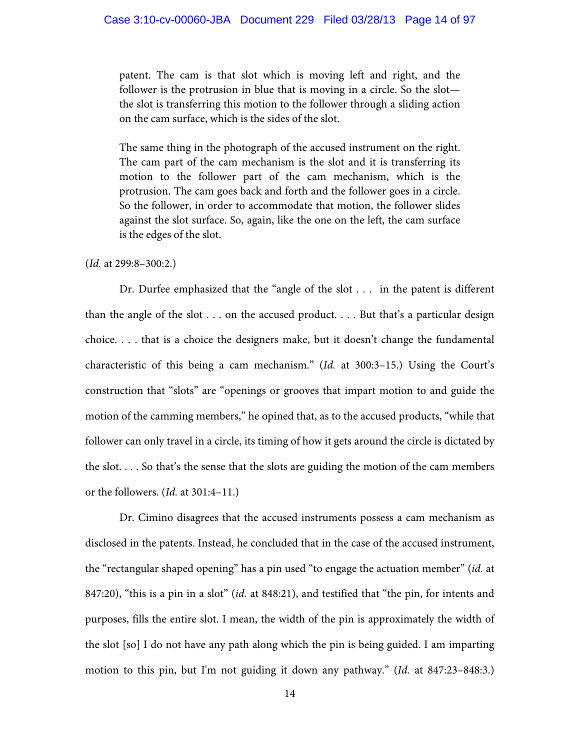> patent. The cam is that slot which is moving left and right, and the follower is the protrusion in blue that is moving in a circle. So the slot—the slot is transferring this motion to the follower through a sliding action on the cam surface, which is the sides of the slot.
>
> The same thing in the photograph of the accused instrument on the right. The cam part of the cam mechanism is the slot and it is transferring its motion to the follower part of the cam mechanism, which is the protrusion. The cam goes back and forth and the follower goes in a circle. So the follower, in order to accommodate that motion, the follower slides against the slot surface. So, again, like the one on the left, the cam surface is the edges of the slot.

(*Id.* at 299:8–300:2.)

Dr. Durfee emphasized that the "angle of the slot . . . in the patent is different than the angle of the slot . . . on the accused product. . . . But that's a particular design choice. . . . that is a choice the designers make, but it doesn't change the fundamental characteristic of this being a cam mechanism." (*Id.* at 300:3–15.) Using the Court's construction that "slots" are "openings or grooves that impart motion to and guide the motion of the camming members," he opined that, as to the accused products, "while that follower can only travel in a circle, its timing of how it gets around the circle is dictated by the slot. . . . So that's the sense that the slots are guiding the motion of the cam members or the followers. (*Id.* at 301:4–11.)

Dr. Cimino disagrees that the accused instruments possess a cam mechanism as disclosed in the patents. Instead, he concluded that in the case of the accused instrument, the "rectangular shaped opening" has a pin used "to engage the actuation member" (*id.* at 847:20), "this is a pin in a slot" (*id.* at 848:21), and testified that "the pin, for intents and purposes, fills the entire slot. I mean, the width of the pin is approximately the width of the slot [so] I do not have any path along which the pin is being guided. I am imparting motion to this pin, but I'm not guiding it down any pathway." (*Id.* at 847:23–848:3.)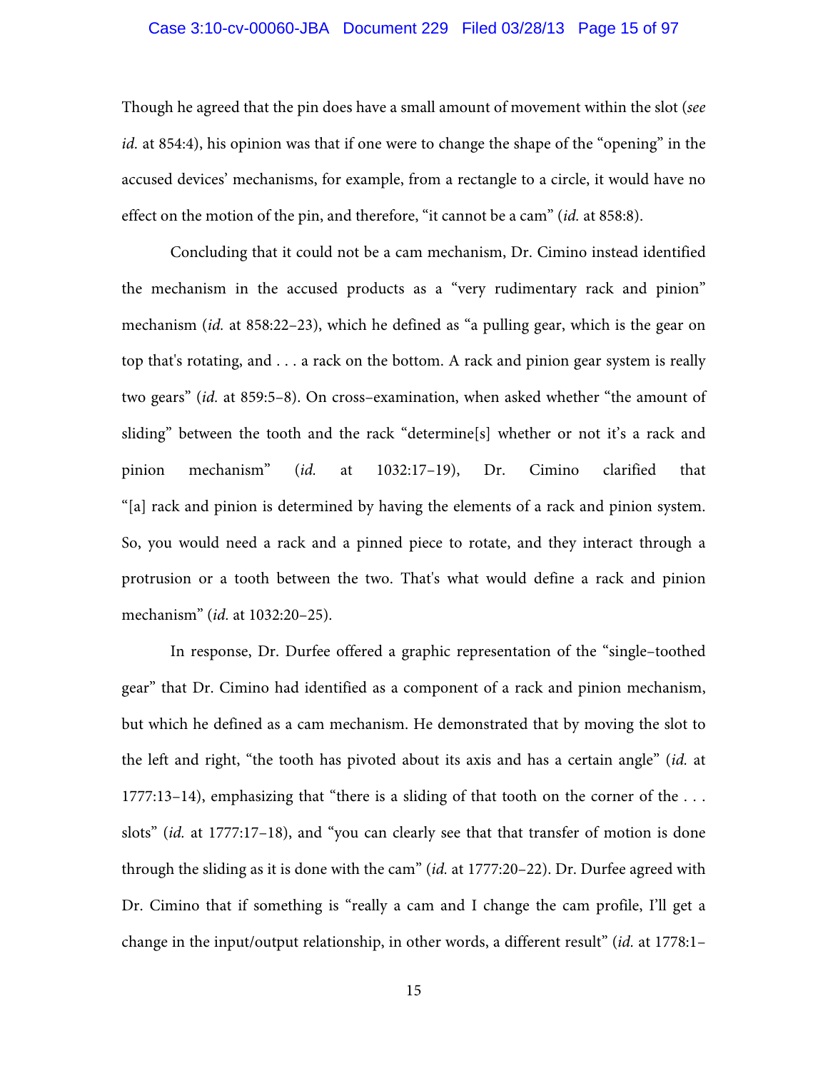Though he agreed that the pin does have a small amount of movement within the slot (*see id.* at 854:4), his opinion was that if one were to change the shape of the "opening" in the accused devices' mechanisms, for example, from a rectangle to a circle, it would have no effect on the motion of the pin, and therefore, "it cannot be a cam" (*id.* at 858:8).

Concluding that it could not be a cam mechanism, Dr. Cimino instead identified the mechanism in the accused products as a "very rudimentary rack and pinion" mechanism (*id.* at 858:22–23), which he defined as "a pulling gear, which is the gear on top that's rotating, and . . . a rack on the bottom. A rack and pinion gear system is really two gears" (*id.* at 859:5–8). On cross–examination, when asked whether "the amount of sliding" between the tooth and the rack "determine[s] whether or not it's a rack and pinion mechanism" (*id.* at 1032:17–19), Dr. Cimino clarified that "[a] rack and pinion is determined by having the elements of a rack and pinion system. So, you would need a rack and a pinned piece to rotate, and they interact through a protrusion or a tooth between the two. That's what would define a rack and pinion mechanism" (*id.* at 1032:20–25).

In response, Dr. Durfee offered a graphic representation of the "single–toothed gear" that Dr. Cimino had identified as a component of a rack and pinion mechanism, but which he defined as a cam mechanism. He demonstrated that by moving the slot to the left and right, "the tooth has pivoted about its axis and has a certain angle" (*id.* at 1777:13–14), emphasizing that "there is a sliding of that tooth on the corner of the . . . slots" (*id.* at 1777:17–18), and "you can clearly see that that transfer of motion is done through the sliding as it is done with the cam" (*id.* at 1777:20–22). Dr. Durfee agreed with Dr. Cimino that if something is "really a cam and I change the cam profile, I'll get a change in the input/output relationship, in other words, a different result" (*id.* at 1778:1–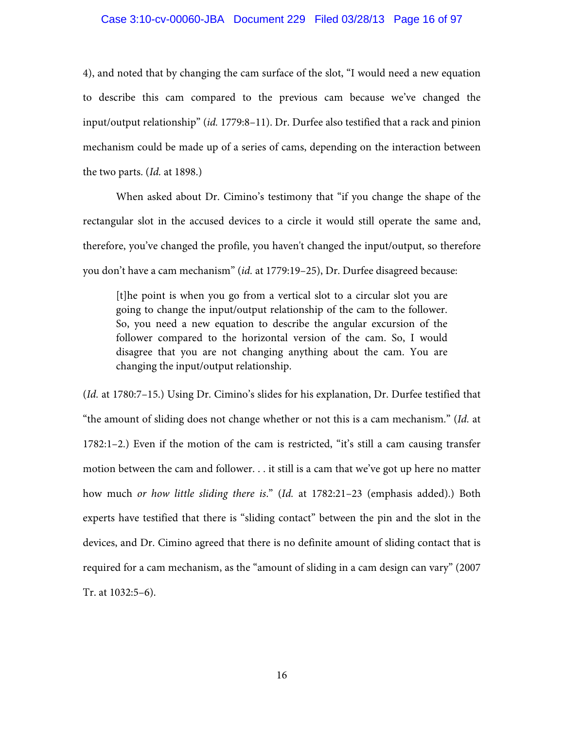4), and noted that by changing the cam surface of the slot, "I would need a new equation to describe this cam compared to the previous cam because we've changed the input/output relationship" (*id.* 1779:8–11). Dr. Durfee also testified that a rack and pinion mechanism could be made up of a series of cams, depending on the interaction between the two parts. (*Id.* at 1898.)

When asked about Dr. Cimino's testimony that "if you change the shape of the rectangular slot in the accused devices to a circle it would still operate the same and, therefore, you've changed the profile, you haven't changed the input/output, so therefore you don't have a cam mechanism" (*id.* at 1779:19–25), Dr. Durfee disagreed because:

> [t]he point is when you go from a vertical slot to a circular slot you are going to change the input/output relationship of the cam to the follower. So, you need a new equation to describe the angular excursion of the follower compared to the horizontal version of the cam. So, I would disagree that you are not changing anything about the cam. You are changing the input/output relationship.

(*Id.* at 1780:7–15.) Using Dr. Cimino's slides for his explanation, Dr. Durfee testified that "the amount of sliding does not change whether or not this is a cam mechanism." (*Id.* at 1782:1–2.) Even if the motion of the cam is restricted, "it's still a cam causing transfer motion between the cam and follower. . . it still is a cam that we've got up here no matter how much *or how little sliding there is*." (*Id.* at 1782:21–23 (emphasis added).) Both experts have testified that there is "sliding contact" between the pin and the slot in the devices, and Dr. Cimino agreed that there is no definite amount of sliding contact that is required for a cam mechanism, as the "amount of sliding in a cam design can vary" (2007 Tr. at 1032:5–6).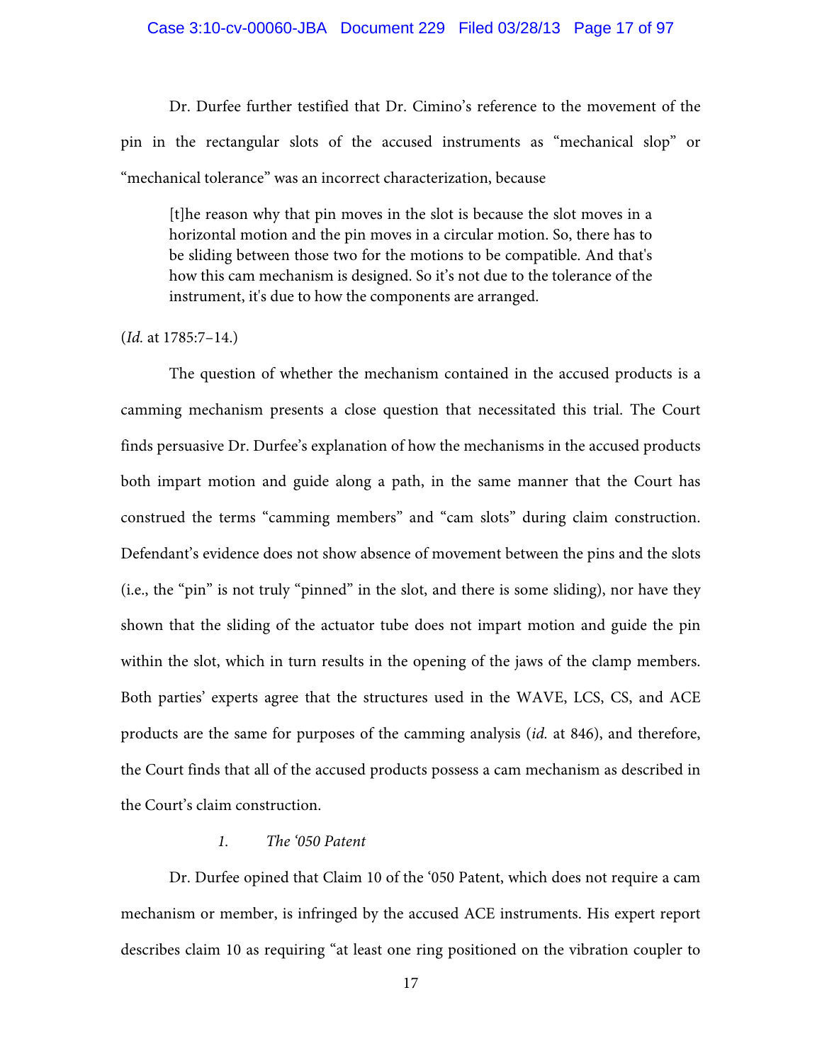Dr. Durfee further testified that Dr. Cimino's reference to the movement of the pin in the rectangular slots of the accused instruments as "mechanical slop" or "mechanical tolerance" was an incorrect characterization, because

> [t]he reason why that pin moves in the slot is because the slot moves in a horizontal motion and the pin moves in a circular motion. So, there has to be sliding between those two for the motions to be compatible. And that's how this cam mechanism is designed. So it's not due to the tolerance of the instrument, it's due to how the components are arranged.

(*Id.* at 1785:7–14.)

The question of whether the mechanism contained in the accused products is a camming mechanism presents a close question that necessitated this trial. The Court finds persuasive Dr. Durfee's explanation of how the mechanisms in the accused products both impart motion and guide along a path, in the same manner that the Court has construed the terms "camming members" and "cam slots" during claim construction. Defendant's evidence does not show absence of movement between the pins and the slots (i.e., the "pin" is not truly "pinned" in the slot, and there is some sliding), nor have they shown that the sliding of the actuator tube does not impart motion and guide the pin within the slot, which in turn results in the opening of the jaws of the clamp members. Both parties' experts agree that the structures used in the WAVE, LCS, CS, and ACE products are the same for purposes of the camming analysis (*id.* at 846), and therefore, the Court finds that all of the accused products possess a cam mechanism as described in the Court's claim construction.

### *1. The '050 Patent*

Dr. Durfee opined that Claim 10 of the '050 Patent, which does not require a cam mechanism or member, is infringed by the accused ACE instruments. His expert report describes claim 10 as requiring "at least one ring positioned on the vibration coupler to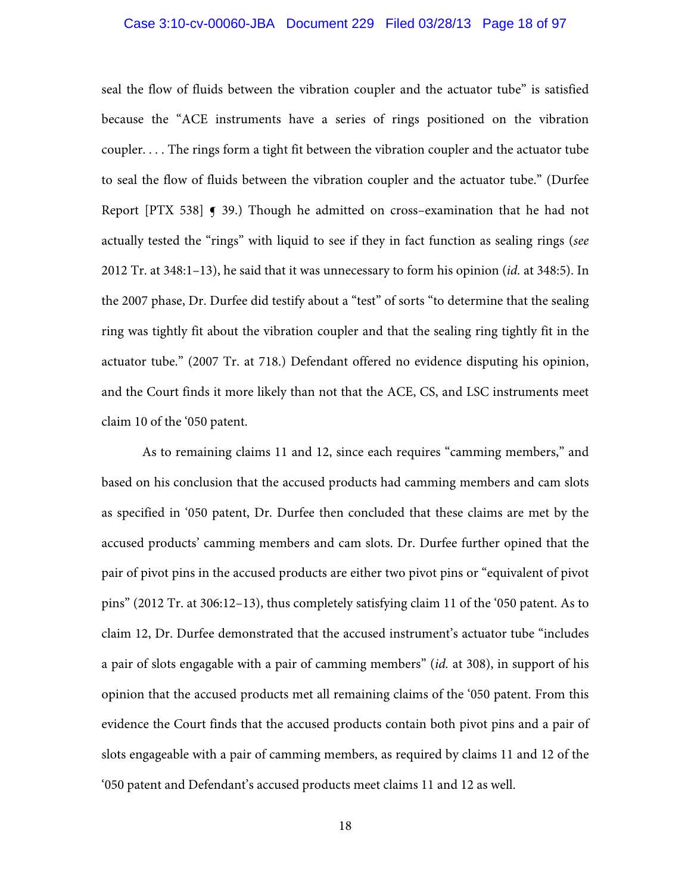seal the flow of fluids between the vibration coupler and the actuator tube" is satisfied because the "ACE instruments have a series of rings positioned on the vibration coupler. . . . The rings form a tight fit between the vibration coupler and the actuator tube to seal the flow of fluids between the vibration coupler and the actuator tube." (Durfee Report [PTX 538] ¶ 39.) Though he admitted on cross–examination that he had not actually tested the "rings" with liquid to see if they in fact function as sealing rings (*see* 2012 Tr. at 348:1–13), he said that it was unnecessary to form his opinion (*id.* at 348:5). In the 2007 phase, Dr. Durfee did testify about a "test" of sorts "to determine that the sealing ring was tightly fit about the vibration coupler and that the sealing ring tightly fit in the actuator tube." (2007 Tr. at 718.) Defendant offered no evidence disputing his opinion, and the Court finds it more likely than not that the ACE, CS, and LSC instruments meet claim 10 of the '050 patent.

As to remaining claims 11 and 12, since each requires "camming members," and based on his conclusion that the accused products had camming members and cam slots as specified in '050 patent, Dr. Durfee then concluded that these claims are met by the accused products' camming members and cam slots. Dr. Durfee further opined that the pair of pivot pins in the accused products are either two pivot pins or "equivalent of pivot pins" (2012 Tr. at 306:12–13), thus completely satisfying claim 11 of the '050 patent. As to claim 12, Dr. Durfee demonstrated that the accused instrument's actuator tube "includes a pair of slots engagable with a pair of camming members" (*id.* at 308), in support of his opinion that the accused products met all remaining claims of the '050 patent. From this evidence the Court finds that the accused products contain both pivot pins and a pair of slots engageable with a pair of camming members, as required by claims 11 and 12 of the '050 patent and Defendant's accused products meet claims 11 and 12 as well.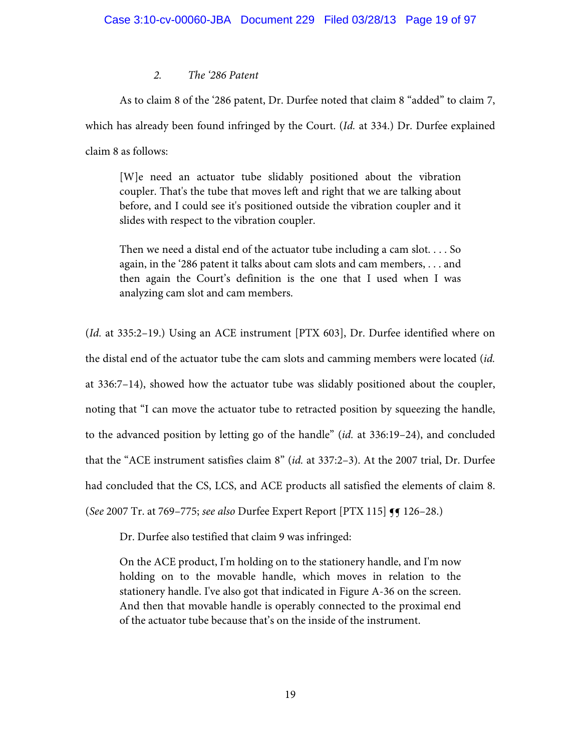*2. The '286 Patent*

As to claim 8 of the '286 patent, Dr. Durfee noted that claim 8 "added" to claim 7, which has already been found infringed by the Court. (*Id.* at 334.) Dr. Durfee explained claim 8 as follows:

> [W]e need an actuator tube slidably positioned about the vibration coupler. That's the tube that moves left and right that we are talking about before, and I could see it's positioned outside the vibration coupler and it slides with respect to the vibration coupler.
>
> Then we need a distal end of the actuator tube including a cam slot. . . . So again, in the '286 patent it talks about cam slots and cam members, . . . and then again the Court's definition is the one that I used when I was analyzing cam slot and cam members.

(*Id.* at 335:2–19.) Using an ACE instrument [PTX 603], Dr. Durfee identified where on the distal end of the actuator tube the cam slots and camming members were located (*id.* at 336:7–14), showed how the actuator tube was slidably positioned about the coupler, noting that "I can move the actuator tube to retracted position by squeezing the handle, to the advanced position by letting go of the handle" (*id.* at 336:19–24), and concluded that the "ACE instrument satisfies claim 8" (*id.* at 337:2–3). At the 2007 trial, Dr. Durfee had concluded that the CS, LCS, and ACE products all satisfied the elements of claim 8. (*See* 2007 Tr. at 769–775; *see also* Durfee Expert Report [PTX 115] ¶¶ 126–28.)

Dr. Durfee also testified that claim 9 was infringed:

> On the ACE product, I'm holding on to the stationery handle, and I'm now holding on to the movable handle, which moves in relation to the stationery handle. I've also got that indicated in Figure A-36 on the screen. And then that movable handle is operably connected to the proximal end of the actuator tube because that's on the inside of the instrument.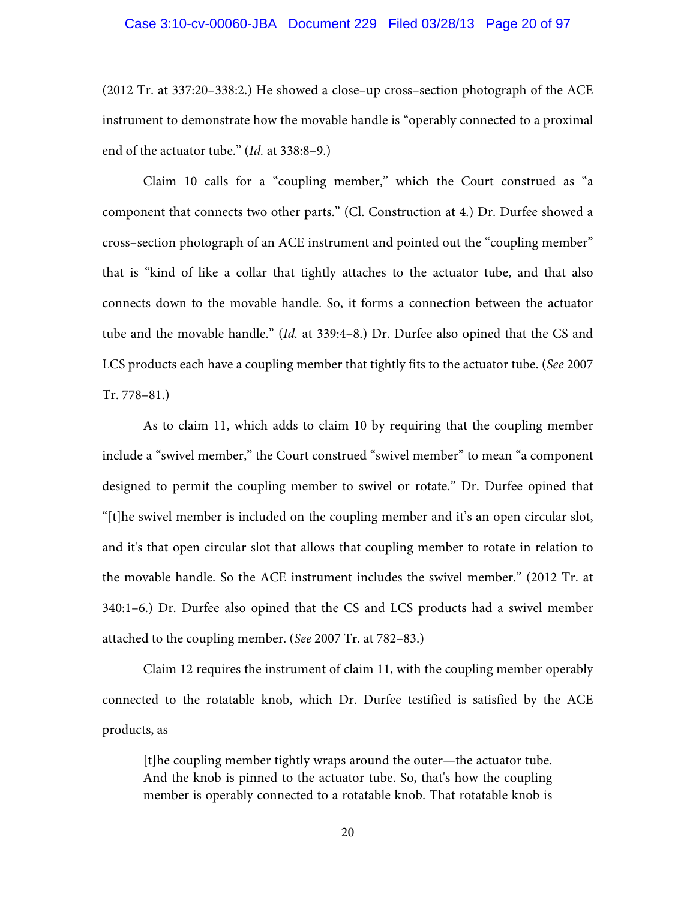(2012 Tr. at 337:20–338:2.) He showed a close–up cross–section photograph of the ACE instrument to demonstrate how the movable handle is "operably connected to a proximal end of the actuator tube." (*Id.* at 338:8–9.)

Claim 10 calls for a "coupling member," which the Court construed as "a component that connects two other parts." (Cl. Construction at 4.) Dr. Durfee showed a cross–section photograph of an ACE instrument and pointed out the "coupling member" that is "kind of like a collar that tightly attaches to the actuator tube, and that also connects down to the movable handle. So, it forms a connection between the actuator tube and the movable handle." (*Id.* at 339:4–8.) Dr. Durfee also opined that the CS and LCS products each have a coupling member that tightly fits to the actuator tube. (*See* 2007 Tr. 778–81.)

As to claim 11, which adds to claim 10 by requiring that the coupling member include a "swivel member," the Court construed "swivel member" to mean "a component designed to permit the coupling member to swivel or rotate." Dr. Durfee opined that "[t]he swivel member is included on the coupling member and it's an open circular slot, and it's that open circular slot that allows that coupling member to rotate in relation to the movable handle. So the ACE instrument includes the swivel member." (2012 Tr. at 340:1–6.) Dr. Durfee also opined that the CS and LCS products had a swivel member attached to the coupling member. (*See* 2007 Tr. at 782–83.)

Claim 12 requires the instrument of claim 11, with the coupling member operably connected to the rotatable knob, which Dr. Durfee testified is satisfied by the ACE products, as

> [t]he coupling member tightly wraps around the outer—the actuator tube. And the knob is pinned to the actuator tube. So, that's how the coupling member is operably connected to a rotatable knob. That rotatable knob is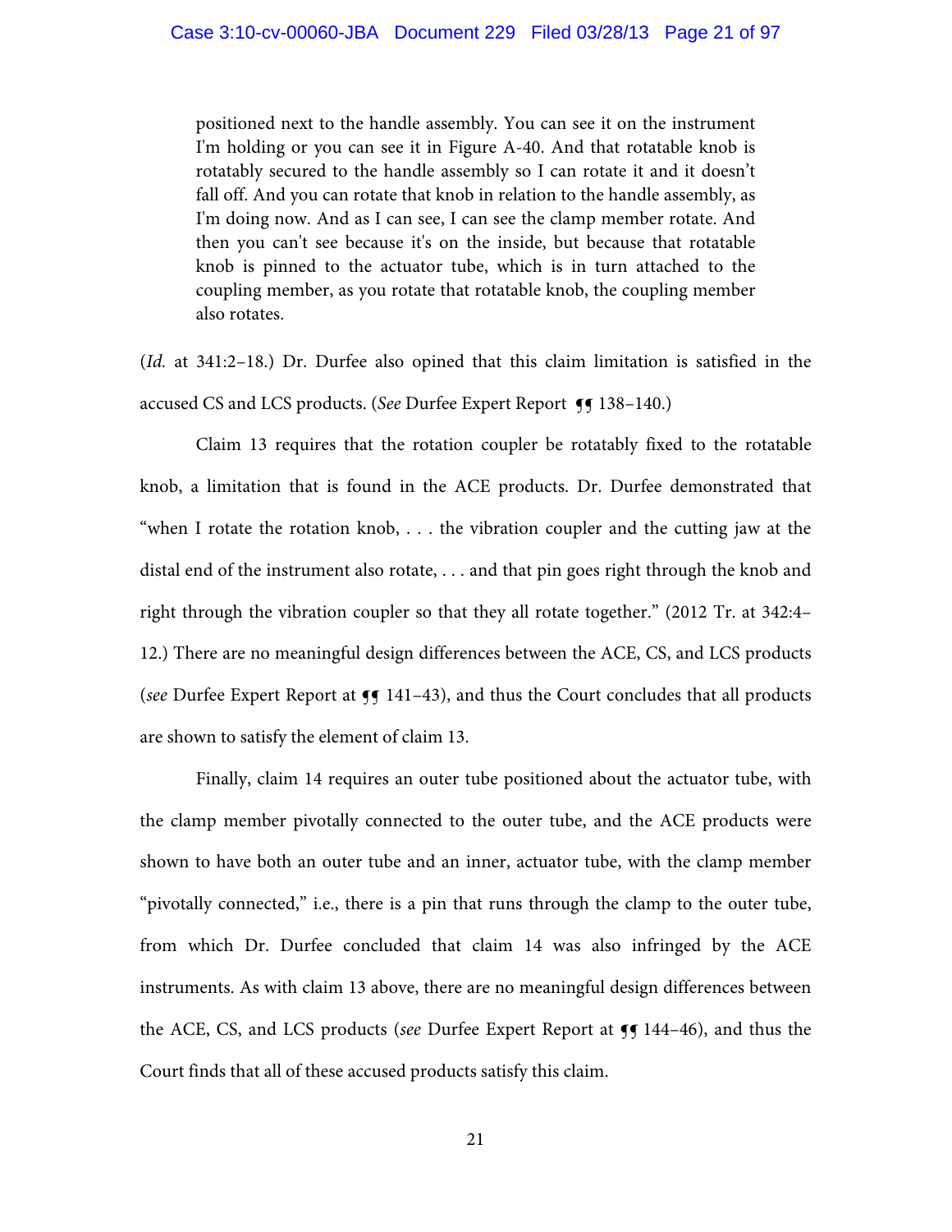> positioned next to the handle assembly. You can see it on the instrument I'm holding or you can see it in Figure A-40. And that rotatable knob is rotatably secured to the handle assembly so I can rotate it and it doesn't fall off. And you can rotate that knob in relation to the handle assembly, as I'm doing now. And as I can see, I can see the clamp member rotate. And then you can't see because it's on the inside, but because that rotatable knob is pinned to the actuator tube, which is in turn attached to the coupling member, as you rotate that rotatable knob, the coupling member also rotates.

(*Id.* at 341:2–18.) Dr. Durfee also opined that this claim limitation is satisfied in the accused CS and LCS products. (*See* Durfee Expert Report ¶¶ 138–140.)

Claim 13 requires that the rotation coupler be rotatably fixed to the rotatable knob, a limitation that is found in the ACE products. Dr. Durfee demonstrated that "when I rotate the rotation knob, . . . the vibration coupler and the cutting jaw at the distal end of the instrument also rotate, . . . and that pin goes right through the knob and right through the vibration coupler so that they all rotate together." (2012 Tr. at 342:4–12.) There are no meaningful design differences between the ACE, CS, and LCS products (*see* Durfee Expert Report at ¶¶ 141–43), and thus the Court concludes that all products are shown to satisfy the element of claim 13.

Finally, claim 14 requires an outer tube positioned about the actuator tube, with the clamp member pivotally connected to the outer tube, and the ACE products were shown to have both an outer tube and an inner, actuator tube, with the clamp member "pivotally connected," i.e., there is a pin that runs through the clamp to the outer tube, from which Dr. Durfee concluded that claim 14 was also infringed by the ACE instruments. As with claim 13 above, there are no meaningful design differences between the ACE, CS, and LCS products (*see* Durfee Expert Report at ¶¶ 144–46), and thus the Court finds that all of these accused products satisfy this claim.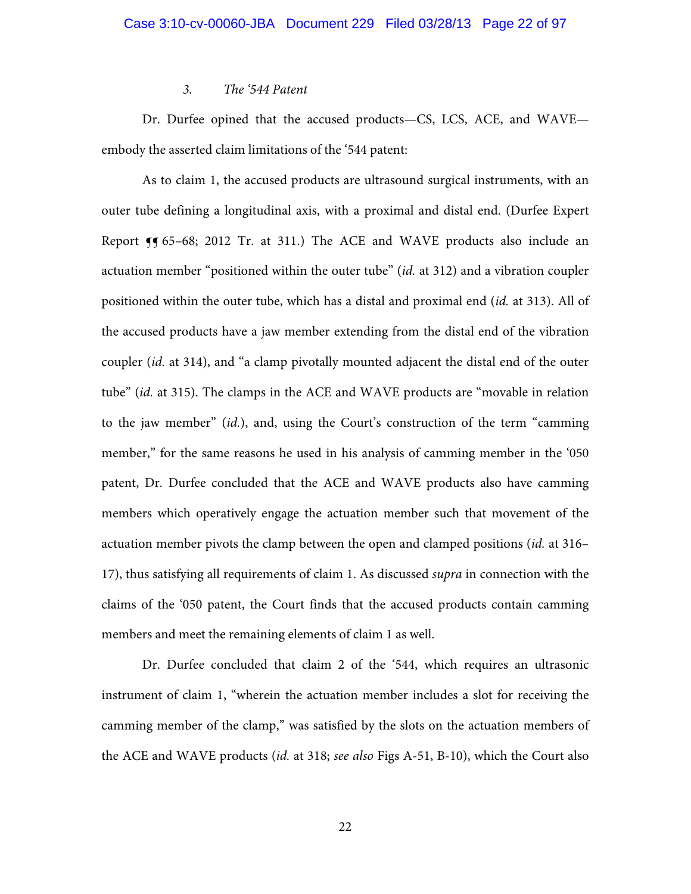### 3. *The '544 Patent*

Dr. Durfee opined that the accused products—CS, LCS, ACE, and WAVE—embody the asserted claim limitations of the '544 patent:

As to claim 1, the accused products are ultrasound surgical instruments, with an outer tube defining a longitudinal axis, with a proximal and distal end. (Durfee Expert Report ¶¶ 65–68; 2012 Tr. at 311.) The ACE and WAVE products also include an actuation member "positioned within the outer tube" (*id.* at 312) and a vibration coupler positioned within the outer tube, which has a distal and proximal end (*id.* at 313). All of the accused products have a jaw member extending from the distal end of the vibration coupler (*id.* at 314), and "a clamp pivotally mounted adjacent the distal end of the outer tube" (*id.* at 315). The clamps in the ACE and WAVE products are "movable in relation to the jaw member" (*id.*), and, using the Court's construction of the term "camming member," for the same reasons he used in his analysis of camming member in the '050 patent, Dr. Durfee concluded that the ACE and WAVE products also have camming members which operatively engage the actuation member such that movement of the actuation member pivots the clamp between the open and clamped positions (*id.* at 316–17), thus satisfying all requirements of claim 1. As discussed *supra* in connection with the claims of the '050 patent, the Court finds that the accused products contain camming members and meet the remaining elements of claim 1 as well.

Dr. Durfee concluded that claim 2 of the '544, which requires an ultrasonic instrument of claim 1, "wherein the actuation member includes a slot for receiving the camming member of the clamp," was satisfied by the slots on the actuation members of the ACE and WAVE products (*id.* at 318; *see also* Figs A-51, B-10), which the Court also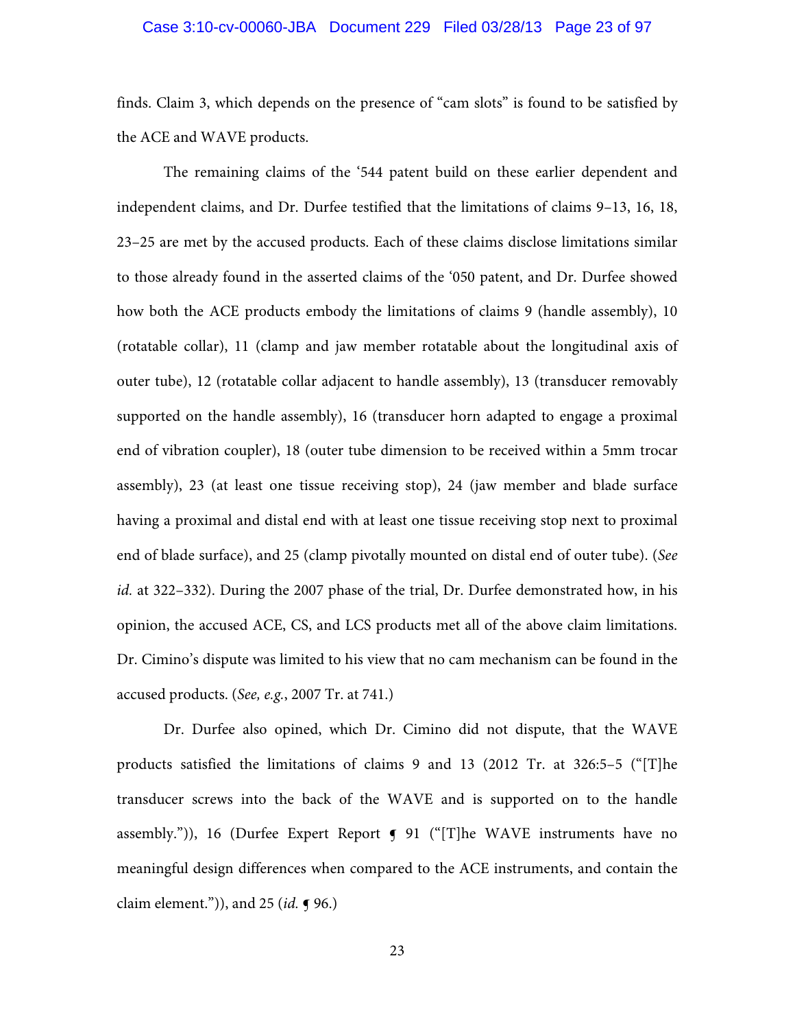finds. Claim 3, which depends on the presence of "cam slots" is found to be satisfied by the ACE and WAVE products.

The remaining claims of the '544 patent build on these earlier dependent and independent claims, and Dr. Durfee testified that the limitations of claims 9–13, 16, 18, 23–25 are met by the accused products. Each of these claims disclose limitations similar to those already found in the asserted claims of the '050 patent, and Dr. Durfee showed how both the ACE products embody the limitations of claims 9 (handle assembly), 10 (rotatable collar), 11 (clamp and jaw member rotatable about the longitudinal axis of outer tube), 12 (rotatable collar adjacent to handle assembly), 13 (transducer removably supported on the handle assembly), 16 (transducer horn adapted to engage a proximal end of vibration coupler), 18 (outer tube dimension to be received within a 5mm trocar assembly), 23 (at least one tissue receiving stop), 24 (jaw member and blade surface having a proximal and distal end with at least one tissue receiving stop next to proximal end of blade surface), and 25 (clamp pivotally mounted on distal end of outer tube). (*See id.* at 322–332). During the 2007 phase of the trial, Dr. Durfee demonstrated how, in his opinion, the accused ACE, CS, and LCS products met all of the above claim limitations. Dr. Cimino's dispute was limited to his view that no cam mechanism can be found in the accused products. (*See, e.g.*, 2007 Tr. at 741.)

Dr. Durfee also opined, which Dr. Cimino did not dispute, that the WAVE products satisfied the limitations of claims 9 and 13 (2012 Tr. at 326:5–5 ("[T]he transducer screws into the back of the WAVE and is supported on to the handle assembly.")), 16 (Durfee Expert Report ¶ 91 ("[T]he WAVE instruments have no meaningful design differences when compared to the ACE instruments, and contain the claim element.")), and 25 (*id.* ¶ 96.)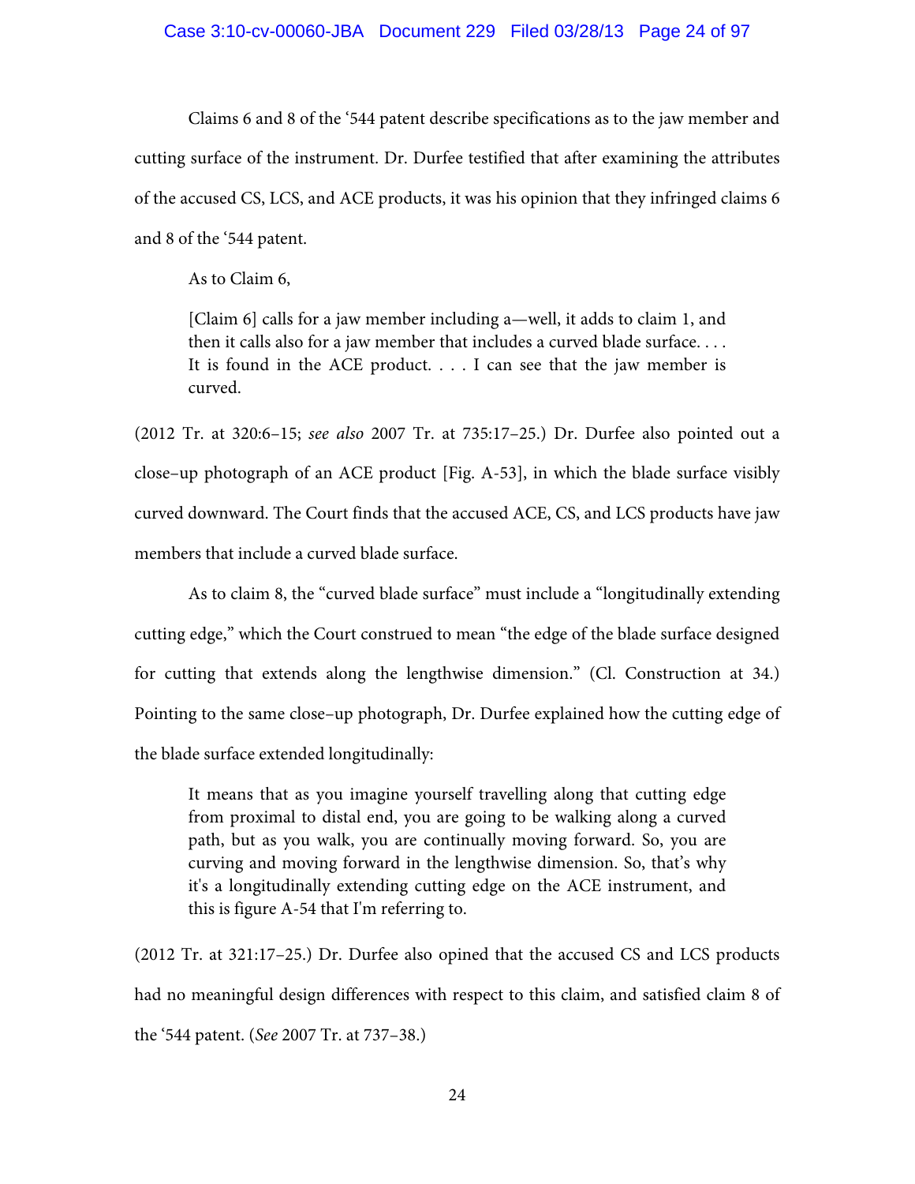Claims 6 and 8 of the '544 patent describe specifications as to the jaw member and cutting surface of the instrument. Dr. Durfee testified that after examining the attributes of the accused CS, LCS, and ACE products, it was his opinion that they infringed claims 6 and 8 of the '544 patent.

As to Claim 6,

> [Claim 6] calls for a jaw member including a—well, it adds to claim 1, and then it calls also for a jaw member that includes a curved blade surface. . . . It is found in the ACE product. . . . I can see that the jaw member is curved.

(2012 Tr. at 320:6–15; *see also* 2007 Tr. at 735:17–25.) Dr. Durfee also pointed out a close–up photograph of an ACE product [Fig. A-53], in which the blade surface visibly curved downward. The Court finds that the accused ACE, CS, and LCS products have jaw members that include a curved blade surface.

As to claim 8, the "curved blade surface" must include a "longitudinally extending cutting edge," which the Court construed to mean "the edge of the blade surface designed for cutting that extends along the lengthwise dimension." (Cl. Construction at 34.) Pointing to the same close–up photograph, Dr. Durfee explained how the cutting edge of the blade surface extended longitudinally:

> It means that as you imagine yourself travelling along that cutting edge from proximal to distal end, you are going to be walking along a curved path, but as you walk, you are continually moving forward. So, you are curving and moving forward in the lengthwise dimension. So, that's why it's a longitudinally extending cutting edge on the ACE instrument, and this is figure A-54 that I'm referring to.

(2012 Tr. at 321:17–25.) Dr. Durfee also opined that the accused CS and LCS products had no meaningful design differences with respect to this claim, and satisfied claim 8 of the '544 patent. (*See* 2007 Tr. at 737–38.)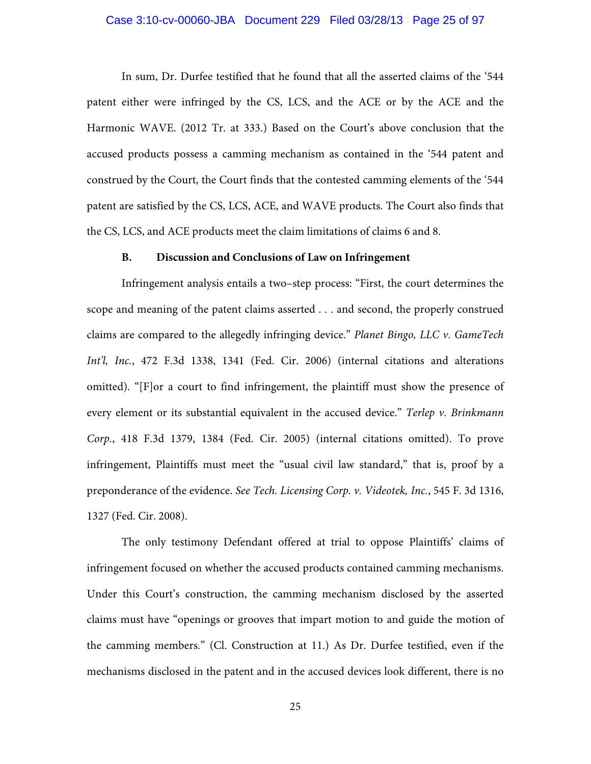In sum, Dr. Durfee testified that he found that all the asserted claims of the '544 patent either were infringed by the CS, LCS, and the ACE or by the ACE and the Harmonic WAVE. (2012 Tr. at 333.) Based on the Court's above conclusion that the accused products possess a camming mechanism as contained in the '544 patent and construed by the Court, the Court finds that the contested camming elements of the '544 patent are satisfied by the CS, LCS, ACE, and WAVE products. The Court also finds that the CS, LCS, and ACE products meet the claim limitations of claims 6 and 8.

### B. Discussion and Conclusions of Law on Infringement

Infringement analysis entails a two–step process: "First, the court determines the scope and meaning of the patent claims asserted . . . and second, the properly construed claims are compared to the allegedly infringing device." *Planet Bingo, LLC v. GameTech Int'l, Inc.*, 472 F.3d 1338, 1341 (Fed. Cir. 2006) (internal citations and alterations omitted). "[F]or a court to find infringement, the plaintiff must show the presence of every element or its substantial equivalent in the accused device." *Terlep v. Brinkmann Corp.*, 418 F.3d 1379, 1384 (Fed. Cir. 2005) (internal citations omitted). To prove infringement, Plaintiffs must meet the "usual civil law standard," that is, proof by a preponderance of the evidence. *See Tech. Licensing Corp. v. Videotek, Inc.*, 545 F. 3d 1316, 1327 (Fed. Cir. 2008).

The only testimony Defendant offered at trial to oppose Plaintiffs' claims of infringement focused on whether the accused products contained camming mechanisms. Under this Court's construction, the camming mechanism disclosed by the asserted claims must have "openings or grooves that impart motion to and guide the motion of the camming members." (Cl. Construction at 11.) As Dr. Durfee testified, even if the mechanisms disclosed in the patent and in the accused devices look different, there is no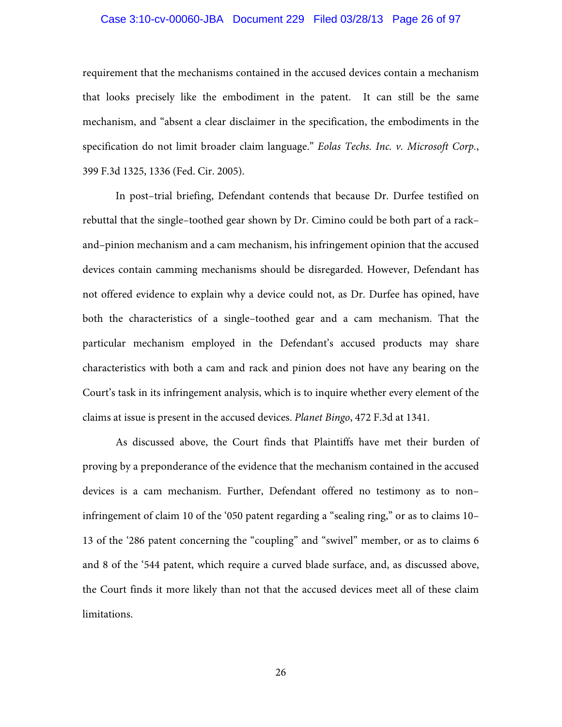requirement that the mechanisms contained in the accused devices contain a mechanism that looks precisely like the embodiment in the patent. It can still be the same mechanism, and "absent a clear disclaimer in the specification, the embodiments in the specification do not limit broader claim language." *Eolas Techs. Inc. v. Microsoft Corp.*, 399 F.3d 1325, 1336 (Fed. Cir. 2005).

In post–trial briefing, Defendant contends that because Dr. Durfee testified on rebuttal that the single–toothed gear shown by Dr. Cimino could be both part of a rack–and–pinion mechanism and a cam mechanism, his infringement opinion that the accused devices contain camming mechanisms should be disregarded. However, Defendant has not offered evidence to explain why a device could not, as Dr. Durfee has opined, have both the characteristics of a single–toothed gear and a cam mechanism. That the particular mechanism employed in the Defendant's accused products may share characteristics with both a cam and rack and pinion does not have any bearing on the Court's task in its infringement analysis, which is to inquire whether every element of the claims at issue is present in the accused devices. *Planet Bingo*, 472 F.3d at 1341.

As discussed above, the Court finds that Plaintiffs have met their burden of proving by a preponderance of the evidence that the mechanism contained in the accused devices is a cam mechanism. Further, Defendant offered no testimony as to non–infringement of claim 10 of the '050 patent regarding a "sealing ring," or as to claims 10–13 of the '286 patent concerning the "coupling" and "swivel" member, or as to claims 6 and 8 of the '544 patent, which require a curved blade surface, and, as discussed above, the Court finds it more likely than not that the accused devices meet all of these claim limitations.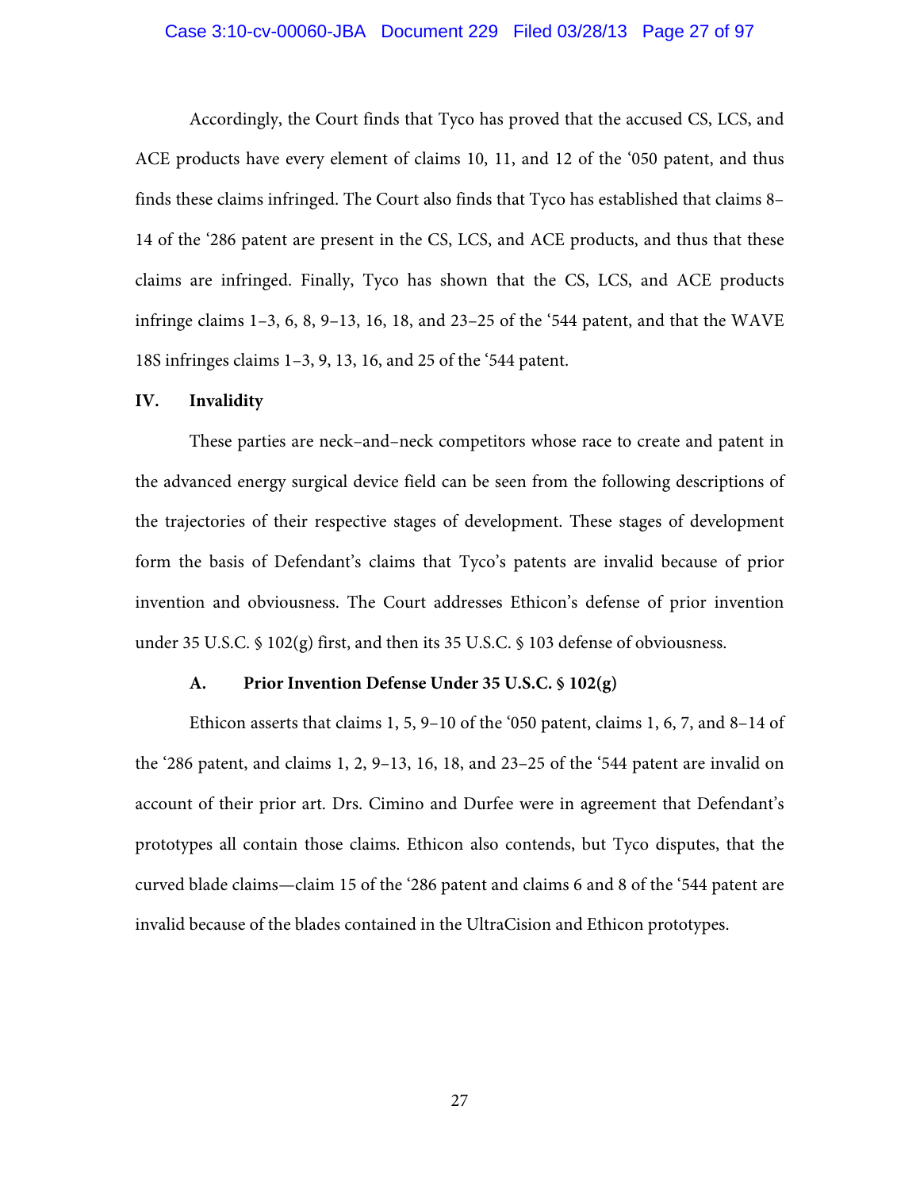Accordingly, the Court finds that Tyco has proved that the accused CS, LCS, and ACE products have every element of claims 10, 11, and 12 of the '050 patent, and thus finds these claims infringed. The Court also finds that Tyco has established that claims 8–14 of the '286 patent are present in the CS, LCS, and ACE products, and thus that these claims are infringed. Finally, Tyco has shown that the CS, LCS, and ACE products infringe claims 1–3, 6, 8, 9–13, 16, 18, and 23–25 of the '544 patent, and that the WAVE 18S infringes claims 1–3, 9, 13, 16, and 25 of the '544 patent.

## IV. Invalidity

These parties are neck–and–neck competitors whose race to create and patent in the advanced energy surgical device field can be seen from the following descriptions of the trajectories of their respective stages of development. These stages of development form the basis of Defendant's claims that Tyco's patents are invalid because of prior invention and obviousness. The Court addresses Ethicon's defense of prior invention under 35 U.S.C. § 102(g) first, and then its 35 U.S.C. § 103 defense of obviousness.

### A. Prior Invention Defense Under 35 U.S.C. § 102(g)

Ethicon asserts that claims 1, 5, 9–10 of the '050 patent, claims 1, 6, 7, and 8–14 of the '286 patent, and claims 1, 2, 9–13, 16, 18, and 23–25 of the '544 patent are invalid on account of their prior art. Drs. Cimino and Durfee were in agreement that Defendant's prototypes all contain those claims. Ethicon also contends, but Tyco disputes, that the curved blade claims—claim 15 of the '286 patent and claims 6 and 8 of the '544 patent are invalid because of the blades contained in the UltraCision and Ethicon prototypes.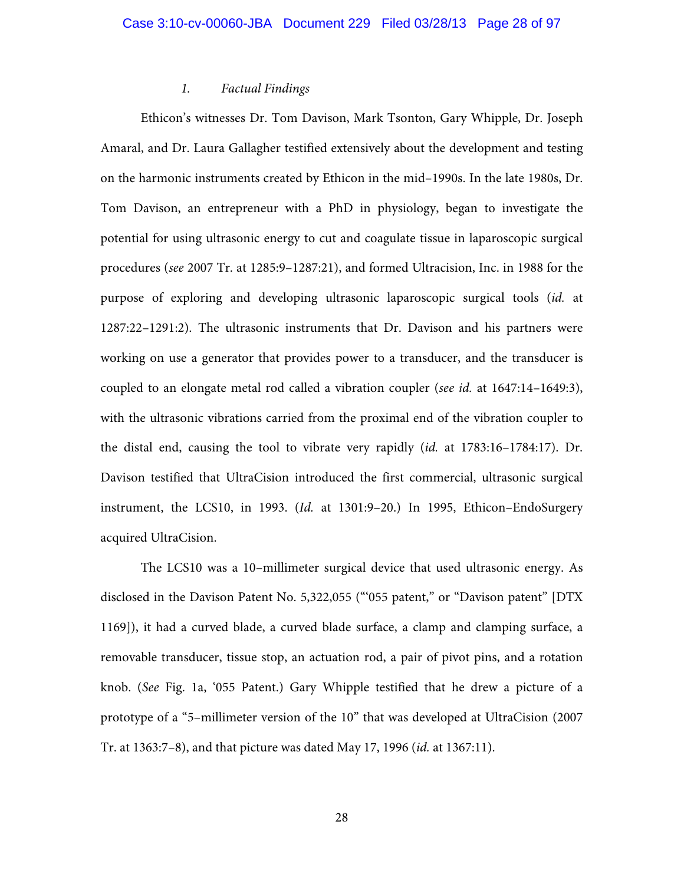### 1. *Factual Findings*

Ethicon's witnesses Dr. Tom Davison, Mark Tsonton, Gary Whipple, Dr. Joseph Amaral, and Dr. Laura Gallagher testified extensively about the development and testing on the harmonic instruments created by Ethicon in the mid–1990s. In the late 1980s, Dr. Tom Davison, an entrepreneur with a PhD in physiology, began to investigate the potential for using ultrasonic energy to cut and coagulate tissue in laparoscopic surgical procedures (*see* 2007 Tr. at 1285:9–1287:21), and formed Ultracision, Inc. in 1988 for the purpose of exploring and developing ultrasonic laparoscopic surgical tools (*id.* at 1287:22–1291:2). The ultrasonic instruments that Dr. Davison and his partners were working on use a generator that provides power to a transducer, and the transducer is coupled to an elongate metal rod called a vibration coupler (*see id.* at 1647:14–1649:3), with the ultrasonic vibrations carried from the proximal end of the vibration coupler to the distal end, causing the tool to vibrate very rapidly (*id.* at 1783:16–1784:17). Dr. Davison testified that UltraCision introduced the first commercial, ultrasonic surgical instrument, the LCS10, in 1993. (*Id.* at 1301:9–20.) In 1995, Ethicon–EndoSurgery acquired UltraCision.

The LCS10 was a 10–millimeter surgical device that used ultrasonic energy. As disclosed in the Davison Patent No. 5,322,055 ("'055 patent," or "Davison patent" [DTX 1169]), it had a curved blade, a curved blade surface, a clamp and clamping surface, a removable transducer, tissue stop, an actuation rod, a pair of pivot pins, and a rotation knob. (*See* Fig. 1a, '055 Patent.) Gary Whipple testified that he drew a picture of a prototype of a "5–millimeter version of the 10" that was developed at UltraCision (2007 Tr. at 1363:7–8), and that picture was dated May 17, 1996 (*id.* at 1367:11).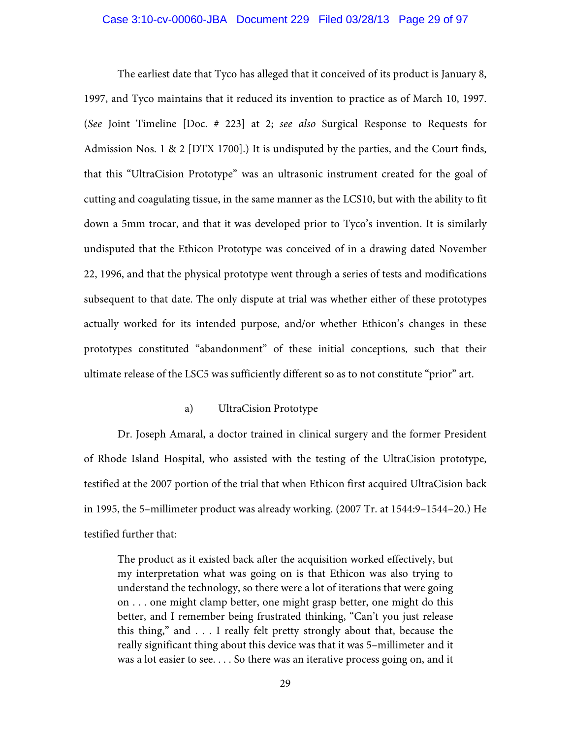The earliest date that Tyco has alleged that it conceived of its product is January 8, 1997, and Tyco maintains that it reduced its invention to practice as of March 10, 1997. (*See* Joint Timeline [Doc. # 223] at 2; *see also* Surgical Response to Requests for Admission Nos. 1 & 2 [DTX 1700].) It is undisputed by the parties, and the Court finds, that this "UltraCision Prototype" was an ultrasonic instrument created for the goal of cutting and coagulating tissue, in the same manner as the LCS10, but with the ability to fit down a 5mm trocar, and that it was developed prior to Tyco's invention. It is similarly undisputed that the Ethicon Prototype was conceived of in a drawing dated November 22, 1996, and that the physical prototype went through a series of tests and modifications subsequent to that date. The only dispute at trial was whether either of these prototypes actually worked for its intended purpose, and/or whether Ethicon's changes in these prototypes constituted "abandonment" of these initial conceptions, such that their ultimate release of the LSC5 was sufficiently different so as to not constitute "prior" art.

a) UltraCision Prototype

Dr. Joseph Amaral, a doctor trained in clinical surgery and the former President of Rhode Island Hospital, who assisted with the testing of the UltraCision prototype, testified at the 2007 portion of the trial that when Ethicon first acquired UltraCision back in 1995, the 5–millimeter product was already working. (2007 Tr. at 1544:9–1544–20.) He testified further that:

> The product as it existed back after the acquisition worked effectively, but my interpretation what was going on is that Ethicon was also trying to understand the technology, so there were a lot of iterations that were going on . . . one might clamp better, one might grasp better, one might do this better, and I remember being frustrated thinking, "Can't you just release this thing," and . . . I really felt pretty strongly about that, because the really significant thing about this device was that it was 5–millimeter and it was a lot easier to see. . . . So there was an iterative process going on, and it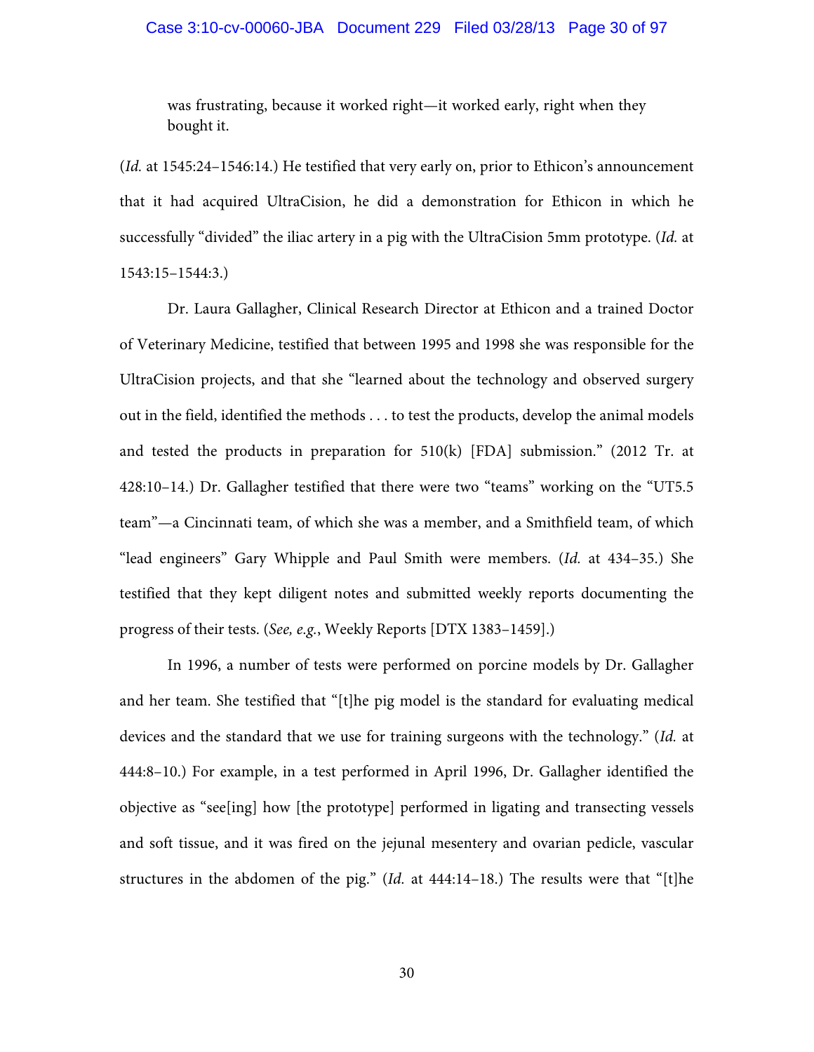> was frustrating, because it worked right—it worked early, right when they bought it.

(*Id.* at 1545:24–1546:14.) He testified that very early on, prior to Ethicon's announcement that it had acquired UltraCision, he did a demonstration for Ethicon in which he successfully "divided" the iliac artery in a pig with the UltraCision 5mm prototype. (*Id.* at 1543:15–1544:3.)

Dr. Laura Gallagher, Clinical Research Director at Ethicon and a trained Doctor of Veterinary Medicine, testified that between 1995 and 1998 she was responsible for the UltraCision projects, and that she "learned about the technology and observed surgery out in the field, identified the methods . . . to test the products, develop the animal models and tested the products in preparation for 510(k) [FDA] submission." (2012 Tr. at 428:10–14.) Dr. Gallagher testified that there were two "teams" working on the "UT5.5 team"—a Cincinnati team, of which she was a member, and a Smithfield team, of which "lead engineers" Gary Whipple and Paul Smith were members. (*Id.* at 434–35.) She testified that they kept diligent notes and submitted weekly reports documenting the progress of their tests. (*See, e.g.*, Weekly Reports [DTX 1383–1459].)

In 1996, a number of tests were performed on porcine models by Dr. Gallagher and her team. She testified that "[t]he pig model is the standard for evaluating medical devices and the standard that we use for training surgeons with the technology." (*Id.* at 444:8–10.) For example, in a test performed in April 1996, Dr. Gallagher identified the objective as "see[ing] how [the prototype] performed in ligating and transecting vessels and soft tissue, and it was fired on the jejunal mesentery and ovarian pedicle, vascular structures in the abdomen of the pig." (*Id.* at 444:14–18.) The results were that "[t]he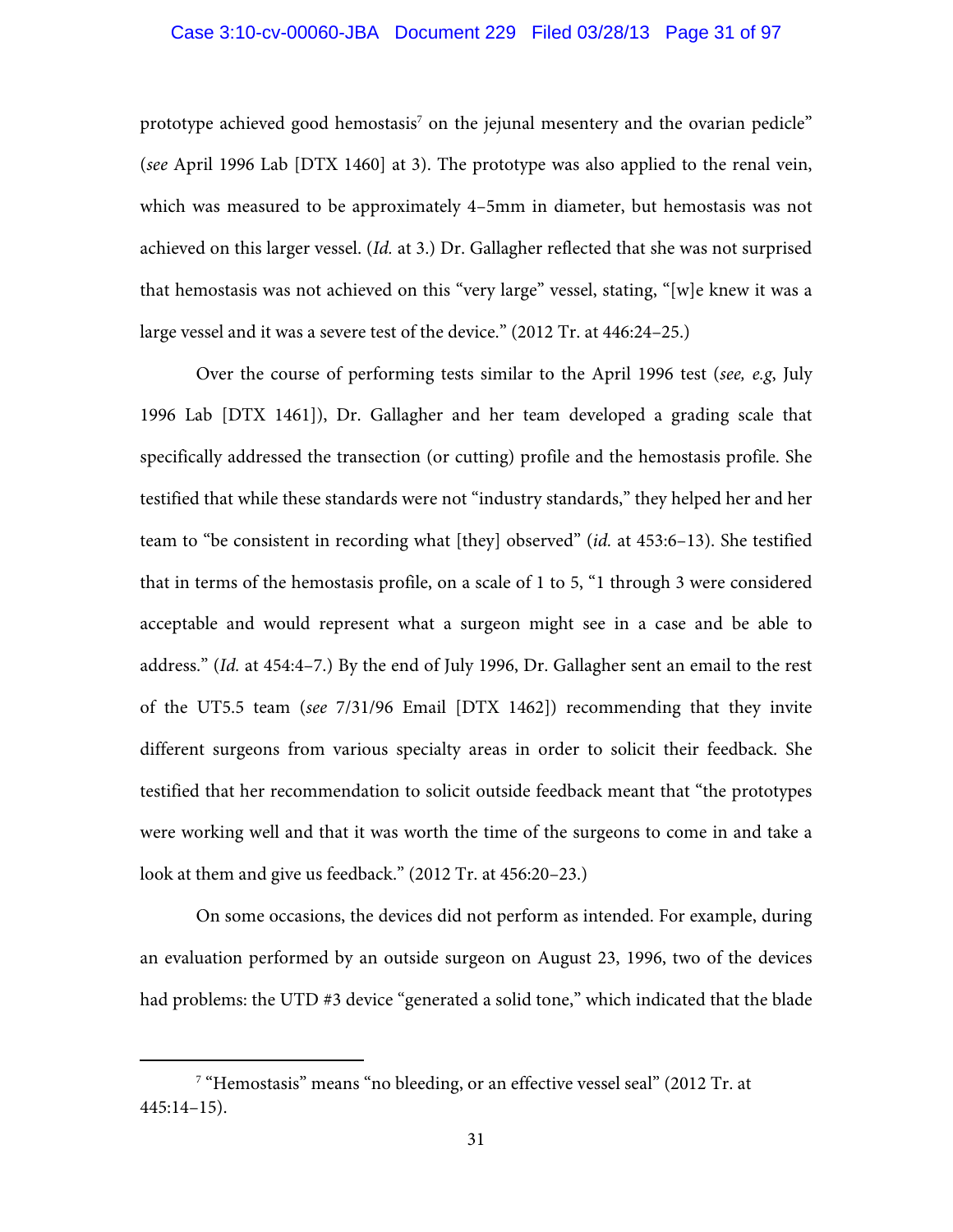prototype achieved good hemostasis[7] on the jejunal mesentery and the ovarian pedicle" (*see* April 1996 Lab [DTX 1460] at 3). The prototype was also applied to the renal vein, which was measured to be approximately 4–5mm in diameter, but hemostasis was not achieved on this larger vessel. (*Id.* at 3.) Dr. Gallagher reflected that she was not surprised that hemostasis was not achieved on this "very large" vessel, stating, "[w]e knew it was a large vessel and it was a severe test of the device." (2012 Tr. at 446:24–25.)

Over the course of performing tests similar to the April 1996 test (*see, e.g*, July 1996 Lab [DTX 1461]), Dr. Gallagher and her team developed a grading scale that specifically addressed the transection (or cutting) profile and the hemostasis profile. She testified that while these standards were not "industry standards," they helped her and her team to "be consistent in recording what [they] observed" (*id.* at 453:6–13). She testified that in terms of the hemostasis profile, on a scale of 1 to 5, "1 through 3 were considered acceptable and would represent what a surgeon might see in a case and be able to address." (*Id.* at 454:4–7.) By the end of July 1996, Dr. Gallagher sent an email to the rest of the UT5.5 team (*see* 7/31/96 Email [DTX 1462]) recommending that they invite different surgeons from various specialty areas in order to solicit their feedback. She testified that her recommendation to solicit outside feedback meant that "the prototypes were working well and that it was worth the time of the surgeons to come in and take a look at them and give us feedback." (2012 Tr. at 456:20–23.)

On some occasions, the devices did not perform as intended. For example, during an evaluation performed by an outside surgeon on August 23, 1996, two of the devices had problems: the UTD #3 device "generated a solid tone," which indicated that the blade

---

[7] "Hemostasis" means "no bleeding, or an effective vessel seal" (2012 Tr. at 445:14–15).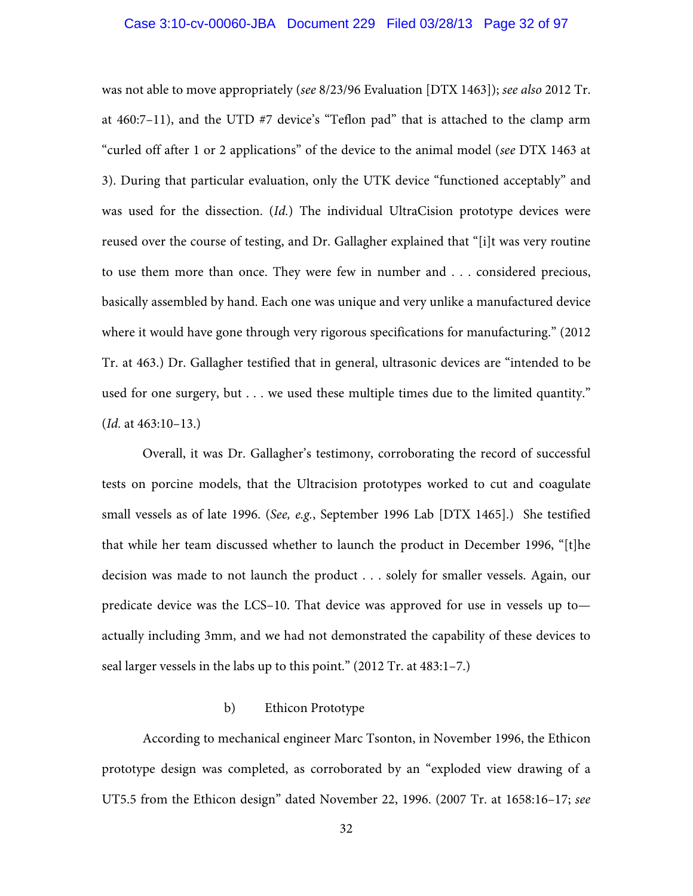was not able to move appropriately (*see* 8/23/96 Evaluation [DTX 1463]); *see also* 2012 Tr. at 460:7–11), and the UTD #7 device's "Teflon pad" that is attached to the clamp arm "curled off after 1 or 2 applications" of the device to the animal model (*see* DTX 1463 at 3). During that particular evaluation, only the UTK device "functioned acceptably" and was used for the dissection. (*Id.*) The individual UltraCision prototype devices were reused over the course of testing, and Dr. Gallagher explained that "[i]t was very routine to use them more than once. They were few in number and . . . considered precious, basically assembled by hand. Each one was unique and very unlike a manufactured device where it would have gone through very rigorous specifications for manufacturing." (2012 Tr. at 463.) Dr. Gallagher testified that in general, ultrasonic devices are "intended to be used for one surgery, but . . . we used these multiple times due to the limited quantity." (*Id.* at 463:10–13.)

Overall, it was Dr. Gallagher's testimony, corroborating the record of successful tests on porcine models, that the Ultracision prototypes worked to cut and coagulate small vessels as of late 1996. (*See, e.g.*, September 1996 Lab [DTX 1465].) She testified that while her team discussed whether to launch the product in December 1996, "[t]he decision was made to not launch the product . . . solely for smaller vessels. Again, our predicate device was the LCS–10. That device was approved for use in vessels up to—actually including 3mm, and we had not demonstrated the capability of these devices to seal larger vessels in the labs up to this point." (2012 Tr. at 483:1–7.)

b) Ethicon Prototype

According to mechanical engineer Marc Tsonton, in November 1996, the Ethicon prototype design was completed, as corroborated by an "exploded view drawing of a UT5.5 from the Ethicon design" dated November 22, 1996. (2007 Tr. at 1658:16–17; *see*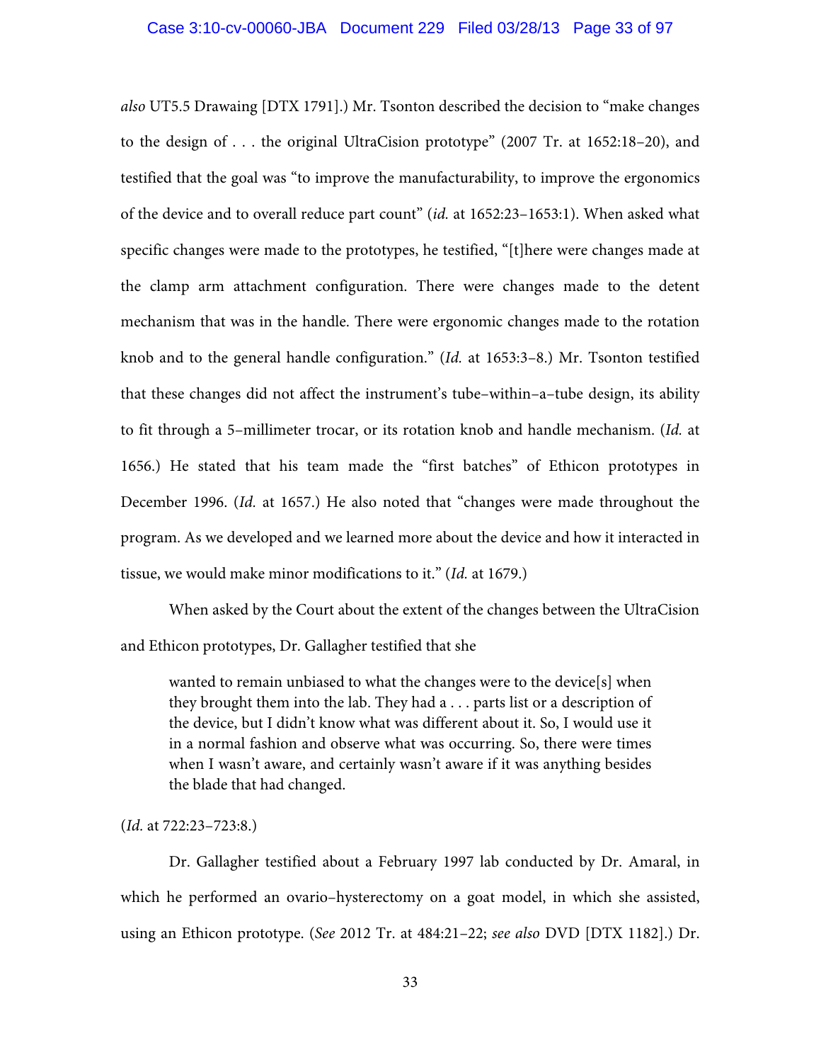*also* UT5.5 Drawaing [DTX 1791].) Mr. Tsonton described the decision to "make changes to the design of . . . the original UltraCision prototype" (2007 Tr. at 1652:18–20), and testified that the goal was "to improve the manufacturability, to improve the ergonomics of the device and to overall reduce part count" (*id.* at 1652:23–1653:1). When asked what specific changes were made to the prototypes, he testified, "[t]here were changes made at the clamp arm attachment configuration. There were changes made to the detent mechanism that was in the handle. There were ergonomic changes made to the rotation knob and to the general handle configuration." (*Id.* at 1653:3–8.) Mr. Tsonton testified that these changes did not affect the instrument's tube–within–a–tube design, its ability to fit through a 5–millimeter trocar, or its rotation knob and handle mechanism. (*Id.* at 1656.) He stated that his team made the "first batches" of Ethicon prototypes in December 1996. (*Id.* at 1657.) He also noted that "changes were made throughout the program. As we developed and we learned more about the device and how it interacted in tissue, we would make minor modifications to it." (*Id.* at 1679.)

When asked by the Court about the extent of the changes between the UltraCision and Ethicon prototypes, Dr. Gallagher testified that she

> wanted to remain unbiased to what the changes were to the device[s] when they brought them into the lab. They had a . . . parts list or a description of the device, but I didn't know what was different about it. So, I would use it in a normal fashion and observe what was occurring. So, there were times when I wasn't aware, and certainly wasn't aware if it was anything besides the blade that had changed.

(*Id.* at 722:23–723:8.)

Dr. Gallagher testified about a February 1997 lab conducted by Dr. Amaral, in which he performed an ovario–hysterectomy on a goat model, in which she assisted, using an Ethicon prototype. (*See* 2012 Tr. at 484:21–22; *see also* DVD [DTX 1182].) Dr.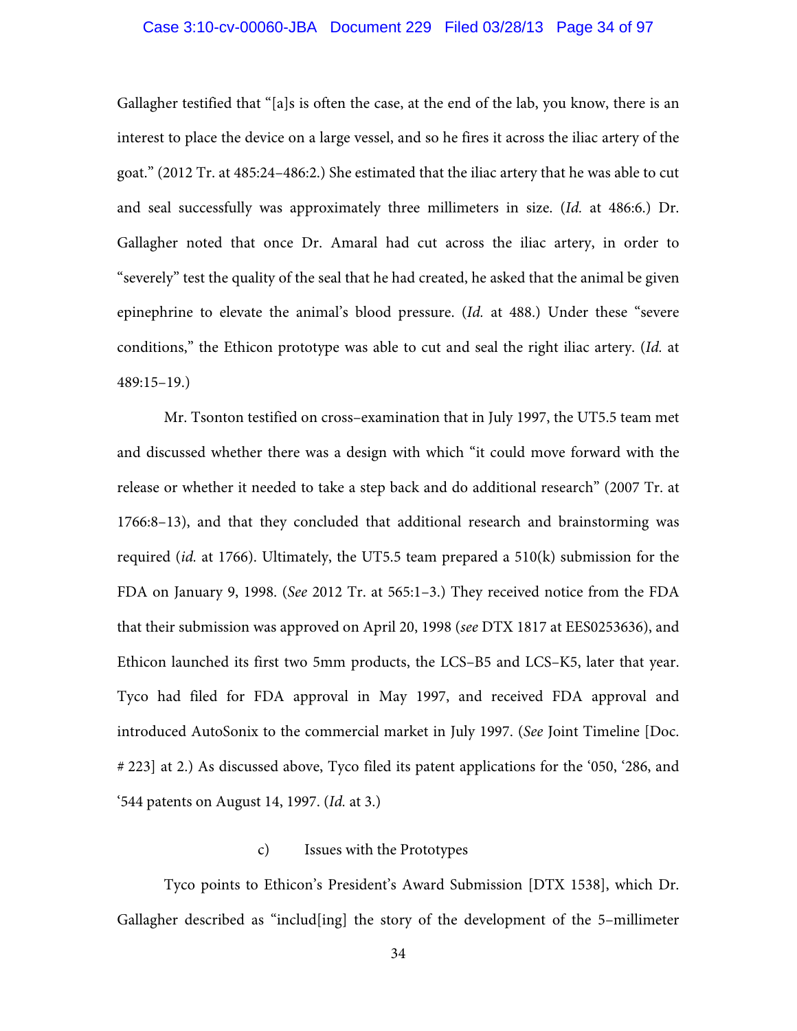Gallagher testified that "[a]s is often the case, at the end of the lab, you know, there is an interest to place the device on a large vessel, and so he fires it across the iliac artery of the goat." (2012 Tr. at 485:24–486:2.) She estimated that the iliac artery that he was able to cut and seal successfully was approximately three millimeters in size. (*Id.* at 486:6.) Dr. Gallagher noted that once Dr. Amaral had cut across the iliac artery, in order to "severely" test the quality of the seal that he had created, he asked that the animal be given epinephrine to elevate the animal's blood pressure. (*Id.* at 488.) Under these "severe conditions," the Ethicon prototype was able to cut and seal the right iliac artery. (*Id.* at 489:15–19.)

Mr. Tsonton testified on cross–examination that in July 1997, the UT5.5 team met and discussed whether there was a design with which "it could move forward with the release or whether it needed to take a step back and do additional research" (2007 Tr. at 1766:8–13), and that they concluded that additional research and brainstorming was required (*id.* at 1766). Ultimately, the UT5.5 team prepared a 510(k) submission for the FDA on January 9, 1998. (*See* 2012 Tr. at 565:1–3.) They received notice from the FDA that their submission was approved on April 20, 1998 (*see* DTX 1817 at EES0253636), and Ethicon launched its first two 5mm products, the LCS–B5 and LCS–K5, later that year. Tyco had filed for FDA approval in May 1997, and received FDA approval and introduced AutoSonix to the commercial market in July 1997. (*See* Joint Timeline [Doc. # 223] at 2.) As discussed above, Tyco filed its patent applications for the '050, '286, and '544 patents on August 14, 1997. (*Id.* at 3.)

c) Issues with the Prototypes

Tyco points to Ethicon's President's Award Submission [DTX 1538], which Dr. Gallagher described as "includ[ing] the story of the development of the 5–millimeter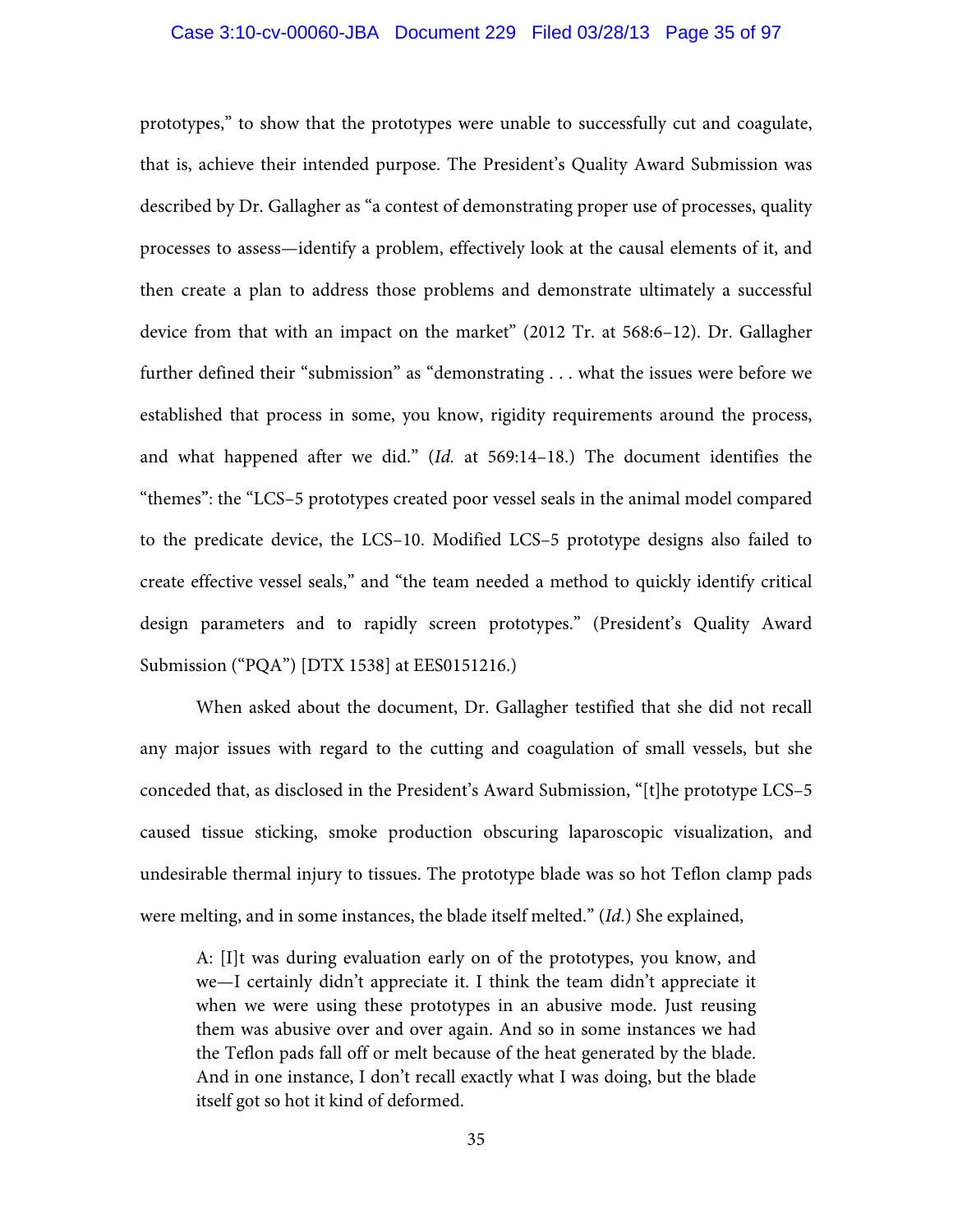prototypes," to show that the prototypes were unable to successfully cut and coagulate, that is, achieve their intended purpose. The President's Quality Award Submission was described by Dr. Gallagher as "a contest of demonstrating proper use of processes, quality processes to assess—identify a problem, effectively look at the causal elements of it, and then create a plan to address those problems and demonstrate ultimately a successful device from that with an impact on the market" (2012 Tr. at 568:6–12). Dr. Gallagher further defined their "submission" as "demonstrating . . . what the issues were before we established that process in some, you know, rigidity requirements around the process, and what happened after we did." (*Id.* at 569:14–18.) The document identifies the "themes": the "LCS–5 prototypes created poor vessel seals in the animal model compared to the predicate device, the LCS–10. Modified LCS–5 prototype designs also failed to create effective vessel seals," and "the team needed a method to quickly identify critical design parameters and to rapidly screen prototypes." (President's Quality Award Submission ("PQA") [DTX 1538] at EES0151216.)

When asked about the document, Dr. Gallagher testified that she did not recall any major issues with regard to the cutting and coagulation of small vessels, but she conceded that, as disclosed in the President's Award Submission, "[t]he prototype LCS–5 caused tissue sticking, smoke production obscuring laparoscopic visualization, and undesirable thermal injury to tissues. The prototype blade was so hot Teflon clamp pads were melting, and in some instances, the blade itself melted." (*Id.*) She explained,

> A: [I]t was during evaluation early on of the prototypes, you know, and we—I certainly didn't appreciate it. I think the team didn't appreciate it when we were using these prototypes in an abusive mode. Just reusing them was abusive over and over again. And so in some instances we had the Teflon pads fall off or melt because of the heat generated by the blade. And in one instance, I don't recall exactly what I was doing, but the blade itself got so hot it kind of deformed.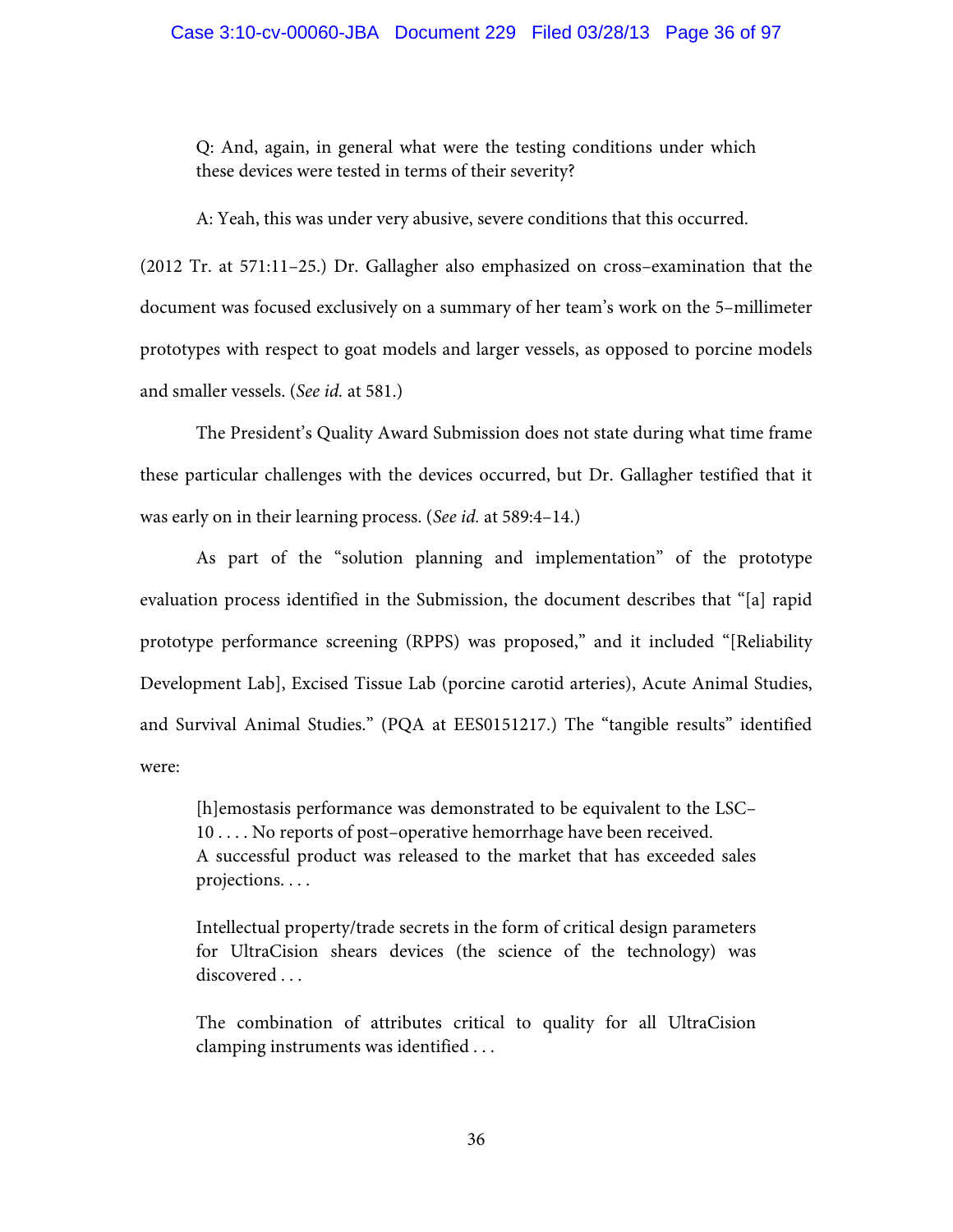> Q: And, again, in general what were the testing conditions under which these devices were tested in terms of their severity?
>
> A: Yeah, this was under very abusive, severe conditions that this occurred.

(2012 Tr. at 571:11–25.) Dr. Gallagher also emphasized on cross–examination that the document was focused exclusively on a summary of her team's work on the 5–millimeter prototypes with respect to goat models and larger vessels, as opposed to porcine models and smaller vessels. (*See id.* at 581.)

The President's Quality Award Submission does not state during what time frame these particular challenges with the devices occurred, but Dr. Gallagher testified that it was early on in their learning process. (*See id.* at 589:4–14.)

As part of the "solution planning and implementation" of the prototype evaluation process identified in the Submission, the document describes that "[a] rapid prototype performance screening (RPPS) was proposed," and it included "[Reliability Development Lab], Excised Tissue Lab (porcine carotid arteries), Acute Animal Studies, and Survival Animal Studies." (PQA at EES0151217.) The "tangible results" identified were:

> [h]emostasis performance was demonstrated to be equivalent to the LSC–10 . . . . No reports of post–operative hemorrhage have been received. A successful product was released to the market that has exceeded sales projections. . . .
>
> Intellectual property/trade secrets in the form of critical design parameters for UltraCision shears devices (the science of the technology) was discovered . . .
>
> The combination of attributes critical to quality for all UltraCision clamping instruments was identified . . .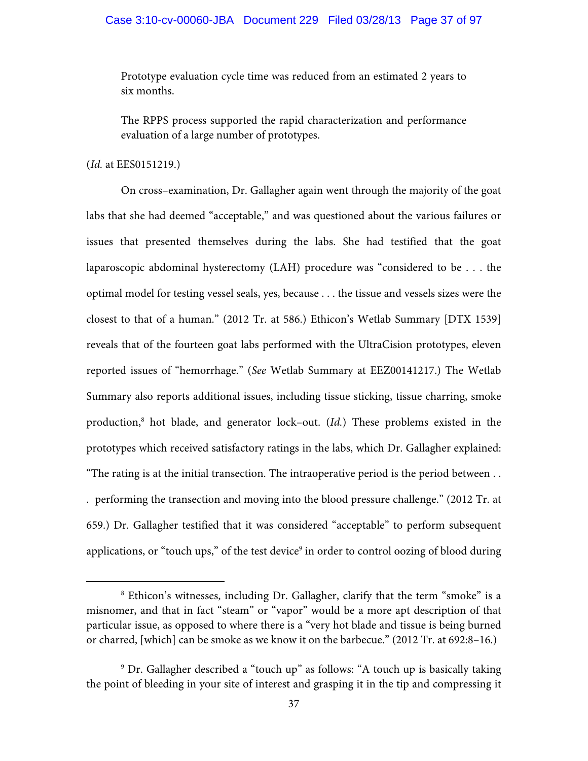> Prototype evaluation cycle time was reduced from an estimated 2 years to six months.
>
> The RPPS process supported the rapid characterization and performance evaluation of a large number of prototypes.

(*Id.* at EES0151219.)

On cross–examination, Dr. Gallagher again went through the majority of the goat labs that she had deemed "acceptable," and was questioned about the various failures or issues that presented themselves during the labs. She had testified that the goat laparoscopic abdominal hysterectomy (LAH) procedure was "considered to be . . . the optimal model for testing vessel seals, yes, because . . . the tissue and vessels sizes were the closest to that of a human." (2012 Tr. at 586.) Ethicon's Wetlab Summary [DTX 1539] reveals that of the fourteen goat labs performed with the UltraCision prototypes, eleven reported issues of "hemorrhage." (*See* Wetlab Summary at EEZ00141217.) The Wetlab Summary also reports additional issues, including tissue sticking, tissue charring, smoke production,[8] hot blade, and generator lock–out. (*Id.*) These problems existed in the prototypes which received satisfactory ratings in the labs, which Dr. Gallagher explained: "The rating is at the initial transection. The intraoperative period is the period between . . . performing the transection and moving into the blood pressure challenge." (2012 Tr. at 659.) Dr. Gallagher testified that it was considered "acceptable" to perform subsequent applications, or "touch ups," of the test device[9] in order to control oozing of blood during

---

[8] Ethicon's witnesses, including Dr. Gallagher, clarify that the term "smoke" is a misnomer, and that in fact "steam" or "vapor" would be a more apt description of that particular issue, as opposed to where there is a "very hot blade and tissue is being burned or charred, [which] can be smoke as we know it on the barbecue." (2012 Tr. at 692:8–16.)

[9] Dr. Gallagher described a "touch up" as follows: "A touch up is basically taking the point of bleeding in your site of interest and grasping it in the tip and compressing it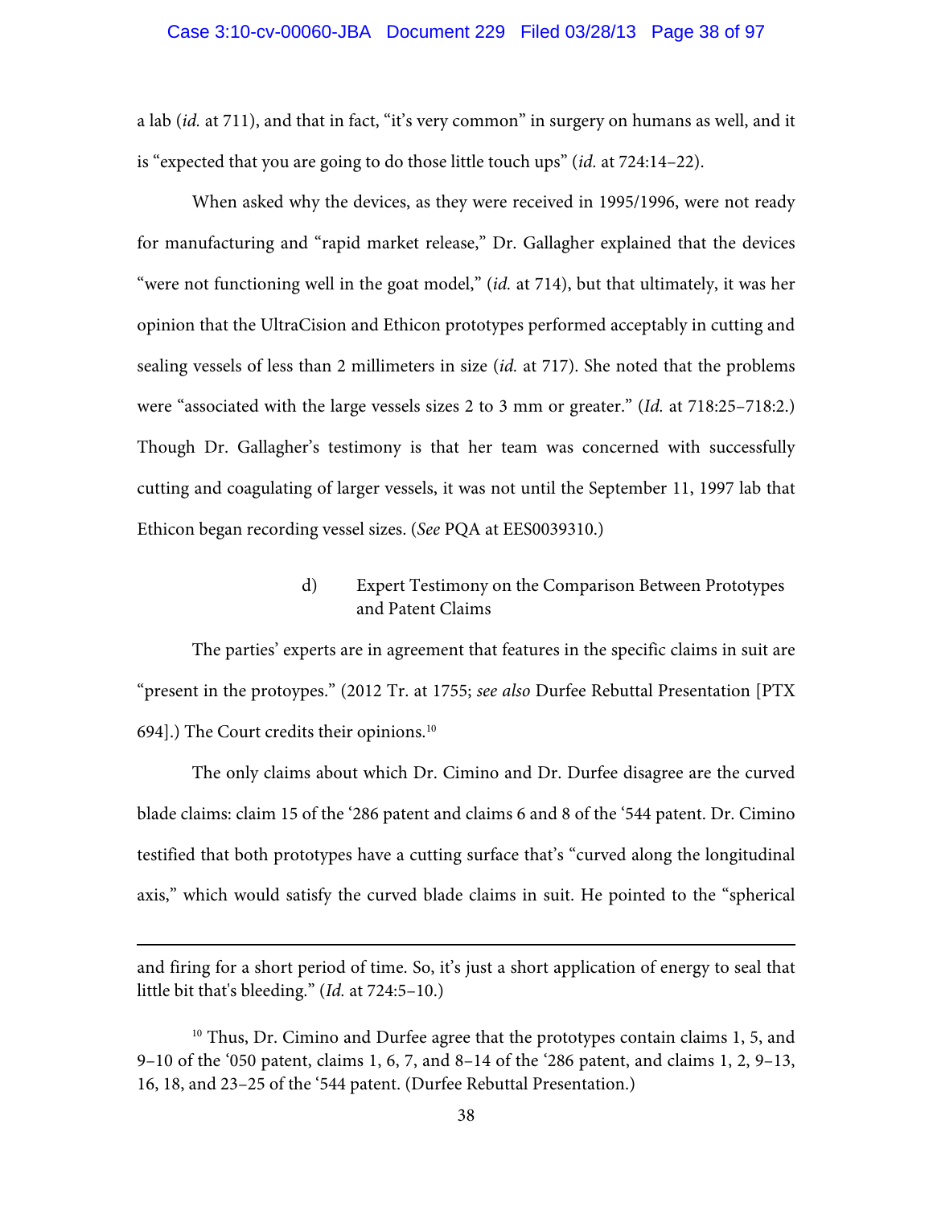a lab (*id.* at 711), and that in fact, "it's very common" in surgery on humans as well, and it is "expected that you are going to do those little touch ups" (*id.* at 724:14–22).

When asked why the devices, as they were received in 1995/1996, were not ready for manufacturing and "rapid market release," Dr. Gallagher explained that the devices "were not functioning well in the goat model," (*id.* at 714), but that ultimately, it was her opinion that the UltraCision and Ethicon prototypes performed acceptably in cutting and sealing vessels of less than 2 millimeters in size (*id.* at 717). She noted that the problems were "associated with the large vessels sizes 2 to 3 mm or greater." (*Id.* at 718:25–718:2.) Though Dr. Gallagher's testimony is that her team was concerned with successfully cutting and coagulating of larger vessels, it was not until the September 11, 1997 lab that Ethicon began recording vessel sizes. (*See* PQA at EES0039310.)

d) Expert Testimony on the Comparison Between Prototypes and Patent Claims

The parties' experts are in agreement that features in the specific claims in suit are "present in the protoypes." (2012 Tr. at 1755; *see also* Durfee Rebuttal Presentation [PTX 694].) The Court credits their opinions.[10]

The only claims about which Dr. Cimino and Dr. Durfee disagree are the curved blade claims: claim 15 of the '286 patent and claims 6 and 8 of the '544 patent. Dr. Cimino testified that both prototypes have a cutting surface that's "curved along the longitudinal axis," which would satisfy the curved blade claims in suit. He pointed to the "spherical

---

and firing for a short period of time. So, it's just a short application of energy to seal that little bit that's bleeding." (*Id.* at 724:5–10.)

[10] Thus, Dr. Cimino and Durfee agree that the prototypes contain claims 1, 5, and 9–10 of the '050 patent, claims 1, 6, 7, and 8–14 of the '286 patent, and claims 1, 2, 9–13, 16, 18, and 23–25 of the '544 patent. (Durfee Rebuttal Presentation.)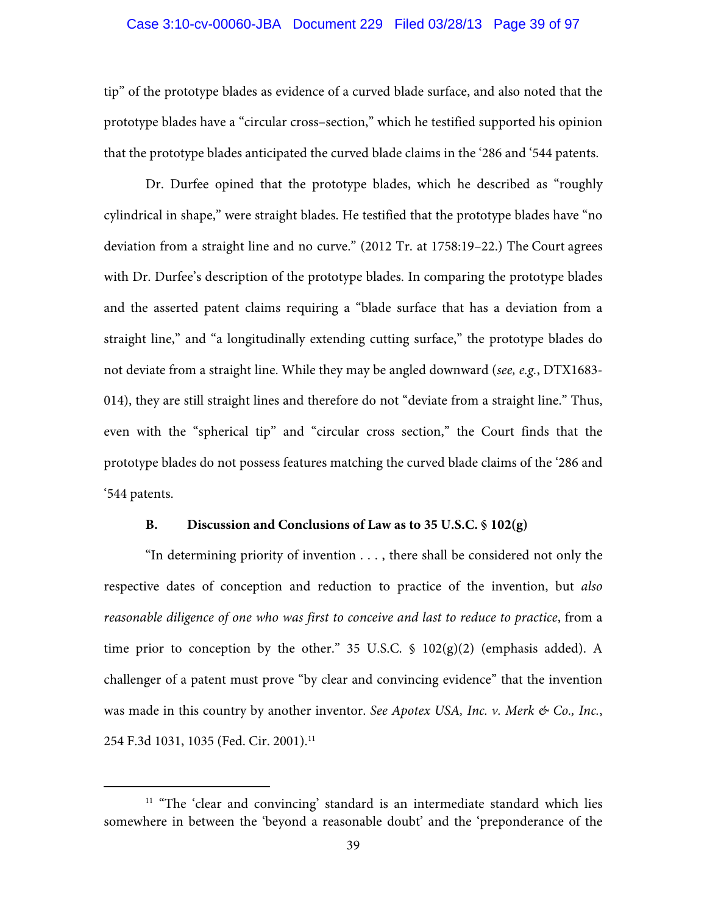tip" of the prototype blades as evidence of a curved blade surface, and also noted that the prototype blades have a "circular cross–section," which he testified supported his opinion that the prototype blades anticipated the curved blade claims in the '286 and '544 patents.

Dr. Durfee opined that the prototype blades, which he described as "roughly cylindrical in shape," were straight blades. He testified that the prototype blades have "no deviation from a straight line and no curve." (2012 Tr. at 1758:19–22.) The Court agrees with Dr. Durfee's description of the prototype blades. In comparing the prototype blades and the asserted patent claims requiring a "blade surface that has a deviation from a straight line," and "a longitudinally extending cutting surface," the prototype blades do not deviate from a straight line. While they may be angled downward (*see, e.g.*, DTX1683-014), they are still straight lines and therefore do not "deviate from a straight line." Thus, even with the "spherical tip" and "circular cross section," the Court finds that the prototype blades do not possess features matching the curved blade claims of the '286 and '544 patents.

### B. Discussion and Conclusions of Law as to 35 U.S.C. § 102(g)

"In determining priority of invention . . . , there shall be considered not only the respective dates of conception and reduction to practice of the invention, but *also reasonable diligence of one who was first to conceive and last to reduce to practice*, from a time prior to conception by the other." 35 U.S.C. § 102(g)(2) (emphasis added). A challenger of a patent must prove "by clear and convincing evidence" that the invention was made in this country by another inventor. *See Apotex USA, Inc. v. Merk & Co., Inc.*, 254 F.3d 1031, 1035 (Fed. Cir. 2001).[11]

---

[11] "The 'clear and convincing' standard is an intermediate standard which lies somewhere in between the 'beyond a reasonable doubt' and the 'preponderance of the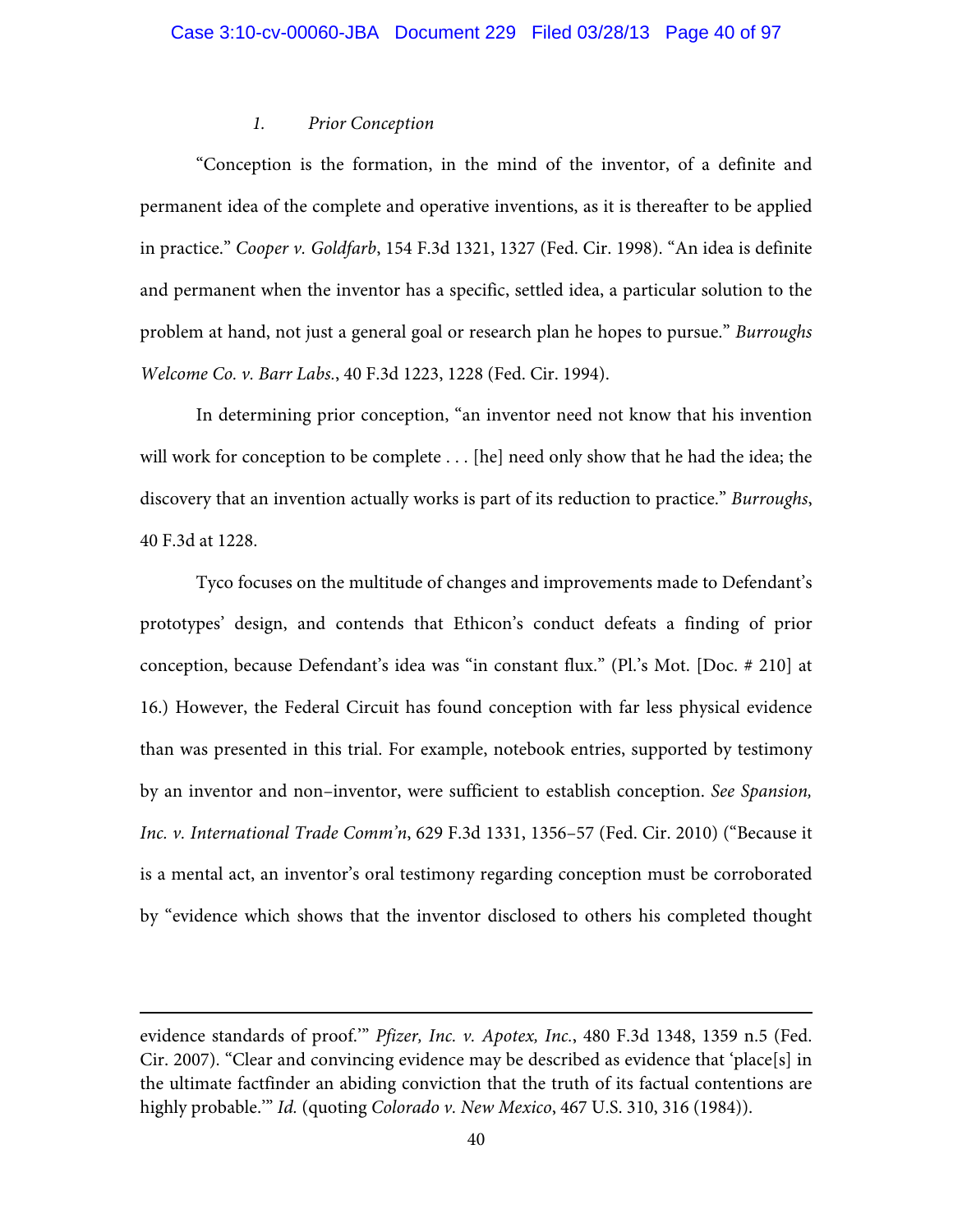### *1. Prior Conception*

"Conception is the formation, in the mind of the inventor, of a definite and permanent idea of the complete and operative inventions, as it is thereafter to be applied in practice." *Cooper v. Goldfarb*, 154 F.3d 1321, 1327 (Fed. Cir. 1998). "An idea is definite and permanent when the inventor has a specific, settled idea, a particular solution to the problem at hand, not just a general goal or research plan he hopes to pursue." *Burroughs Welcome Co. v. Barr Labs.*, 40 F.3d 1223, 1228 (Fed. Cir. 1994).

In determining prior conception, "an inventor need not know that his invention will work for conception to be complete . . . [he] need only show that he had the idea; the discovery that an invention actually works is part of its reduction to practice." *Burroughs*, 40 F.3d at 1228.

Tyco focuses on the multitude of changes and improvements made to Defendant's prototypes' design, and contends that Ethicon's conduct defeats a finding of prior conception, because Defendant's idea was "in constant flux." (Pl.'s Mot. [Doc. # 210] at 16.) However, the Federal Circuit has found conception with far less physical evidence than was presented in this trial. For example, notebook entries, supported by testimony by an inventor and non–inventor, were sufficient to establish conception. *See Spansion, Inc. v. International Trade Comm'n*, 629 F.3d 1331, 1356–57 (Fed. Cir. 2010) ("Because it is a mental act, an inventor's oral testimony regarding conception must be corroborated by "evidence which shows that the inventor disclosed to others his completed thought

---

evidence standards of proof.'" *Pfizer, Inc. v. Apotex, Inc.*, 480 F.3d 1348, 1359 n.5 (Fed. Cir. 2007). "Clear and convincing evidence may be described as evidence that 'place[s] in the ultimate factfinder an abiding conviction that the truth of its factual contentions are highly probable.'" *Id.* (quoting *Colorado v. New Mexico*, 467 U.S. 310, 316 (1984)).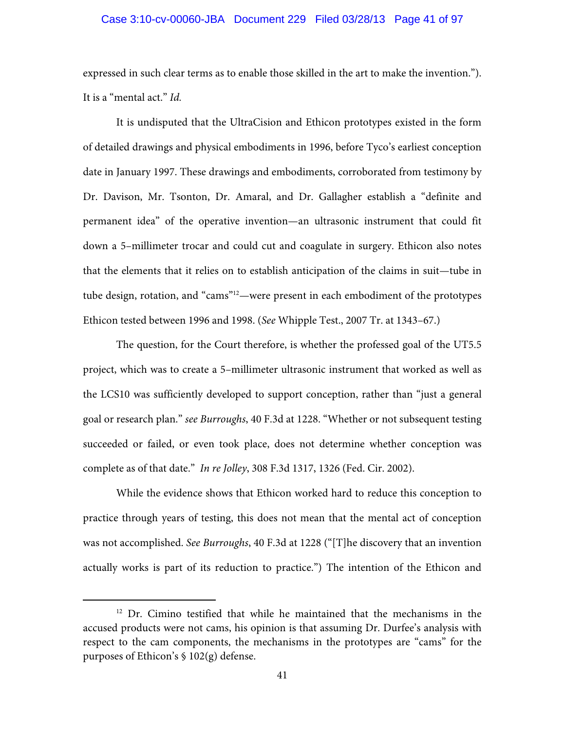expressed in such clear terms as to enable those skilled in the art to make the invention."). It is a "mental act." *Id.*

It is undisputed that the UltraCision and Ethicon prototypes existed in the form of detailed drawings and physical embodiments in 1996, before Tyco's earliest conception date in January 1997. These drawings and embodiments, corroborated from testimony by Dr. Davison, Mr. Tsonton, Dr. Amaral, and Dr. Gallagher establish a "definite and permanent idea" of the operative invention—an ultrasonic instrument that could fit down a 5–millimeter trocar and could cut and coagulate in surgery. Ethicon also notes that the elements that it relies on to establish anticipation of the claims in suit—tube in tube design, rotation, and "cams"[12]—were present in each embodiment of the prototypes Ethicon tested between 1996 and 1998. (*See* Whipple Test., 2007 Tr. at 1343–67.)

The question, for the Court therefore, is whether the professed goal of the UT5.5 project, which was to create a 5–millimeter ultrasonic instrument that worked as well as the LCS10 was sufficiently developed to support conception, rather than "just a general goal or research plan." *see Burroughs*, 40 F.3d at 1228. "Whether or not subsequent testing succeeded or failed, or even took place, does not determine whether conception was complete as of that date." *In re Jolley*, 308 F.3d 1317, 1326 (Fed. Cir. 2002).

While the evidence shows that Ethicon worked hard to reduce this conception to practice through years of testing, this does not mean that the mental act of conception was not accomplished. *See Burroughs*, 40 F.3d at 1228 ("[T]he discovery that an invention actually works is part of its reduction to practice.") The intention of the Ethicon and

---

[12] Dr. Cimino testified that while he maintained that the mechanisms in the accused products were not cams, his opinion is that assuming Dr. Durfee's analysis with respect to the cam components, the mechanisms in the prototypes are "cams" for the purposes of Ethicon's § 102(g) defense.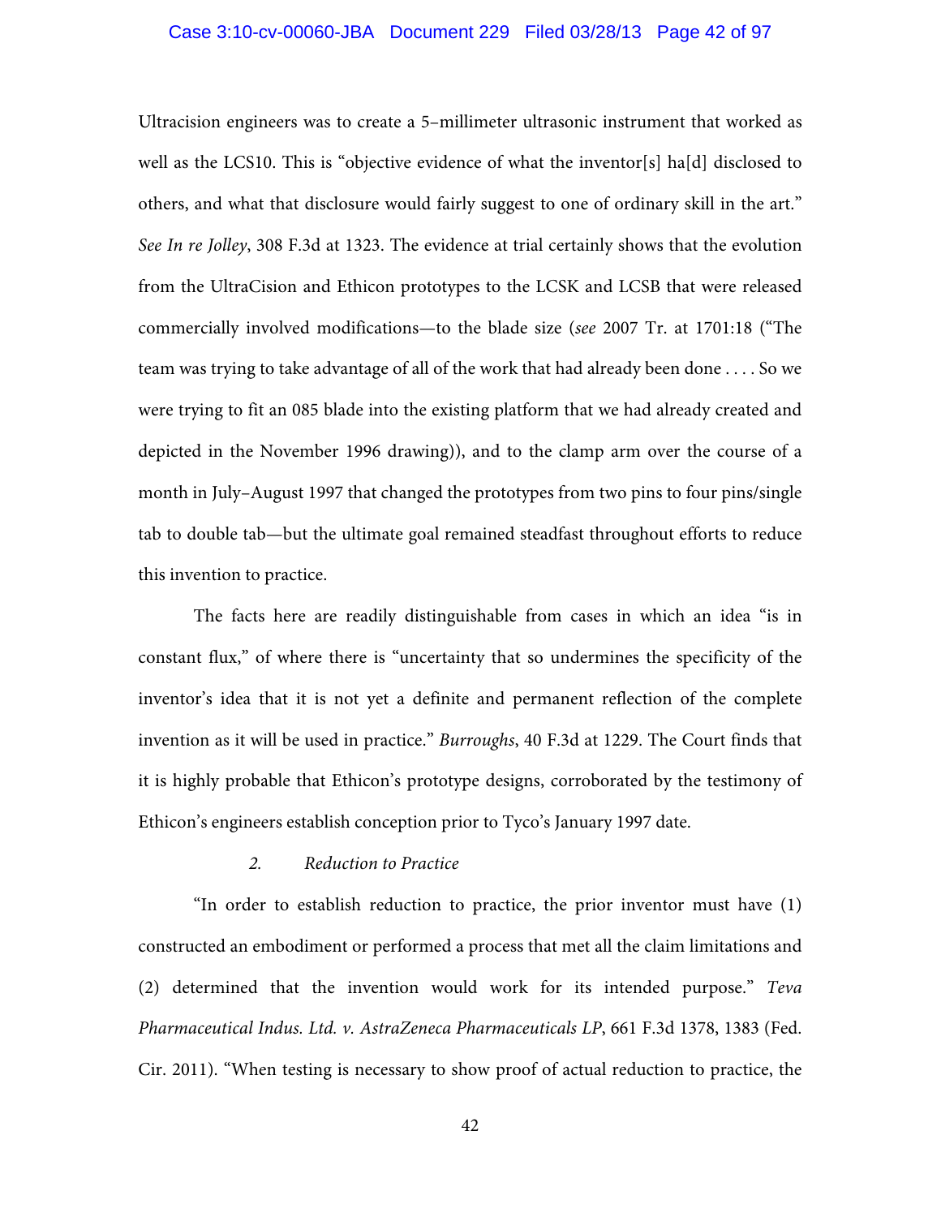Ultracision engineers was to create a 5–millimeter ultrasonic instrument that worked as well as the LCS10. This is "objective evidence of what the inventor[s] ha[d] disclosed to others, and what that disclosure would fairly suggest to one of ordinary skill in the art." *See In re Jolley*, 308 F.3d at 1323. The evidence at trial certainly shows that the evolution from the UltraCision and Ethicon prototypes to the LCSK and LCSB that were released commercially involved modifications—to the blade size (*see* 2007 Tr. at 1701:18 ("The team was trying to take advantage of all of the work that had already been done . . . . So we were trying to fit an 085 blade into the existing platform that we had already created and depicted in the November 1996 drawing)), and to the clamp arm over the course of a month in July–August 1997 that changed the prototypes from two pins to four pins/single tab to double tab—but the ultimate goal remained steadfast throughout efforts to reduce this invention to practice.

The facts here are readily distinguishable from cases in which an idea "is in constant flux," of where there is "uncertainty that so undermines the specificity of the inventor's idea that it is not yet a definite and permanent reflection of the complete invention as it will be used in practice." *Burroughs*, 40 F.3d at 1229. The Court finds that it is highly probable that Ethicon's prototype designs, corroborated by the testimony of Ethicon's engineers establish conception prior to Tyco's January 1997 date.

*2. Reduction to Practice*

"In order to establish reduction to practice, the prior inventor must have (1) constructed an embodiment or performed a process that met all the claim limitations and (2) determined that the invention would work for its intended purpose." *Teva Pharmaceutical Indus. Ltd. v. AstraZeneca Pharmaceuticals LP*, 661 F.3d 1378, 1383 (Fed. Cir. 2011). "When testing is necessary to show proof of actual reduction to practice, the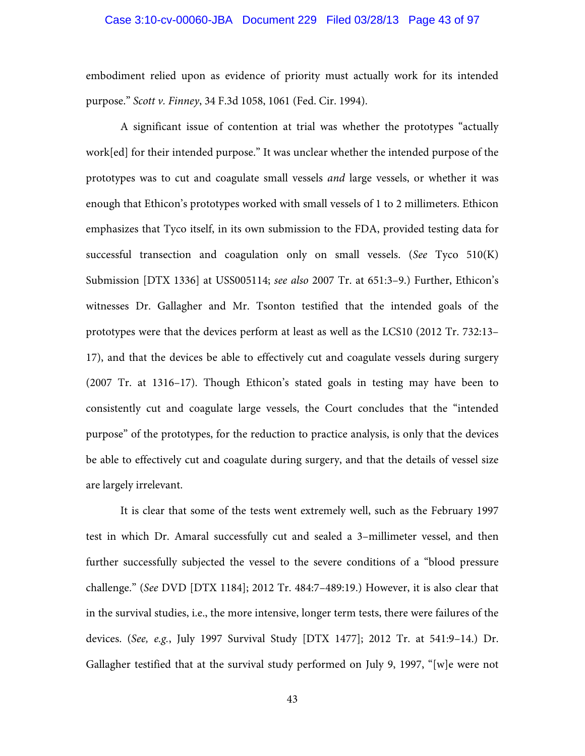embodiment relied upon as evidence of priority must actually work for its intended purpose." *Scott v. Finney*, 34 F.3d 1058, 1061 (Fed. Cir. 1994).

A significant issue of contention at trial was whether the prototypes "actually work[ed] for their intended purpose." It was unclear whether the intended purpose of the prototypes was to cut and coagulate small vessels *and* large vessels, or whether it was enough that Ethicon's prototypes worked with small vessels of 1 to 2 millimeters. Ethicon emphasizes that Tyco itself, in its own submission to the FDA, provided testing data for successful transection and coagulation only on small vessels. (*See* Tyco 510(K) Submission [DTX 1336] at USS005114; *see also* 2007 Tr. at 651:3–9.) Further, Ethicon's witnesses Dr. Gallagher and Mr. Tsonton testified that the intended goals of the prototypes were that the devices perform at least as well as the LCS10 (2012 Tr. 732:13–17), and that the devices be able to effectively cut and coagulate vessels during surgery (2007 Tr. at 1316–17). Though Ethicon's stated goals in testing may have been to consistently cut and coagulate large vessels, the Court concludes that the "intended purpose" of the prototypes, for the reduction to practice analysis, is only that the devices be able to effectively cut and coagulate during surgery, and that the details of vessel size are largely irrelevant.

It is clear that some of the tests went extremely well, such as the February 1997 test in which Dr. Amaral successfully cut and sealed a 3–millimeter vessel, and then further successfully subjected the vessel to the severe conditions of a "blood pressure challenge." (*See* DVD [DTX 1184]; 2012 Tr. 484:7–489:19.) However, it is also clear that in the survival studies, i.e., the more intensive, longer term tests, there were failures of the devices. (*See, e.g.*, July 1997 Survival Study [DTX 1477]; 2012 Tr. at 541:9–14.) Dr. Gallagher testified that at the survival study performed on July 9, 1997, "[w]e were not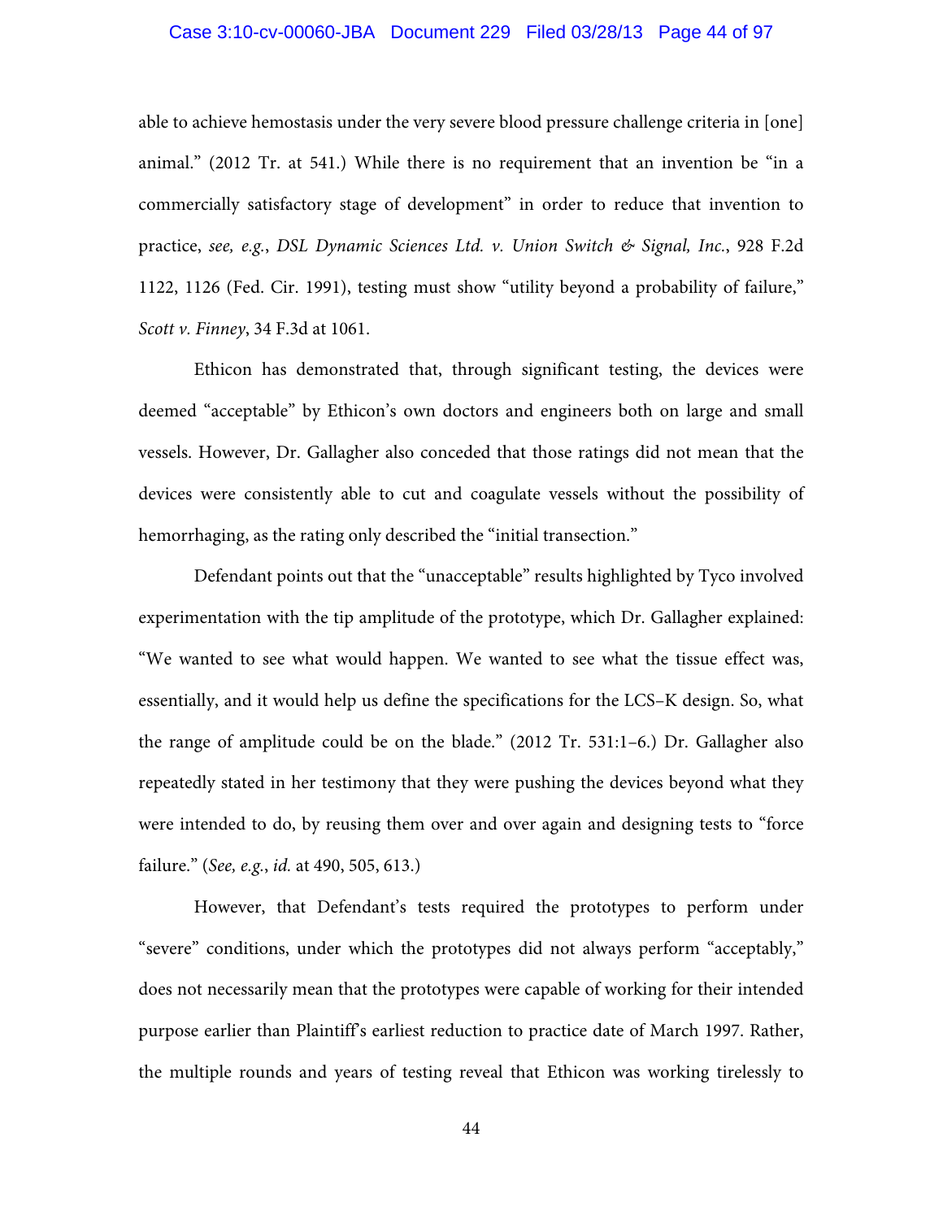able to achieve hemostasis under the very severe blood pressure challenge criteria in [one] animal." (2012 Tr. at 541.) While there is no requirement that an invention be "in a commercially satisfactory stage of development" in order to reduce that invention to practice, *see, e.g.*, *DSL Dynamic Sciences Ltd. v. Union Switch & Signal, Inc.*, 928 F.2d 1122, 1126 (Fed. Cir. 1991), testing must show "utility beyond a probability of failure," *Scott v. Finney*, 34 F.3d at 1061.

Ethicon has demonstrated that, through significant testing, the devices were deemed "acceptable" by Ethicon's own doctors and engineers both on large and small vessels. However, Dr. Gallagher also conceded that those ratings did not mean that the devices were consistently able to cut and coagulate vessels without the possibility of hemorrhaging, as the rating only described the "initial transection."

Defendant points out that the "unacceptable" results highlighted by Tyco involved experimentation with the tip amplitude of the prototype, which Dr. Gallagher explained: "We wanted to see what would happen. We wanted to see what the tissue effect was, essentially, and it would help us define the specifications for the LCS–K design. So, what the range of amplitude could be on the blade." (2012 Tr. 531:1–6.) Dr. Gallagher also repeatedly stated in her testimony that they were pushing the devices beyond what they were intended to do, by reusing them over and over again and designing tests to "force failure." (*See, e.g.*, *id.* at 490, 505, 613.)

However, that Defendant's tests required the prototypes to perform under "severe" conditions, under which the prototypes did not always perform "acceptably," does not necessarily mean that the prototypes were capable of working for their intended purpose earlier than Plaintiff's earliest reduction to practice date of March 1997. Rather, the multiple rounds and years of testing reveal that Ethicon was working tirelessly to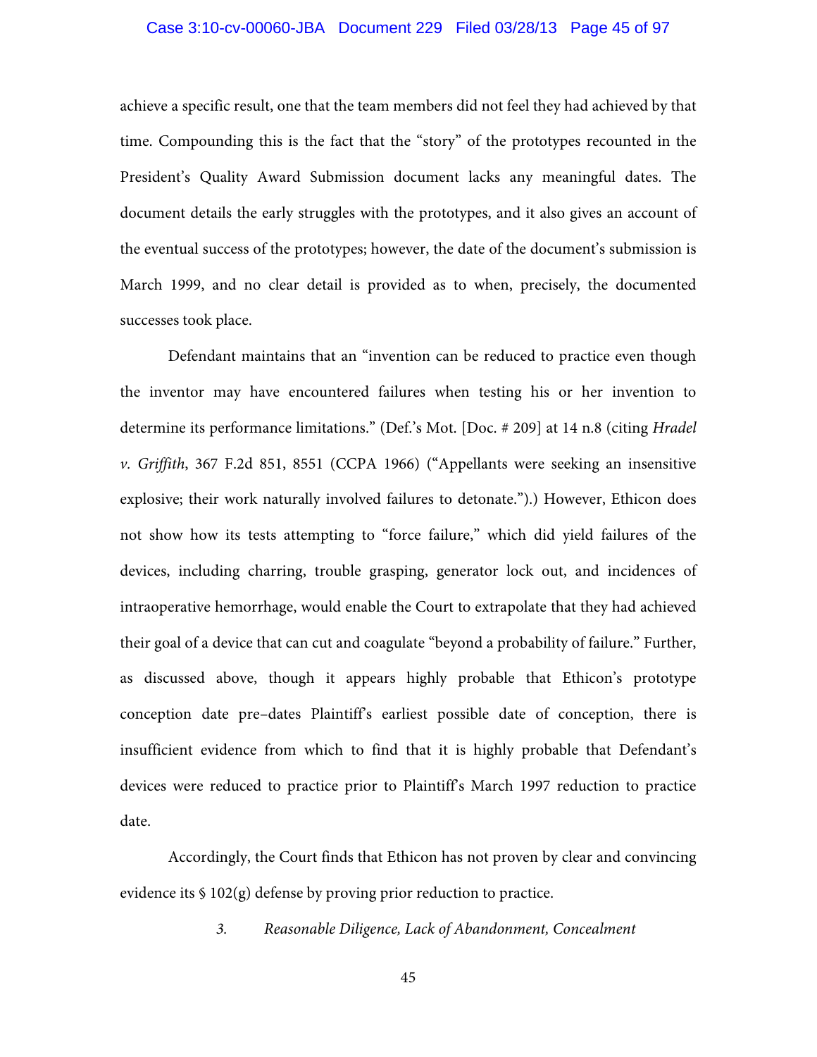achieve a specific result, one that the team members did not feel they had achieved by that time. Compounding this is the fact that the "story" of the prototypes recounted in the President's Quality Award Submission document lacks any meaningful dates. The document details the early struggles with the prototypes, and it also gives an account of the eventual success of the prototypes; however, the date of the document's submission is March 1999, and no clear detail is provided as to when, precisely, the documented successes took place.

Defendant maintains that an "invention can be reduced to practice even though the inventor may have encountered failures when testing his or her invention to determine its performance limitations." (Def.'s Mot. [Doc. # 209] at 14 n.8 (citing *Hradel v. Griffith*, 367 F.2d 851, 8551 (CCPA 1966) ("Appellants were seeking an insensitive explosive; their work naturally involved failures to detonate.").) However, Ethicon does not show how its tests attempting to "force failure," which did yield failures of the devices, including charring, trouble grasping, generator lock out, and incidences of intraoperative hemorrhage, would enable the Court to extrapolate that they had achieved their goal of a device that can cut and coagulate "beyond a probability of failure." Further, as discussed above, though it appears highly probable that Ethicon's prototype conception date pre–dates Plaintiff's earliest possible date of conception, there is insufficient evidence from which to find that it is highly probable that Defendant's devices were reduced to practice prior to Plaintiff's March 1997 reduction to practice date.

Accordingly, the Court finds that Ethicon has not proven by clear and convincing evidence its § 102(g) defense by proving prior reduction to practice.

### 3. *Reasonable Diligence, Lack of Abandonment, Concealment*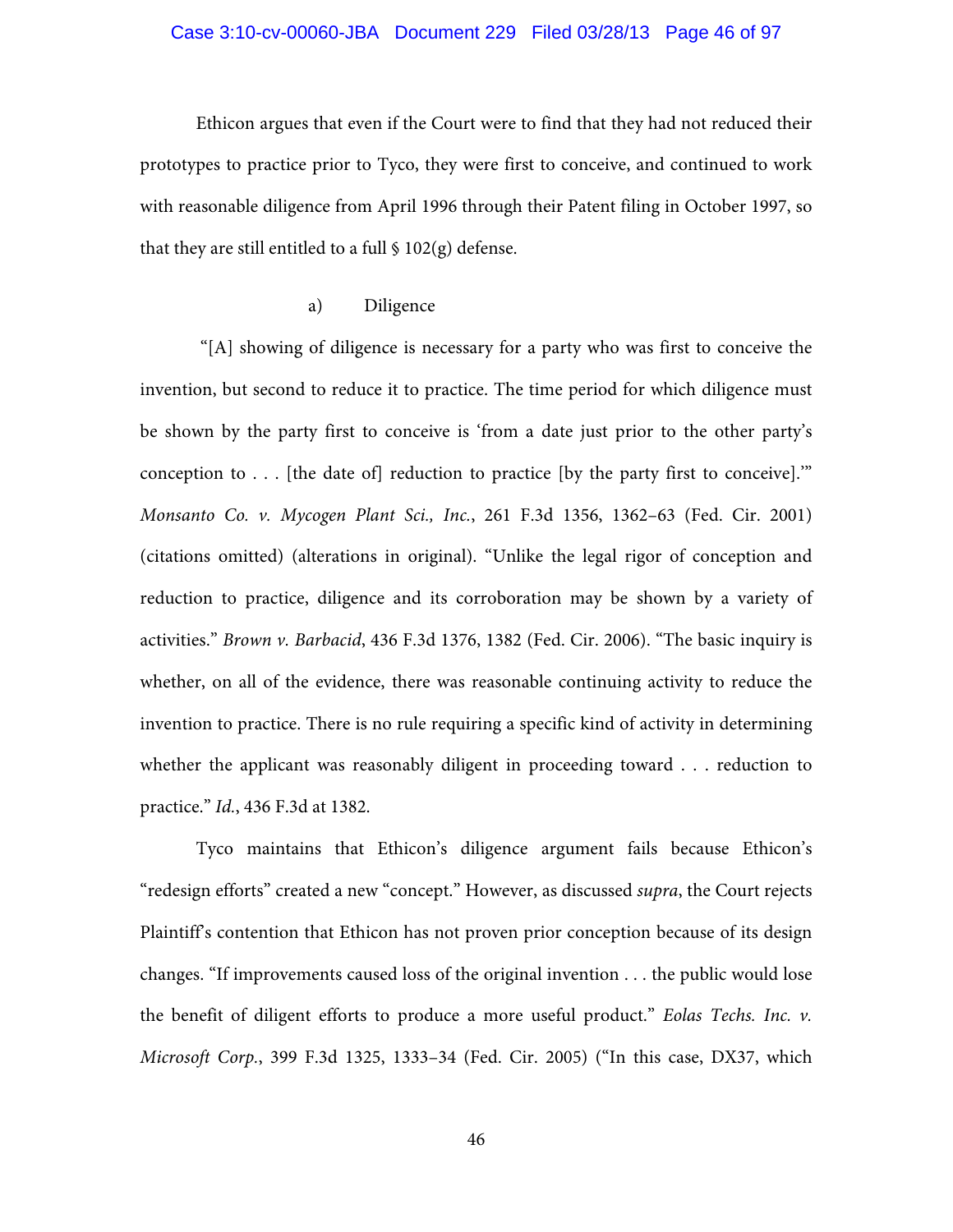Ethicon argues that even if the Court were to find that they had not reduced their prototypes to practice prior to Tyco, they were first to conceive, and continued to work with reasonable diligence from April 1996 through their Patent filing in October 1997, so that they are still entitled to a full § 102(g) defense.

a) Diligence

"[A] showing of diligence is necessary for a party who was first to conceive the invention, but second to reduce it to practice. The time period for which diligence must be shown by the party first to conceive is 'from a date just prior to the other party's conception to . . . [the date of] reduction to practice [by the party first to conceive].'" *Monsanto Co. v. Mycogen Plant Sci., Inc.*, 261 F.3d 1356, 1362–63 (Fed. Cir. 2001) (citations omitted) (alterations in original). "Unlike the legal rigor of conception and reduction to practice, diligence and its corroboration may be shown by a variety of activities." *Brown v. Barbacid*, 436 F.3d 1376, 1382 (Fed. Cir. 2006). "The basic inquiry is whether, on all of the evidence, there was reasonable continuing activity to reduce the invention to practice. There is no rule requiring a specific kind of activity in determining whether the applicant was reasonably diligent in proceeding toward . . . reduction to practice." *Id.*, 436 F.3d at 1382.

Tyco maintains that Ethicon's diligence argument fails because Ethicon's "redesign efforts" created a new "concept." However, as discussed *supra*, the Court rejects Plaintiff's contention that Ethicon has not proven prior conception because of its design changes. "If improvements caused loss of the original invention . . . the public would lose the benefit of diligent efforts to produce a more useful product." *Eolas Techs. Inc. v. Microsoft Corp.*, 399 F.3d 1325, 1333–34 (Fed. Cir. 2005) ("In this case, DX37, which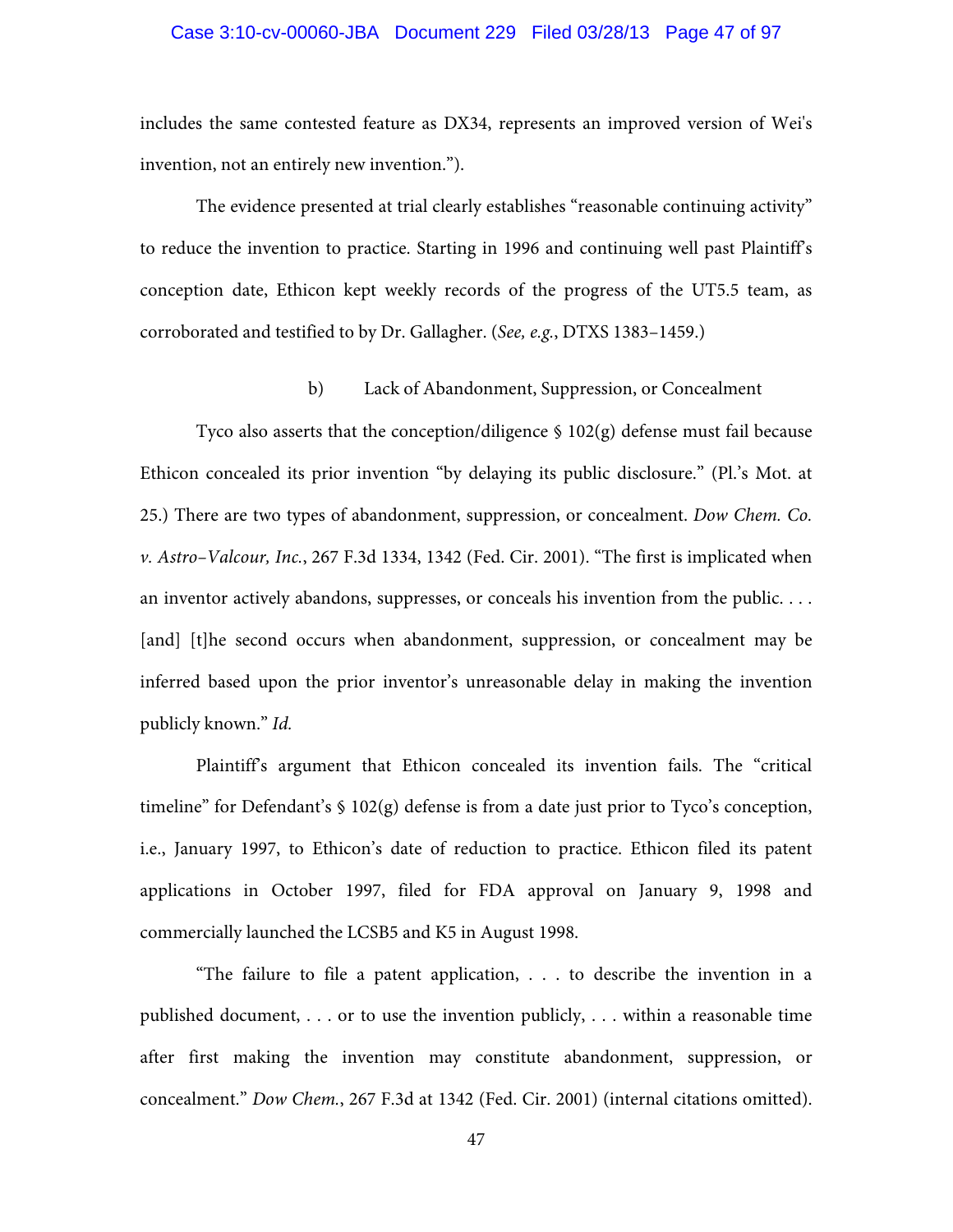includes the same contested feature as DX34, represents an improved version of Wei's invention, not an entirely new invention.").

The evidence presented at trial clearly establishes "reasonable continuing activity" to reduce the invention to practice. Starting in 1996 and continuing well past Plaintiff's conception date, Ethicon kept weekly records of the progress of the UT5.5 team, as corroborated and testified to by Dr. Gallagher. (*See, e.g.*, DTXS 1383–1459.)

b) Lack of Abandonment, Suppression, or Concealment

Tyco also asserts that the conception/diligence § 102(g) defense must fail because Ethicon concealed its prior invention "by delaying its public disclosure." (Pl.'s Mot. at 25.) There are two types of abandonment, suppression, or concealment. *Dow Chem. Co. v. Astro–Valcour, Inc.*, 267 F.3d 1334, 1342 (Fed. Cir. 2001). "The first is implicated when an inventor actively abandons, suppresses, or conceals his invention from the public. . . . [and] [t]he second occurs when abandonment, suppression, or concealment may be inferred based upon the prior inventor's unreasonable delay in making the invention publicly known." *Id.*

Plaintiff's argument that Ethicon concealed its invention fails. The "critical timeline" for Defendant's § 102(g) defense is from a date just prior to Tyco's conception, i.e., January 1997, to Ethicon's date of reduction to practice. Ethicon filed its patent applications in October 1997, filed for FDA approval on January 9, 1998 and commercially launched the LCSB5 and K5 in August 1998.

"The failure to file a patent application, . . . to describe the invention in a published document, . . . or to use the invention publicly, . . . within a reasonable time after first making the invention may constitute abandonment, suppression, or concealment." *Dow Chem.*, 267 F.3d at 1342 (Fed. Cir. 2001) (internal citations omitted).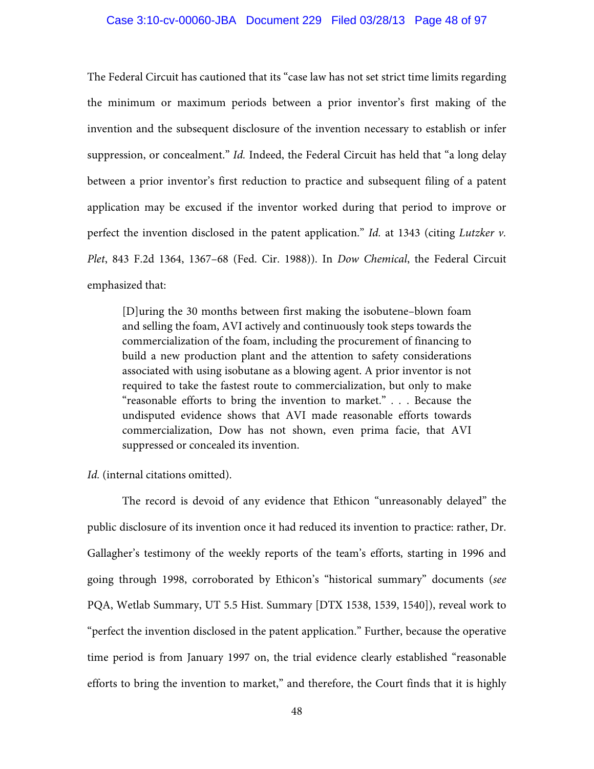The Federal Circuit has cautioned that its "case law has not set strict time limits regarding the minimum or maximum periods between a prior inventor's first making of the invention and the subsequent disclosure of the invention necessary to establish or infer suppression, or concealment." *Id.* Indeed, the Federal Circuit has held that "a long delay between a prior inventor's first reduction to practice and subsequent filing of a patent application may be excused if the inventor worked during that period to improve or perfect the invention disclosed in the patent application." *Id.* at 1343 (citing *Lutzker v. Plet*, 843 F.2d 1364, 1367–68 (Fed. Cir. 1988)). In *Dow Chemical*, the Federal Circuit emphasized that:

> [D]uring the 30 months between first making the isobutene–blown foam and selling the foam, AVI actively and continuously took steps towards the commercialization of the foam, including the procurement of financing to build a new production plant and the attention to safety considerations associated with using isobutane as a blowing agent. A prior inventor is not required to take the fastest route to commercialization, but only to make "reasonable efforts to bring the invention to market." . . . Because the undisputed evidence shows that AVI made reasonable efforts towards commercialization, Dow has not shown, even prima facie, that AVI suppressed or concealed its invention.

*Id.* (internal citations omitted).

The record is devoid of any evidence that Ethicon "unreasonably delayed" the public disclosure of its invention once it had reduced its invention to practice: rather, Dr. Gallagher's testimony of the weekly reports of the team's efforts, starting in 1996 and going through 1998, corroborated by Ethicon's "historical summary" documents (*see* PQA, Wetlab Summary, UT 5.5 Hist. Summary [DTX 1538, 1539, 1540]), reveal work to "perfect the invention disclosed in the patent application." Further, because the operative time period is from January 1997 on, the trial evidence clearly established "reasonable efforts to bring the invention to market," and therefore, the Court finds that it is highly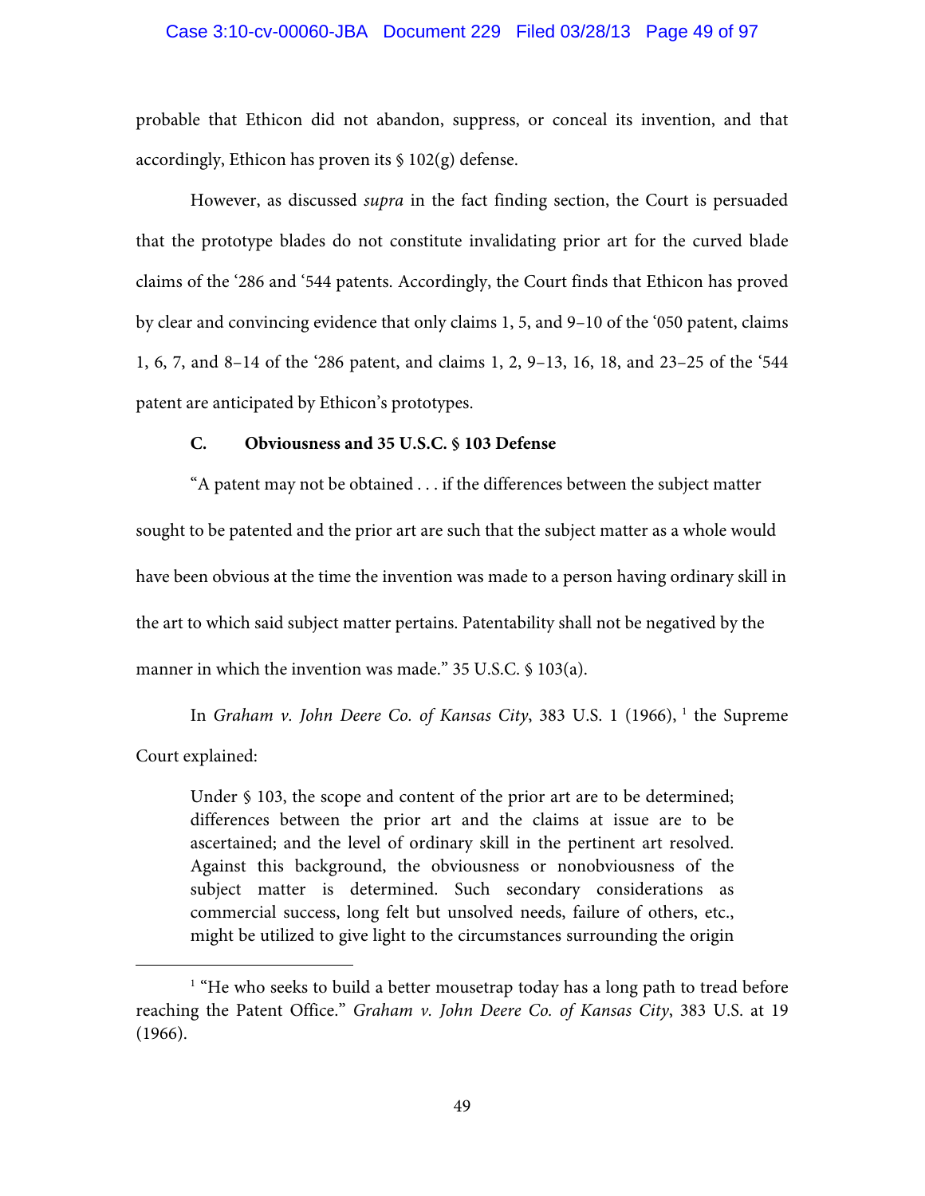probable that Ethicon did not abandon, suppress, or conceal its invention, and that accordingly, Ethicon has proven its § 102(g) defense.

However, as discussed *supra* in the fact finding section, the Court is persuaded that the prototype blades do not constitute invalidating prior art for the curved blade claims of the '286 and '544 patents. Accordingly, the Court finds that Ethicon has proved by clear and convincing evidence that only claims 1, 5, and 9–10 of the '050 patent, claims 1, 6, 7, and 8–14 of the '286 patent, and claims 1, 2, 9–13, 16, 18, and 23–25 of the '544 patent are anticipated by Ethicon's prototypes.

### C. Obviousness and 35 U.S.C. § 103 Defense

"A patent may not be obtained . . . if the differences between the subject matter sought to be patented and the prior art are such that the subject matter as a whole would have been obvious at the time the invention was made to a person having ordinary skill in the art to which said subject matter pertains. Patentability shall not be negatived by the manner in which the invention was made." 35 U.S.C. § 103(a).

In *Graham v. John Deere Co. of Kansas City*, 383 U.S. 1 (1966), [1] the Supreme Court explained:

> Under § 103, the scope and content of the prior art are to be determined; differences between the prior art and the claims at issue are to be ascertained; and the level of ordinary skill in the pertinent art resolved. Against this background, the obviousness or nonobviousness of the subject matter is determined. Such secondary considerations as commercial success, long felt but unsolved needs, failure of others, etc., might be utilized to give light to the circumstances surrounding the origin

[1] "He who seeks to build a better mousetrap today has a long path to tread before reaching the Patent Office." *Graham v. John Deere Co. of Kansas City*, 383 U.S. at 19 (1966).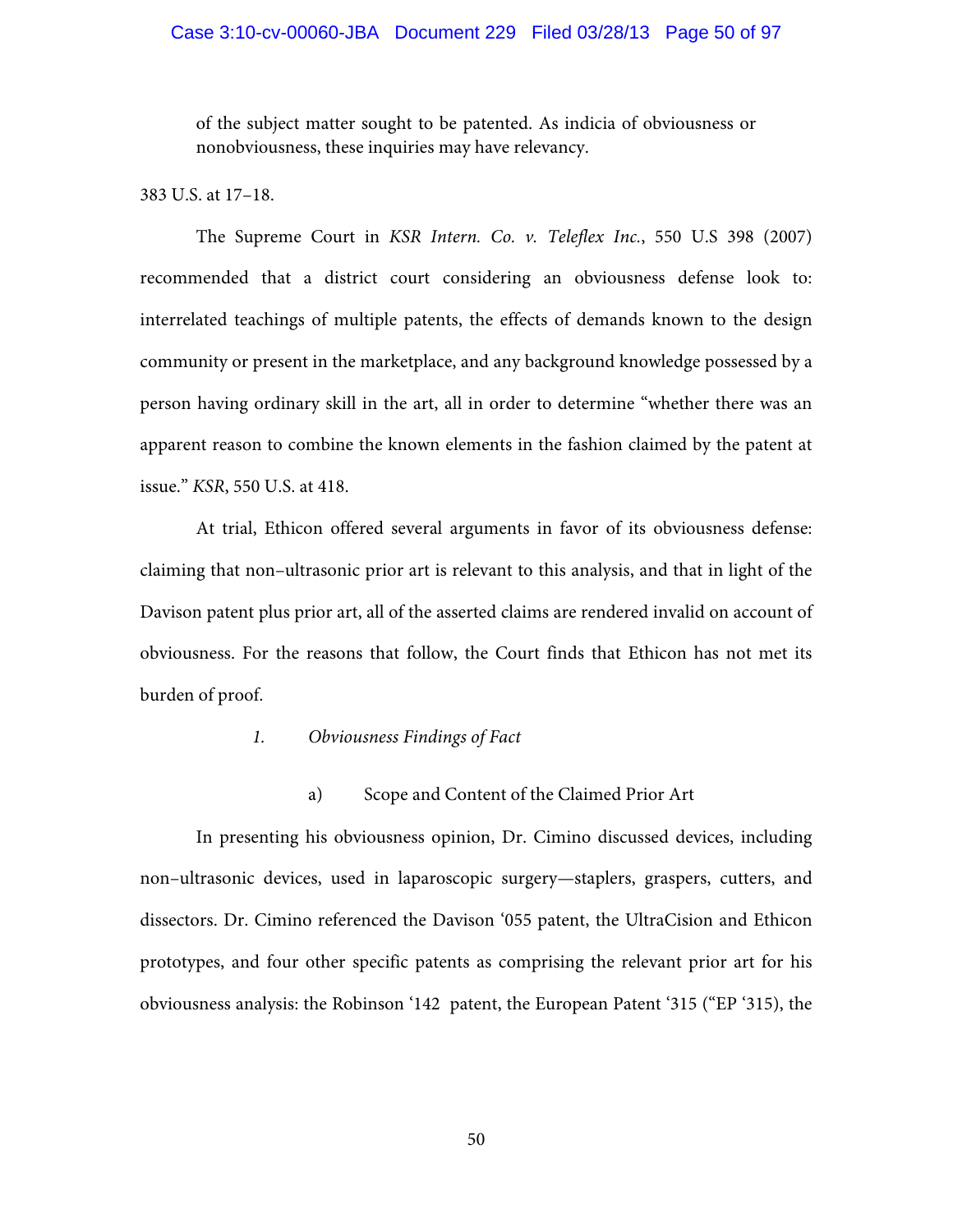> of the subject matter sought to be patented. As indicia of obviousness or nonobviousness, these inquiries may have relevancy.

383 U.S. at 17–18.

The Supreme Court in *KSR Intern. Co. v. Teleflex Inc.*, 550 U.S 398 (2007) recommended that a district court considering an obviousness defense look to: interrelated teachings of multiple patents, the effects of demands known to the design community or present in the marketplace, and any background knowledge possessed by a person having ordinary skill in the art, all in order to determine "whether there was an apparent reason to combine the known elements in the fashion claimed by the patent at issue." *KSR*, 550 U.S. at 418.

At trial, Ethicon offered several arguments in favor of its obviousness defense: claiming that non–ultrasonic prior art is relevant to this analysis, and that in light of the Davison patent plus prior art, all of the asserted claims are rendered invalid on account of obviousness. For the reasons that follow, the Court finds that Ethicon has not met its burden of proof.

### *1. Obviousness Findings of Fact*

#### a) Scope and Content of the Claimed Prior Art

In presenting his obviousness opinion, Dr. Cimino discussed devices, including non–ultrasonic devices, used in laparoscopic surgery—staplers, graspers, cutters, and dissectors. Dr. Cimino referenced the Davison '055 patent, the UltraCision and Ethicon prototypes, and four other specific patents as comprising the relevant prior art for his obviousness analysis: the Robinson '142 patent, the European Patent '315 ("EP '315), the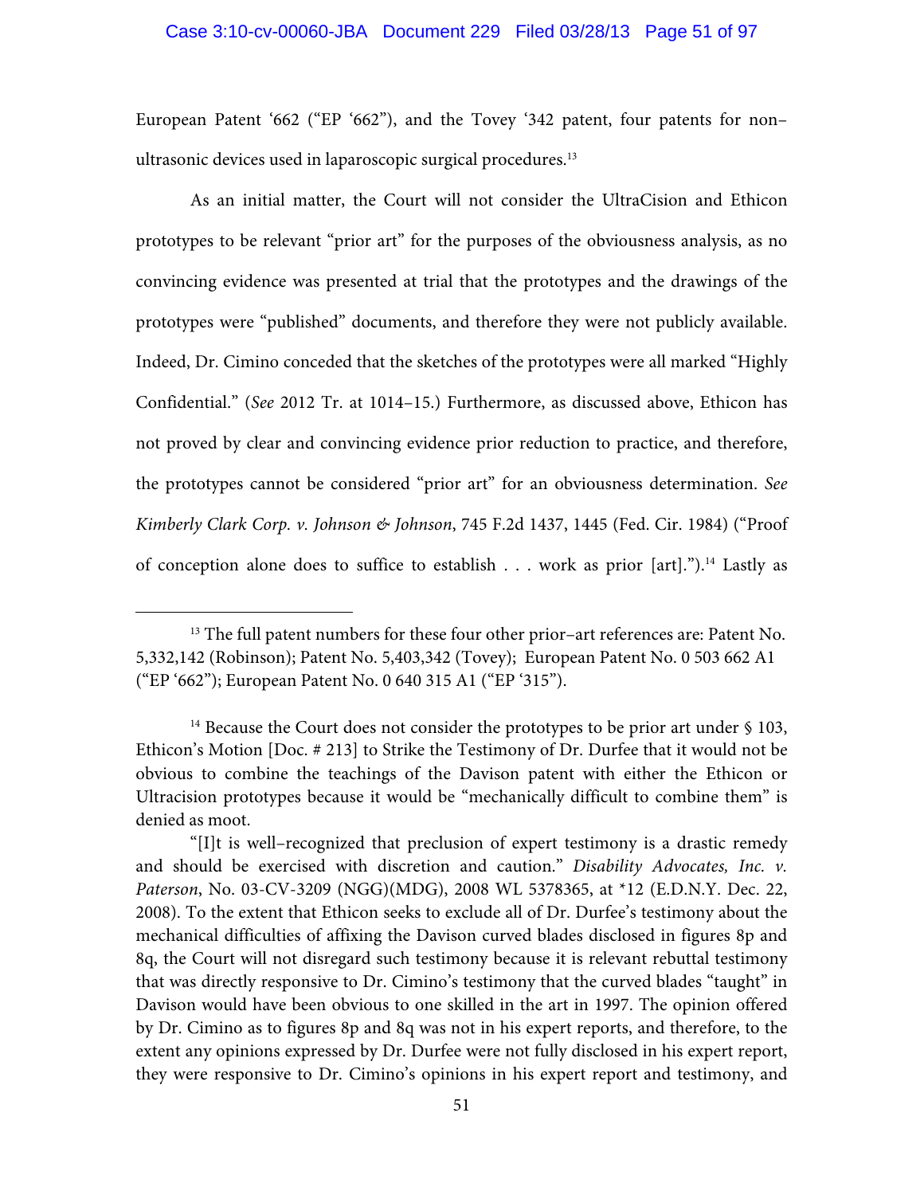European Patent '662 ("EP '662"), and the Tovey '342 patent, four patents for non–ultrasonic devices used in laparoscopic surgical procedures.[13]

As an initial matter, the Court will not consider the UltraCision and Ethicon prototypes to be relevant "prior art" for the purposes of the obviousness analysis, as no convincing evidence was presented at trial that the prototypes and the drawings of the prototypes were "published" documents, and therefore they were not publicly available. Indeed, Dr. Cimino conceded that the sketches of the prototypes were all marked "Highly Confidential." (*See* 2012 Tr. at 1014–15.) Furthermore, as discussed above, Ethicon has not proved by clear and convincing evidence prior reduction to practice, and therefore, the prototypes cannot be considered "prior art" for an obviousness determination. *See Kimberly Clark Corp. v. Johnson & Johnson*, 745 F.2d 1437, 1445 (Fed. Cir. 1984) ("Proof of conception alone does to suffice to establish . . . work as prior [art].").[14] Lastly as

---

[13] The full patent numbers for these four other prior–art references are: Patent No. 5,332,142 (Robinson); Patent No. 5,403,342 (Tovey); European Patent No. 0 503 662 A1 ("EP '662"); European Patent No. 0 640 315 A1 ("EP '315").

[14] Because the Court does not consider the prototypes to be prior art under § 103, Ethicon's Motion [Doc. # 213] to Strike the Testimony of Dr. Durfee that it would not be obvious to combine the teachings of the Davison patent with either the Ethicon or Ultracision prototypes because it would be "mechanically difficult to combine them" is denied as moot.

"[I]t is well–recognized that preclusion of expert testimony is a drastic remedy and should be exercised with discretion and caution." *Disability Advocates, Inc. v. Paterson*, No. 03-CV-3209 (NGG)(MDG), 2008 WL 5378365, at *12 (E.D.N.Y. Dec. 22, 2008). To the extent that Ethicon seeks to exclude all of Dr. Durfee's testimony about the mechanical difficulties of affixing the Davison curved blades disclosed in figures 8p and 8q, the Court will not disregard such testimony because it is relevant rebuttal testimony that was directly responsive to Dr. Cimino's testimony that the curved blades "taught" in Davison would have been obvious to one skilled in the art in 1997. The opinion offered by Dr. Cimino as to figures 8p and 8q was not in his expert reports, and therefore, to the extent any opinions expressed by Dr. Durfee were not fully disclosed in his expert report, they were responsive to Dr. Cimino's opinions in his expert report and testimony, and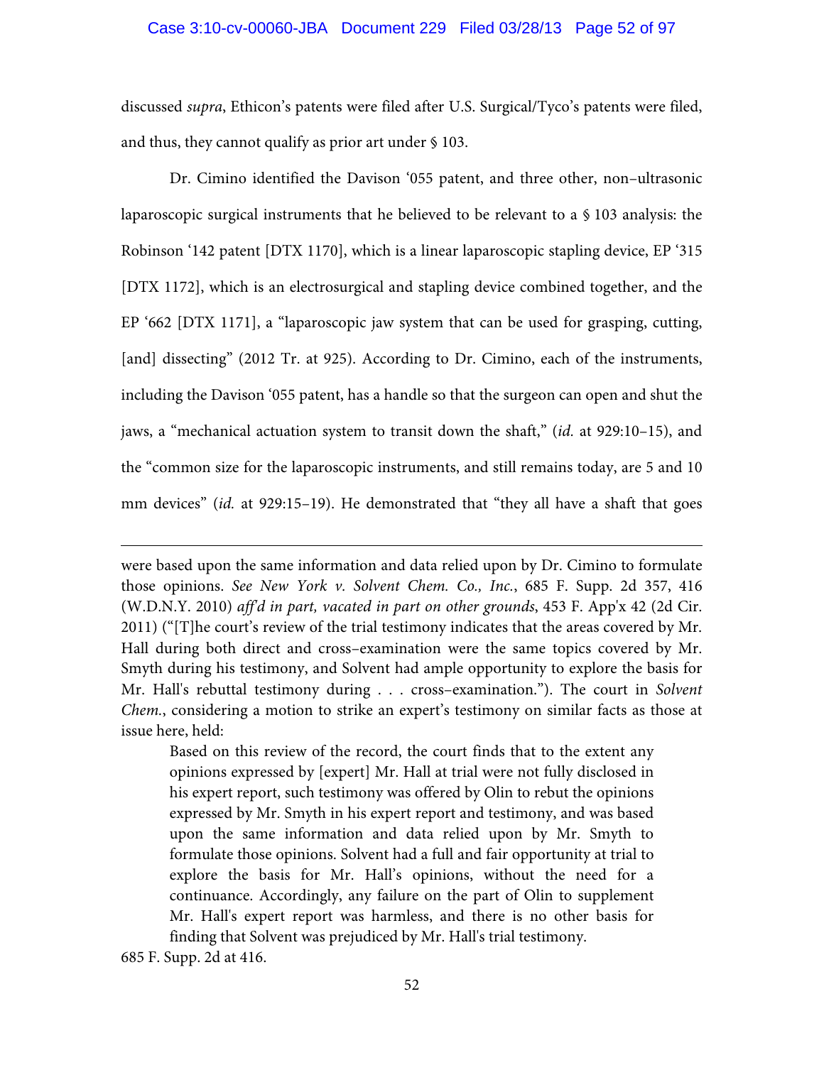discussed *supra*, Ethicon's patents were filed after U.S. Surgical/Tyco's patents were filed, and thus, they cannot qualify as prior art under § 103.

Dr. Cimino identified the Davison '055 patent, and three other, non–ultrasonic laparoscopic surgical instruments that he believed to be relevant to a § 103 analysis: the Robinson '142 patent [DTX 1170], which is a linear laparoscopic stapling device, EP '315 [DTX 1172], which is an electrosurgical and stapling device combined together, and the EP '662 [DTX 1171], a "laparoscopic jaw system that can be used for grasping, cutting, [and] dissecting" (2012 Tr. at 925). According to Dr. Cimino, each of the instruments, including the Davison '055 patent, has a handle so that the surgeon can open and shut the jaws, a "mechanical actuation system to transit down the shaft," (*id.* at 929:10–15), and the "common size for the laparoscopic instruments, and still remains today, are 5 and 10 mm devices" (*id.* at 929:15–19). He demonstrated that "they all have a shaft that goes

---

were based upon the same information and data relied upon by Dr. Cimino to formulate those opinions. *See New York v. Solvent Chem. Co., Inc.*, 685 F. Supp. 2d 357, 416 (W.D.N.Y. 2010) *aff'd in part, vacated in part on other grounds*, 453 F. App'x 42 (2d Cir. 2011) ("[T]he court's review of the trial testimony indicates that the areas covered by Mr. Hall during both direct and cross–examination were the same topics covered by Mr. Smyth during his testimony, and Solvent had ample opportunity to explore the basis for Mr. Hall's rebuttal testimony during . . . cross–examination."). The court in *Solvent Chem.*, considering a motion to strike an expert's testimony on similar facts as those at issue here, held:

> Based on this review of the record, the court finds that to the extent any opinions expressed by [expert] Mr. Hall at trial were not fully disclosed in his expert report, such testimony was offered by Olin to rebut the opinions expressed by Mr. Smyth in his expert report and testimony, and was based upon the same information and data relied upon by Mr. Smyth to formulate those opinions. Solvent had a full and fair opportunity at trial to explore the basis for Mr. Hall's opinions, without the need for a continuance. Accordingly, any failure on the part of Olin to supplement Mr. Hall's expert report was harmless, and there is no other basis for finding that Solvent was prejudiced by Mr. Hall's trial testimony.

685 F. Supp. 2d at 416.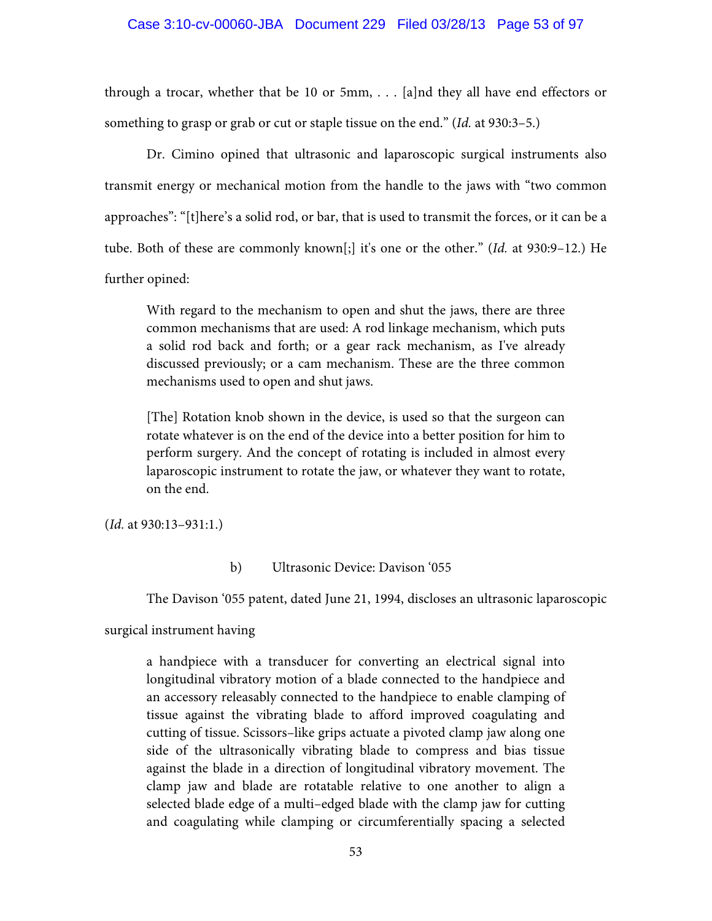through a trocar, whether that be 10 or 5mm, . . . [a]nd they all have end effectors or something to grasp or grab or cut or staple tissue on the end." (*Id.* at 930:3–5.)

Dr. Cimino opined that ultrasonic and laparoscopic surgical instruments also transmit energy or mechanical motion from the handle to the jaws with "two common approaches": "[t]here's a solid rod, or bar, that is used to transmit the forces, or it can be a tube. Both of these are commonly known[;] it's one or the other." (*Id.* at 930:9–12.) He further opined:

> With regard to the mechanism to open and shut the jaws, there are three common mechanisms that are used: A rod linkage mechanism, which puts a solid rod back and forth; or a gear rack mechanism, as I've already discussed previously; or a cam mechanism. These are the three common mechanisms used to open and shut jaws.
>
> [The] Rotation knob shown in the device, is used so that the surgeon can rotate whatever is on the end of the device into a better position for him to perform surgery. And the concept of rotating is included in almost every laparoscopic instrument to rotate the jaw, or whatever they want to rotate, on the end.

(*Id.* at 930:13–931:1.)

b) Ultrasonic Device: Davison '055

The Davison '055 patent, dated June 21, 1994, discloses an ultrasonic laparoscopic surgical instrument having

> a handpiece with a transducer for converting an electrical signal into longitudinal vibratory motion of a blade connected to the handpiece and an accessory releasably connected to the handpiece to enable clamping of tissue against the vibrating blade to afford improved coagulating and cutting of tissue. Scissors–like grips actuate a pivoted clamp jaw along one side of the ultrasonically vibrating blade to compress and bias tissue against the blade in a direction of longitudinal vibratory movement. The clamp jaw and blade are rotatable relative to one another to align a selected blade edge of a multi–edged blade with the clamp jaw for cutting and coagulating while clamping or circumferentially spacing a selected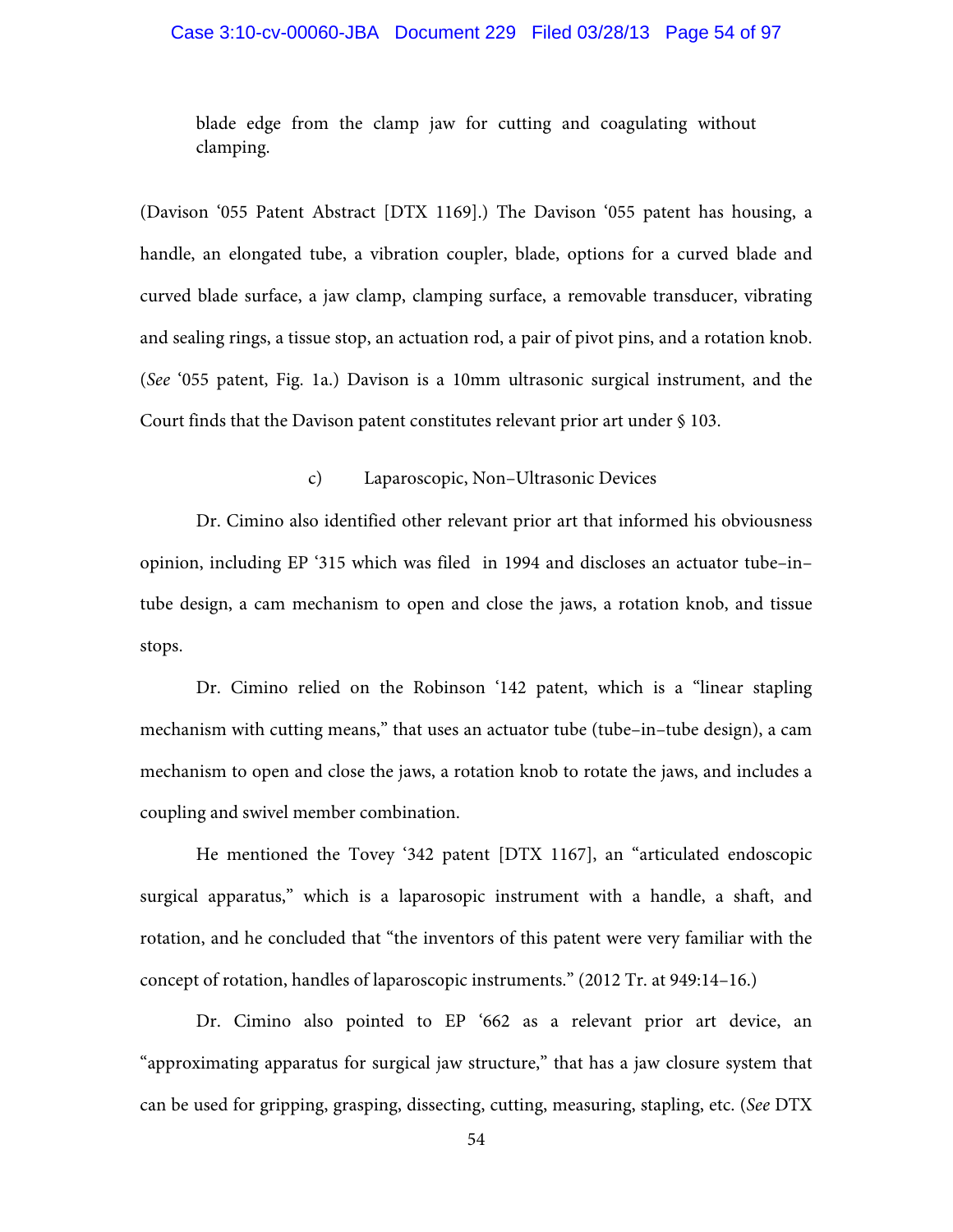blade edge from the clamp jaw for cutting and coagulating without clamping.

(Davison '055 Patent Abstract [DTX 1169].) The Davison '055 patent has housing, a handle, an elongated tube, a vibration coupler, blade, options for a curved blade and curved blade surface, a jaw clamp, clamping surface, a removable transducer, vibrating and sealing rings, a tissue stop, an actuation rod, a pair of pivot pins, and a rotation knob. (*See* '055 patent, Fig. 1a.) Davison is a 10mm ultrasonic surgical instrument, and the Court finds that the Davison patent constitutes relevant prior art under § 103.

c) Laparoscopic, Non–Ultrasonic Devices

Dr. Cimino also identified other relevant prior art that informed his obviousness opinion, including EP '315 which was filed in 1994 and discloses an actuator tube–in–tube design, a cam mechanism to open and close the jaws, a rotation knob, and tissue stops.

Dr. Cimino relied on the Robinson '142 patent, which is a "linear stapling mechanism with cutting means," that uses an actuator tube (tube–in–tube design), a cam mechanism to open and close the jaws, a rotation knob to rotate the jaws, and includes a coupling and swivel member combination.

He mentioned the Tovey '342 patent [DTX 1167], an "articulated endoscopic surgical apparatus," which is a laparosopic instrument with a handle, a shaft, and rotation, and he concluded that "the inventors of this patent were very familiar with the concept of rotation, handles of laparoscopic instruments." (2012 Tr. at 949:14–16.)

Dr. Cimino also pointed to EP '662 as a relevant prior art device, an "approximating apparatus for surgical jaw structure," that has a jaw closure system that can be used for gripping, grasping, dissecting, cutting, measuring, stapling, etc. (*See* DTX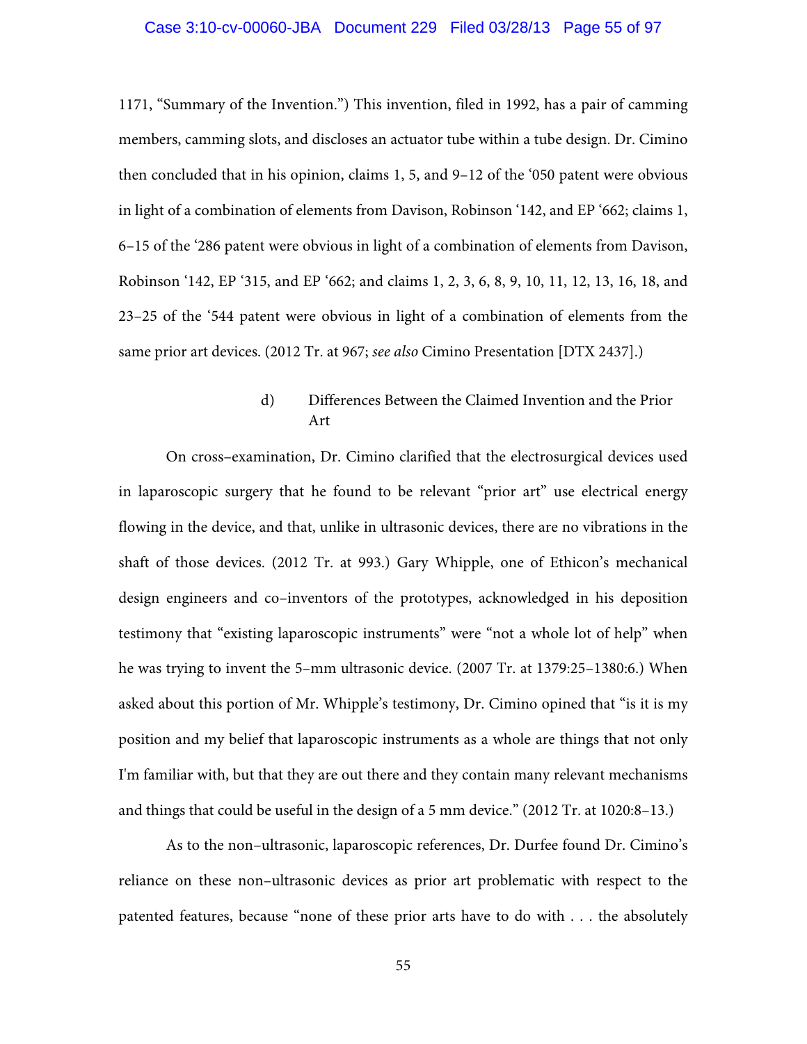1171, "Summary of the Invention.") This invention, filed in 1992, has a pair of camming members, camming slots, and discloses an actuator tube within a tube design. Dr. Cimino then concluded that in his opinion, claims 1, 5, and 9–12 of the '050 patent were obvious in light of a combination of elements from Davison, Robinson '142, and EP '662; claims 1, 6–15 of the '286 patent were obvious in light of a combination of elements from Davison, Robinson '142, EP '315, and EP '662; and claims 1, 2, 3, 6, 8, 9, 10, 11, 12, 13, 16, 18, and 23–25 of the '544 patent were obvious in light of a combination of elements from the same prior art devices. (2012 Tr. at 967; *see also* Cimino Presentation [DTX 2437].)

#### d) Differences Between the Claimed Invention and the Prior Art

On cross–examination, Dr. Cimino clarified that the electrosurgical devices used in laparoscopic surgery that he found to be relevant "prior art" use electrical energy flowing in the device, and that, unlike in ultrasonic devices, there are no vibrations in the shaft of those devices. (2012 Tr. at 993.) Gary Whipple, one of Ethicon's mechanical design engineers and co–inventors of the prototypes, acknowledged in his deposition testimony that "existing laparoscopic instruments" were "not a whole lot of help" when he was trying to invent the 5–mm ultrasonic device. (2007 Tr. at 1379:25–1380:6.) When asked about this portion of Mr. Whipple's testimony, Dr. Cimino opined that "is it is my position and my belief that laparoscopic instruments as a whole are things that not only I'm familiar with, but that they are out there and they contain many relevant mechanisms and things that could be useful in the design of a 5 mm device." (2012 Tr. at 1020:8–13.)

As to the non–ultrasonic, laparoscopic references, Dr. Durfee found Dr. Cimino's reliance on these non–ultrasonic devices as prior art problematic with respect to the patented features, because "none of these prior arts have to do with . . . the absolutely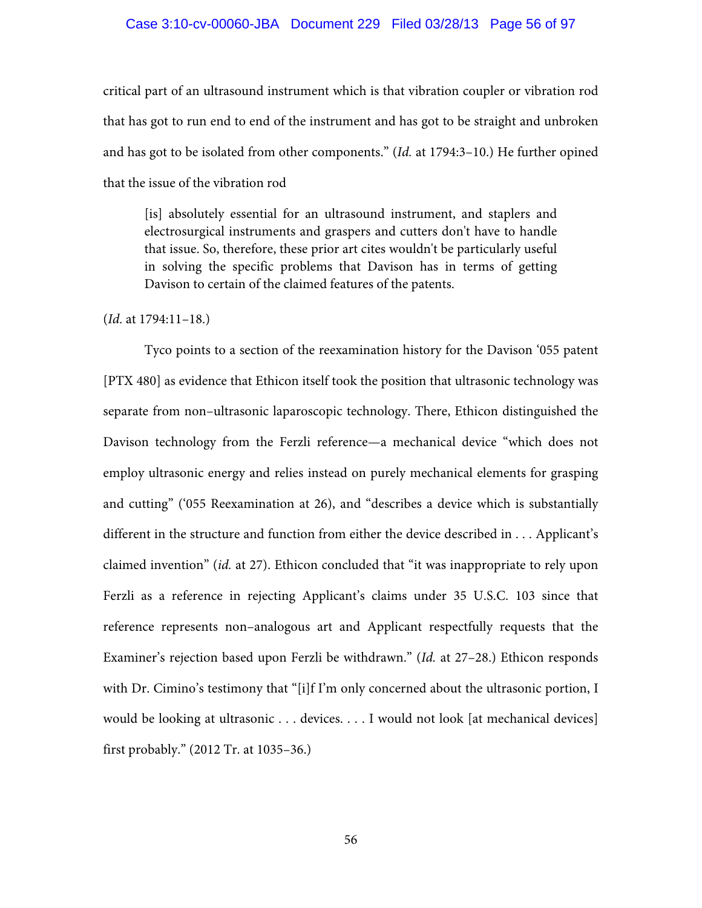critical part of an ultrasound instrument which is that vibration coupler or vibration rod that has got to run end to end of the instrument and has got to be straight and unbroken and has got to be isolated from other components." (*Id.* at 1794:3–10.) He further opined that the issue of the vibration rod

> [is] absolutely essential for an ultrasound instrument, and staplers and electrosurgical instruments and graspers and cutters don't have to handle that issue. So, therefore, these prior art cites wouldn't be particularly useful in solving the specific problems that Davison has in terms of getting Davison to certain of the claimed features of the patents.

(*Id.* at 1794:11–18.)

Tyco points to a section of the reexamination history for the Davison '055 patent [PTX 480] as evidence that Ethicon itself took the position that ultrasonic technology was separate from non–ultrasonic laparoscopic technology. There, Ethicon distinguished the Davison technology from the Ferzli reference—a mechanical device "which does not employ ultrasonic energy and relies instead on purely mechanical elements for grasping and cutting" ('055 Reexamination at 26), and "describes a device which is substantially different in the structure and function from either the device described in . . . Applicant's claimed invention" (*id.* at 27). Ethicon concluded that "it was inappropriate to rely upon Ferzli as a reference in rejecting Applicant's claims under 35 U.S.C. 103 since that reference represents non–analogous art and Applicant respectfully requests that the Examiner's rejection based upon Ferzli be withdrawn." (*Id.* at 27–28.) Ethicon responds with Dr. Cimino's testimony that "[i]f I'm only concerned about the ultrasonic portion, I would be looking at ultrasonic . . . devices. . . . I would not look [at mechanical devices] first probably." (2012 Tr. at 1035–36.)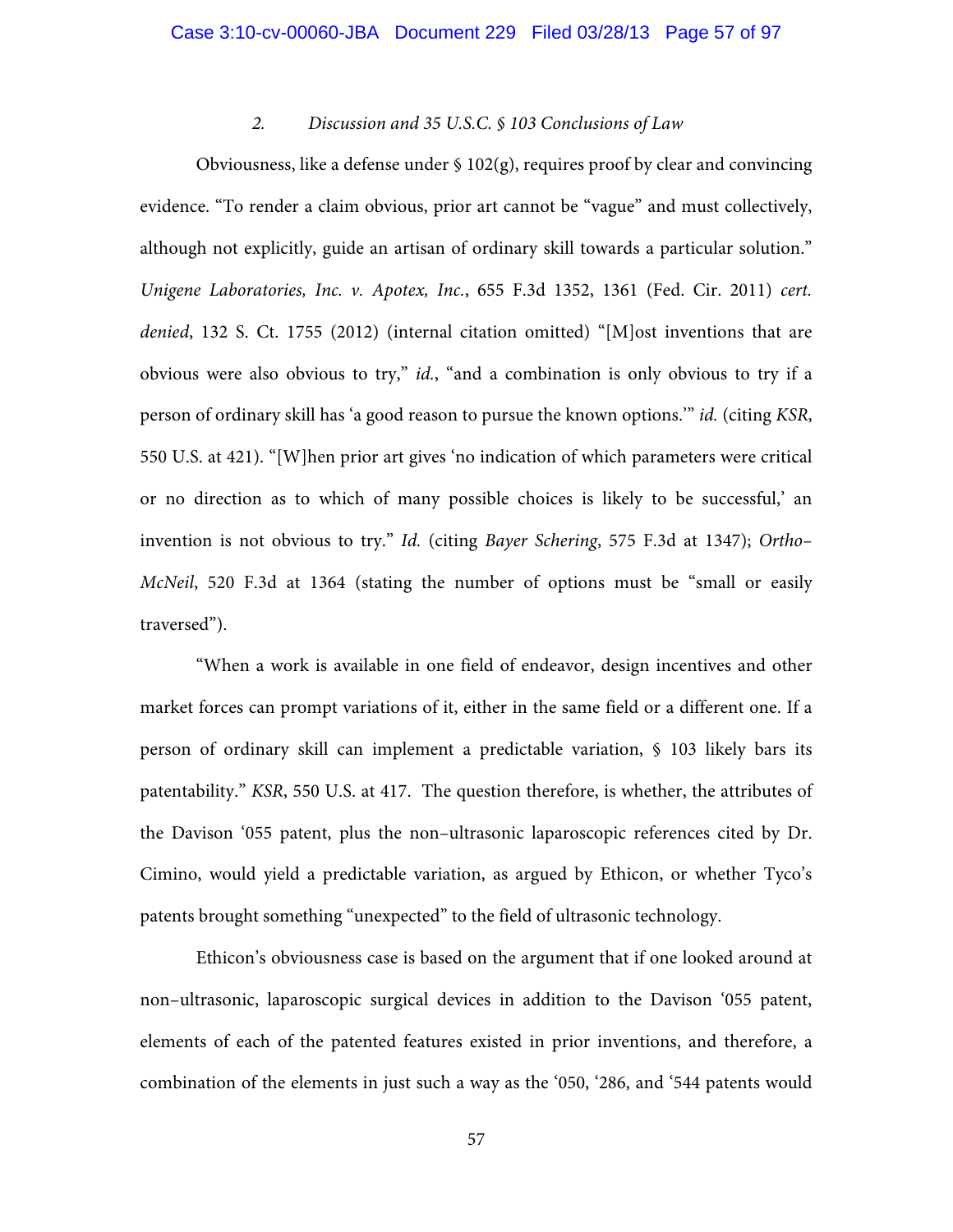### 2. *Discussion and 35 U.S.C. § 103 Conclusions of Law*

Obviousness, like a defense under § 102(g), requires proof by clear and convincing evidence. "To render a claim obvious, prior art cannot be "vague" and must collectively, although not explicitly, guide an artisan of ordinary skill towards a particular solution." *Unigene Laboratories, Inc. v. Apotex, Inc.*, 655 F.3d 1352, 1361 (Fed. Cir. 2011) *cert. denied*, 132 S. Ct. 1755 (2012) (internal citation omitted) "[M]ost inventions that are obvious were also obvious to try," *id.*, "and a combination is only obvious to try if a person of ordinary skill has 'a good reason to pursue the known options.'" *id.* (citing *KSR*, 550 U.S. at 421). "[W]hen prior art gives 'no indication of which parameters were critical or no direction as to which of many possible choices is likely to be successful,' an invention is not obvious to try." *Id.* (citing *Bayer Schering*, 575 F.3d at 1347); *Ortho–McNeil*, 520 F.3d at 1364 (stating the number of options must be "small or easily traversed").

"When a work is available in one field of endeavor, design incentives and other market forces can prompt variations of it, either in the same field or a different one. If a person of ordinary skill can implement a predictable variation, § 103 likely bars its patentability." *KSR*, 550 U.S. at 417. The question therefore, is whether, the attributes of the Davison '055 patent, plus the non–ultrasonic laparoscopic references cited by Dr. Cimino, would yield a predictable variation, as argued by Ethicon, or whether Tyco's patents brought something "unexpected" to the field of ultrasonic technology.

Ethicon's obviousness case is based on the argument that if one looked around at non–ultrasonic, laparoscopic surgical devices in addition to the Davison '055 patent, elements of each of the patented features existed in prior inventions, and therefore, a combination of the elements in just such a way as the '050, '286, and '544 patents would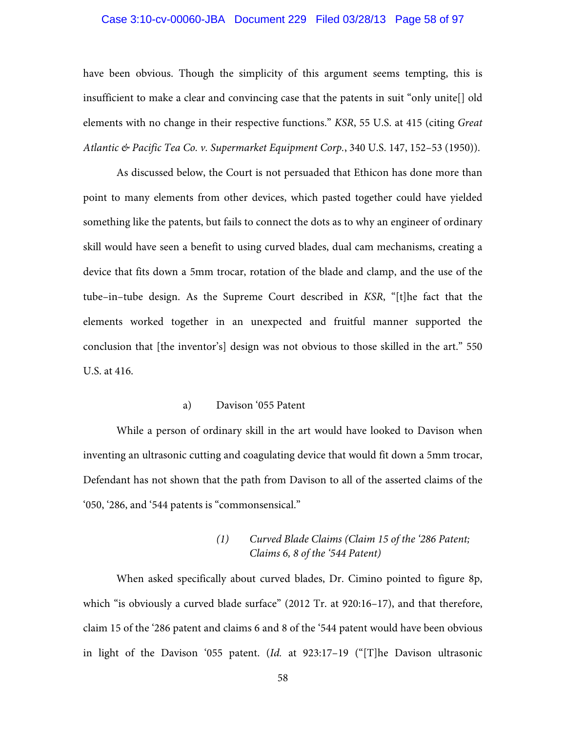have been obvious. Though the simplicity of this argument seems tempting, this is insufficient to make a clear and convincing case that the patents in suit "only unite[] old elements with no change in their respective functions." *KSR*, 55 U.S. at 415 (citing *Great Atlantic & Pacific Tea Co. v. Supermarket Equipment Corp.*, 340 U.S. 147, 152–53 (1950)).

As discussed below, the Court is not persuaded that Ethicon has done more than point to many elements from other devices, which pasted together could have yielded something like the patents, but fails to connect the dots as to why an engineer of ordinary skill would have seen a benefit to using curved blades, dual cam mechanisms, creating a device that fits down a 5mm trocar, rotation of the blade and clamp, and the use of the tube–in–tube design. As the Supreme Court described in *KSR*, "[t]he fact that the elements worked together in an unexpected and fruitful manner supported the conclusion that [the inventor's] design was not obvious to those skilled in the art." 550 U.S. at 416.

a) Davison '055 Patent

While a person of ordinary skill in the art would have looked to Davison when inventing an ultrasonic cutting and coagulating device that would fit down a 5mm trocar, Defendant has not shown that the path from Davison to all of the asserted claims of the '050, '286, and '544 patents is "commonsensical."

*(1) Curved Blade Claims (Claim 15 of the '286 Patent; Claims 6, 8 of the '544 Patent)*

When asked specifically about curved blades, Dr. Cimino pointed to figure 8p, which "is obviously a curved blade surface" (2012 Tr. at 920:16–17), and that therefore, claim 15 of the '286 patent and claims 6 and 8 of the '544 patent would have been obvious in light of the Davison '055 patent. (*Id.* at 923:17–19 ("[T]he Davison ultrasonic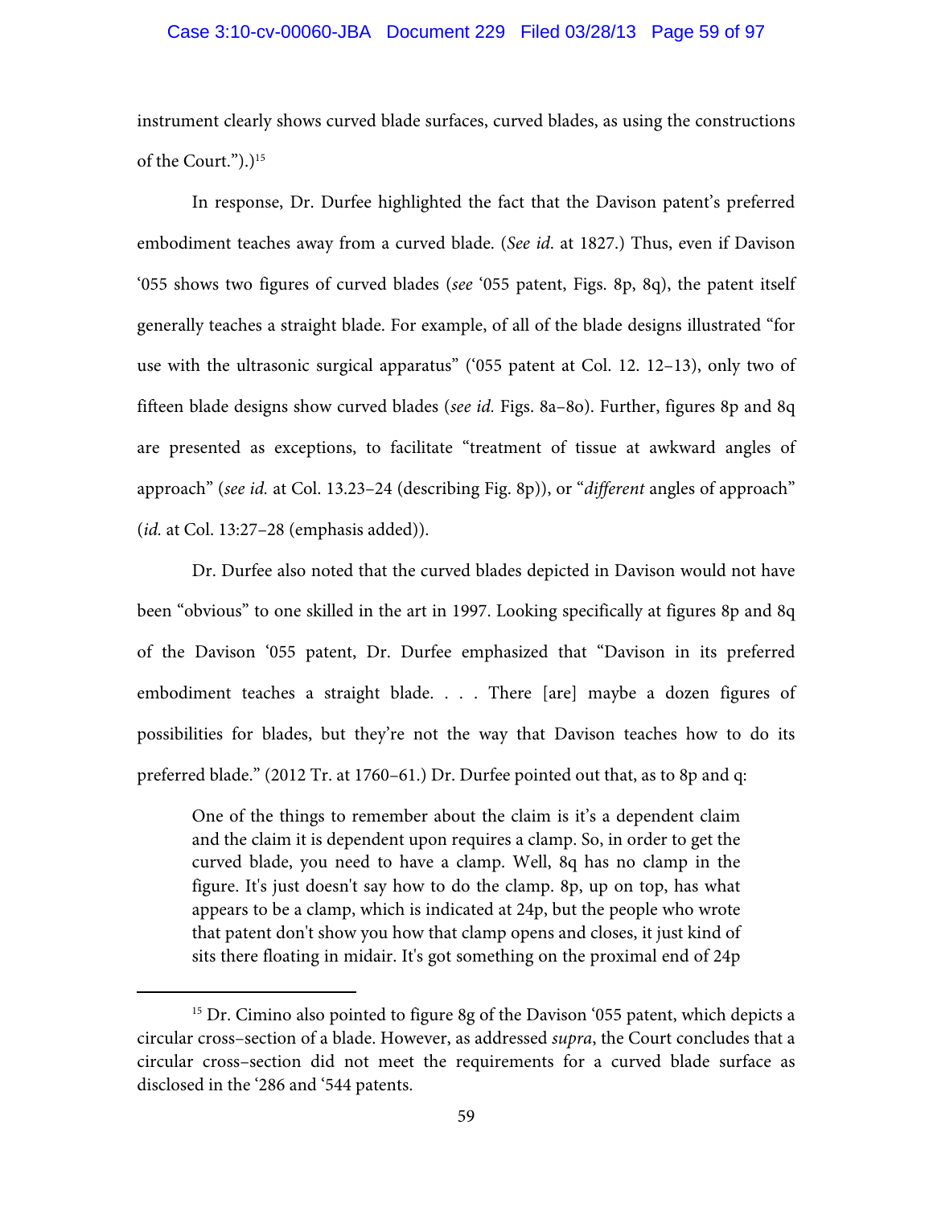instrument clearly shows curved blade surfaces, curved blades, as using the constructions of the Court.").)[15]

In response, Dr. Durfee highlighted the fact that the Davison patent's preferred embodiment teaches away from a curved blade. (*See id.* at 1827.) Thus, even if Davison '055 shows two figures of curved blades (*see* '055 patent, Figs. 8p, 8q), the patent itself generally teaches a straight blade. For example, of all of the blade designs illustrated "for use with the ultrasonic surgical apparatus" ('055 patent at Col. 12. 12–13), only two of fifteen blade designs show curved blades (*see id.* Figs. 8a–8o). Further, figures 8p and 8q are presented as exceptions, to facilitate "treatment of tissue at awkward angles of approach" (*see id.* at Col. 13.23–24 (describing Fig. 8p)), or "*different* angles of approach" (*id.* at Col. 13:27–28 (emphasis added)).

Dr. Durfee also noted that the curved blades depicted in Davison would not have been "obvious" to one skilled in the art in 1997. Looking specifically at figures 8p and 8q of the Davison '055 patent, Dr. Durfee emphasized that "Davison in its preferred embodiment teaches a straight blade. . . . There [are] maybe a dozen figures of possibilities for blades, but they're not the way that Davison teaches how to do its preferred blade." (2012 Tr. at 1760–61.) Dr. Durfee pointed out that, as to 8p and q:

> One of the things to remember about the claim is it's a dependent claim and the claim it is dependent upon requires a clamp. So, in order to get the curved blade, you need to have a clamp. Well, 8q has no clamp in the figure. It's just doesn't say how to do the clamp. 8p, up on top, has what appears to be a clamp, which is indicated at 24p, but the people who wrote that patent don't show you how that clamp opens and closes, it just kind of sits there floating in midair. It's got something on the proximal end of 24p

---

[15] Dr. Cimino also pointed to figure 8g of the Davison '055 patent, which depicts a circular cross–section of a blade. However, as addressed *supra*, the Court concludes that a circular cross–section did not meet the requirements for a curved blade surface as disclosed in the '286 and '544 patents.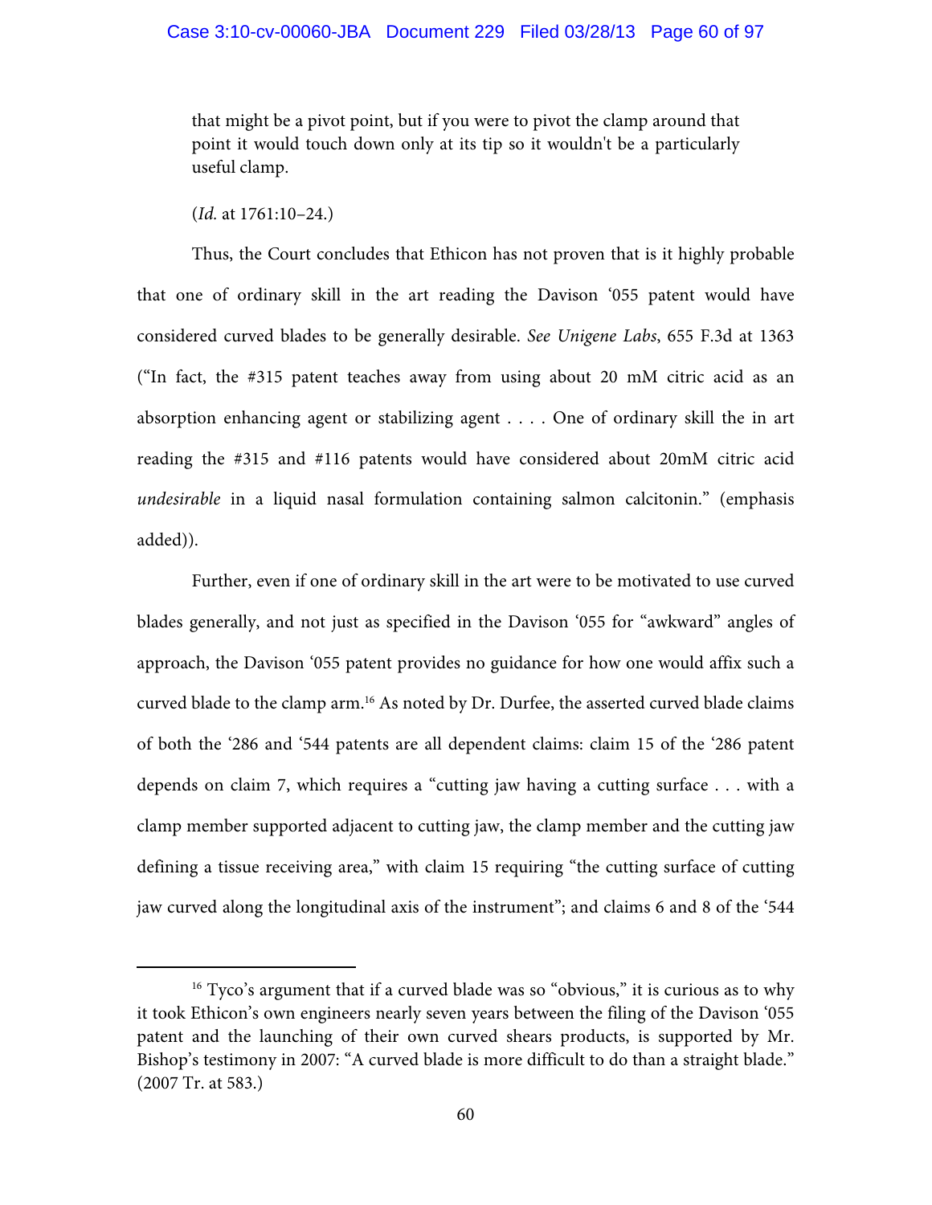that might be a pivot point, but if you were to pivot the clamp around that point it would touch down only at its tip so it wouldn't be a particularly useful clamp.

(*Id.* at 1761:10–24.)

Thus, the Court concludes that Ethicon has not proven that is it highly probable that one of ordinary skill in the art reading the Davison '055 patent would have considered curved blades to be generally desirable. *See Unigene Labs*, 655 F.3d at 1363 ("In fact, the #315 patent teaches away from using about 20 mM citric acid as an absorption enhancing agent or stabilizing agent . . . . One of ordinary skill the in art reading the #315 and #116 patents would have considered about 20mM citric acid *undesirable* in a liquid nasal formulation containing salmon calcitonin." (emphasis added)).

Further, even if one of ordinary skill in the art were to be motivated to use curved blades generally, and not just as specified in the Davison '055 for "awkward" angles of approach, the Davison '055 patent provides no guidance for how one would affix such a curved blade to the clamp arm.[16] As noted by Dr. Durfee, the asserted curved blade claims of both the '286 and '544 patents are all dependent claims: claim 15 of the '286 patent depends on claim 7, which requires a "cutting jaw having a cutting surface . . . with a clamp member supported adjacent to cutting jaw, the clamp member and the cutting jaw defining a tissue receiving area," with claim 15 requiring "the cutting surface of cutting jaw curved along the longitudinal axis of the instrument"; and claims 6 and 8 of the '544

---

[16] Tyco's argument that if a curved blade was so "obvious," it is curious as to why it took Ethicon's own engineers nearly seven years between the filing of the Davison '055 patent and the launching of their own curved shears products, is supported by Mr. Bishop's testimony in 2007: "A curved blade is more difficult to do than a straight blade." (2007 Tr. at 583.)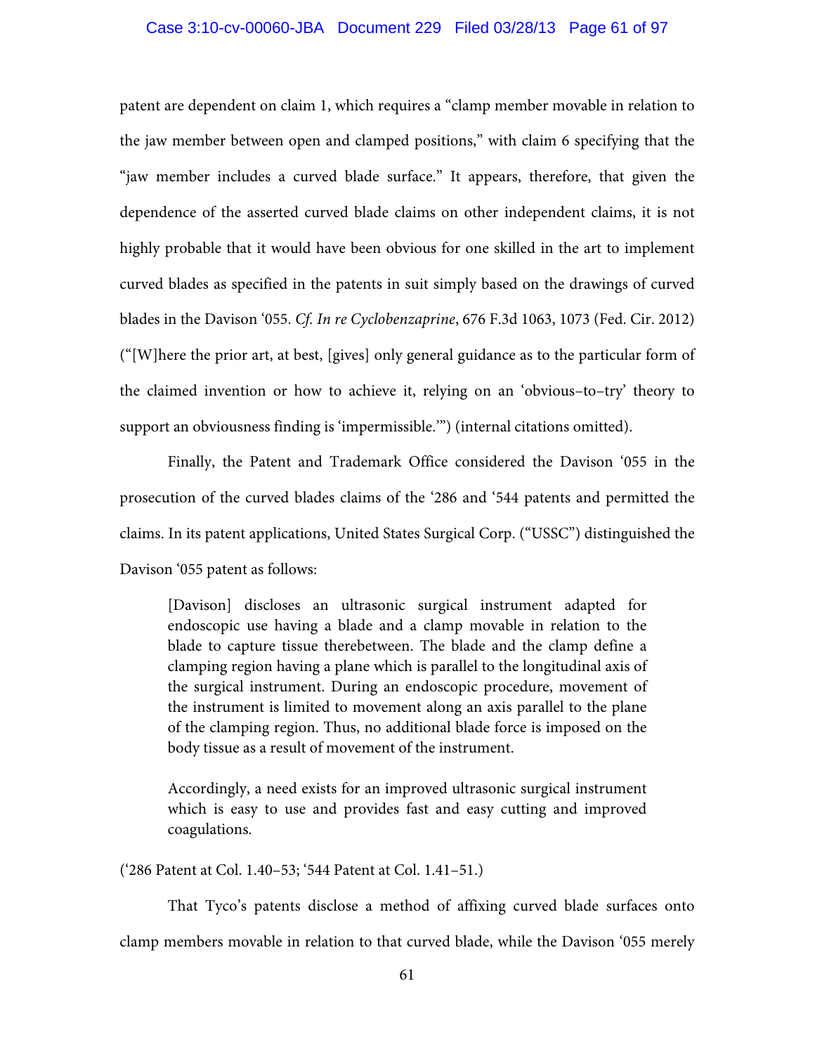patent are dependent on claim 1, which requires a "clamp member movable in relation to the jaw member between open and clamped positions," with claim 6 specifying that the "jaw member includes a curved blade surface." It appears, therefore, that given the dependence of the asserted curved blade claims on other independent claims, it is not highly probable that it would have been obvious for one skilled in the art to implement curved blades as specified in the patents in suit simply based on the drawings of curved blades in the Davison '055. *Cf. In re Cyclobenzaprine*, 676 F.3d 1063, 1073 (Fed. Cir. 2012) ("[W]here the prior art, at best, [gives] only general guidance as to the particular form of the claimed invention or how to achieve it, relying on an 'obvious–to–try' theory to support an obviousness finding is 'impermissible.'") (internal citations omitted).

Finally, the Patent and Trademark Office considered the Davison '055 in the prosecution of the curved blades claims of the '286 and '544 patents and permitted the claims. In its patent applications, United States Surgical Corp. ("USSC") distinguished the Davison '055 patent as follows:

> [Davison] discloses an ultrasonic surgical instrument adapted for endoscopic use having a blade and a clamp movable in relation to the blade to capture tissue therebetween. The blade and the clamp define a clamping region having a plane which is parallel to the longitudinal axis of the surgical instrument. During an endoscopic procedure, movement of the instrument is limited to movement along an axis parallel to the plane of the clamping region. Thus, no additional blade force is imposed on the body tissue as a result of movement of the instrument.
>
> Accordingly, a need exists for an improved ultrasonic surgical instrument which is easy to use and provides fast and easy cutting and improved coagulations.

('286 Patent at Col. 1.40–53; '544 Patent at Col. 1.41–51.)

That Tyco's patents disclose a method of affixing curved blade surfaces onto clamp members movable in relation to that curved blade, while the Davison '055 merely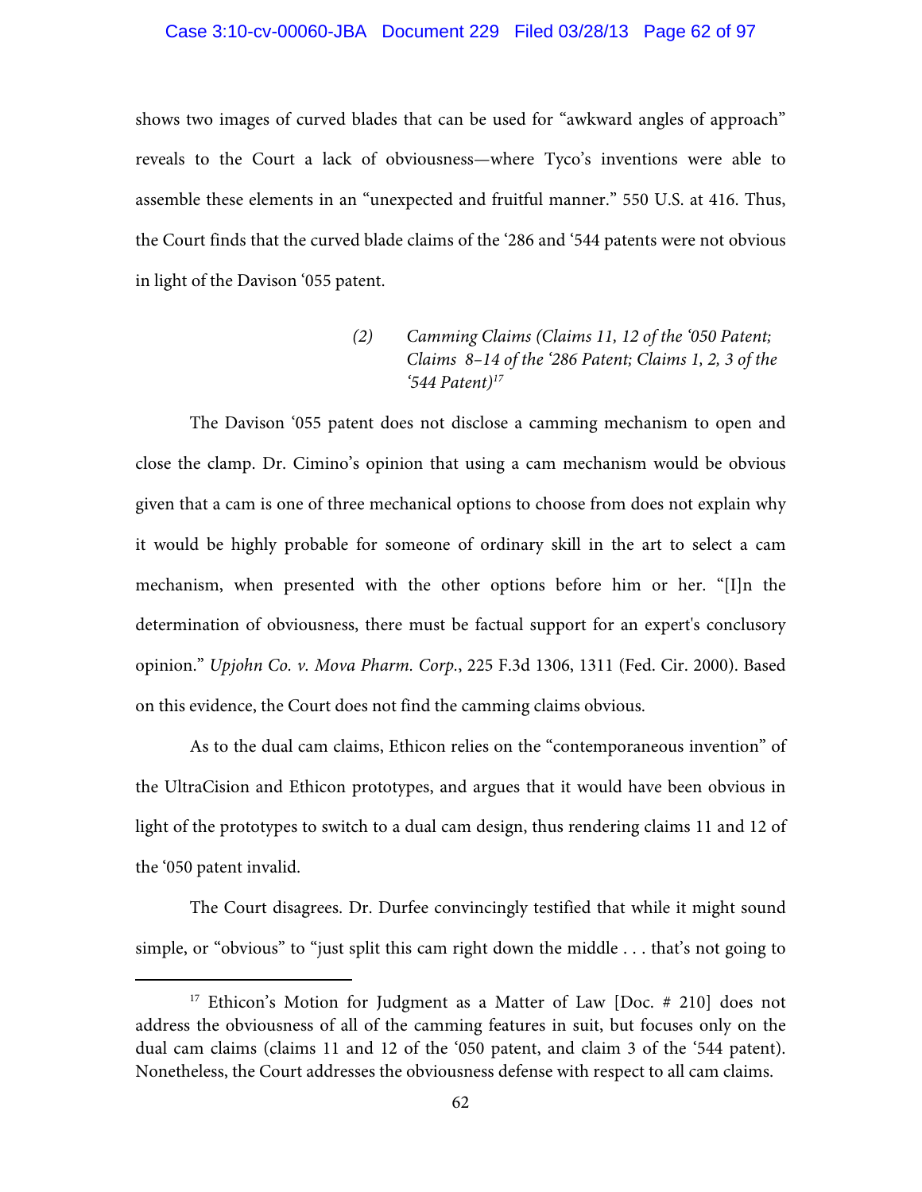shows two images of curved blades that can be used for "awkward angles of approach" reveals to the Court a lack of obviousness—where Tyco's inventions were able to assemble these elements in an "unexpected and fruitful manner." 550 U.S. at 416. Thus, the Court finds that the curved blade claims of the '286 and '544 patents were not obvious in light of the Davison '055 patent.

*(2) Camming Claims (Claims 11, 12 of the '050 Patent; Claims 8–14 of the '286 Patent; Claims 1, 2, 3 of the '544 Patent)*[17]

The Davison '055 patent does not disclose a camming mechanism to open and close the clamp. Dr. Cimino's opinion that using a cam mechanism would be obvious given that a cam is one of three mechanical options to choose from does not explain why it would be highly probable for someone of ordinary skill in the art to select a cam mechanism, when presented with the other options before him or her. "[I]n the determination of obviousness, there must be factual support for an expert's conclusory opinion." *Upjohn Co. v. Mova Pharm. Corp.*, 225 F.3d 1306, 1311 (Fed. Cir. 2000). Based on this evidence, the Court does not find the camming claims obvious.

As to the dual cam claims, Ethicon relies on the "contemporaneous invention" of the UltraCision and Ethicon prototypes, and argues that it would have been obvious in light of the prototypes to switch to a dual cam design, thus rendering claims 11 and 12 of the '050 patent invalid.

The Court disagrees. Dr. Durfee convincingly testified that while it might sound simple, or "obvious" to "just split this cam right down the middle . . . that's not going to

---

[17] Ethicon's Motion for Judgment as a Matter of Law [Doc. # 210] does not address the obviousness of all of the camming features in suit, but focuses only on the dual cam claims (claims 11 and 12 of the '050 patent, and claim 3 of the '544 patent). Nonetheless, the Court addresses the obviousness defense with respect to all cam claims.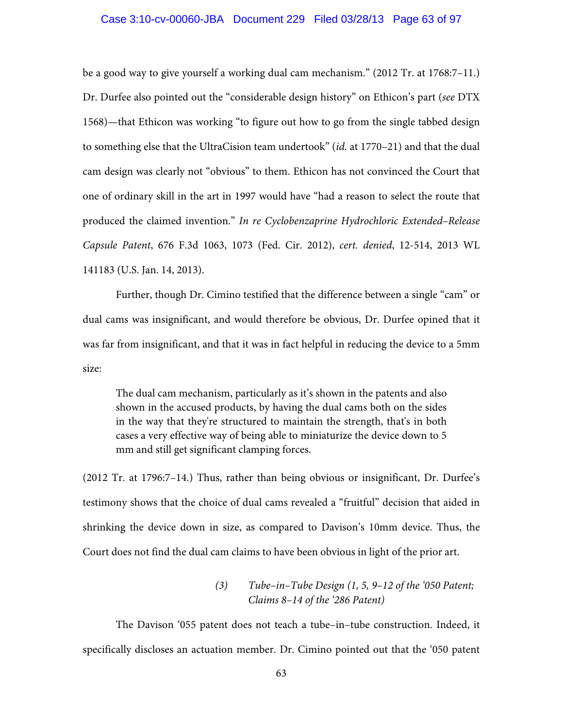be a good way to give yourself a working dual cam mechanism." (2012 Tr. at 1768:7–11.) Dr. Durfee also pointed out the "considerable design history" on Ethicon's part (*see* DTX 1568)—that Ethicon was working "to figure out how to go from the single tabbed design to something else that the UltraCision team undertook" (*id.* at 1770–21) and that the dual cam design was clearly not "obvious" to them. Ethicon has not convinced the Court that one of ordinary skill in the art in 1997 would have "had a reason to select the route that produced the claimed invention." *In re Cyclobenzaprine Hydrochloric Extended–Release Capsule Patent*, 676 F.3d 1063, 1073 (Fed. Cir. 2012), *cert. denied*, 12-514, 2013 WL 141183 (U.S. Jan. 14, 2013).

Further, though Dr. Cimino testified that the difference between a single "cam" or dual cams was insignificant, and would therefore be obvious, Dr. Durfee opined that it was far from insignificant, and that it was in fact helpful in reducing the device to a 5mm size:

> The dual cam mechanism, particularly as it's shown in the patents and also shown in the accused products, by having the dual cams both on the sides in the way that they're structured to maintain the strength, that's in both cases a very effective way of being able to miniaturize the device down to 5 mm and still get significant clamping forces.

(2012 Tr. at 1796:7–14.) Thus, rather than being obvious or insignificant, Dr. Durfee's testimony shows that the choice of dual cams revealed a "fruitful" decision that aided in shrinking the device down in size, as compared to Davison's 10mm device. Thus, the Court does not find the dual cam claims to have been obvious in light of the prior art.

*(3) Tube–in–Tube Design (1, 5, 9–12 of the '050 Patent; Claims 8–14 of the '286 Patent)*

The Davison '055 patent does not teach a tube–in–tube construction. Indeed, it specifically discloses an actuation member. Dr. Cimino pointed out that the '050 patent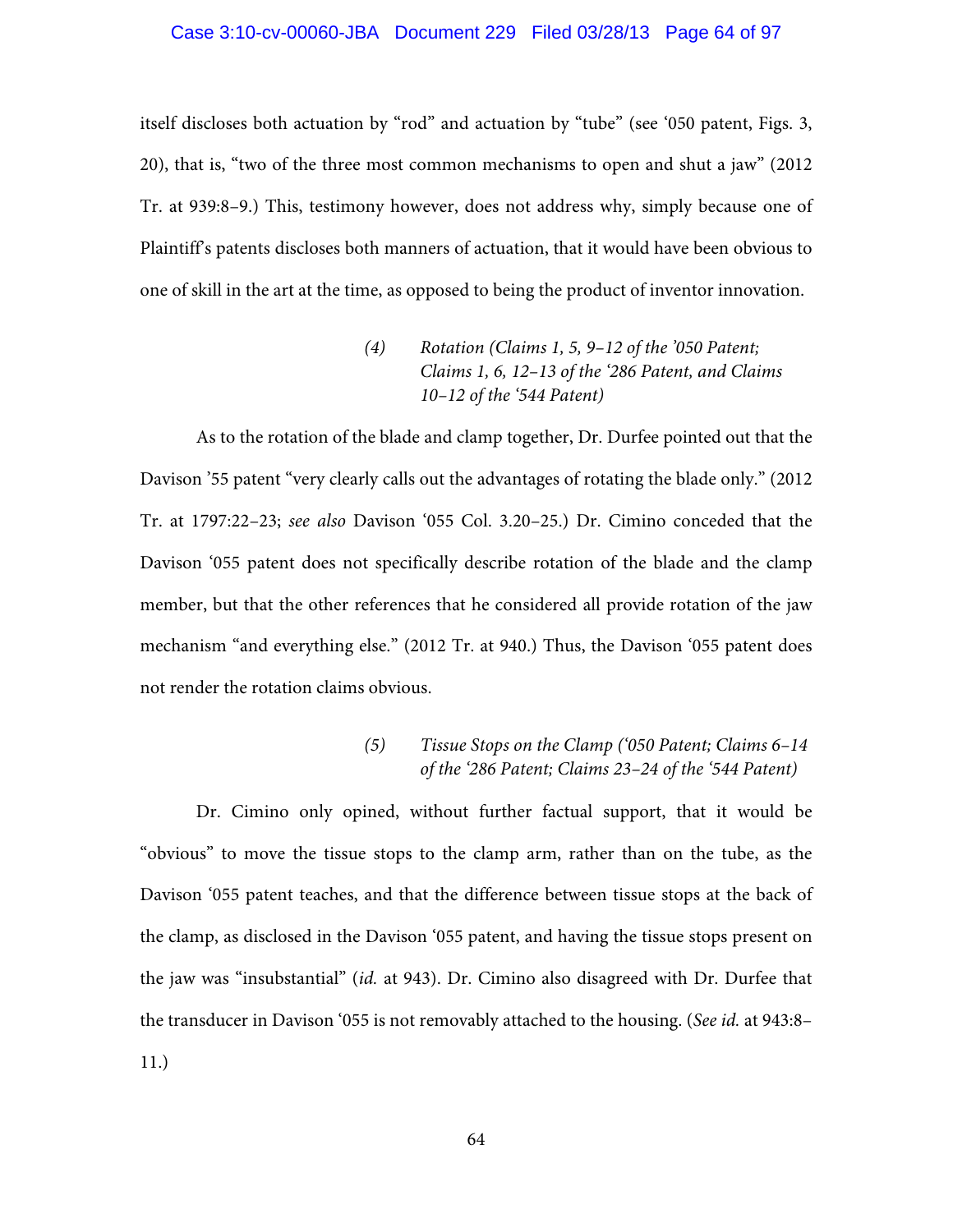itself discloses both actuation by "rod" and actuation by "tube" (see '050 patent, Figs. 3, 20), that is, "two of the three most common mechanisms to open and shut a jaw" (2012 Tr. at 939:8–9.) This, testimony however, does not address why, simply because one of Plaintiff's patents discloses both manners of actuation, that it would have been obvious to one of skill in the art at the time, as opposed to being the product of inventor innovation.

*(4) Rotation (Claims 1, 5, 9–12 of the '050 Patent; Claims 1, 6, 12–13 of the '286 Patent, and Claims 10–12 of the '544 Patent)*

As to the rotation of the blade and clamp together, Dr. Durfee pointed out that the Davison '55 patent "very clearly calls out the advantages of rotating the blade only." (2012 Tr. at 1797:22–23; *see also* Davison '055 Col. 3.20–25.) Dr. Cimino conceded that the Davison '055 patent does not specifically describe rotation of the blade and the clamp member, but that the other references that he considered all provide rotation of the jaw mechanism "and everything else." (2012 Tr. at 940.) Thus, the Davison '055 patent does not render the rotation claims obvious.

*(5) Tissue Stops on the Clamp ('050 Patent; Claims 6–14 of the '286 Patent; Claims 23–24 of the '544 Patent)*

Dr. Cimino only opined, without further factual support, that it would be "obvious" to move the tissue stops to the clamp arm, rather than on the tube, as the Davison '055 patent teaches, and that the difference between tissue stops at the back of the clamp, as disclosed in the Davison '055 patent, and having the tissue stops present on the jaw was "insubstantial" (*id.* at 943). Dr. Cimino also disagreed with Dr. Durfee that the transducer in Davison '055 is not removably attached to the housing. (*See id.* at 943:8–11.)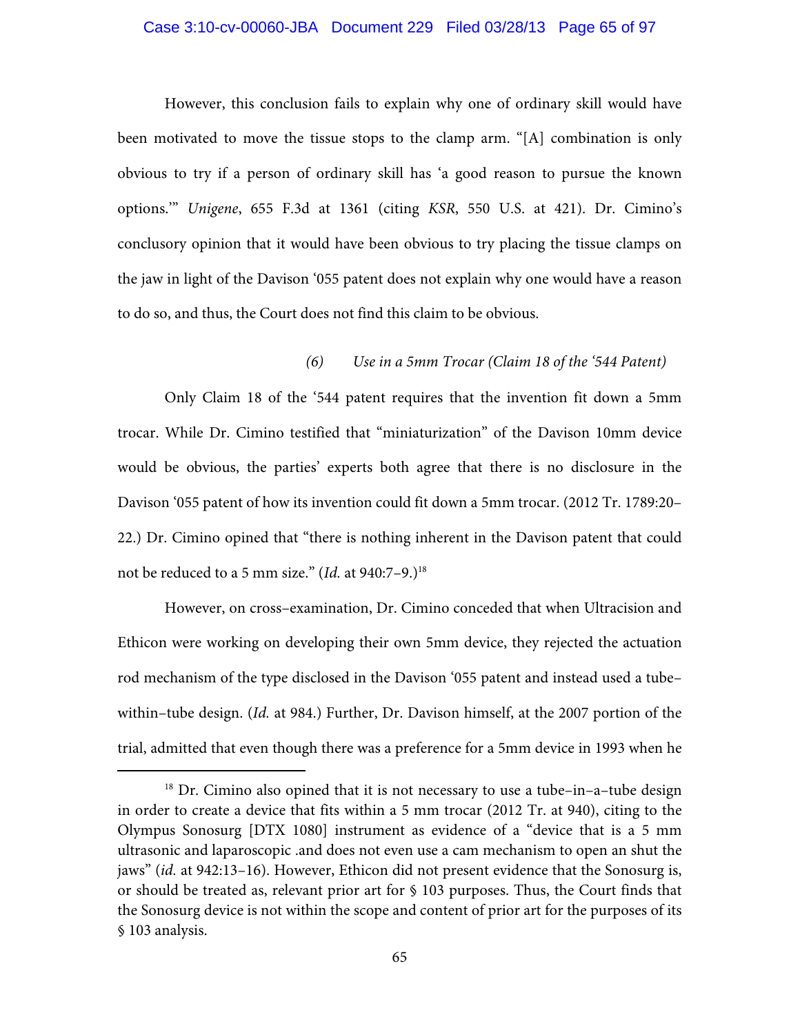However, this conclusion fails to explain why one of ordinary skill would have been motivated to move the tissue stops to the clamp arm. "[A] combination is only obvious to try if a person of ordinary skill has 'a good reason to pursue the known options.'" *Unigene*, 655 F.3d at 1361 (citing *KSR*, 550 U.S. at 421). Dr. Cimino's conclusory opinion that it would have been obvious to try placing the tissue clamps on the jaw in light of the Davison '055 patent does not explain why one would have a reason to do so, and thus, the Court does not find this claim to be obvious.

*(6) Use in a 5mm Trocar (Claim 18 of the '544 Patent)*

Only Claim 18 of the '544 patent requires that the invention fit down a 5mm trocar. While Dr. Cimino testified that "miniaturization" of the Davison 10mm device would be obvious, the parties' experts both agree that there is no disclosure in the Davison '055 patent of how its invention could fit down a 5mm trocar. (2012 Tr. 1789:20–22.) Dr. Cimino opined that "there is nothing inherent in the Davison patent that could not be reduced to a 5 mm size." (*Id.* at 940:7–9.)[18]

However, on cross–examination, Dr. Cimino conceded that when Ultracision and Ethicon were working on developing their own 5mm device, they rejected the actuation rod mechanism of the type disclosed in the Davison '055 patent and instead used a tube–within–tube design. (*Id.* at 984.) Further, Dr. Davison himself, at the 2007 portion of the trial, admitted that even though there was a preference for a 5mm device in 1993 when he

---

[18] Dr. Cimino also opined that it is not necessary to use a tube–in–a–tube design in order to create a device that fits within a 5 mm trocar (2012 Tr. at 940), citing to the Olympus Sonosurg [DTX 1080] instrument as evidence of a "device that is a 5 mm ultrasonic and laparoscopic .and does not even use a cam mechanism to open an shut the jaws" (*id.* at 942:13–16). However, Ethicon did not present evidence that the Sonosurg is, or should be treated as, relevant prior art for § 103 purposes. Thus, the Court finds that the Sonosurg device is not within the scope and content of prior art for the purposes of its § 103 analysis.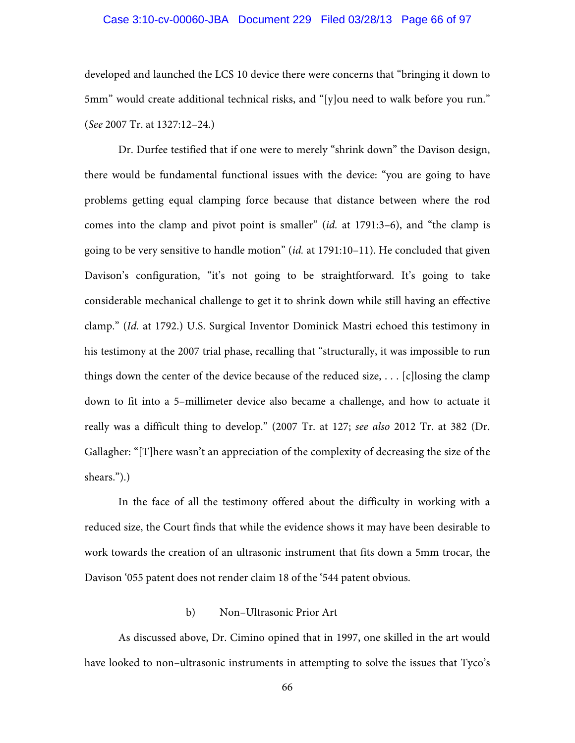developed and launched the LCS 10 device there were concerns that "bringing it down to 5mm" would create additional technical risks, and "[y]ou need to walk before you run." (*See* 2007 Tr. at 1327:12–24.)

Dr. Durfee testified that if one were to merely "shrink down" the Davison design, there would be fundamental functional issues with the device: "you are going to have problems getting equal clamping force because that distance between where the rod comes into the clamp and pivot point is smaller" (*id.* at 1791:3–6), and "the clamp is going to be very sensitive to handle motion" (*id.* at 1791:10–11). He concluded that given Davison's configuration, "it's not going to be straightforward. It's going to take considerable mechanical challenge to get it to shrink down while still having an effective clamp." (*Id.* at 1792.) U.S. Surgical Inventor Dominick Mastri echoed this testimony in his testimony at the 2007 trial phase, recalling that "structurally, it was impossible to run things down the center of the device because of the reduced size, . . . [c]losing the clamp down to fit into a 5–millimeter device also became a challenge, and how to actuate it really was a difficult thing to develop." (2007 Tr. at 127; *see also* 2012 Tr. at 382 (Dr. Gallagher: "[T]here wasn't an appreciation of the complexity of decreasing the size of the shears.").)

In the face of all the testimony offered about the difficulty in working with a reduced size, the Court finds that while the evidence shows it may have been desirable to work towards the creation of an ultrasonic instrument that fits down a 5mm trocar, the Davison '055 patent does not render claim 18 of the '544 patent obvious.

b) Non–Ultrasonic Prior Art

As discussed above, Dr. Cimino opined that in 1997, one skilled in the art would have looked to non–ultrasonic instruments in attempting to solve the issues that Tyco's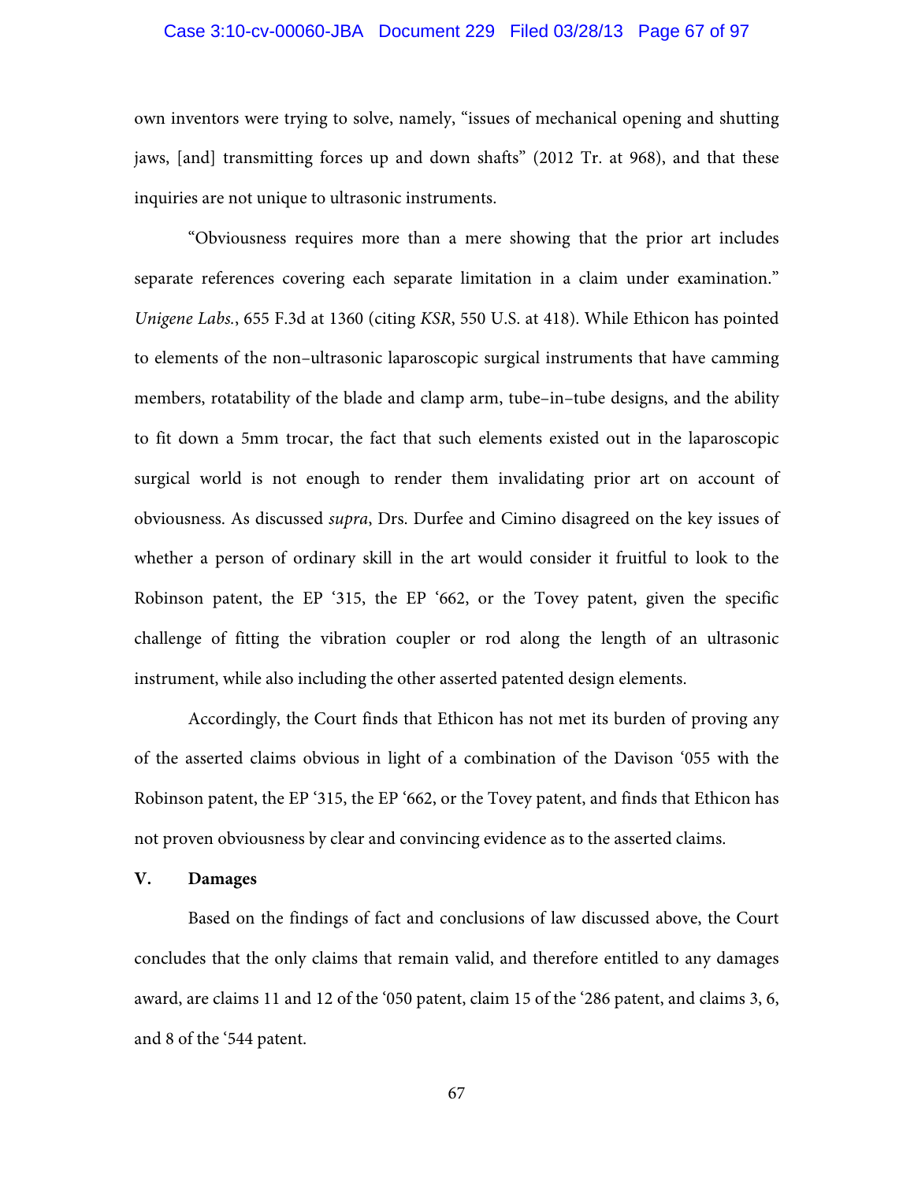own inventors were trying to solve, namely, "issues of mechanical opening and shutting jaws, [and] transmitting forces up and down shafts" (2012 Tr. at 968), and that these inquiries are not unique to ultrasonic instruments.

"Obviousness requires more than a mere showing that the prior art includes separate references covering each separate limitation in a claim under examination." *Unigene Labs.*, 655 F.3d at 1360 (citing *KSR*, 550 U.S. at 418). While Ethicon has pointed to elements of the non–ultrasonic laparoscopic surgical instruments that have camming members, rotatability of the blade and clamp arm, tube–in–tube designs, and the ability to fit down a 5mm trocar, the fact that such elements existed out in the laparoscopic surgical world is not enough to render them invalidating prior art on account of obviousness. As discussed *supra*, Drs. Durfee and Cimino disagreed on the key issues of whether a person of ordinary skill in the art would consider it fruitful to look to the Robinson patent, the EP '315, the EP '662, or the Tovey patent, given the specific challenge of fitting the vibration coupler or rod along the length of an ultrasonic instrument, while also including the other asserted patented design elements.

Accordingly, the Court finds that Ethicon has not met its burden of proving any of the asserted claims obvious in light of a combination of the Davison '055 with the Robinson patent, the EP '315, the EP '662, or the Tovey patent, and finds that Ethicon has not proven obviousness by clear and convincing evidence as to the asserted claims.

## V. Damages

Based on the findings of fact and conclusions of law discussed above, the Court concludes that the only claims that remain valid, and therefore entitled to any damages award, are claims 11 and 12 of the '050 patent, claim 15 of the '286 patent, and claims 3, 6, and 8 of the '544 patent.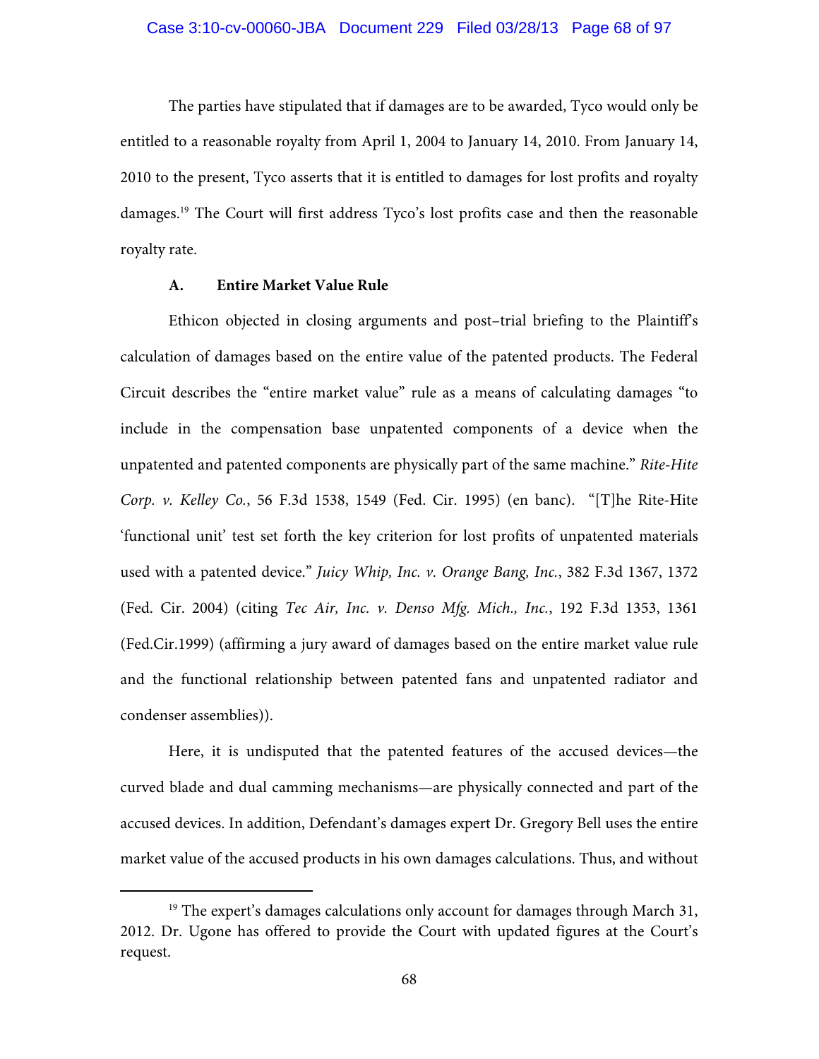The parties have stipulated that if damages are to be awarded, Tyco would only be entitled to a reasonable royalty from April 1, 2004 to January 14, 2010. From January 14, 2010 to the present, Tyco asserts that it is entitled to damages for lost profits and royalty damages.[19] The Court will first address Tyco's lost profits case and then the reasonable royalty rate.

### A. Entire Market Value Rule

Ethicon objected in closing arguments and post–trial briefing to the Plaintiff's calculation of damages based on the entire value of the patented products. The Federal Circuit describes the "entire market value" rule as a means of calculating damages "to include in the compensation base unpatented components of a device when the unpatented and patented components are physically part of the same machine." *Rite-Hite Corp. v. Kelley Co.*, 56 F.3d 1538, 1549 (Fed. Cir. 1995) (en banc). "[T]he Rite-Hite 'functional unit' test set forth the key criterion for lost profits of unpatented materials used with a patented device." *Juicy Whip, Inc. v. Orange Bang, Inc.*, 382 F.3d 1367, 1372 (Fed. Cir. 2004) (citing *Tec Air, Inc. v. Denso Mfg. Mich., Inc.*, 192 F.3d 1353, 1361 (Fed.Cir.1999) (affirming a jury award of damages based on the entire market value rule and the functional relationship between patented fans and unpatented radiator and condenser assemblies)).

Here, it is undisputed that the patented features of the accused devices—the curved blade and dual camming mechanisms—are physically connected and part of the accused devices. In addition, Defendant's damages expert Dr. Gregory Bell uses the entire market value of the accused products in his own damages calculations. Thus, and without

[19] The expert's damages calculations only account for damages through March 31, 2012. Dr. Ugone has offered to provide the Court with updated figures at the Court's request.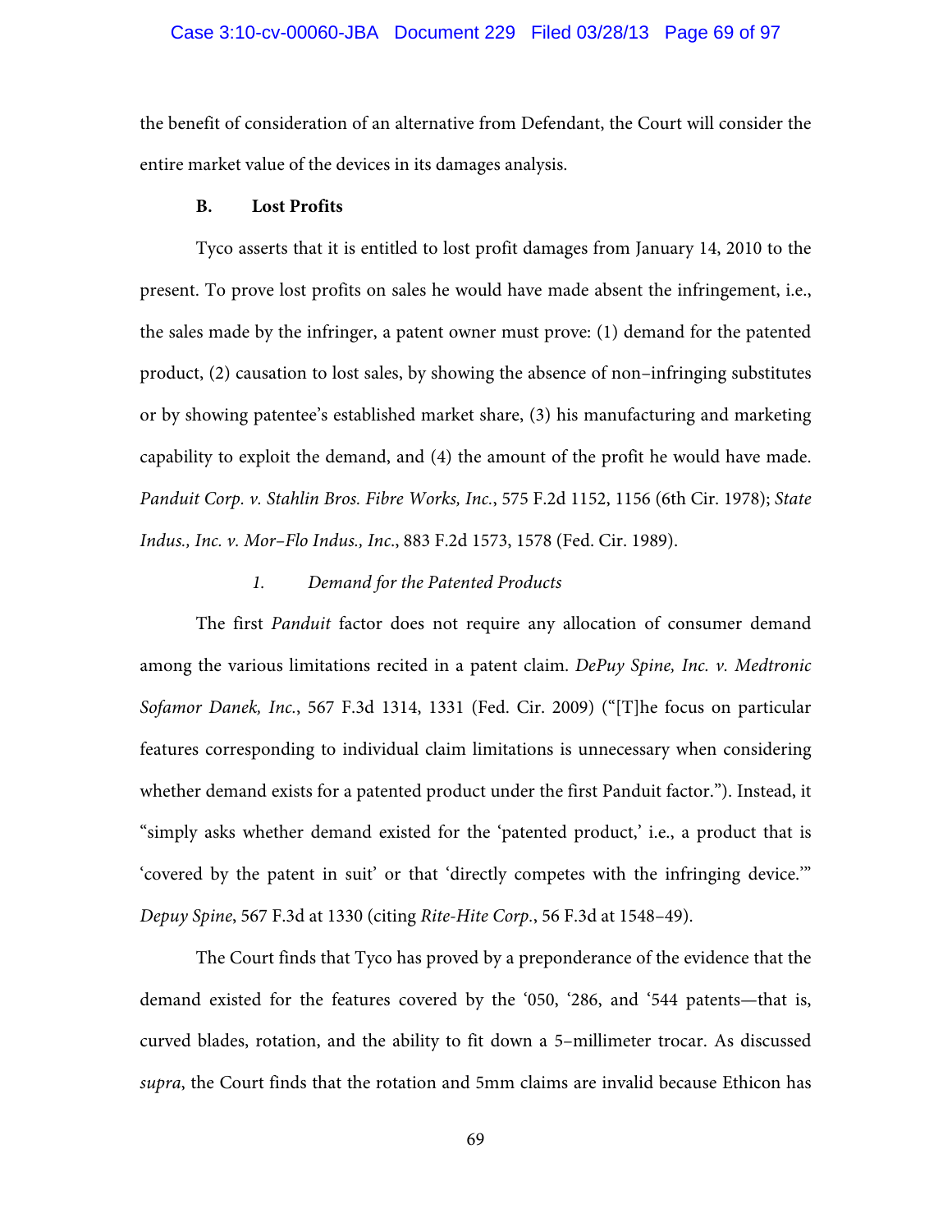the benefit of consideration of an alternative from Defendant, the Court will consider the entire market value of the devices in its damages analysis.

### B. Lost Profits

Tyco asserts that it is entitled to lost profit damages from January 14, 2010 to the present. To prove lost profits on sales he would have made absent the infringement, i.e., the sales made by the infringer, a patent owner must prove: (1) demand for the patented product, (2) causation to lost sales, by showing the absence of non–infringing substitutes or by showing patentee's established market share, (3) his manufacturing and marketing capability to exploit the demand, and (4) the amount of the profit he would have made. *Panduit Corp. v. Stahlin Bros. Fibre Works, Inc.*, 575 F.2d 1152, 1156 (6th Cir. 1978); *State Indus., Inc. v. Mor–Flo Indus., Inc.*, 883 F.2d 1573, 1578 (Fed. Cir. 1989).

#### *1. Demand for the Patented Products*

The first *Panduit* factor does not require any allocation of consumer demand among the various limitations recited in a patent claim. *DePuy Spine, Inc. v. Medtronic Sofamor Danek, Inc.*, 567 F.3d 1314, 1331 (Fed. Cir. 2009) ("[T]he focus on particular features corresponding to individual claim limitations is unnecessary when considering whether demand exists for a patented product under the first Panduit factor."). Instead, it "simply asks whether demand existed for the 'patented product,' i.e., a product that is 'covered by the patent in suit' or that 'directly competes with the infringing device.'" *Depuy Spine*, 567 F.3d at 1330 (citing *Rite-Hite Corp.*, 56 F.3d at 1548–49).

The Court finds that Tyco has proved by a preponderance of the evidence that the demand existed for the features covered by the '050, '286, and '544 patents—that is, curved blades, rotation, and the ability to fit down a 5–millimeter trocar. As discussed *supra*, the Court finds that the rotation and 5mm claims are invalid because Ethicon has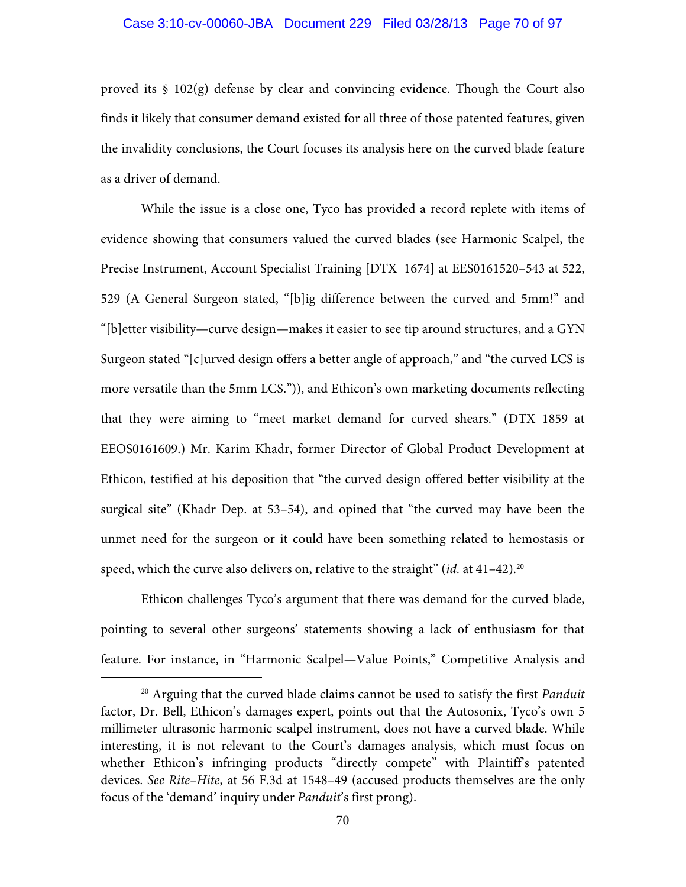proved its § 102(g) defense by clear and convincing evidence. Though the Court also finds it likely that consumer demand existed for all three of those patented features, given the invalidity conclusions, the Court focuses its analysis here on the curved blade feature as a driver of demand.

While the issue is a close one, Tyco has provided a record replete with items of evidence showing that consumers valued the curved blades (see Harmonic Scalpel, the Precise Instrument, Account Specialist Training [DTX 1674] at EES0161520–543 at 522, 529 (A General Surgeon stated, "[b]ig difference between the curved and 5mm!" and "[b]etter visibility—curve design—makes it easier to see tip around structures, and a GYN Surgeon stated "[c]urved design offers a better angle of approach," and "the curved LCS is more versatile than the 5mm LCS.")), and Ethicon's own marketing documents reflecting that they were aiming to "meet market demand for curved shears." (DTX 1859 at EEOS0161609.) Mr. Karim Khadr, former Director of Global Product Development at Ethicon, testified at his deposition that "the curved design offered better visibility at the surgical site" (Khadr Dep. at 53–54), and opined that "the curved may have been the unmet need for the surgeon or it could have been something related to hemostasis or speed, which the curve also delivers on, relative to the straight" (*id.* at 41–42).[20]

Ethicon challenges Tyco's argument that there was demand for the curved blade, pointing to several other surgeons' statements showing a lack of enthusiasm for that feature. For instance, in "Harmonic Scalpel—Value Points," Competitive Analysis and

---

[20] Arguing that the curved blade claims cannot be used to satisfy the first *Panduit* factor, Dr. Bell, Ethicon's damages expert, points out that the Autosonix, Tyco's own 5 millimeter ultrasonic harmonic scalpel instrument, does not have a curved blade. While interesting, it is not relevant to the Court's damages analysis, which must focus on whether Ethicon's infringing products "directly compete" with Plaintiff's patented devices. *See Rite–Hite*, at 56 F.3d at 1548–49 (accused products themselves are the only focus of the 'demand' inquiry under *Panduit*'s first prong).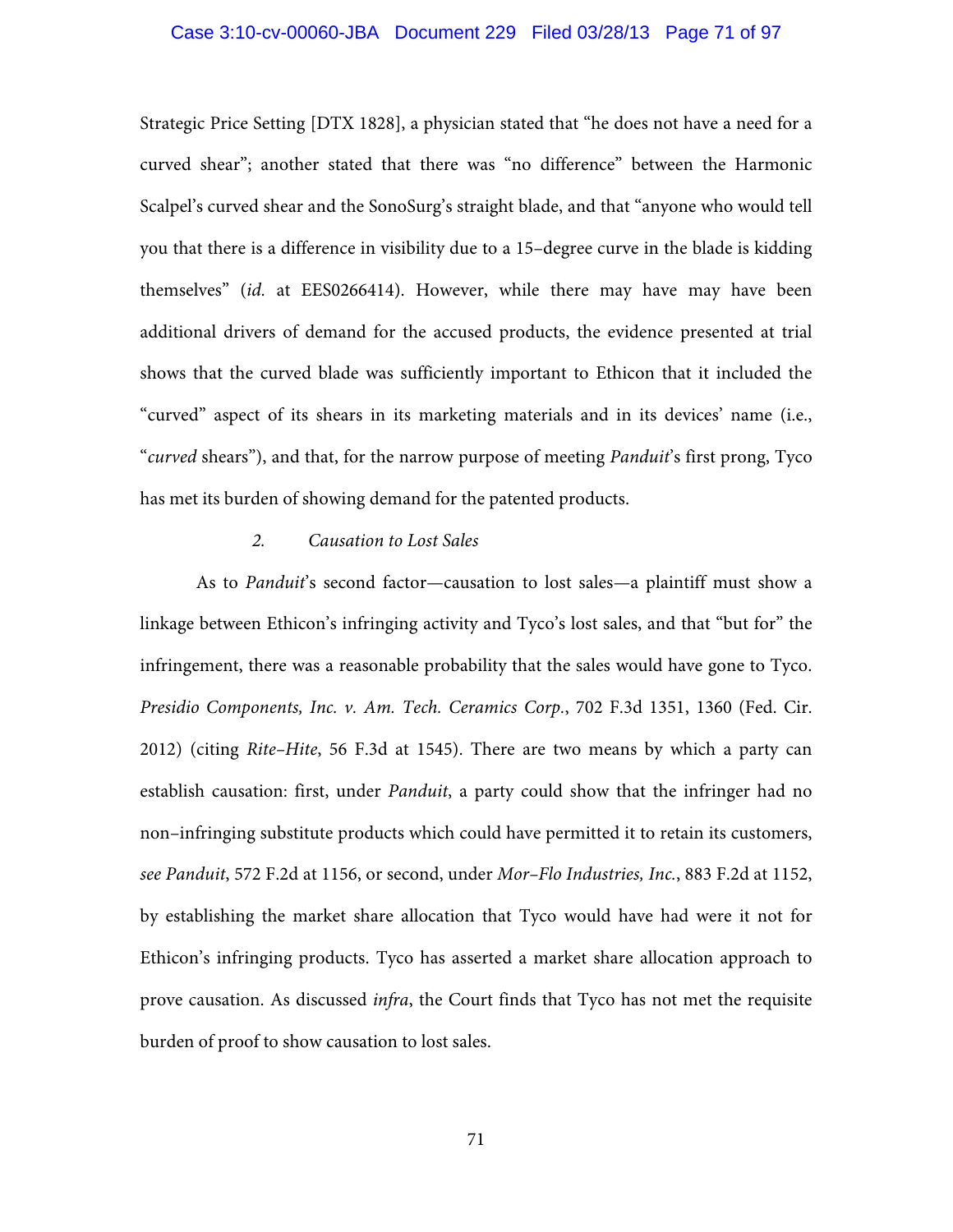Strategic Price Setting [DTX 1828], a physician stated that "he does not have a need for a curved shear"; another stated that there was "no difference" between the Harmonic Scalpel's curved shear and the SonoSurg's straight blade, and that "anyone who would tell you that there is a difference in visibility due to a 15–degree curve in the blade is kidding themselves" (*id.* at EES0266414). However, while there may have may have been additional drivers of demand for the accused products, the evidence presented at trial shows that the curved blade was sufficiently important to Ethicon that it included the "curved" aspect of its shears in its marketing materials and in its devices' name (i.e., "*curved* shears"), and that, for the narrow purpose of meeting *Panduit*'s first prong, Tyco has met its burden of showing demand for the patented products.

*2. Causation to Lost Sales*

As to *Panduit*'s second factor—causation to lost sales—a plaintiff must show a linkage between Ethicon's infringing activity and Tyco's lost sales, and that "but for" the infringement, there was a reasonable probability that the sales would have gone to Tyco. *Presidio Components, Inc. v. Am. Tech. Ceramics Corp.*, 702 F.3d 1351, 1360 (Fed. Cir. 2012) (citing *Rite–Hite*, 56 F.3d at 1545). There are two means by which a party can establish causation: first, under *Panduit*, a party could show that the infringer had no non–infringing substitute products which could have permitted it to retain its customers, *see Panduit*, 572 F.2d at 1156, or second, under *Mor–Flo Industries, Inc.*, 883 F.2d at 1152, by establishing the market share allocation that Tyco would have had were it not for Ethicon's infringing products. Tyco has asserted a market share allocation approach to prove causation. As discussed *infra*, the Court finds that Tyco has not met the requisite burden of proof to show causation to lost sales.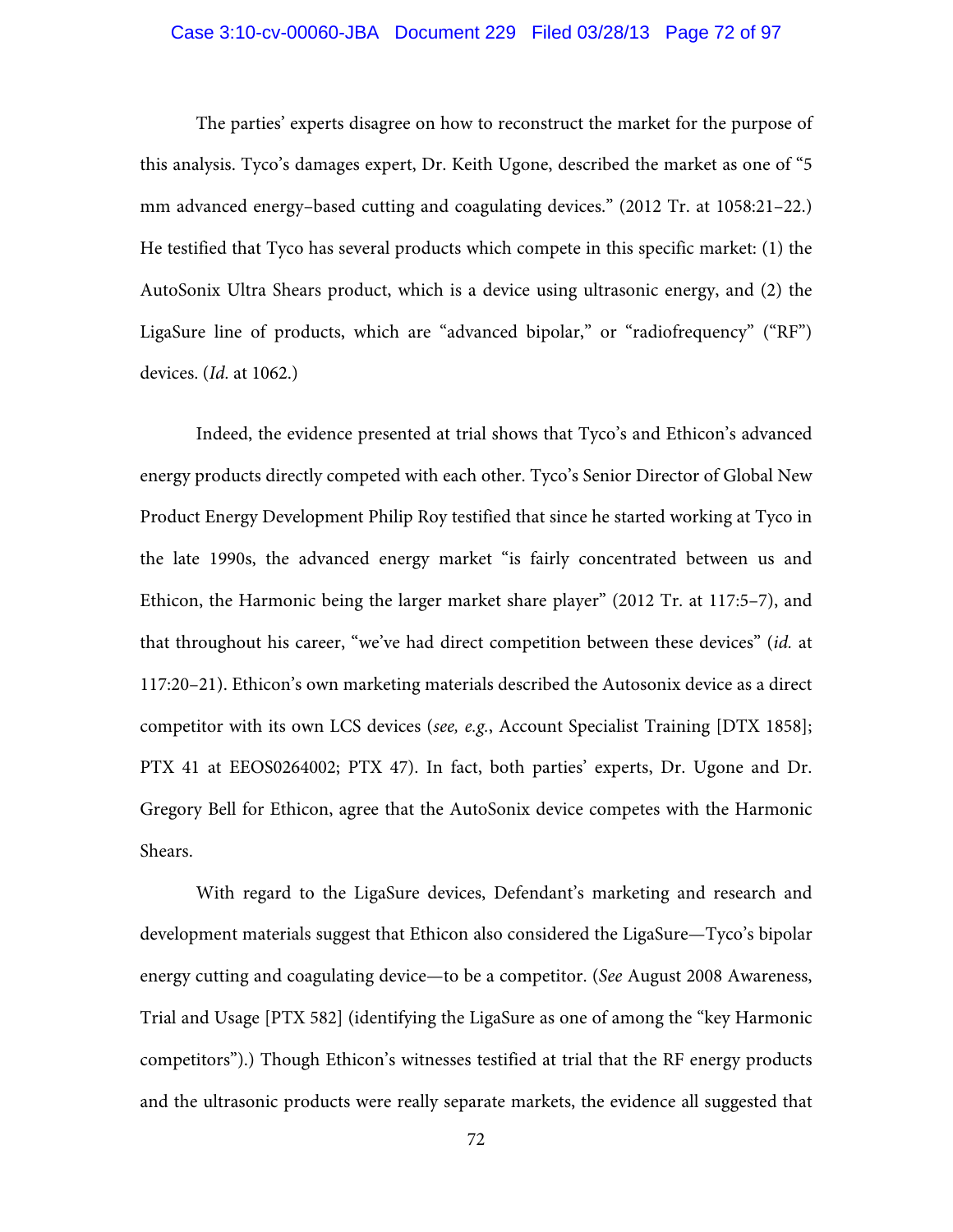The parties' experts disagree on how to reconstruct the market for the purpose of this analysis. Tyco's damages expert, Dr. Keith Ugone, described the market as one of "5 mm advanced energy–based cutting and coagulating devices." (2012 Tr. at 1058:21–22.) He testified that Tyco has several products which compete in this specific market: (1) the AutoSonix Ultra Shears product, which is a device using ultrasonic energy, and (2) the LigaSure line of products, which are "advanced bipolar," or "radiofrequency" ("RF") devices. (*Id.* at 1062.)

Indeed, the evidence presented at trial shows that Tyco's and Ethicon's advanced energy products directly competed with each other. Tyco's Senior Director of Global New Product Energy Development Philip Roy testified that since he started working at Tyco in the late 1990s, the advanced energy market "is fairly concentrated between us and Ethicon, the Harmonic being the larger market share player" (2012 Tr. at 117:5–7), and that throughout his career, "we've had direct competition between these devices" (*id.* at 117:20–21). Ethicon's own marketing materials described the Autosonix device as a direct competitor with its own LCS devices (*see, e.g.*, Account Specialist Training [DTX 1858]; PTX 41 at EEOS0264002; PTX 47). In fact, both parties' experts, Dr. Ugone and Dr. Gregory Bell for Ethicon, agree that the AutoSonix device competes with the Harmonic Shears.

With regard to the LigaSure devices, Defendant's marketing and research and development materials suggest that Ethicon also considered the LigaSure—Tyco's bipolar energy cutting and coagulating device—to be a competitor. (*See* August 2008 Awareness, Trial and Usage [PTX 582] (identifying the LigaSure as one of among the "key Harmonic competitors").) Though Ethicon's witnesses testified at trial that the RF energy products and the ultrasonic products were really separate markets, the evidence all suggested that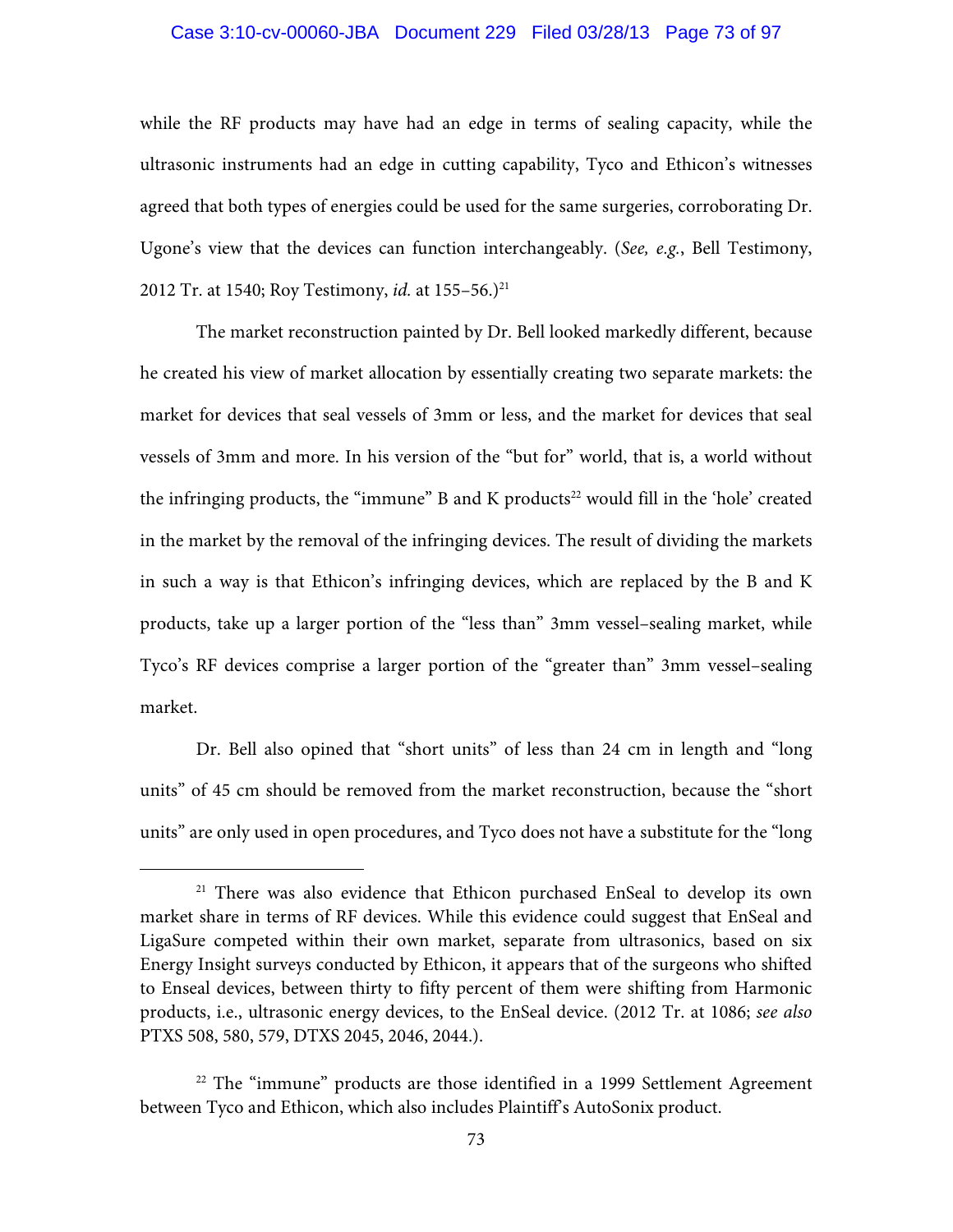while the RF products may have had an edge in terms of sealing capacity, while the ultrasonic instruments had an edge in cutting capability, Tyco and Ethicon's witnesses agreed that both types of energies could be used for the same surgeries, corroborating Dr. Ugone's view that the devices can function interchangeably. (*See, e.g.*, Bell Testimony, 2012 Tr. at 1540; Roy Testimony, *id.* at 155–56.)[21]

The market reconstruction painted by Dr. Bell looked markedly different, because he created his view of market allocation by essentially creating two separate markets: the market for devices that seal vessels of 3mm or less, and the market for devices that seal vessels of 3mm and more. In his version of the "but for" world, that is, a world without the infringing products, the "immune" B and K products[22] would fill in the 'hole' created in the market by the removal of the infringing devices. The result of dividing the markets in such a way is that Ethicon's infringing devices, which are replaced by the B and K products, take up a larger portion of the "less than" 3mm vessel–sealing market, while Tyco's RF devices comprise a larger portion of the "greater than" 3mm vessel–sealing market.

Dr. Bell also opined that "short units" of less than 24 cm in length and "long units" of 45 cm should be removed from the market reconstruction, because the "short units" are only used in open procedures, and Tyco does not have a substitute for the "long

---

[21] There was also evidence that Ethicon purchased EnSeal to develop its own market share in terms of RF devices. While this evidence could suggest that EnSeal and LigaSure competed within their own market, separate from ultrasonics, based on six Energy Insight surveys conducted by Ethicon, it appears that of the surgeons who shifted to Enseal devices, between thirty to fifty percent of them were shifting from Harmonic products, i.e., ultrasonic energy devices, to the EnSeal device. (2012 Tr. at 1086; *see also* PTXS 508, 580, 579, DTXS 2045, 2046, 2044.).

[22] The "immune" products are those identified in a 1999 Settlement Agreement between Tyco and Ethicon, which also includes Plaintiff's AutoSonix product.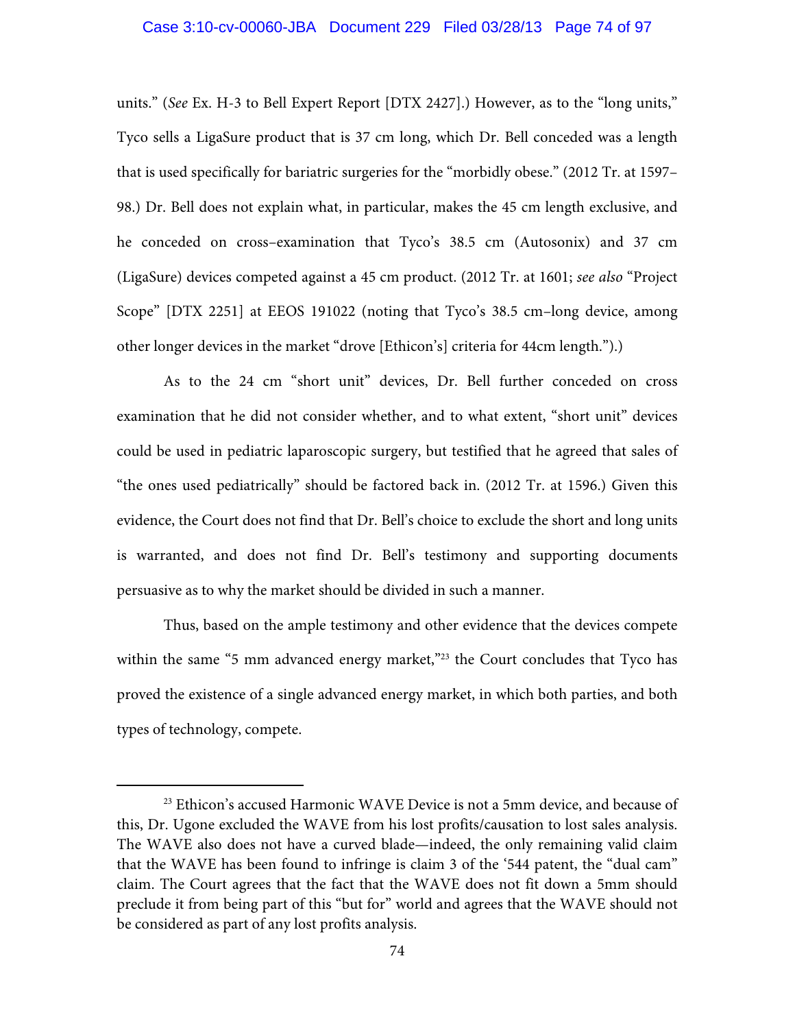units." (*See* Ex. H-3 to Bell Expert Report [DTX 2427].) However, as to the "long units," Tyco sells a LigaSure product that is 37 cm long, which Dr. Bell conceded was a length that is used specifically for bariatric surgeries for the "morbidly obese." (2012 Tr. at 1597–98.) Dr. Bell does not explain what, in particular, makes the 45 cm length exclusive, and he conceded on cross–examination that Tyco's 38.5 cm (Autosonix) and 37 cm (LigaSure) devices competed against a 45 cm product. (2012 Tr. at 1601; *see also* "Project Scope" [DTX 2251] at EEOS 191022 (noting that Tyco's 38.5 cm–long device, among other longer devices in the market "drove [Ethicon's] criteria for 44cm length.").)

As to the 24 cm "short unit" devices, Dr. Bell further conceded on cross examination that he did not consider whether, and to what extent, "short unit" devices could be used in pediatric laparoscopic surgery, but testified that he agreed that sales of "the ones used pediatrically" should be factored back in. (2012 Tr. at 1596.) Given this evidence, the Court does not find that Dr. Bell's choice to exclude the short and long units is warranted, and does not find Dr. Bell's testimony and supporting documents persuasive as to why the market should be divided in such a manner.

Thus, based on the ample testimony and other evidence that the devices compete within the same "5 mm advanced energy market,"[23] the Court concludes that Tyco has proved the existence of a single advanced energy market, in which both parties, and both types of technology, compete.

---

[23] Ethicon's accused Harmonic WAVE Device is not a 5mm device, and because of this, Dr. Ugone excluded the WAVE from his lost profits/causation to lost sales analysis. The WAVE also does not have a curved blade—indeed, the only remaining valid claim that the WAVE has been found to infringe is claim 3 of the '544 patent, the "dual cam" claim. The Court agrees that the fact that the WAVE does not fit down a 5mm should preclude it from being part of this "but for" world and agrees that the WAVE should not be considered as part of any lost profits analysis.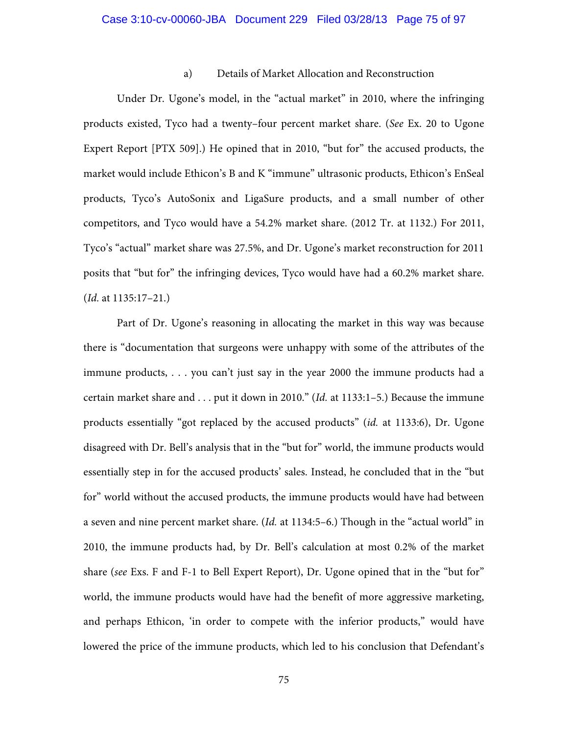#### a) Details of Market Allocation and Reconstruction

Under Dr. Ugone's model, in the "actual market" in 2010, where the infringing products existed, Tyco had a twenty–four percent market share. (*See* Ex. 20 to Ugone Expert Report [PTX 509].) He opined that in 2010, "but for" the accused products, the market would include Ethicon's B and K "immune" ultrasonic products, Ethicon's EnSeal products, Tyco's AutoSonix and LigaSure products, and a small number of other competitors, and Tyco would have a 54.2% market share. (2012 Tr. at 1132.) For 2011, Tyco's "actual" market share was 27.5%, and Dr. Ugone's market reconstruction for 2011 posits that "but for" the infringing devices, Tyco would have had a 60.2% market share. (*Id.* at 1135:17–21.)

Part of Dr. Ugone's reasoning in allocating the market in this way was because there is "documentation that surgeons were unhappy with some of the attributes of the immune products, . . . you can't just say in the year 2000 the immune products had a certain market share and . . . put it down in 2010." (*Id.* at 1133:1–5.) Because the immune products essentially "got replaced by the accused products" (*id.* at 1133:6), Dr. Ugone disagreed with Dr. Bell's analysis that in the "but for" world, the immune products would essentially step in for the accused products' sales. Instead, he concluded that in the "but for" world without the accused products, the immune products would have had between a seven and nine percent market share. (*Id.* at 1134:5–6.) Though in the "actual world" in 2010, the immune products had, by Dr. Bell's calculation at most 0.2% of the market share (*see* Exs. F and F-1 to Bell Expert Report), Dr. Ugone opined that in the "but for" world, the immune products would have had the benefit of more aggressive marketing, and perhaps Ethicon, 'in order to compete with the inferior products," would have lowered the price of the immune products, which led to his conclusion that Defendant's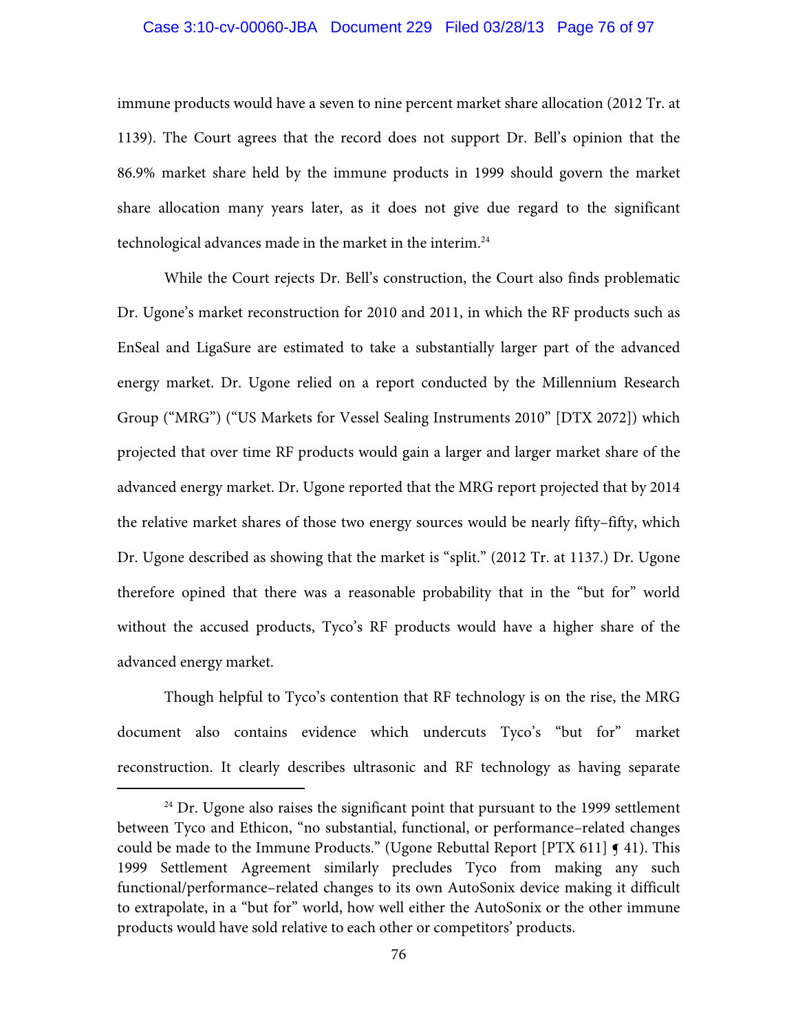immune products would have a seven to nine percent market share allocation (2012 Tr. at 1139). The Court agrees that the record does not support Dr. Bell's opinion that the 86.9% market share held by the immune products in 1999 should govern the market share allocation many years later, as it does not give due regard to the significant technological advances made in the market in the interim.[24]

While the Court rejects Dr. Bell's construction, the Court also finds problematic Dr. Ugone's market reconstruction for 2010 and 2011, in which the RF products such as EnSeal and LigaSure are estimated to take a substantially larger part of the advanced energy market. Dr. Ugone relied on a report conducted by the Millennium Research Group ("MRG") ("US Markets for Vessel Sealing Instruments 2010" [DTX 2072]) which projected that over time RF products would gain a larger and larger market share of the advanced energy market. Dr. Ugone reported that the MRG report projected that by 2014 the relative market shares of those two energy sources would be nearly fifty–fifty, which Dr. Ugone described as showing that the market is "split." (2012 Tr. at 1137.) Dr. Ugone therefore opined that there was a reasonable probability that in the "but for" world without the accused products, Tyco's RF products would have a higher share of the advanced energy market.

Though helpful to Tyco's contention that RF technology is on the rise, the MRG document also contains evidence which undercuts Tyco's "but for" market reconstruction. It clearly describes ultrasonic and RF technology as having separate

---

[24] Dr. Ugone also raises the significant point that pursuant to the 1999 settlement between Tyco and Ethicon, "no substantial, functional, or performance–related changes could be made to the Immune Products." (Ugone Rebuttal Report [PTX 611] ¶ 41). This 1999 Settlement Agreement similarly precludes Tyco from making any such functional/performance–related changes to its own AutoSonix device making it difficult to extrapolate, in a "but for" world, how well either the AutoSonix or the other immune products would have sold relative to each other or competitors' products.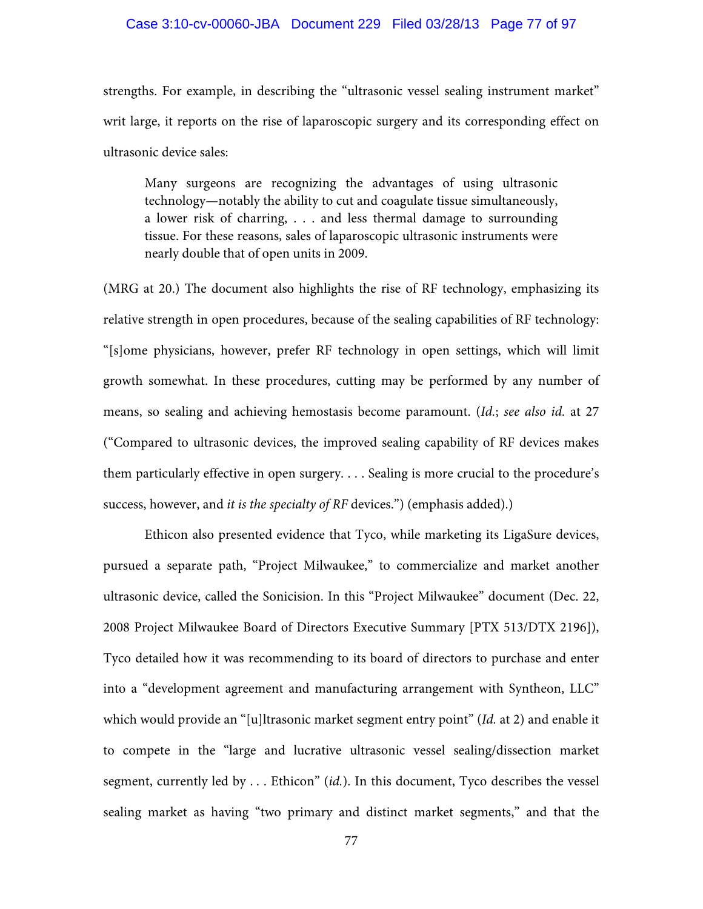strengths. For example, in describing the "ultrasonic vessel sealing instrument market" writ large, it reports on the rise of laparoscopic surgery and its corresponding effect on ultrasonic device sales:

> Many surgeons are recognizing the advantages of using ultrasonic technology—notably the ability to cut and coagulate tissue simultaneously, a lower risk of charring, . . . and less thermal damage to surrounding tissue. For these reasons, sales of laparoscopic ultrasonic instruments were nearly double that of open units in 2009.

(MRG at 20.) The document also highlights the rise of RF technology, emphasizing its relative strength in open procedures, because of the sealing capabilities of RF technology: "[s]ome physicians, however, prefer RF technology in open settings, which will limit growth somewhat. In these procedures, cutting may be performed by any number of means, so sealing and achieving hemostasis become paramount. (*Id.*; *see also id.* at 27 ("Compared to ultrasonic devices, the improved sealing capability of RF devices makes them particularly effective in open surgery. . . . Sealing is more crucial to the procedure's success, however, and *it is the specialty of RF* devices.") (emphasis added).)

Ethicon also presented evidence that Tyco, while marketing its LigaSure devices, pursued a separate path, "Project Milwaukee," to commercialize and market another ultrasonic device, called the Sonicision. In this "Project Milwaukee" document (Dec. 22, 2008 Project Milwaukee Board of Directors Executive Summary [PTX 513/DTX 2196]), Tyco detailed how it was recommending to its board of directors to purchase and enter into a "development agreement and manufacturing arrangement with Syntheon, LLC" which would provide an "[u]ltrasonic market segment entry point" (*Id.* at 2) and enable it to compete in the "large and lucrative ultrasonic vessel sealing/dissection market segment, currently led by . . . Ethicon" (*id.*). In this document, Tyco describes the vessel sealing market as having "two primary and distinct market segments," and that the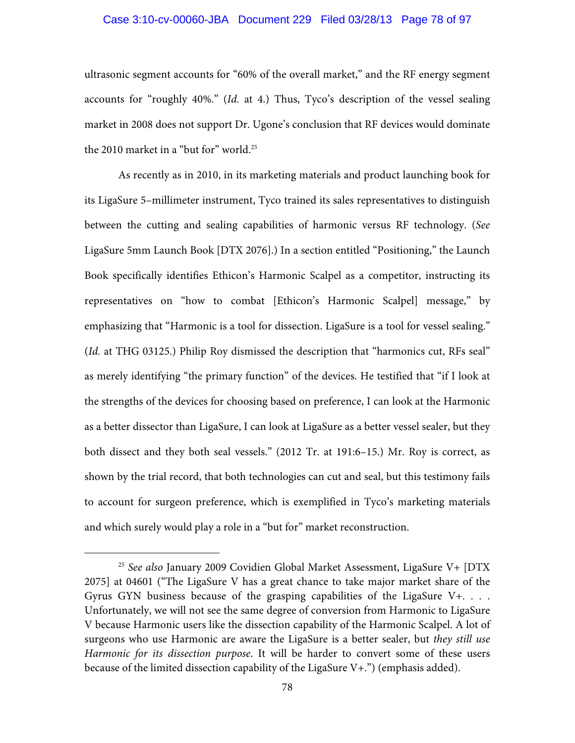ultrasonic segment accounts for "60% of the overall market," and the RF energy segment accounts for "roughly 40%." (*Id.* at 4.) Thus, Tyco's description of the vessel sealing market in 2008 does not support Dr. Ugone's conclusion that RF devices would dominate the 2010 market in a "but for" world.[25]

As recently as in 2010, in its marketing materials and product launching book for its LigaSure 5–millimeter instrument, Tyco trained its sales representatives to distinguish between the cutting and sealing capabilities of harmonic versus RF technology. (*See* LigaSure 5mm Launch Book [DTX 2076].) In a section entitled "Positioning," the Launch Book specifically identifies Ethicon's Harmonic Scalpel as a competitor, instructing its representatives on "how to combat [Ethicon's Harmonic Scalpel] message," by emphasizing that "Harmonic is a tool for dissection. LigaSure is a tool for vessel sealing." (*Id.* at THG 03125.) Philip Roy dismissed the description that "harmonics cut, RFs seal" as merely identifying "the primary function" of the devices. He testified that "if I look at the strengths of the devices for choosing based on preference, I can look at the Harmonic as a better dissector than LigaSure, I can look at LigaSure as a better vessel sealer, but they both dissect and they both seal vessels." (2012 Tr. at 191:6–15.) Mr. Roy is correct, as shown by the trial record, that both technologies can cut and seal, but this testimony fails to account for surgeon preference, which is exemplified in Tyco's marketing materials and which surely would play a role in a "but for" market reconstruction.

---

[25] *See also* January 2009 Covidien Global Market Assessment, LigaSure V+ [DTX 2075] at 04601 ("The LigaSure V has a great chance to take major market share of the Gyrus GYN business because of the grasping capabilities of the LigaSure V+. . . . Unfortunately, we will not see the same degree of conversion from Harmonic to LigaSure V because Harmonic users like the dissection capability of the Harmonic Scalpel. A lot of surgeons who use Harmonic are aware the LigaSure is a better sealer, but *they still use Harmonic for its dissection purpose*. It will be harder to convert some of these users because of the limited dissection capability of the LigaSure V+.") (emphasis added).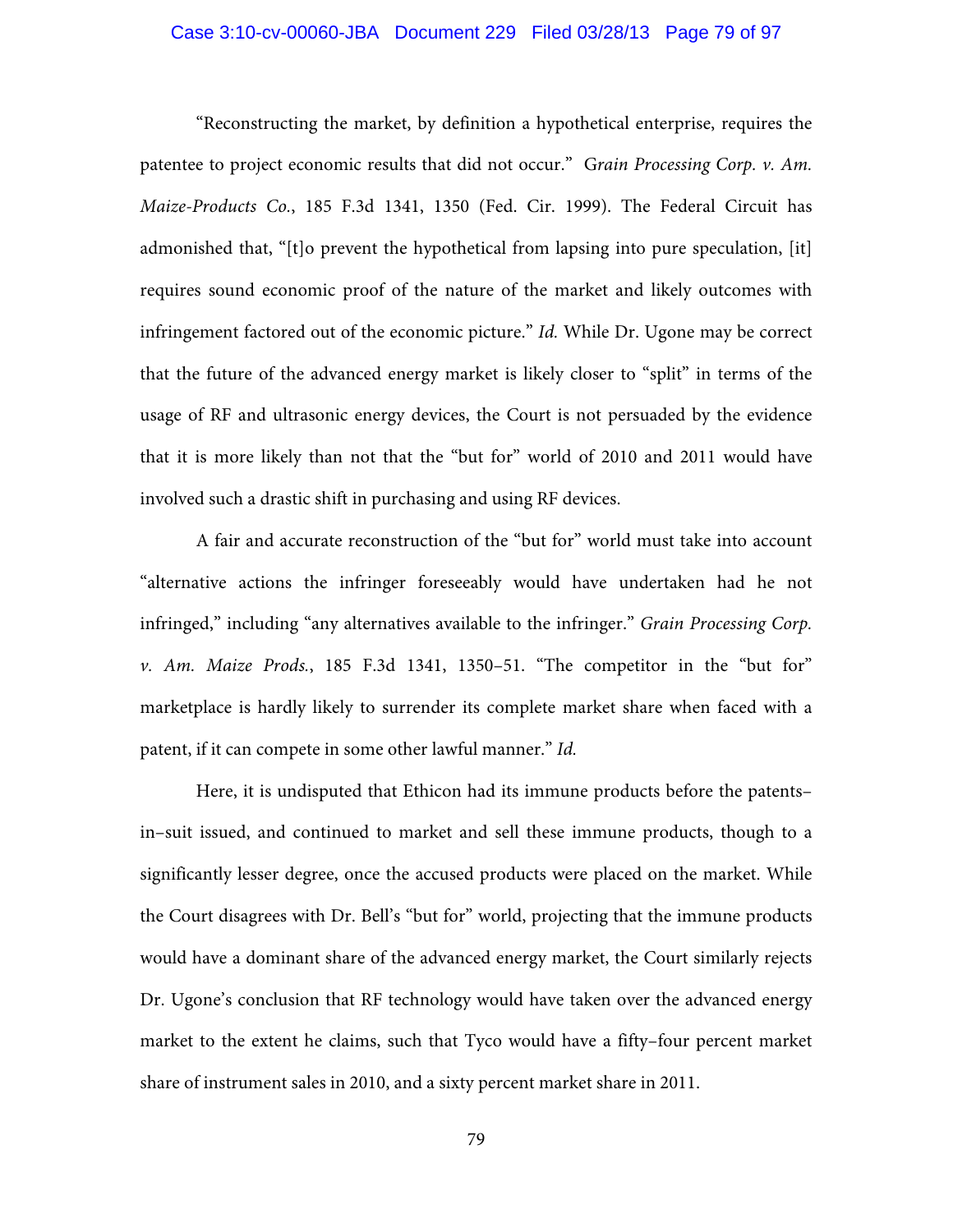"Reconstructing the market, by definition a hypothetical enterprise, requires the patentee to project economic results that did not occur." *Grain Processing Corp. v. Am. Maize-Products Co.*, 185 F.3d 1341, 1350 (Fed. Cir. 1999). The Federal Circuit has admonished that, "[t]o prevent the hypothetical from lapsing into pure speculation, [it] requires sound economic proof of the nature of the market and likely outcomes with infringement factored out of the economic picture." *Id.* While Dr. Ugone may be correct that the future of the advanced energy market is likely closer to "split" in terms of the usage of RF and ultrasonic energy devices, the Court is not persuaded by the evidence that it is more likely than not that the "but for" world of 2010 and 2011 would have involved such a drastic shift in purchasing and using RF devices.

A fair and accurate reconstruction of the "but for" world must take into account "alternative actions the infringer foreseeably would have undertaken had he not infringed," including "any alternatives available to the infringer." *Grain Processing Corp. v. Am. Maize Prods.*, 185 F.3d 1341, 1350–51. "The competitor in the "but for" marketplace is hardly likely to surrender its complete market share when faced with a patent, if it can compete in some other lawful manner." *Id.*

Here, it is undisputed that Ethicon had its immune products before the patents–in–suit issued, and continued to market and sell these immune products, though to a significantly lesser degree, once the accused products were placed on the market. While the Court disagrees with Dr. Bell's "but for" world, projecting that the immune products would have a dominant share of the advanced energy market, the Court similarly rejects Dr. Ugone's conclusion that RF technology would have taken over the advanced energy market to the extent he claims, such that Tyco would have a fifty–four percent market share of instrument sales in 2010, and a sixty percent market share in 2011.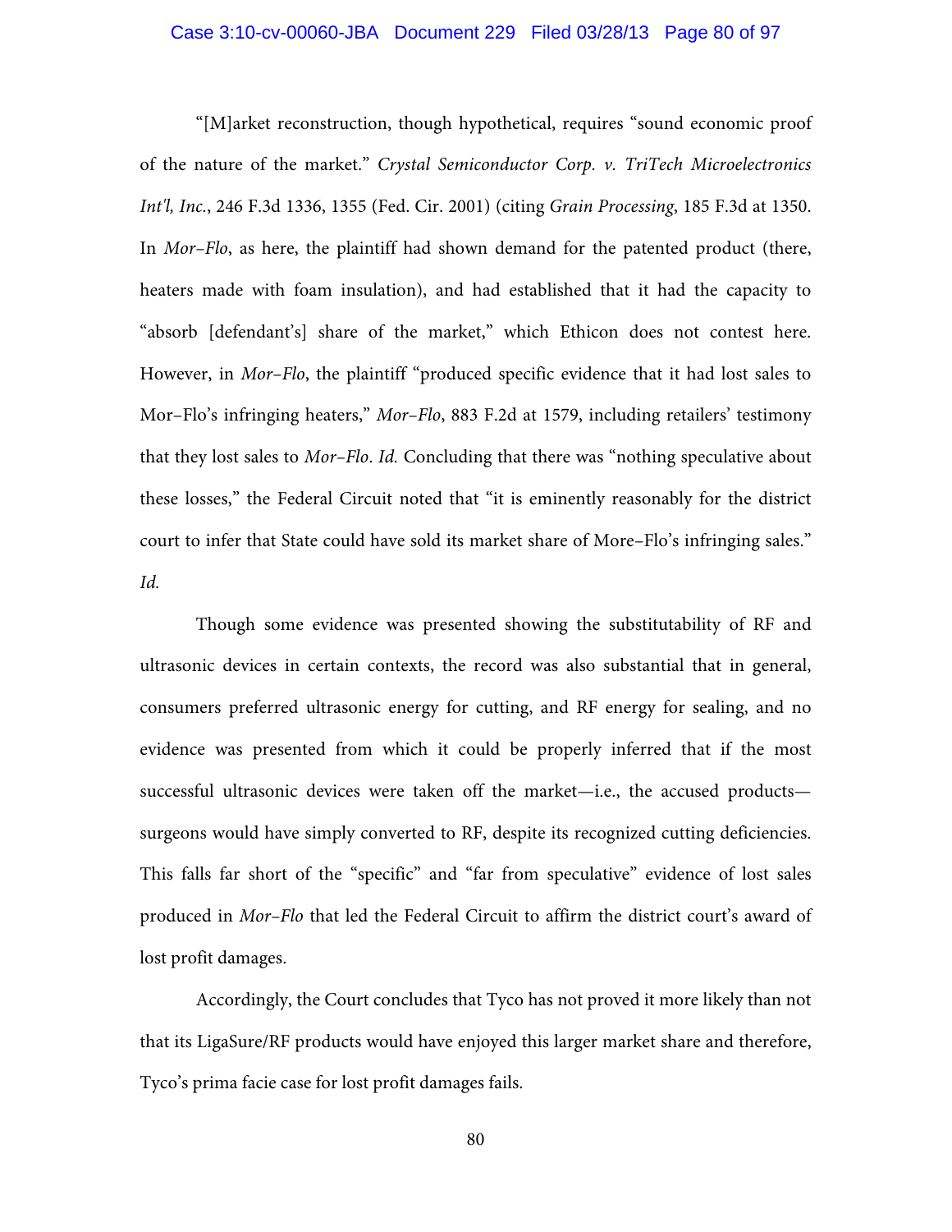"[M]arket reconstruction, though hypothetical, requires "sound economic proof of the nature of the market." *Crystal Semiconductor Corp. v. TriTech Microelectronics Int'l, Inc.*, 246 F.3d 1336, 1355 (Fed. Cir. 2001) (citing *Grain Processing*, 185 F.3d at 1350. In *Mor–Flo*, as here, the plaintiff had shown demand for the patented product (there, heaters made with foam insulation), and had established that it had the capacity to "absorb [defendant's] share of the market," which Ethicon does not contest here. However, in *Mor–Flo*, the plaintiff "produced specific evidence that it had lost sales to Mor–Flo's infringing heaters," *Mor–Flo*, 883 F.2d at 1579, including retailers' testimony that they lost sales to *Mor–Flo*. *Id.* Concluding that there was "nothing speculative about these losses," the Federal Circuit noted that "it is eminently reasonably for the district court to infer that State could have sold its market share of More–Flo's infringing sales." *Id.*

Though some evidence was presented showing the substitutability of RF and ultrasonic devices in certain contexts, the record was also substantial that in general, consumers preferred ultrasonic energy for cutting, and RF energy for sealing, and no evidence was presented from which it could be properly inferred that if the most successful ultrasonic devices were taken off the market—i.e., the accused products—surgeons would have simply converted to RF, despite its recognized cutting deficiencies. This falls far short of the "specific" and "far from speculative" evidence of lost sales produced in *Mor–Flo* that led the Federal Circuit to affirm the district court's award of lost profit damages.

Accordingly, the Court concludes that Tyco has not proved it more likely than not that its LigaSure/RF products would have enjoyed this larger market share and therefore, Tyco's prima facie case for lost profit damages fails.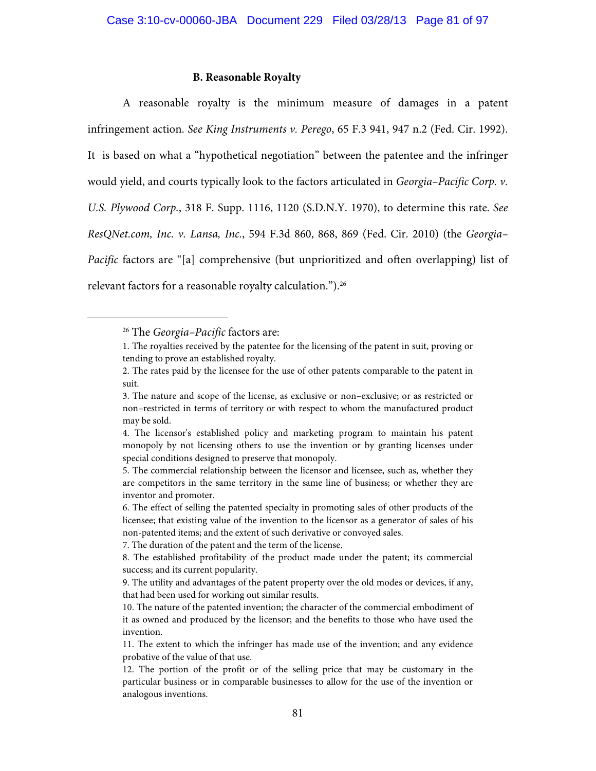### B. Reasonable Royalty

A reasonable royalty is the minimum measure of damages in a patent infringement action. *See King Instruments v. Perego*, 65 F.3 941, 947 n.2 (Fed. Cir. 1992). It is based on what a "hypothetical negotiation" between the patentee and the infringer would yield, and courts typically look to the factors articulated in *Georgia–Pacific Corp. v. U.S. Plywood Corp.*, 318 F. Supp. 1116, 1120 (S.D.N.Y. 1970), to determine this rate. *See ResQNet.com, Inc. v. Lansa, Inc.*, 594 F.3d 860, 868, 869 (Fed. Cir. 2010) (the *Georgia–Pacific* factors are "[a] comprehensive (but unprioritized and often overlapping) list of relevant factors for a reasonable royalty calculation.").[26]

---

[26] The *Georgia–Pacific* factors are:

1. The royalties received by the patentee for the licensing of the patent in suit, proving or tending to prove an established royalty.
2. The rates paid by the licensee for the use of other patents comparable to the patent in suit.
3. The nature and scope of the license, as exclusive or non–exclusive; or as restricted or non–restricted in terms of territory or with respect to whom the manufactured product may be sold.
4. The licensor's established policy and marketing program to maintain his patent monopoly by not licensing others to use the invention or by granting licenses under special conditions designed to preserve that monopoly.
5. The commercial relationship between the licensor and licensee, such as, whether they are competitors in the same territory in the same line of business; or whether they are inventor and promoter.
6. The effect of selling the patented specialty in promoting sales of other products of the licensee; that existing value of the invention to the licensor as a generator of sales of his non-patented items; and the extent of such derivative or convoyed sales.
7. The duration of the patent and the term of the license.
8. The established profitability of the product made under the patent; its commercial success; and its current popularity.
9. The utility and advantages of the patent property over the old modes or devices, if any, that had been used for working out similar results.
10. The nature of the patented invention; the character of the commercial embodiment of it as owned and produced by the licensor; and the benefits to those who have used the invention.
11. The extent to which the infringer has made use of the invention; and any evidence probative of the value of that use.
12. The portion of the profit or of the selling price that may be customary in the particular business or in comparable businesses to allow for the use of the invention or analogous inventions.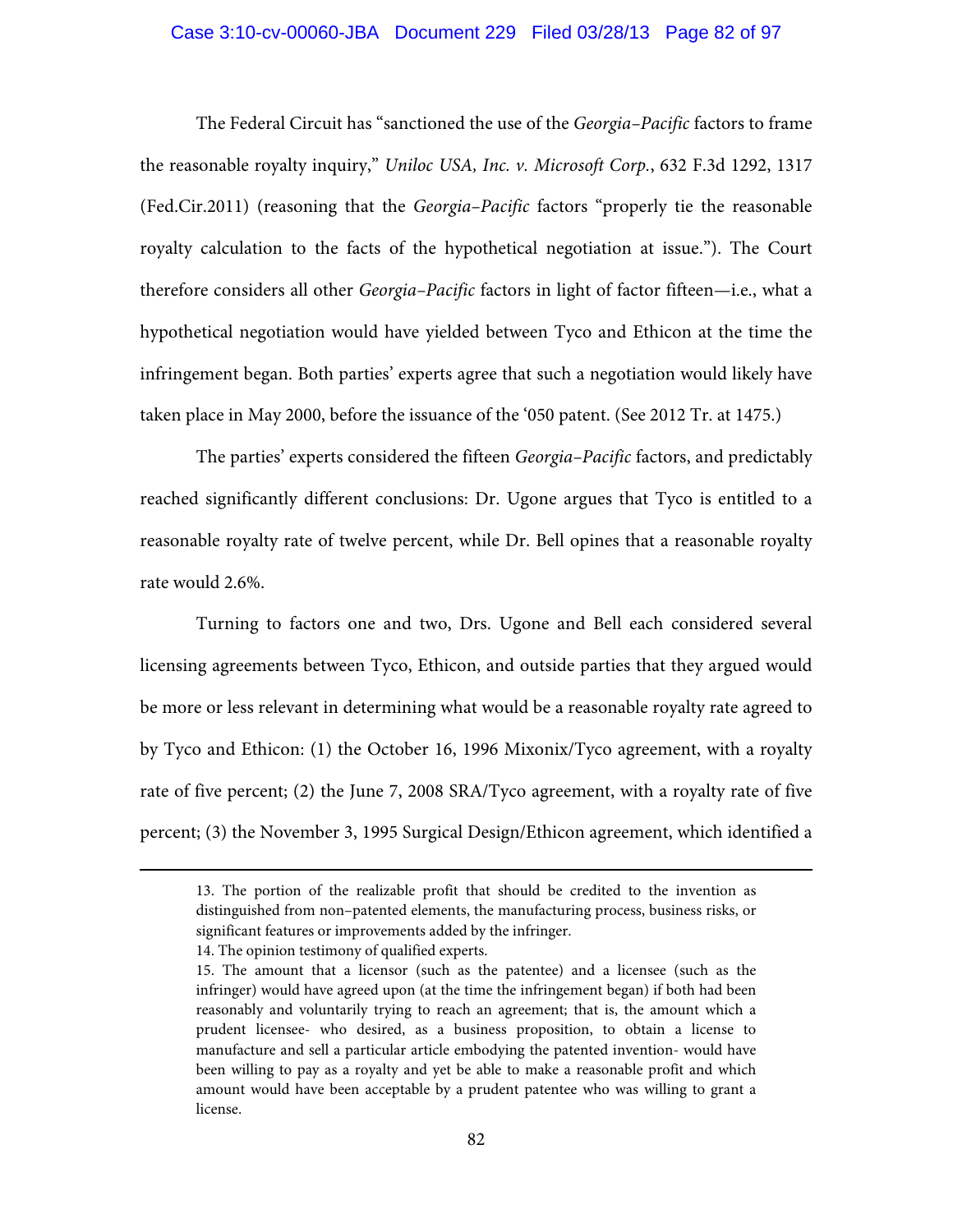The Federal Circuit has "sanctioned the use of the *Georgia–Pacific* factors to frame the reasonable royalty inquiry," *Uniloc USA, Inc. v. Microsoft Corp.*, 632 F.3d 1292, 1317 (Fed.Cir.2011) (reasoning that the *Georgia–Pacific* factors "properly tie the reasonable royalty calculation to the facts of the hypothetical negotiation at issue."). The Court therefore considers all other *Georgia–Pacific* factors in light of factor fifteen—i.e., what a hypothetical negotiation would have yielded between Tyco and Ethicon at the time the infringement began. Both parties' experts agree that such a negotiation would likely have taken place in May 2000, before the issuance of the '050 patent. (See 2012 Tr. at 1475.)

The parties' experts considered the fifteen *Georgia–Pacific* factors, and predictably reached significantly different conclusions: Dr. Ugone argues that Tyco is entitled to a reasonable royalty rate of twelve percent, while Dr. Bell opines that a reasonable royalty rate would 2.6%.

Turning to factors one and two, Drs. Ugone and Bell each considered several licensing agreements between Tyco, Ethicon, and outside parties that they argued would be more or less relevant in determining what would be a reasonable royalty rate agreed to by Tyco and Ethicon: (1) the October 16, 1996 Mixonix/Tyco agreement, with a royalty rate of five percent; (2) the June 7, 2008 SRA/Tyco agreement, with a royalty rate of five percent; (3) the November 3, 1995 Surgical Design/Ethicon agreement, which identified a

---

13. The portion of the realizable profit that should be credited to the invention as distinguished from non–patented elements, the manufacturing process, business risks, or significant features or improvements added by the infringer.

14. The opinion testimony of qualified experts.

15. The amount that a licensor (such as the patentee) and a licensee (such as the infringer) would have agreed upon (at the time the infringement began) if both had been reasonably and voluntarily trying to reach an agreement; that is, the amount which a prudent licensee- who desired, as a business proposition, to obtain a license to manufacture and sell a particular article embodying the patented invention- would have been willing to pay as a royalty and yet be able to make a reasonable profit and which amount would have been acceptable by a prudent patentee who was willing to grant a license.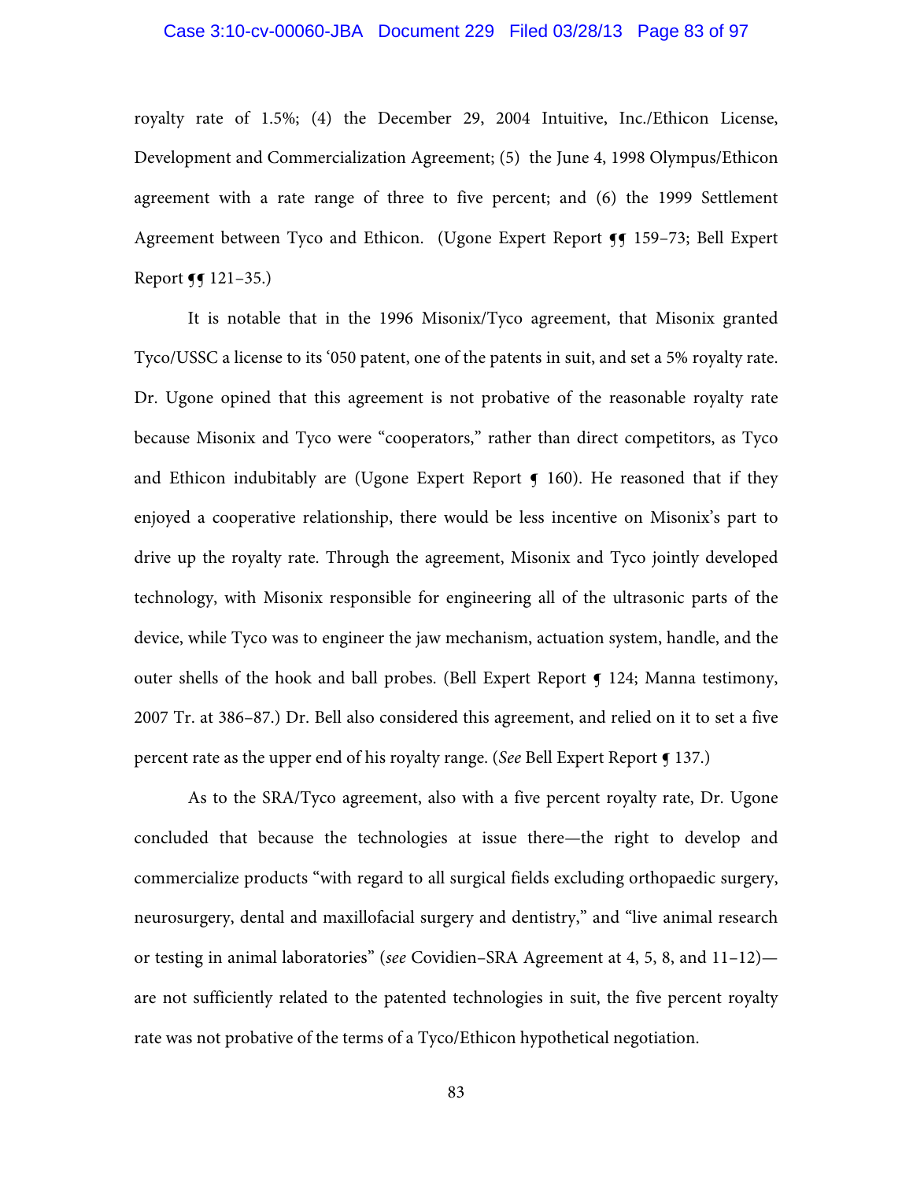royalty rate of 1.5%; (4) the December 29, 2004 Intuitive, Inc./Ethicon License, Development and Commercialization Agreement; (5) the June 4, 1998 Olympus/Ethicon agreement with a rate range of three to five percent; and (6) the 1999 Settlement Agreement between Tyco and Ethicon. (Ugone Expert Report ¶¶ 159–73; Bell Expert Report ¶¶ 121–35.)

It is notable that in the 1996 Misonix/Tyco agreement, that Misonix granted Tyco/USSC a license to its '050 patent, one of the patents in suit, and set a 5% royalty rate. Dr. Ugone opined that this agreement is not probative of the reasonable royalty rate because Misonix and Tyco were "cooperators," rather than direct competitors, as Tyco and Ethicon indubitably are (Ugone Expert Report ¶ 160). He reasoned that if they enjoyed a cooperative relationship, there would be less incentive on Misonix's part to drive up the royalty rate. Through the agreement, Misonix and Tyco jointly developed technology, with Misonix responsible for engineering all of the ultrasonic parts of the device, while Tyco was to engineer the jaw mechanism, actuation system, handle, and the outer shells of the hook and ball probes. (Bell Expert Report ¶ 124; Manna testimony, 2007 Tr. at 386–87.) Dr. Bell also considered this agreement, and relied on it to set a five percent rate as the upper end of his royalty range. (*See* Bell Expert Report ¶ 137.)

As to the SRA/Tyco agreement, also with a five percent royalty rate, Dr. Ugone concluded that because the technologies at issue there—the right to develop and commercialize products "with regard to all surgical fields excluding orthopaedic surgery, neurosurgery, dental and maxillofacial surgery and dentistry," and "live animal research or testing in animal laboratories" (*see* Covidien–SRA Agreement at 4, 5, 8, and 11–12)—are not sufficiently related to the patented technologies in suit, the five percent royalty rate was not probative of the terms of a Tyco/Ethicon hypothetical negotiation.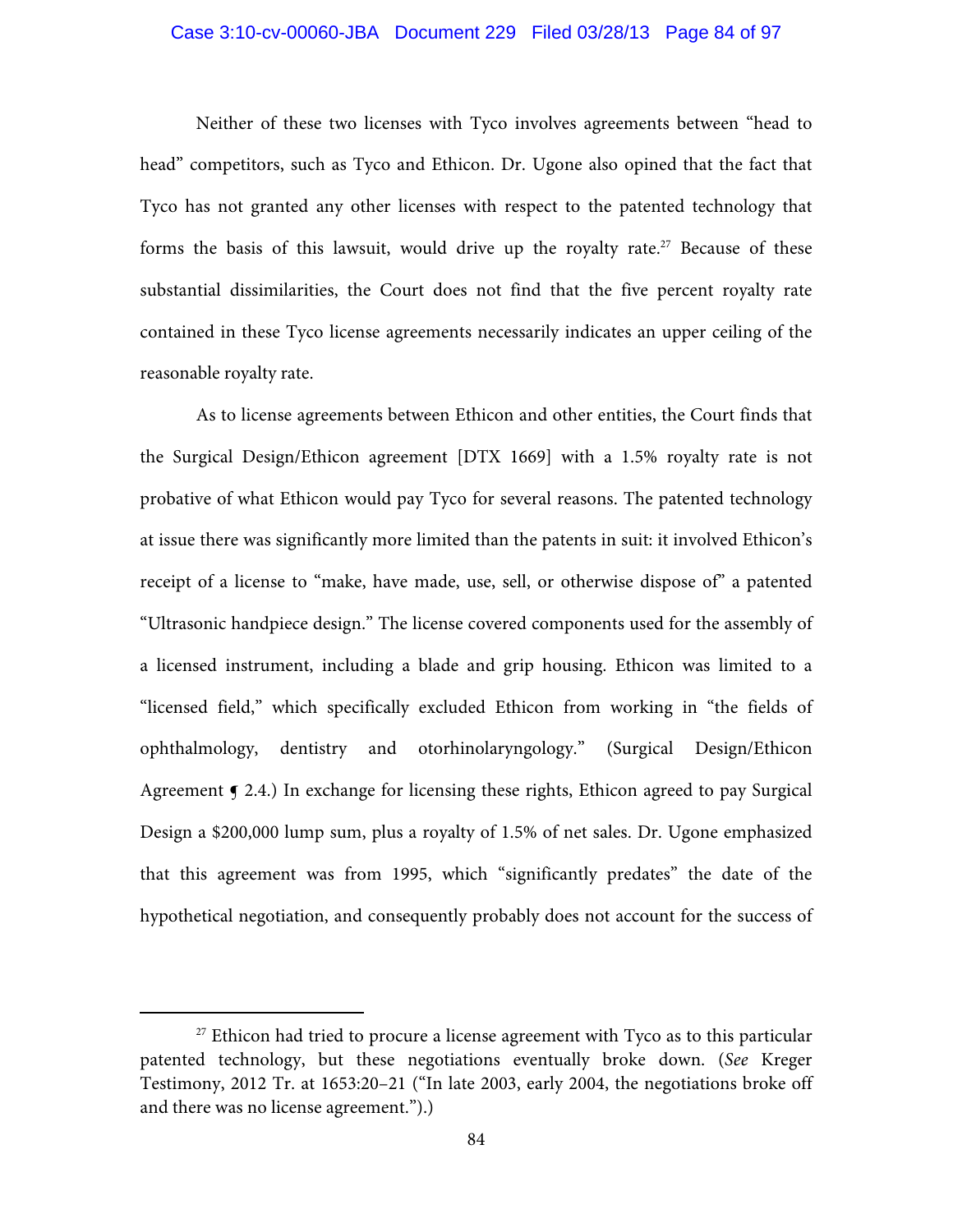Neither of these two licenses with Tyco involves agreements between "head to head" competitors, such as Tyco and Ethicon. Dr. Ugone also opined that the fact that Tyco has not granted any other licenses with respect to the patented technology that forms the basis of this lawsuit, would drive up the royalty rate.[27] Because of these substantial dissimilarities, the Court does not find that the five percent royalty rate contained in these Tyco license agreements necessarily indicates an upper ceiling of the reasonable royalty rate.

As to license agreements between Ethicon and other entities, the Court finds that the Surgical Design/Ethicon agreement [DTX 1669] with a 1.5% royalty rate is not probative of what Ethicon would pay Tyco for several reasons. The patented technology at issue there was significantly more limited than the patents in suit: it involved Ethicon's receipt of a license to "make, have made, use, sell, or otherwise dispose of" a patented "Ultrasonic handpiece design." The license covered components used for the assembly of a licensed instrument, including a blade and grip housing. Ethicon was limited to a "licensed field," which specifically excluded Ethicon from working in "the fields of ophthalmology, dentistry and otorhinolaryngology." (Surgical Design/Ethicon Agreement ¶ 2.4.) In exchange for licensing these rights, Ethicon agreed to pay Surgical Design a $200,000 lump sum, plus a royalty of 1.5% of net sales. Dr. Ugone emphasized that this agreement was from 1995, which "significantly predates" the date of the hypothetical negotiation, and consequently probably does not account for the success of

---

[27] Ethicon had tried to procure a license agreement with Tyco as to this particular patented technology, but these negotiations eventually broke down. (*See* Kreger Testimony, 2012 Tr. at 1653:20–21 ("In late 2003, early 2004, the negotiations broke off and there was no license agreement.").)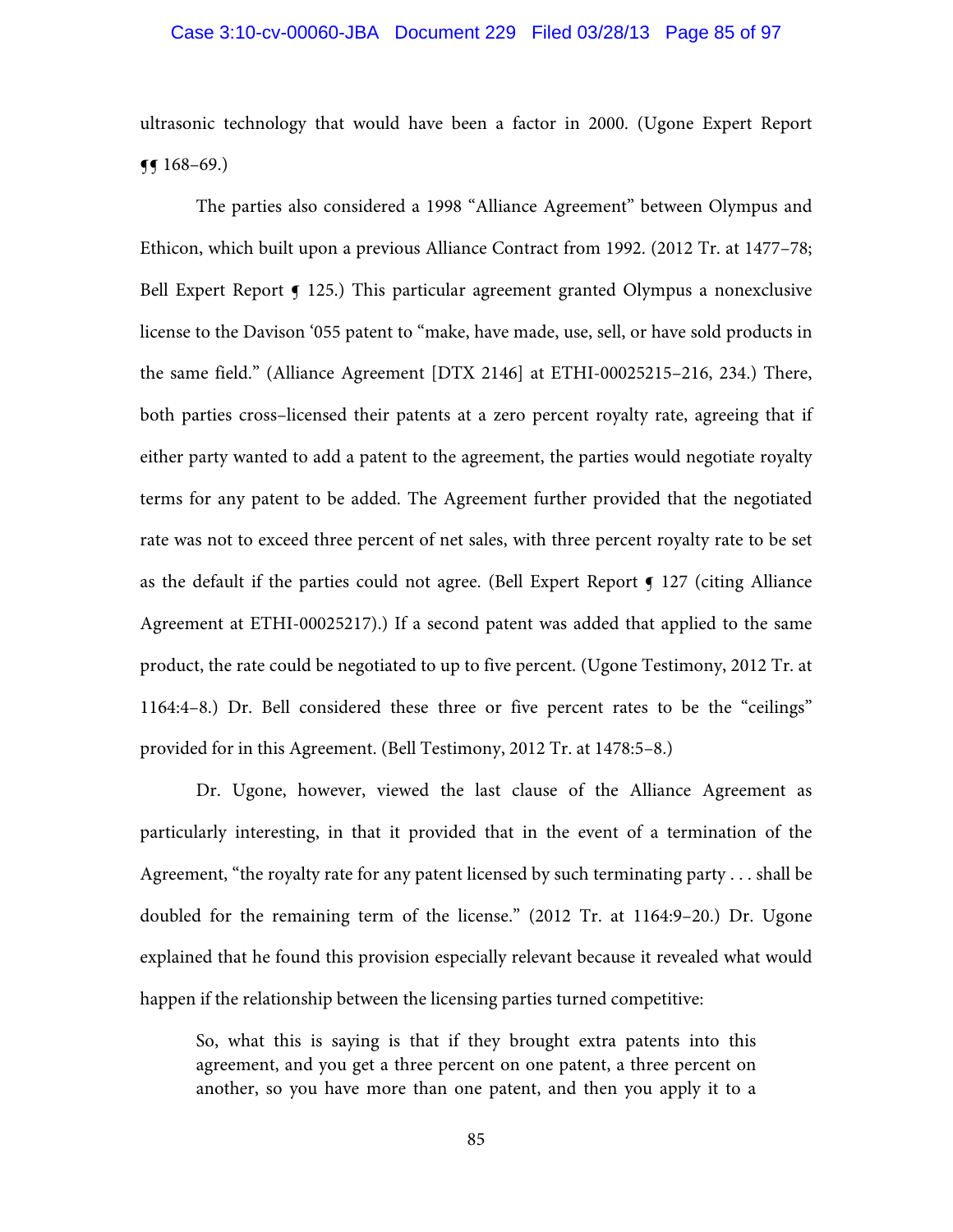ultrasonic technology that would have been a factor in 2000. (Ugone Expert Report ¶¶ 168–69.)

The parties also considered a 1998 "Alliance Agreement" between Olympus and Ethicon, which built upon a previous Alliance Contract from 1992. (2012 Tr. at 1477–78; Bell Expert Report ¶ 125.) This particular agreement granted Olympus a nonexclusive license to the Davison '055 patent to "make, have made, use, sell, or have sold products in the same field." (Alliance Agreement [DTX 2146] at ETHI-00025215–216, 234.) There, both parties cross–licensed their patents at a zero percent royalty rate, agreeing that if either party wanted to add a patent to the agreement, the parties would negotiate royalty terms for any patent to be added. The Agreement further provided that the negotiated rate was not to exceed three percent of net sales, with three percent royalty rate to be set as the default if the parties could not agree. (Bell Expert Report ¶ 127 (citing Alliance Agreement at ETHI-00025217).) If a second patent was added that applied to the same product, the rate could be negotiated to up to five percent. (Ugone Testimony, 2012 Tr. at 1164:4–8.) Dr. Bell considered these three or five percent rates to be the "ceilings" provided for in this Agreement. (Bell Testimony, 2012 Tr. at 1478:5–8.)

Dr. Ugone, however, viewed the last clause of the Alliance Agreement as particularly interesting, in that it provided that in the event of a termination of the Agreement, "the royalty rate for any patent licensed by such terminating party . . . shall be doubled for the remaining term of the license." (2012 Tr. at 1164:9–20.) Dr. Ugone explained that he found this provision especially relevant because it revealed what would happen if the relationship between the licensing parties turned competitive:

> So, what this is saying is that if they brought extra patents into this agreement, and you get a three percent on one patent, a three percent on another, so you have more than one patent, and then you apply it to a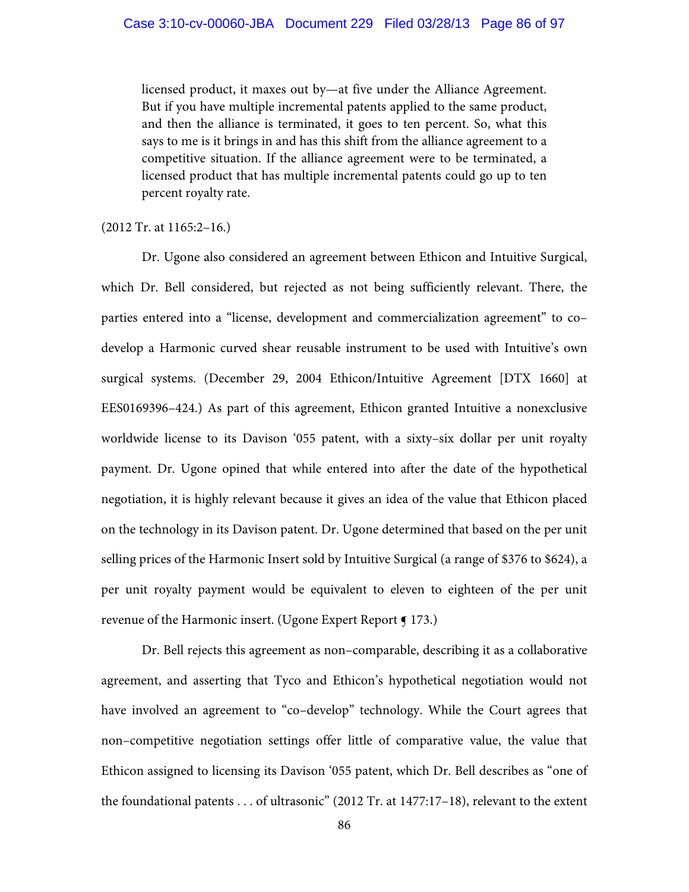> licensed product, it maxes out by—at five under the Alliance Agreement. But if you have multiple incremental patents applied to the same product, and then the alliance is terminated, it goes to ten percent. So, what this says to me is it brings in and has this shift from the alliance agreement to a competitive situation. If the alliance agreement were to be terminated, a licensed product that has multiple incremental patents could go up to ten percent royalty rate.

(2012 Tr. at 1165:2–16.)

Dr. Ugone also considered an agreement between Ethicon and Intuitive Surgical, which Dr. Bell considered, but rejected as not being sufficiently relevant. There, the parties entered into a "license, development and commercialization agreement" to co–develop a Harmonic curved shear reusable instrument to be used with Intuitive's own surgical systems. (December 29, 2004 Ethicon/Intuitive Agreement [DTX 1660] at EES0169396–424.) As part of this agreement, Ethicon granted Intuitive a nonexclusive worldwide license to its Davison '055 patent, with a sixty–six dollar per unit royalty payment. Dr. Ugone opined that while entered into after the date of the hypothetical negotiation, it is highly relevant because it gives an idea of the value that Ethicon placed on the technology in its Davison patent. Dr. Ugone determined that based on the per unit selling prices of the Harmonic Insert sold by Intuitive Surgical (a range of $376 to $624), a per unit royalty payment would be equivalent to eleven to eighteen of the per unit revenue of the Harmonic insert. (Ugone Expert Report ¶ 173.)

Dr. Bell rejects this agreement as non–comparable, describing it as a collaborative agreement, and asserting that Tyco and Ethicon's hypothetical negotiation would not have involved an agreement to "co–develop" technology. While the Court agrees that non–competitive negotiation settings offer little of comparative value, the value that Ethicon assigned to licensing its Davison '055 patent, which Dr. Bell describes as "one of the foundational patents . . . of ultrasonic" (2012 Tr. at 1477:17–18), relevant to the extent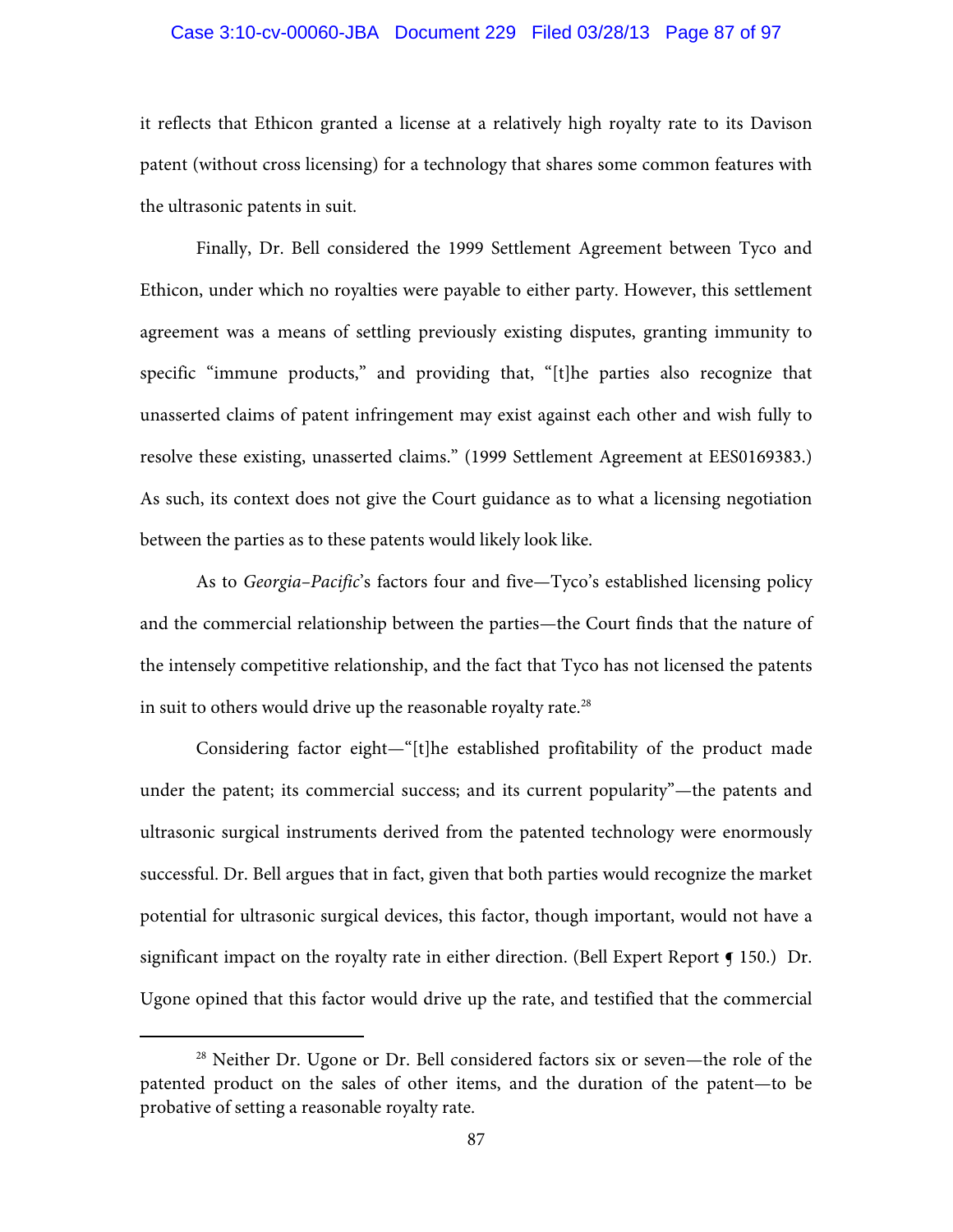it reflects that Ethicon granted a license at a relatively high royalty rate to its Davison patent (without cross licensing) for a technology that shares some common features with the ultrasonic patents in suit.

Finally, Dr. Bell considered the 1999 Settlement Agreement between Tyco and Ethicon, under which no royalties were payable to either party. However, this settlement agreement was a means of settling previously existing disputes, granting immunity to specific "immune products," and providing that, "[t]he parties also recognize that unasserted claims of patent infringement may exist against each other and wish fully to resolve these existing, unasserted claims." (1999 Settlement Agreement at EES0169383.) As such, its context does not give the Court guidance as to what a licensing negotiation between the parties as to these patents would likely look like.

As to *Georgia–Pacific*'s factors four and five—Tyco's established licensing policy and the commercial relationship between the parties—the Court finds that the nature of the intensely competitive relationship, and the fact that Tyco has not licensed the patents in suit to others would drive up the reasonable royalty rate.[28]

Considering factor eight—"[t]he established profitability of the product made under the patent; its commercial success; and its current popularity"—the patents and ultrasonic surgical instruments derived from the patented technology were enormously successful. Dr. Bell argues that in fact, given that both parties would recognize the market potential for ultrasonic surgical devices, this factor, though important, would not have a significant impact on the royalty rate in either direction. (Bell Expert Report ¶ 150.) Dr. Ugone opined that this factor would drive up the rate, and testified that the commercial

[28] Neither Dr. Ugone or Dr. Bell considered factors six or seven—the role of the patented product on the sales of other items, and the duration of the patent—to be probative of setting a reasonable royalty rate.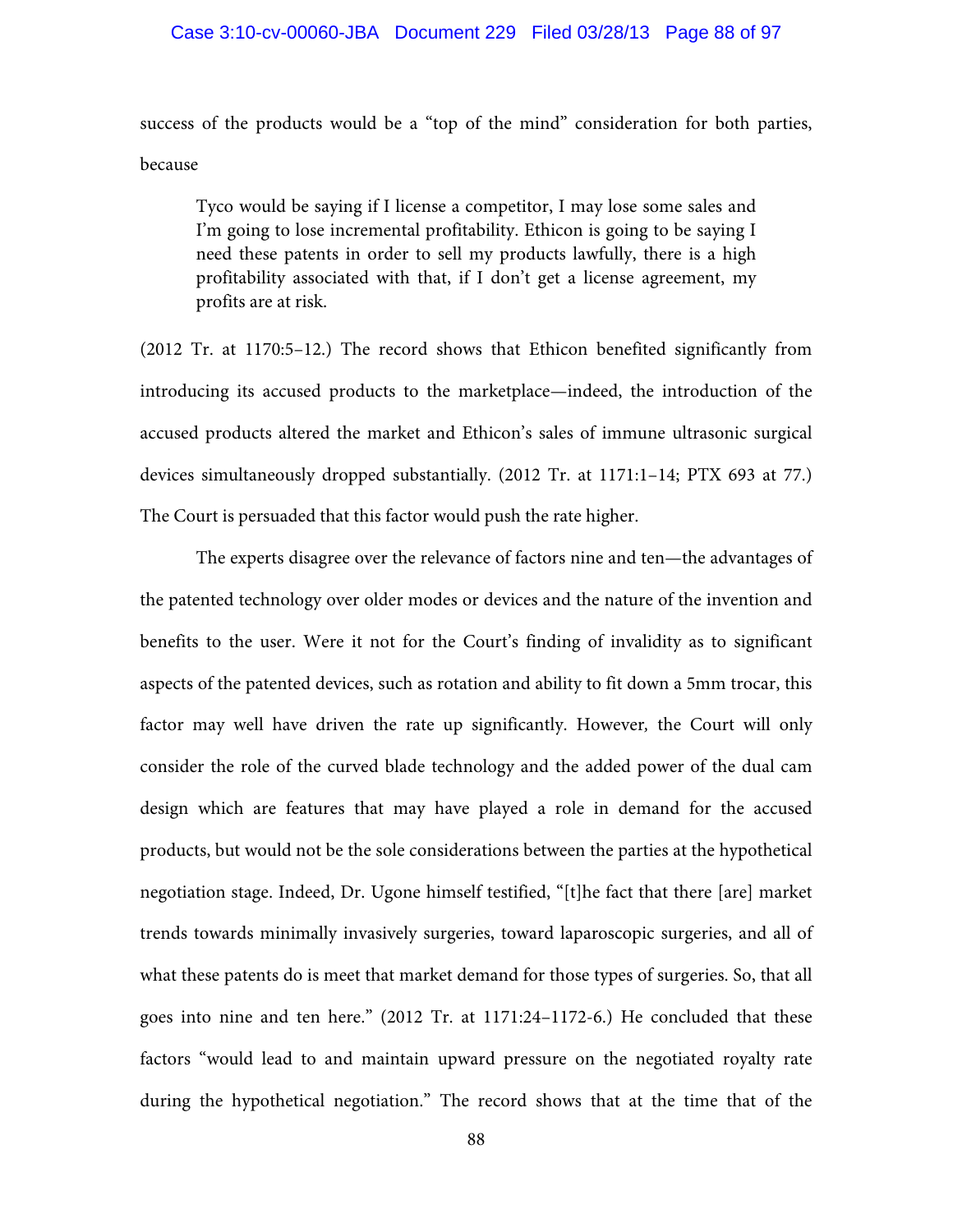success of the products would be a "top of the mind" consideration for both parties, because

> Tyco would be saying if I license a competitor, I may lose some sales and I'm going to lose incremental profitability. Ethicon is going to be saying I need these patents in order to sell my products lawfully, there is a high profitability associated with that, if I don't get a license agreement, my profits are at risk.

(2012 Tr. at 1170:5–12.) The record shows that Ethicon benefited significantly from introducing its accused products to the marketplace—indeed, the introduction of the accused products altered the market and Ethicon's sales of immune ultrasonic surgical devices simultaneously dropped substantially. (2012 Tr. at 1171:1–14; PTX 693 at 77.) The Court is persuaded that this factor would push the rate higher.

The experts disagree over the relevance of factors nine and ten—the advantages of the patented technology over older modes or devices and the nature of the invention and benefits to the user. Were it not for the Court's finding of invalidity as to significant aspects of the patented devices, such as rotation and ability to fit down a 5mm trocar, this factor may well have driven the rate up significantly. However, the Court will only consider the role of the curved blade technology and the added power of the dual cam design which are features that may have played a role in demand for the accused products, but would not be the sole considerations between the parties at the hypothetical negotiation stage. Indeed, Dr. Ugone himself testified, "[t]he fact that there [are] market trends towards minimally invasively surgeries, toward laparoscopic surgeries, and all of what these patents do is meet that market demand for those types of surgeries. So, that all goes into nine and ten here." (2012 Tr. at 1171:24–1172-6.) He concluded that these factors "would lead to and maintain upward pressure on the negotiated royalty rate during the hypothetical negotiation." The record shows that at the time that of the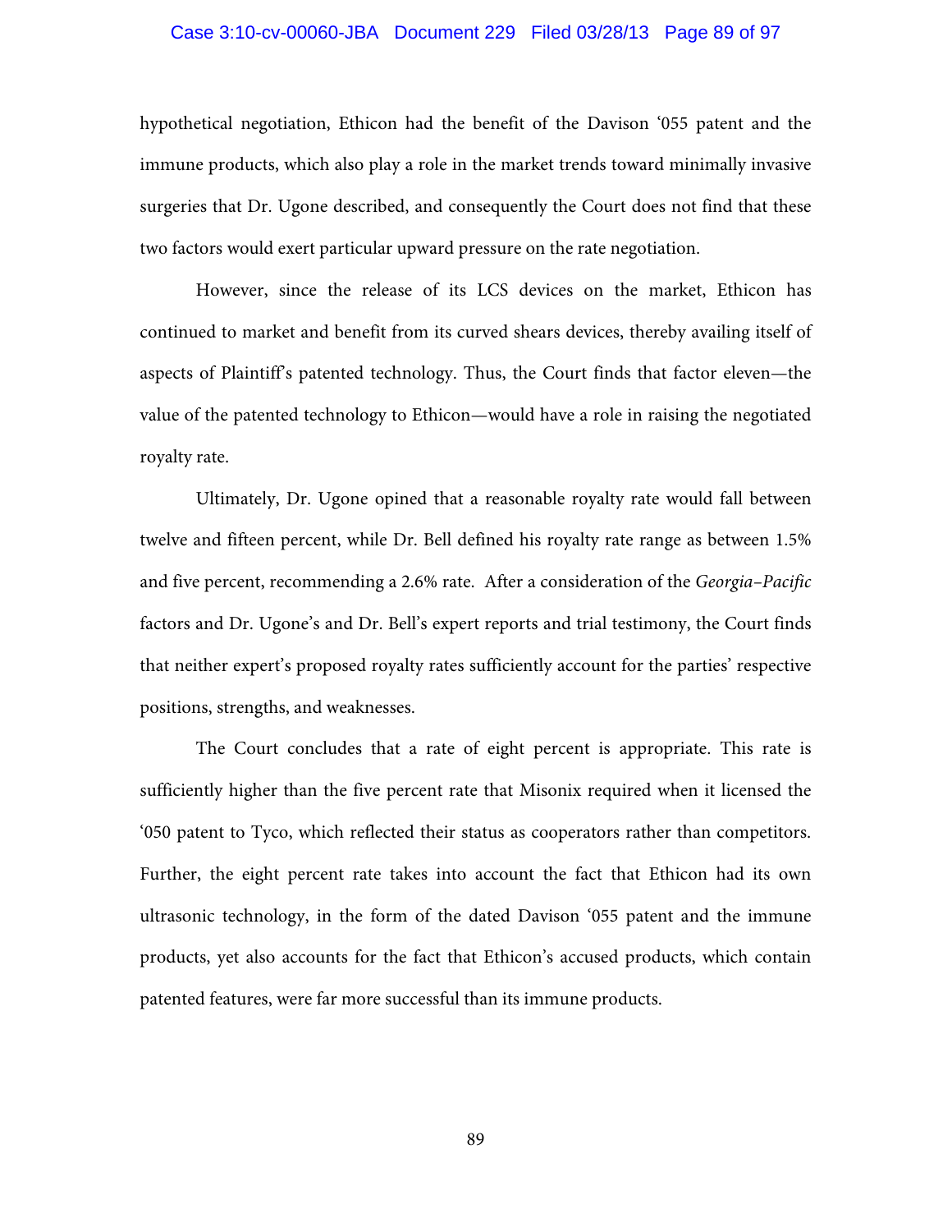hypothetical negotiation, Ethicon had the benefit of the Davison '055 patent and the immune products, which also play a role in the market trends toward minimally invasive surgeries that Dr. Ugone described, and consequently the Court does not find that these two factors would exert particular upward pressure on the rate negotiation.

However, since the release of its LCS devices on the market, Ethicon has continued to market and benefit from its curved shears devices, thereby availing itself of aspects of Plaintiff's patented technology. Thus, the Court finds that factor eleven—the value of the patented technology to Ethicon—would have a role in raising the negotiated royalty rate.

Ultimately, Dr. Ugone opined that a reasonable royalty rate would fall between twelve and fifteen percent, while Dr. Bell defined his royalty rate range as between 1.5% and five percent, recommending a 2.6% rate. After a consideration of the *Georgia–Pacific* factors and Dr. Ugone's and Dr. Bell's expert reports and trial testimony, the Court finds that neither expert's proposed royalty rates sufficiently account for the parties' respective positions, strengths, and weaknesses.

The Court concludes that a rate of eight percent is appropriate. This rate is sufficiently higher than the five percent rate that Misonix required when it licensed the '050 patent to Tyco, which reflected their status as cooperators rather than competitors. Further, the eight percent rate takes into account the fact that Ethicon had its own ultrasonic technology, in the form of the dated Davison '055 patent and the immune products, yet also accounts for the fact that Ethicon's accused products, which contain patented features, were far more successful than its immune products.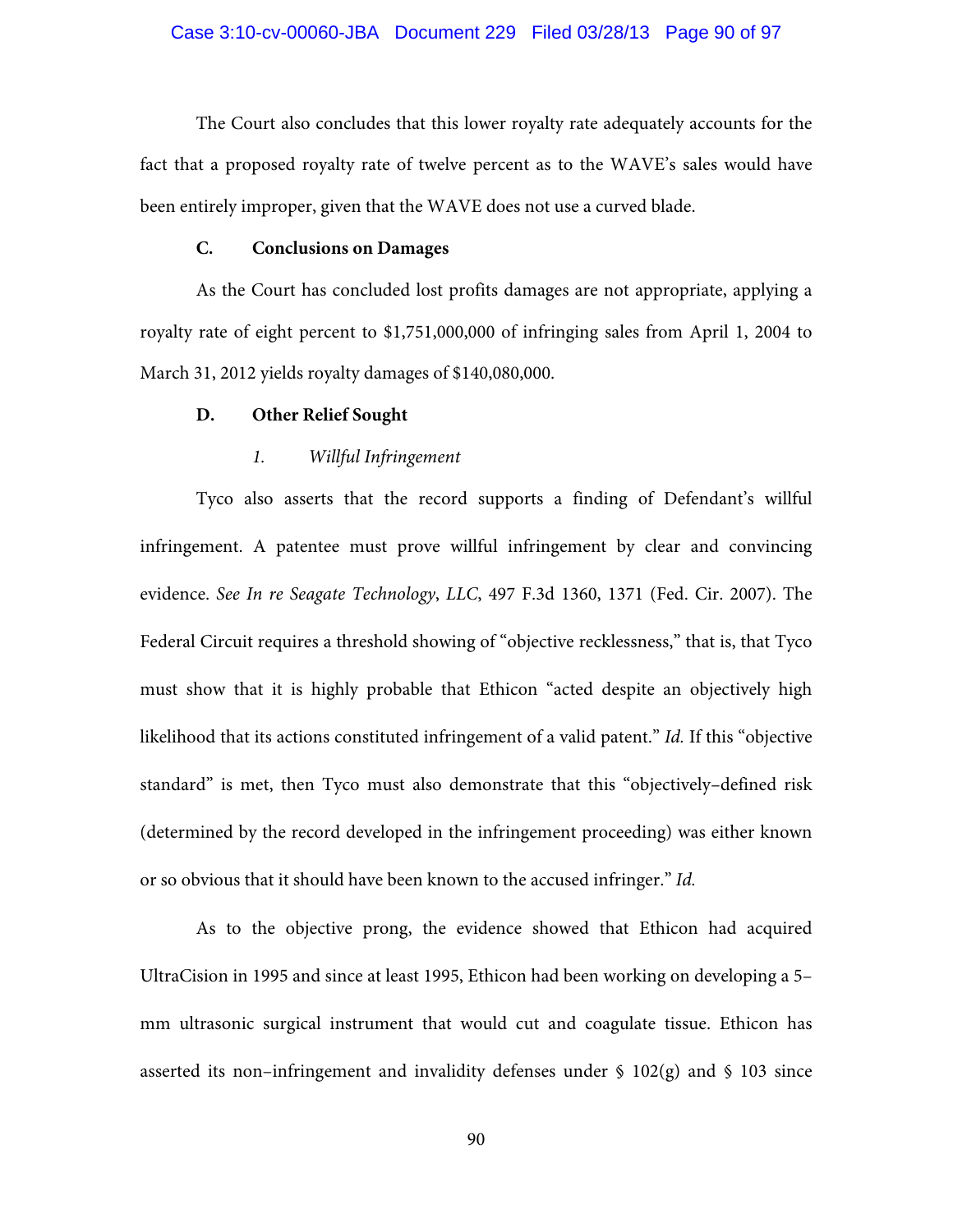The Court also concludes that this lower royalty rate adequately accounts for the fact that a proposed royalty rate of twelve percent as to the WAVE's sales would have been entirely improper, given that the WAVE does not use a curved blade.

### C. Conclusions on Damages

As the Court has concluded lost profits damages are not appropriate, applying a royalty rate of eight percent to $1,751,000,000 of infringing sales from April 1, 2004 to March 31, 2012 yields royalty damages of $140,080,000.

### D. Other Relief Sought

#### *1. Willful Infringement*

Tyco also asserts that the record supports a finding of Defendant's willful infringement. A patentee must prove willful infringement by clear and convincing evidence. *See In re Seagate Technology, LLC*, 497 F.3d 1360, 1371 (Fed. Cir. 2007). The Federal Circuit requires a threshold showing of "objective recklessness," that is, that Tyco must show that it is highly probable that Ethicon "acted despite an objectively high likelihood that its actions constituted infringement of a valid patent." *Id.* If this "objective standard" is met, then Tyco must also demonstrate that this "objectively–defined risk (determined by the record developed in the infringement proceeding) was either known or so obvious that it should have been known to the accused infringer." *Id.*

As to the objective prong, the evidence showed that Ethicon had acquired UltraCision in 1995 and since at least 1995, Ethicon had been working on developing a 5–mm ultrasonic surgical instrument that would cut and coagulate tissue. Ethicon has asserted its non–infringement and invalidity defenses under § 102(g) and § 103 since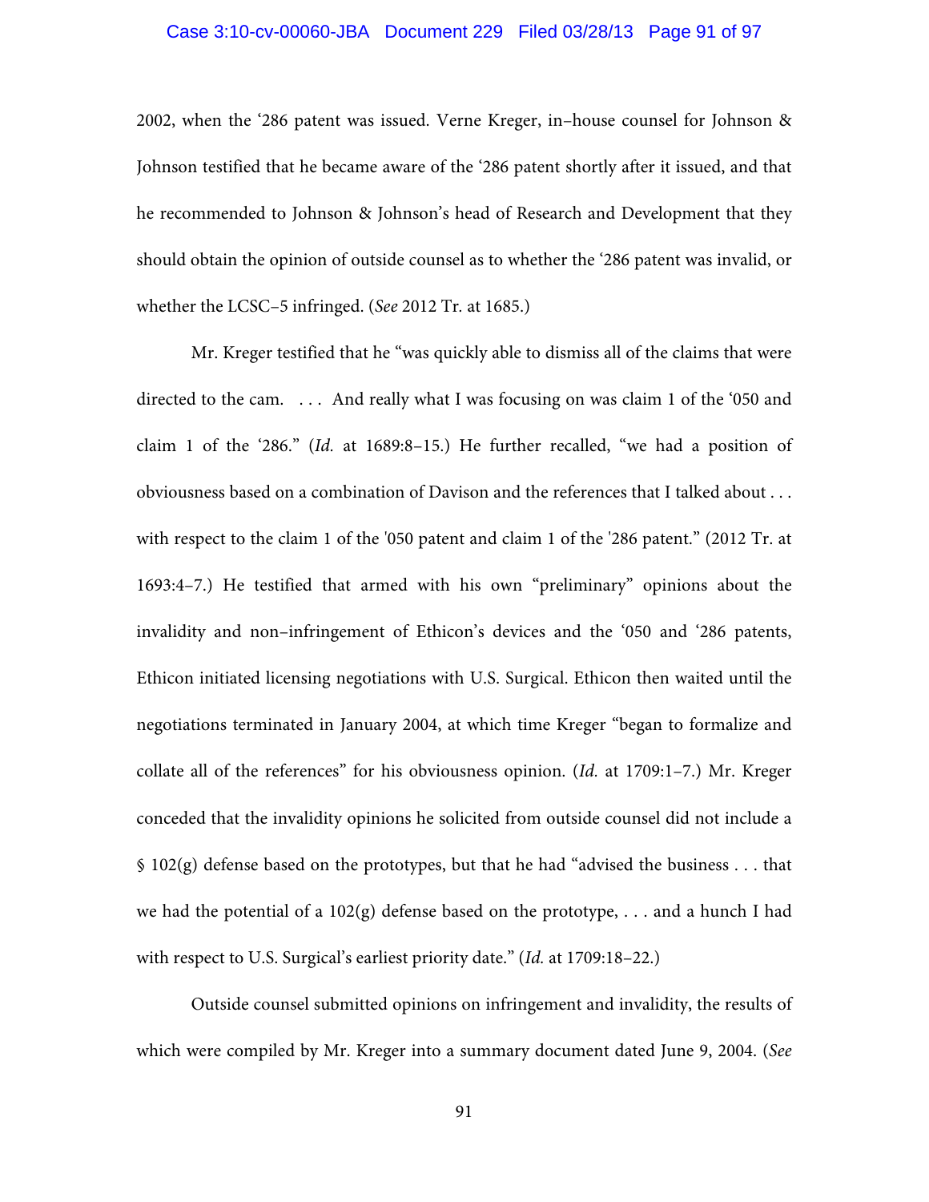2002, when the '286 patent was issued. Verne Kreger, in–house counsel for Johnson & Johnson testified that he became aware of the '286 patent shortly after it issued, and that he recommended to Johnson & Johnson's head of Research and Development that they should obtain the opinion of outside counsel as to whether the '286 patent was invalid, or whether the LCSC–5 infringed. (*See* 2012 Tr. at 1685.)

Mr. Kreger testified that he "was quickly able to dismiss all of the claims that were directed to the cam. . . . And really what I was focusing on was claim 1 of the '050 and claim 1 of the '286." (*Id.* at 1689:8–15.) He further recalled, "we had a position of obviousness based on a combination of Davison and the references that I talked about . . . with respect to the claim 1 of the '050 patent and claim 1 of the '286 patent." (2012 Tr. at 1693:4–7.) He testified that armed with his own "preliminary" opinions about the invalidity and non–infringement of Ethicon's devices and the '050 and '286 patents, Ethicon initiated licensing negotiations with U.S. Surgical. Ethicon then waited until the negotiations terminated in January 2004, at which time Kreger "began to formalize and collate all of the references" for his obviousness opinion. (*Id.* at 1709:1–7.) Mr. Kreger conceded that the invalidity opinions he solicited from outside counsel did not include a § 102(g) defense based on the prototypes, but that he had "advised the business . . . that we had the potential of a 102(g) defense based on the prototype, . . . and a hunch I had with respect to U.S. Surgical's earliest priority date." (*Id.* at 1709:18–22.)

Outside counsel submitted opinions on infringement and invalidity, the results of which were compiled by Mr. Kreger into a summary document dated June 9, 2004. (*See*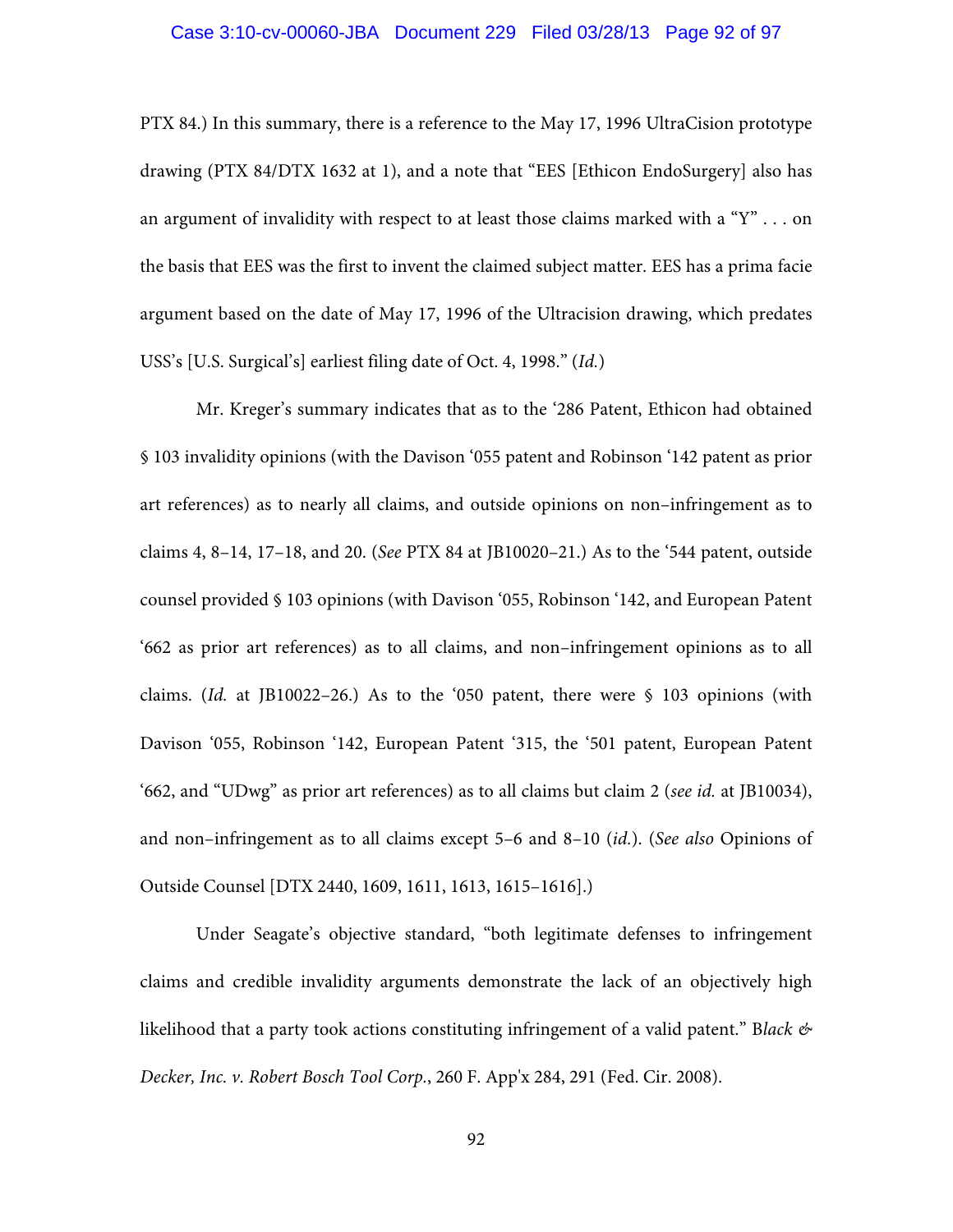PTX 84.) In this summary, there is a reference to the May 17, 1996 UltraCision prototype drawing (PTX 84/DTX 1632 at 1), and a note that "EES [Ethicon EndoSurgery] also has an argument of invalidity with respect to at least those claims marked with a "Y" . . . on the basis that EES was the first to invent the claimed subject matter. EES has a prima facie argument based on the date of May 17, 1996 of the Ultracision drawing, which predates USS's [U.S. Surgical's] earliest filing date of Oct. 4, 1998." (*Id.*)

Mr. Kreger's summary indicates that as to the '286 Patent, Ethicon had obtained § 103 invalidity opinions (with the Davison '055 patent and Robinson '142 patent as prior art references) as to nearly all claims, and outside opinions on non–infringement as to claims 4, 8–14, 17–18, and 20. (*See* PTX 84 at JB10020–21.) As to the '544 patent, outside counsel provided § 103 opinions (with Davison '055, Robinson '142, and European Patent '662 as prior art references) as to all claims, and non–infringement opinions as to all claims. (*Id.* at JB10022–26.) As to the '050 patent, there were § 103 opinions (with Davison '055, Robinson '142, European Patent '315, the '501 patent, European Patent '662, and "UDwg" as prior art references) as to all claims but claim 2 (*see id.* at JB10034), and non–infringement as to all claims except 5–6 and 8–10 (*id.*). (*See also* Opinions of Outside Counsel [DTX 2440, 1609, 1611, 1613, 1615–1616].)

Under Seagate's objective standard, "both legitimate defenses to infringement claims and credible invalidity arguments demonstrate the lack of an objectively high likelihood that a party took actions constituting infringement of a valid patent." *Black & Decker, Inc. v. Robert Bosch Tool Corp.*, 260 F. App'x 284, 291 (Fed. Cir. 2008).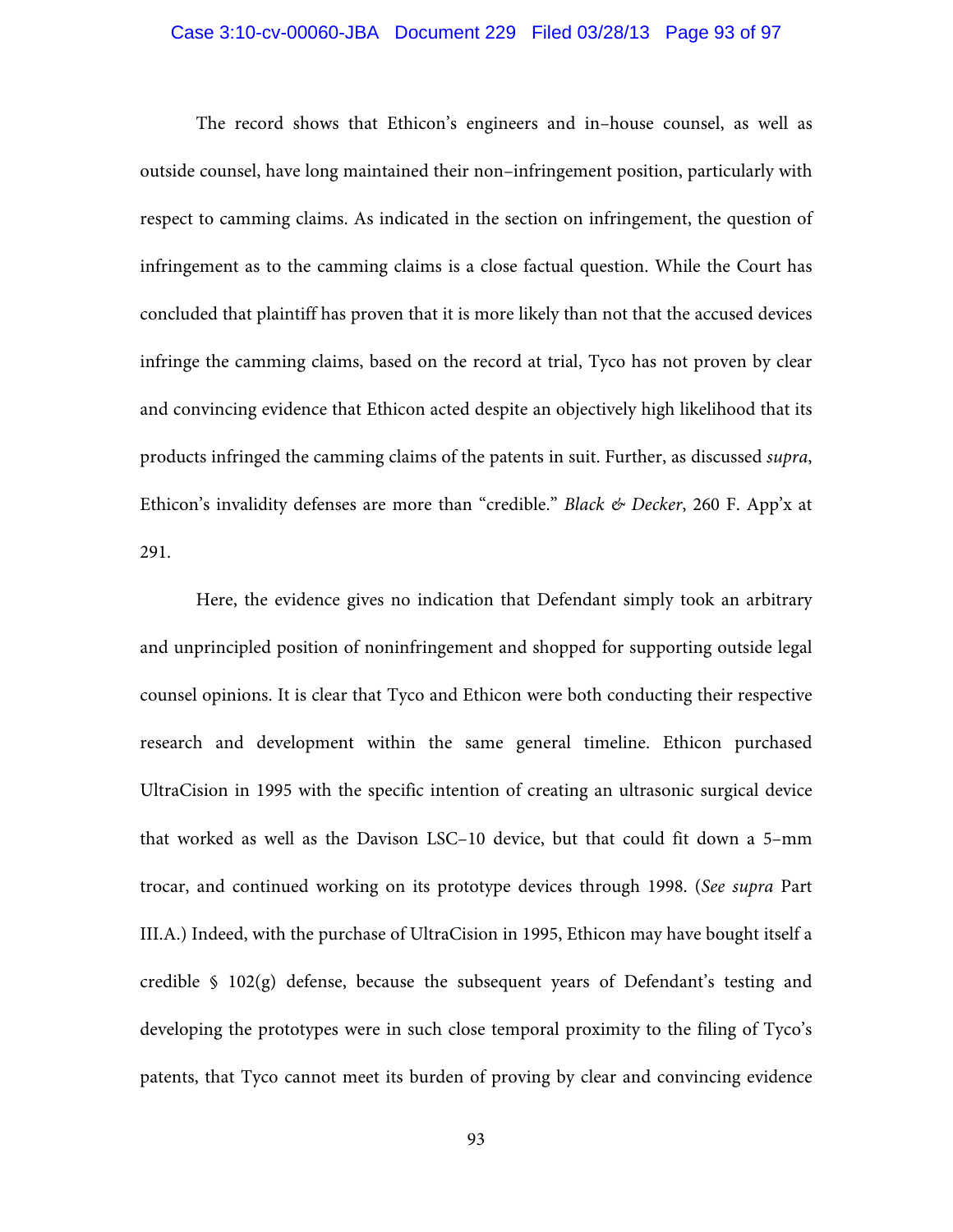The record shows that Ethicon's engineers and in–house counsel, as well as outside counsel, have long maintained their non–infringement position, particularly with respect to camming claims. As indicated in the section on infringement, the question of infringement as to the camming claims is a close factual question. While the Court has concluded that plaintiff has proven that it is more likely than not that the accused devices infringe the camming claims, based on the record at trial, Tyco has not proven by clear and convincing evidence that Ethicon acted despite an objectively high likelihood that its products infringed the camming claims of the patents in suit. Further, as discussed *supra*, Ethicon's invalidity defenses are more than "credible." *Black & Decker*, 260 F. App'x at 291.

Here, the evidence gives no indication that Defendant simply took an arbitrary and unprincipled position of noninfringement and shopped for supporting outside legal counsel opinions. It is clear that Tyco and Ethicon were both conducting their respective research and development within the same general timeline. Ethicon purchased UltraCision in 1995 with the specific intention of creating an ultrasonic surgical device that worked as well as the Davison LSC–10 device, but that could fit down a 5–mm trocar, and continued working on its prototype devices through 1998. (*See supra* Part III.A.) Indeed, with the purchase of UltraCision in 1995, Ethicon may have bought itself a credible § 102(g) defense, because the subsequent years of Defendant's testing and developing the prototypes were in such close temporal proximity to the filing of Tyco's patents, that Tyco cannot meet its burden of proving by clear and convincing evidence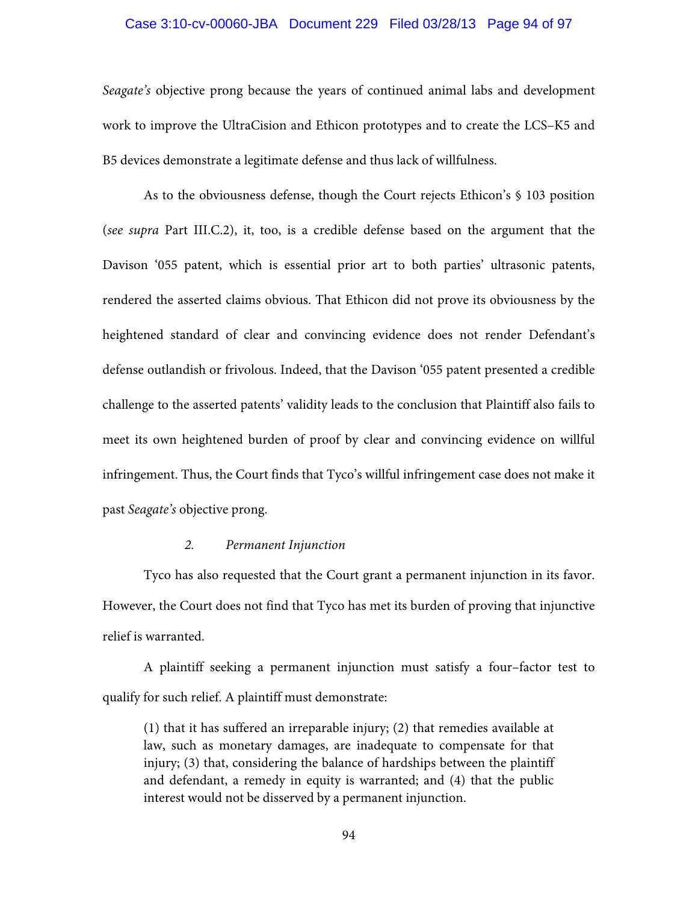*Seagate's* objective prong because the years of continued animal labs and development work to improve the UltraCision and Ethicon prototypes and to create the LCS–K5 and B5 devices demonstrate a legitimate defense and thus lack of willfulness.

As to the obviousness defense, though the Court rejects Ethicon's § 103 position (*see supra* Part III.C.2), it, too, is a credible defense based on the argument that the Davison '055 patent, which is essential prior art to both parties' ultrasonic patents, rendered the asserted claims obvious. That Ethicon did not prove its obviousness by the heightened standard of clear and convincing evidence does not render Defendant's defense outlandish or frivolous. Indeed, that the Davison '055 patent presented a credible challenge to the asserted patents' validity leads to the conclusion that Plaintiff also fails to meet its own heightened burden of proof by clear and convincing evidence on willful infringement. Thus, the Court finds that Tyco's willful infringement case does not make it past *Seagate's* objective prong.

#### 2. *Permanent Injunction*

Tyco has also requested that the Court grant a permanent injunction in its favor. However, the Court does not find that Tyco has met its burden of proving that injunctive relief is warranted.

A plaintiff seeking a permanent injunction must satisfy a four–factor test to qualify for such relief. A plaintiff must demonstrate:

> (1) that it has suffered an irreparable injury; (2) that remedies available at law, such as monetary damages, are inadequate to compensate for that injury; (3) that, considering the balance of hardships between the plaintiff and defendant, a remedy in equity is warranted; and (4) that the public interest would not be disserved by a permanent injunction.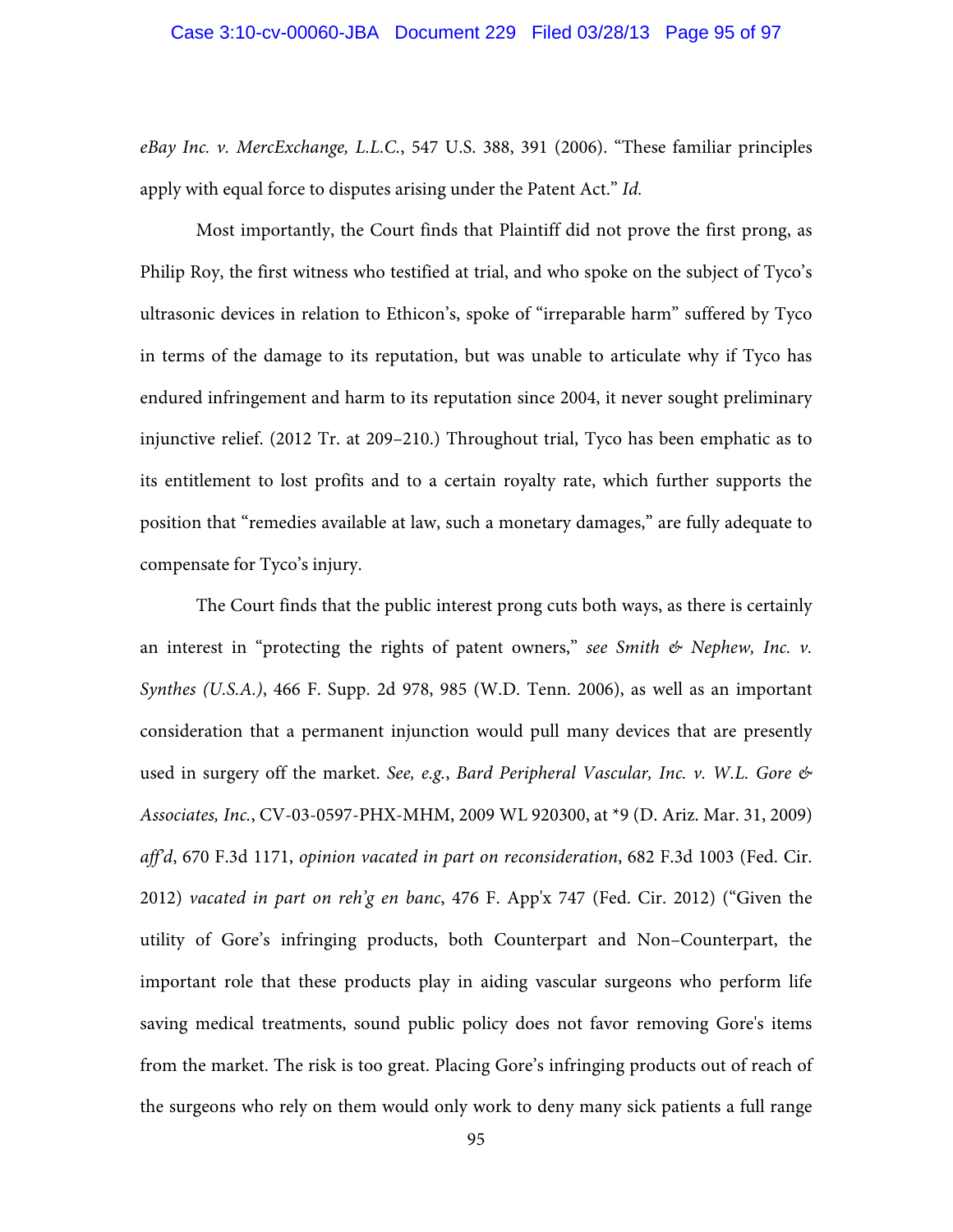*eBay Inc. v. MercExchange, L.L.C.*, 547 U.S. 388, 391 (2006). "These familiar principles apply with equal force to disputes arising under the Patent Act." *Id.*

Most importantly, the Court finds that Plaintiff did not prove the first prong, as Philip Roy, the first witness who testified at trial, and who spoke on the subject of Tyco's ultrasonic devices in relation to Ethicon's, spoke of "irreparable harm" suffered by Tyco in terms of the damage to its reputation, but was unable to articulate why if Tyco has endured infringement and harm to its reputation since 2004, it never sought preliminary injunctive relief. (2012 Tr. at 209–210.) Throughout trial, Tyco has been emphatic as to its entitlement to lost profits and to a certain royalty rate, which further supports the position that "remedies available at law, such a monetary damages," are fully adequate to compensate for Tyco's injury.

The Court finds that the public interest prong cuts both ways, as there is certainly an interest in "protecting the rights of patent owners," *see Smith & Nephew, Inc. v. Synthes (U.S.A.)*, 466 F. Supp. 2d 978, 985 (W.D. Tenn. 2006), as well as an important consideration that a permanent injunction would pull many devices that are presently used in surgery off the market. *See, e.g.*, *Bard Peripheral Vascular, Inc. v. W.L. Gore & Associates, Inc.*, CV-03-0597-PHX-MHM, 2009 WL 920300, at *9 (D. Ariz. Mar. 31, 2009) *aff'd*, 670 F.3d 1171, *opinion vacated in part on reconsideration*, 682 F.3d 1003 (Fed. Cir. 2012) *vacated in part on reh'g en banc*, 476 F. App'x 747 (Fed. Cir. 2012) ("Given the utility of Gore's infringing products, both Counterpart and Non–Counterpart, the important role that these products play in aiding vascular surgeons who perform life saving medical treatments, sound public policy does not favor removing Gore's items from the market. The risk is too great. Placing Gore's infringing products out of reach of the surgeons who rely on them would only work to deny many sick patients a full range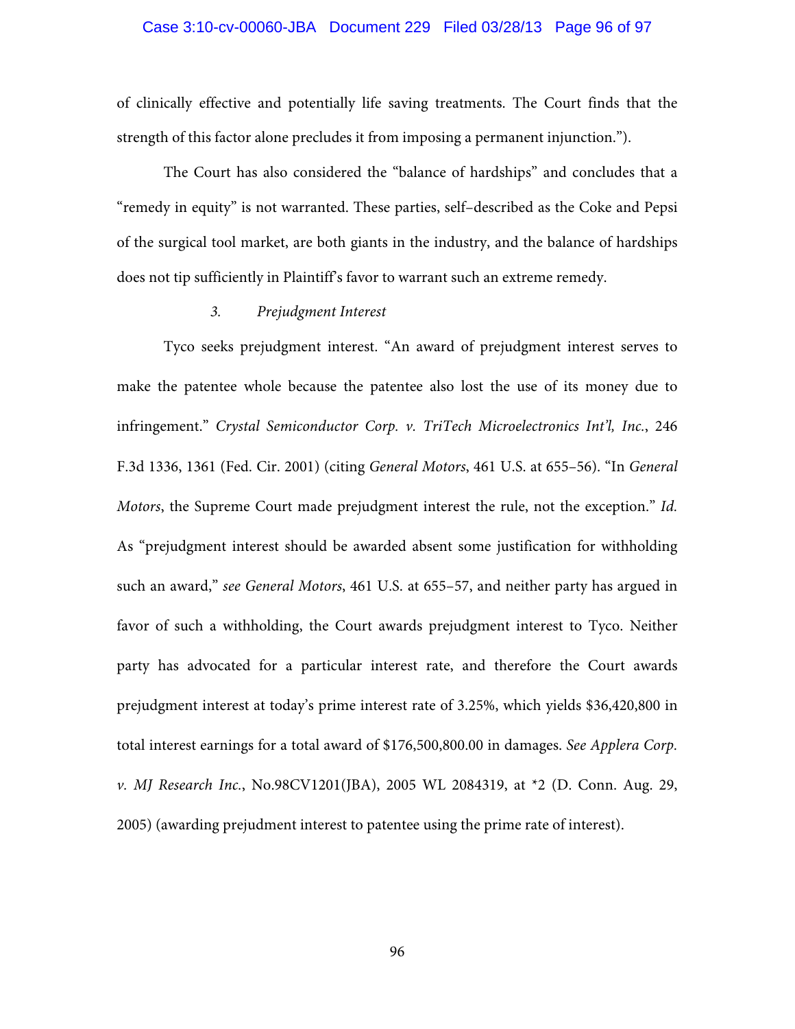of clinically effective and potentially life saving treatments. The Court finds that the strength of this factor alone precludes it from imposing a permanent injunction.").

The Court has also considered the "balance of hardships" and concludes that a "remedy in equity" is not warranted. These parties, self–described as the Coke and Pepsi of the surgical tool market, are both giants in the industry, and the balance of hardships does not tip sufficiently in Plaintiff's favor to warrant such an extreme remedy.

*3. Prejudgment Interest*

Tyco seeks prejudgment interest. "An award of prejudgment interest serves to make the patentee whole because the patentee also lost the use of its money due to infringement." *Crystal Semiconductor Corp. v. TriTech Microelectronics Int'l, Inc.*, 246 F.3d 1336, 1361 (Fed. Cir. 2001) (citing *General Motors*, 461 U.S. at 655–56). "In *General Motors*, the Supreme Court made prejudgment interest the rule, not the exception." *Id.* As "prejudgment interest should be awarded absent some justification for withholding such an award," *see General Motors*, 461 U.S. at 655–57, and neither party has argued in favor of such a withholding, the Court awards prejudgment interest to Tyco. Neither party has advocated for a particular interest rate, and therefore the Court awards prejudgment interest at today's prime interest rate of 3.25%, which yields $36,420,800 in total interest earnings for a total award of $176,500,800.00 in damages. *See Applera Corp. v. MJ Research Inc.*, No.98CV1201(JBA), 2005 WL 2084319, at *2 (D. Conn. Aug. 29, 2005) (awarding prejudment interest to patentee using the prime rate of interest).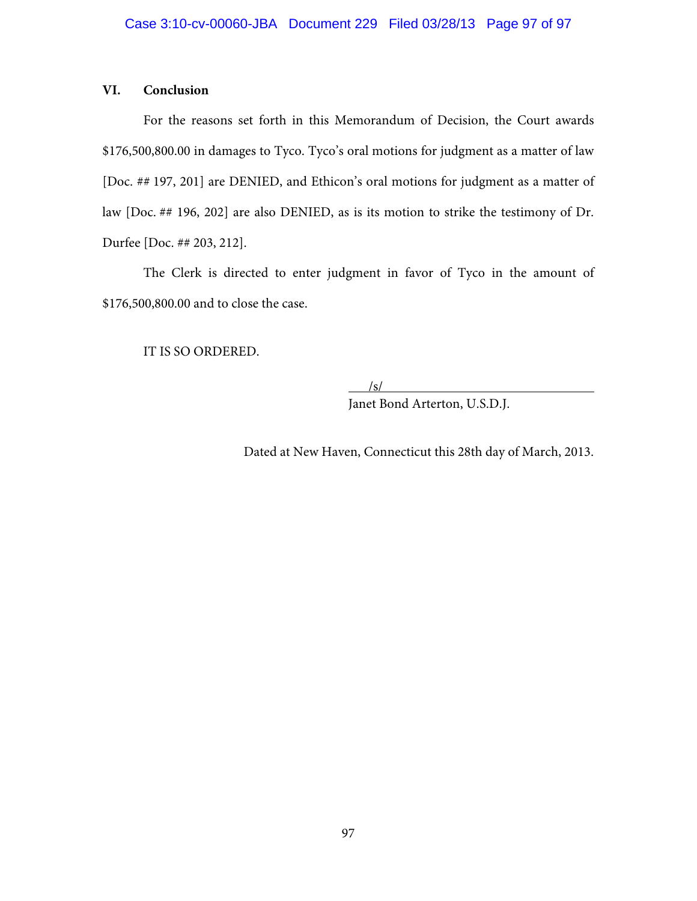## VI. Conclusion

For the reasons set forth in this Memorandum of Decision, the Court awards $176,500,800.00 in damages to Tyco. Tyco's oral motions for judgment as a matter of law [Doc. ## 197, 201] are DENIED, and Ethicon's oral motions for judgment as a matter of law [Doc. ## 196, 202] are also DENIED, as is its motion to strike the testimony of Dr. Durfee [Doc. ## 203, 212].

The Clerk is directed to enter judgment in favor of Tyco in the amount of $176,500,800.00 and to close the case.

IT IS SO ORDERED.

/s/

Janet Bond Arterton, U.S.D.J.

Dated at New Haven, Connecticut this 28th day of March, 2013.